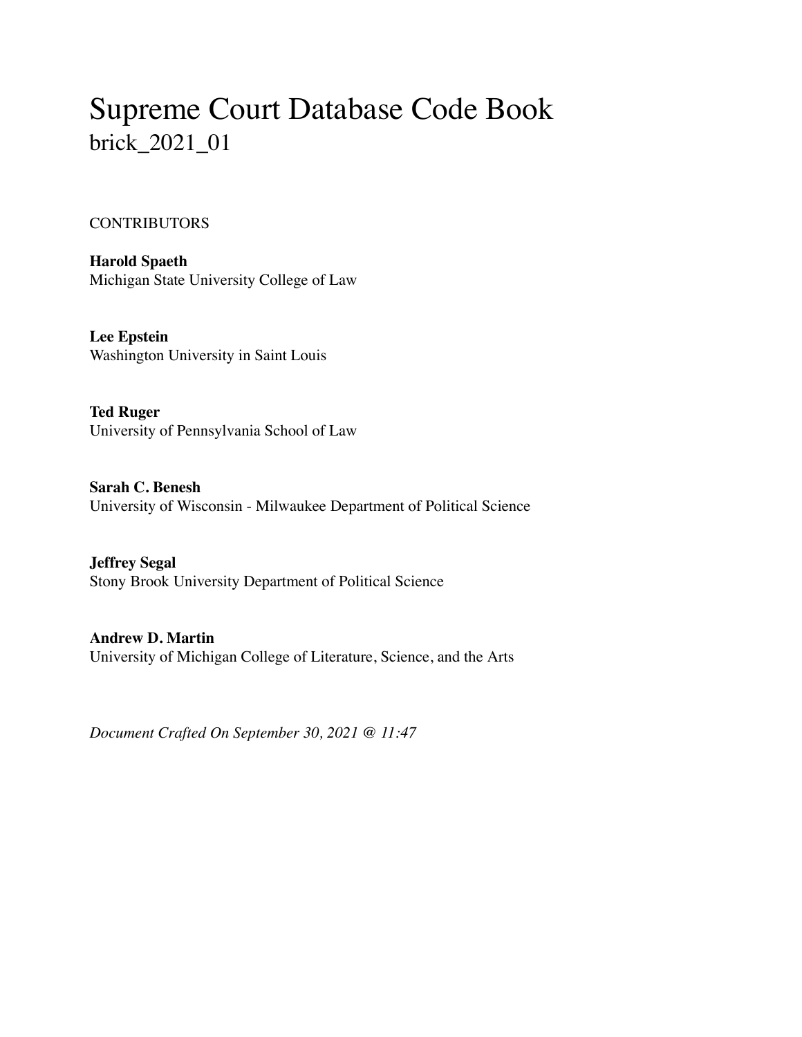# Supreme Court Database Code Book
## brick_2021_01

CONTRIBUTORS

**Harold Spaeth**
Michigan State University College of Law

**Lee Epstein**
Washington University in Saint Louis

**Ted Ruger**
University of Pennsylvania School of Law

**Sarah C. Benesh**
University of Wisconsin - Milwaukee Department of Political Science

**Jeffrey Segal**
Stony Brook University Department of Political Science

**Andrew D. Martin**
University of Michigan College of Literature, Science, and the Arts

*Document Crafted On September 30, 2021 @ 11:47*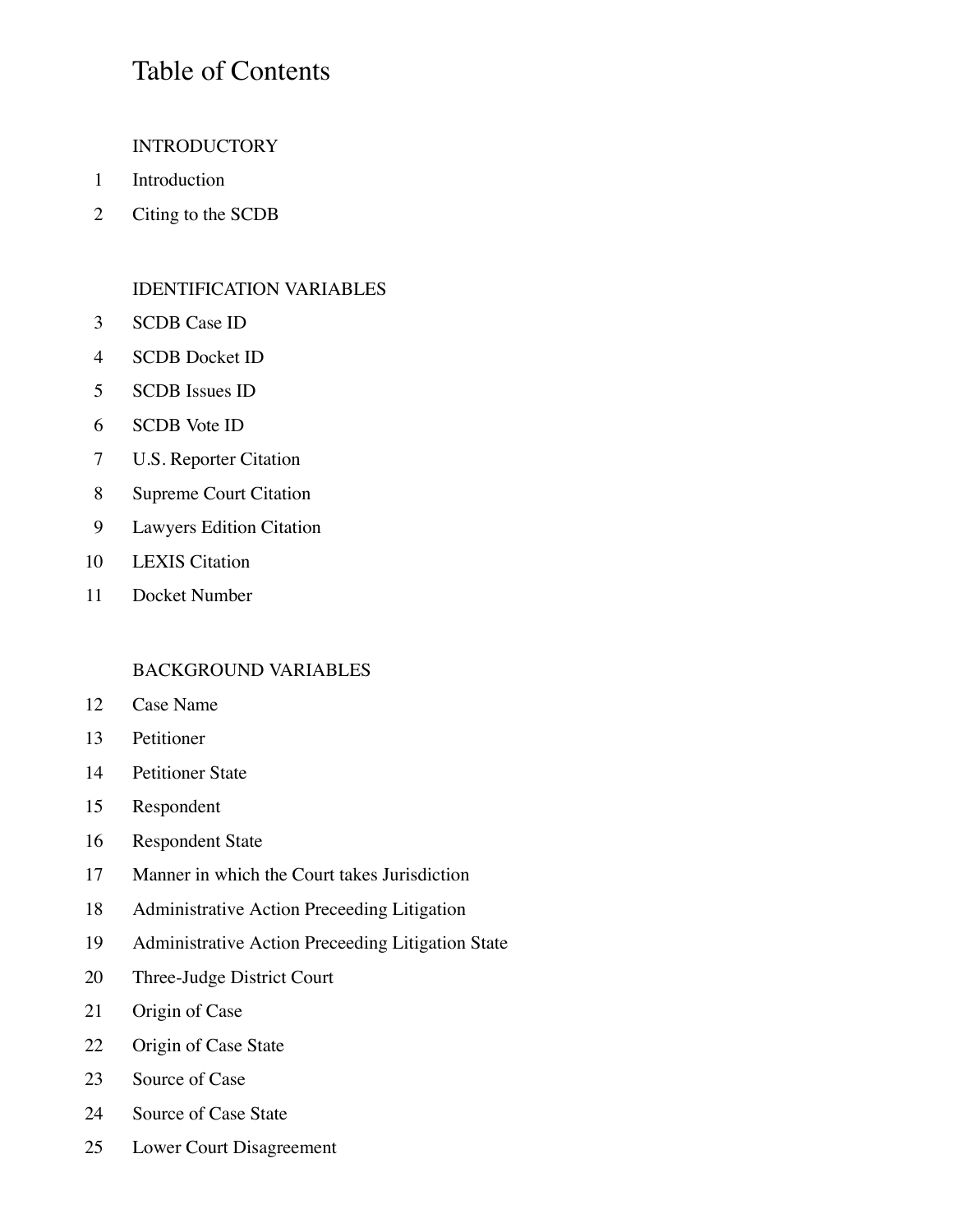# Table of Contents

INTRODUCTORY

1 Introduction

2 Citing to the SCDB

IDENTIFICATION VARIABLES

3 SCDB Case ID

4 SCDB Docket ID

5 SCDB Issues ID

6 SCDB Vote ID

7 U.S. Reporter Citation

8 Supreme Court Citation

9 Lawyers Edition Citation

10 LEXIS Citation

11 Docket Number

BACKGROUND VARIABLES

12 Case Name

13 Petitioner

14 Petitioner State

15 Respondent

16 Respondent State

17 Manner in which the Court takes Jurisdiction

18 Administrative Action Preceeding Litigation

19 Administrative Action Preceeding Litigation State

20 Three-Judge District Court

21 Origin of Case

22 Origin of Case State

23 Source of Case

24 Source of Case State

25 Lower Court Disagreement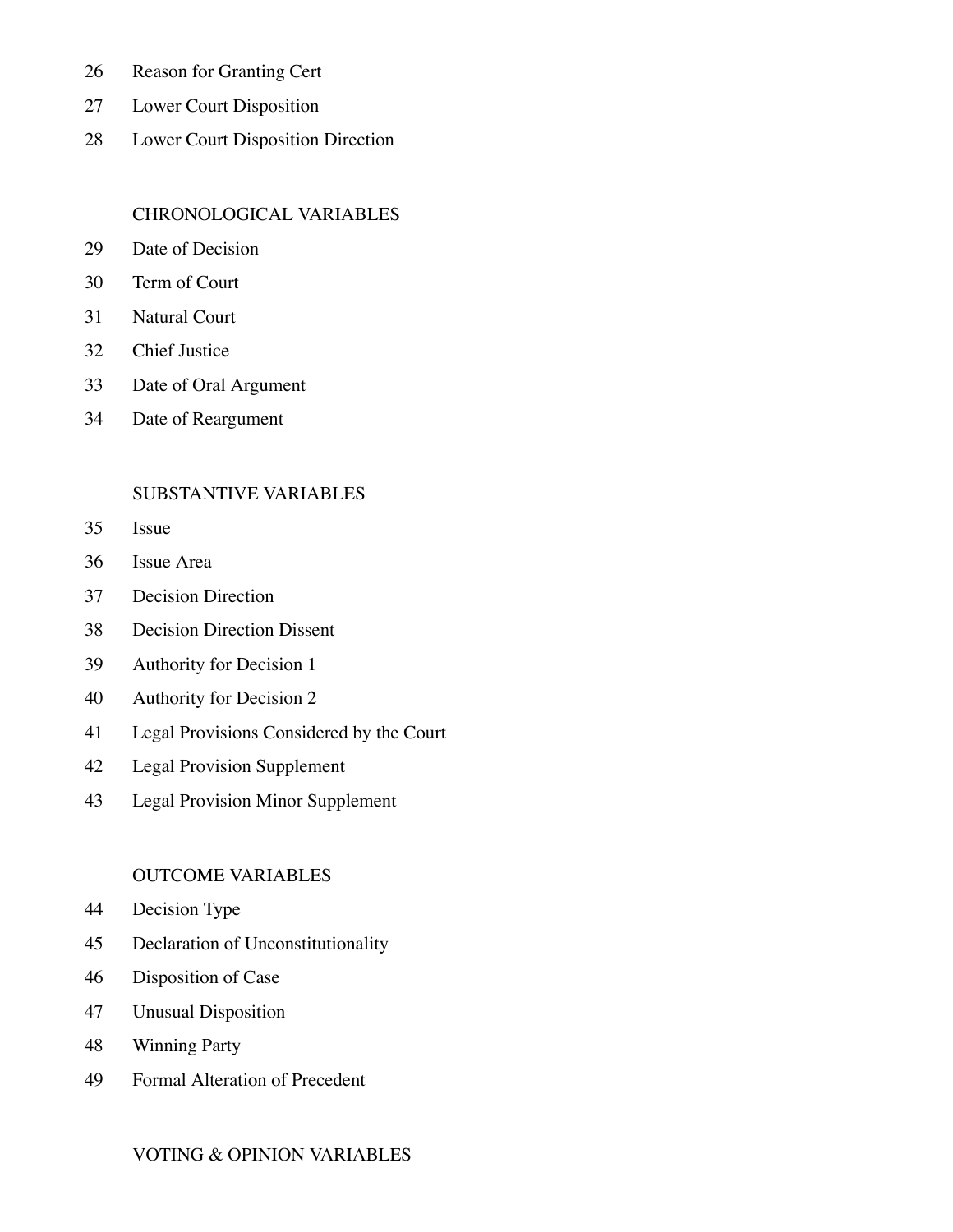26 Reason for Granting Cert

27 Lower Court Disposition

28 Lower Court Disposition Direction

CHRONOLOGICAL VARIABLES

29 Date of Decision

30 Term of Court

31 Natural Court

32 Chief Justice

33 Date of Oral Argument

34 Date of Reargument

SUBSTANTIVE VARIABLES

35 Issue

36 Issue Area

37 Decision Direction

38 Decision Direction Dissent

39 Authority for Decision 1

40 Authority for Decision 2

41 Legal Provisions Considered by the Court

42 Legal Provision Supplement

43 Legal Provision Minor Supplement

OUTCOME VARIABLES

44 Decision Type

45 Declaration of Unconstitutionality

46 Disposition of Case

47 Unusual Disposition

48 Winning Party

49 Formal Alteration of Precedent

VOTING & OPINION VARIABLES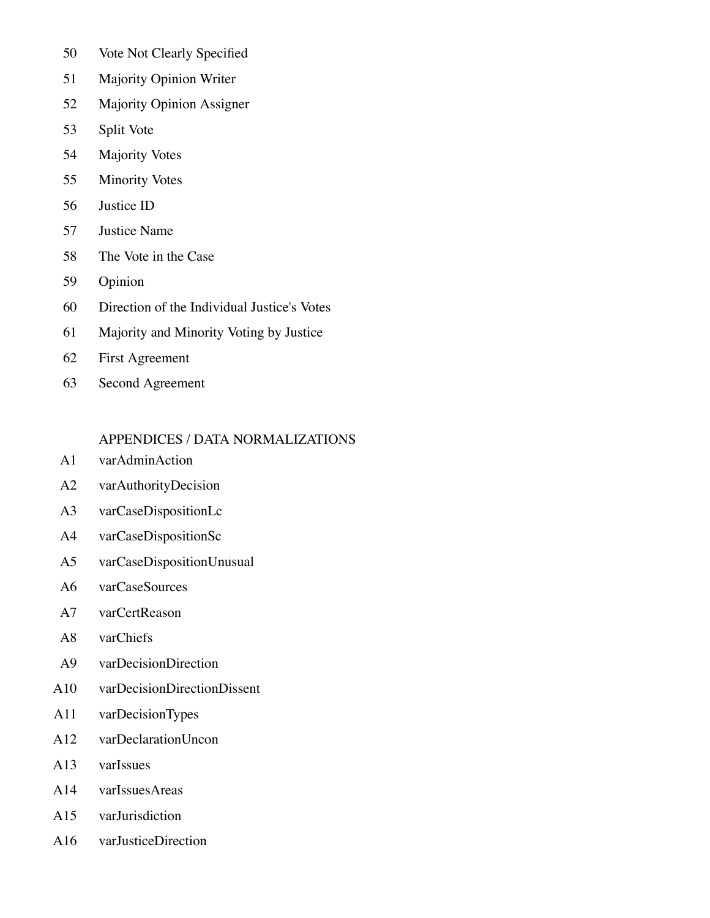50 Vote Not Clearly Specified

51 Majority Opinion Writer

52 Majority Opinion Assigner

53 Split Vote

54 Majority Votes

55 Minority Votes

56 Justice ID

57 Justice Name

58 The Vote in the Case

59 Opinion

60 Direction of the Individual Justice's Votes

61 Majority and Minority Voting by Justice

62 First Agreement

63 Second Agreement

APPENDICES / DATA NORMALIZATIONS

A1 varAdminAction

A2 varAuthorityDecision

A3 varCaseDispositionLc

A4 varCaseDispositionSc

A5 varCaseDispositionUnusual

A6 varCaseSources

A7 varCertReason

A8 varChiefs

A9 varDecisionDirection

A10 varDecisionDirectionDissent

A11 varDecisionTypes

A12 varDeclarationUncon

A13 varIssues

A14 varIssuesAreas

A15 varJurisdiction

A16 varJusticeDirection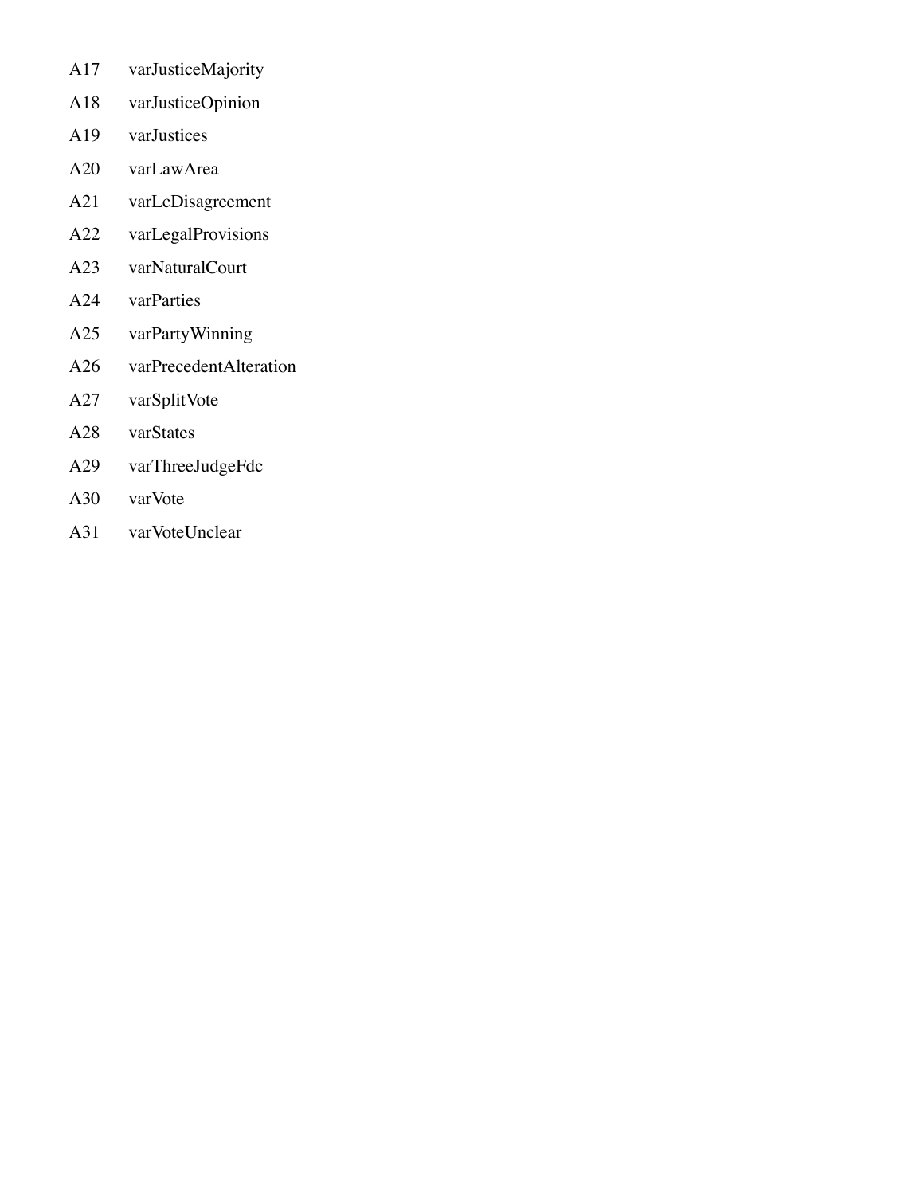A17 varJusticeMajority

A18 varJusticeOpinion

A19 varJustices

A20 varLawArea

A21 varLcDisagreement

A22 varLegalProvisions

A23 varNaturalCourt

A24 varParties

A25 varPartyWinning

A26 varPrecedentAlteration

A27 varSplitVote

A28 varStates

A29 varThreeJudgeFdc

A30 varVote

A31 varVoteUnclear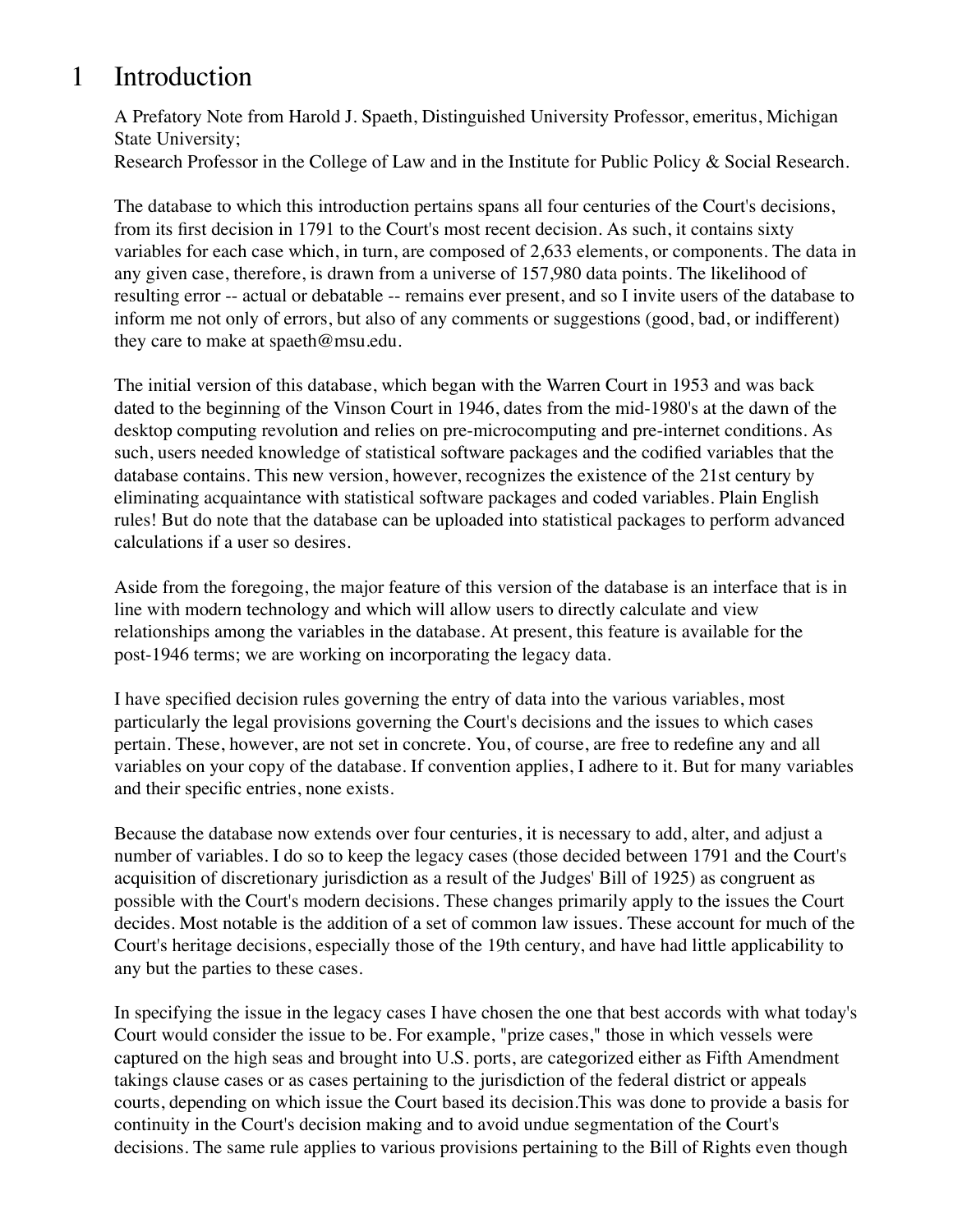# 1 Introduction

A Prefatory Note from Harold J. Spaeth, Distinguished University Professor, emeritus, Michigan State University;
Research Professor in the College of Law and in the Institute for Public Policy & Social Research.

The database to which this introduction pertains spans all four centuries of the Court's decisions, from its first decision in 1791 to the Court's most recent decision. As such, it contains sixty variables for each case which, in turn, are composed of 2,633 elements, or components. The data in any given case, therefore, is drawn from a universe of 157,980 data points. The likelihood of resulting error -- actual or debatable -- remains ever present, and so I invite users of the database to inform me not only of errors, but also of any comments or suggestions (good, bad, or indifferent) they care to make at spaeth@msu.edu.

The initial version of this database, which began with the Warren Court in 1953 and was back dated to the beginning of the Vinson Court in 1946, dates from the mid-1980's at the dawn of the desktop computing revolution and relies on pre-microcomputing and pre-internet conditions. As such, users needed knowledge of statistical software packages and the codified variables that the database contains. This new version, however, recognizes the existence of the 21st century by eliminating acquaintance with statistical software packages and coded variables. Plain English rules! But do note that the database can be uploaded into statistical packages to perform advanced calculations if a user so desires.

Aside from the foregoing, the major feature of this version of the database is an interface that is in line with modern technology and which will allow users to directly calculate and view relationships among the variables in the database. At present, this feature is available for the post-1946 terms; we are working on incorporating the legacy data.

I have specified decision rules governing the entry of data into the various variables, most particularly the legal provisions governing the Court's decisions and the issues to which cases pertain. These, however, are not set in concrete. You, of course, are free to redefine any and all variables on your copy of the database. If convention applies, I adhere to it. But for many variables and their specific entries, none exists.

Because the database now extends over four centuries, it is necessary to add, alter, and adjust a number of variables. I do so to keep the legacy cases (those decided between 1791 and the Court's acquisition of discretionary jurisdiction as a result of the Judges' Bill of 1925) as congruent as possible with the Court's modern decisions. These changes primarily apply to the issues the Court decides. Most notable is the addition of a set of common law issues. These account for much of the Court's heritage decisions, especially those of the 19th century, and have had little applicability to any but the parties to these cases.

In specifying the issue in the legacy cases I have chosen the one that best accords with what today's Court would consider the issue to be. For example, "prize cases," those in which vessels were captured on the high seas and brought into U.S. ports, are categorized either as Fifth Amendment takings clause cases or as cases pertaining to the jurisdiction of the federal district or appeals courts, depending on which issue the Court based its decision.This was done to provide a basis for continuity in the Court's decision making and to avoid undue segmentation of the Court's decisions. The same rule applies to various provisions pertaining to the Bill of Rights even though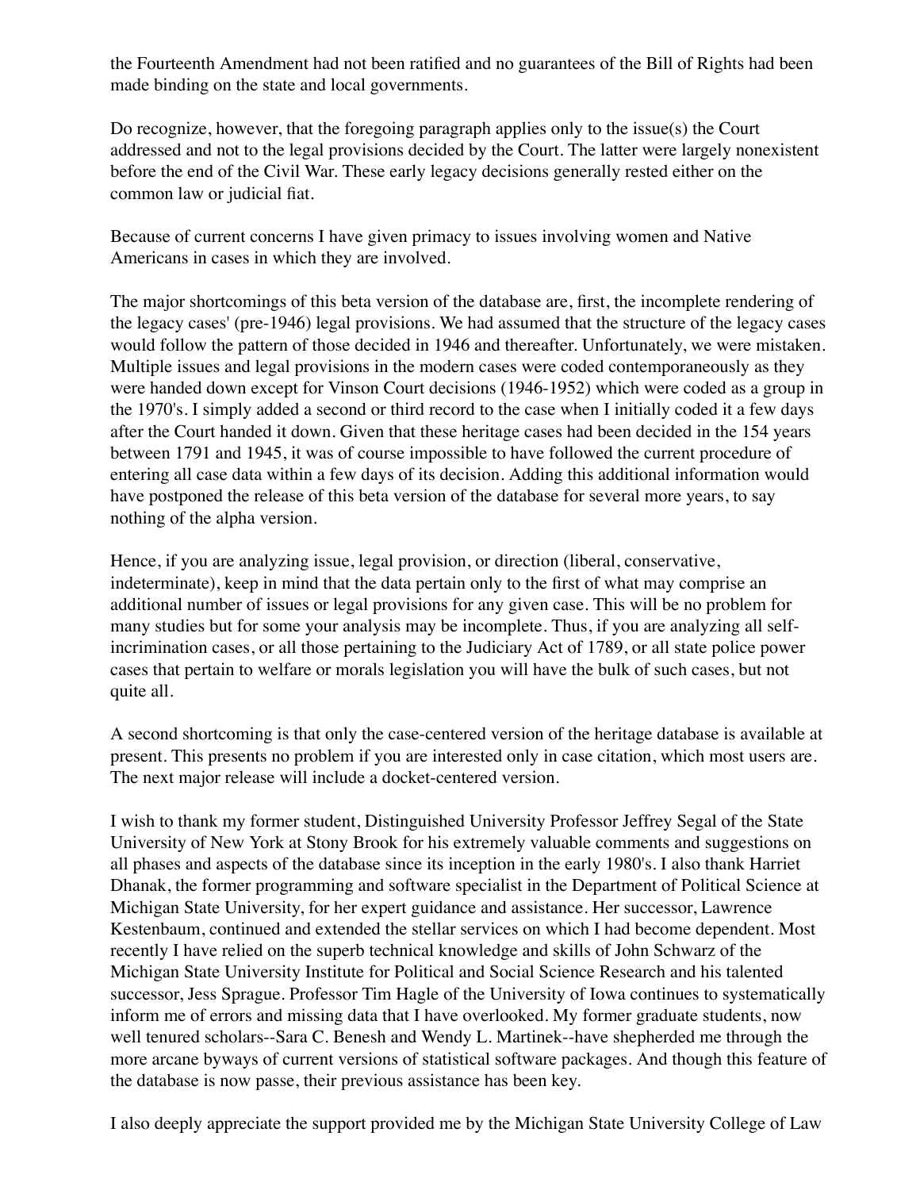the Fourteenth Amendment had not been ratified and no guarantees of the Bill of Rights had been made binding on the state and local governments.

Do recognize, however, that the foregoing paragraph applies only to the issue(s) the Court addressed and not to the legal provisions decided by the Court. The latter were largely nonexistent before the end of the Civil War. These early legacy decisions generally rested either on the common law or judicial fiat.

Because of current concerns I have given primacy to issues involving women and Native Americans in cases in which they are involved.

The major shortcomings of this beta version of the database are, first, the incomplete rendering of the legacy cases' (pre-1946) legal provisions. We had assumed that the structure of the legacy cases would follow the pattern of those decided in 1946 and thereafter. Unfortunately, we were mistaken. Multiple issues and legal provisions in the modern cases were coded contemporaneously as they were handed down except for Vinson Court decisions (1946-1952) which were coded as a group in the 1970's. I simply added a second or third record to the case when I initially coded it a few days after the Court handed it down. Given that these heritage cases had been decided in the 154 years between 1791 and 1945, it was of course impossible to have followed the current procedure of entering all case data within a few days of its decision. Adding this additional information would have postponed the release of this beta version of the database for several more years, to say nothing of the alpha version.

Hence, if you are analyzing issue, legal provision, or direction (liberal, conservative, indeterminate), keep in mind that the data pertain only to the first of what may comprise an additional number of issues or legal provisions for any given case. This will be no problem for many studies but for some your analysis may be incomplete. Thus, if you are analyzing all self-incrimination cases, or all those pertaining to the Judiciary Act of 1789, or all state police power cases that pertain to welfare or morals legislation you will have the bulk of such cases, but not quite all.

A second shortcoming is that only the case-centered version of the heritage database is available at present. This presents no problem if you are interested only in case citation, which most users are. The next major release will include a docket-centered version.

I wish to thank my former student, Distinguished University Professor Jeffrey Segal of the State University of New York at Stony Brook for his extremely valuable comments and suggestions on all phases and aspects of the database since its inception in the early 1980's. I also thank Harriet Dhanak, the former programming and software specialist in the Department of Political Science at Michigan State University, for her expert guidance and assistance. Her successor, Lawrence Kestenbaum, continued and extended the stellar services on which I had become dependent. Most recently I have relied on the superb technical knowledge and skills of John Schwarz of the Michigan State University Institute for Political and Social Science Research and his talented successor, Jess Sprague. Professor Tim Hagle of the University of Iowa continues to systematically inform me of errors and missing data that I have overlooked. My former graduate students, now well tenured scholars--Sara C. Benesh and Wendy L. Martinek--have shepherded me through the more arcane byways of current versions of statistical software packages. And though this feature of the database is now passe, their previous assistance has been key.

I also deeply appreciate the support provided me by the Michigan State University College of Law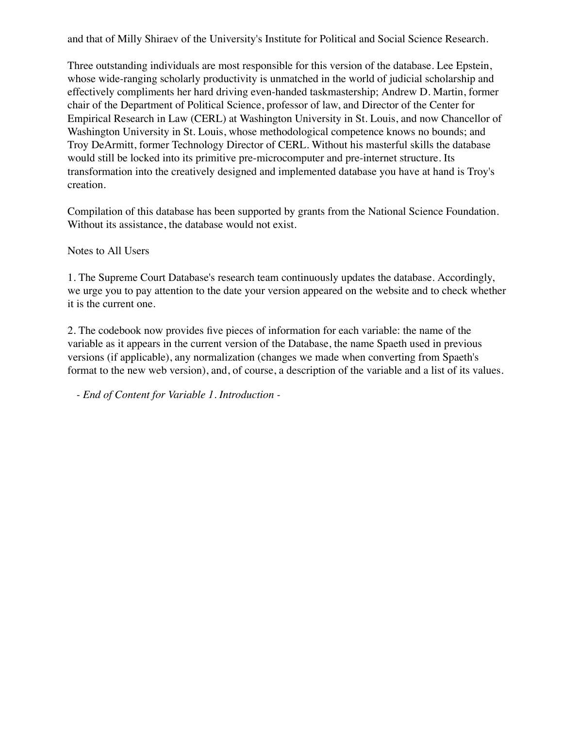and that of Milly Shiraev of the University's Institute for Political and Social Science Research.

Three outstanding individuals are most responsible for this version of the database. Lee Epstein, whose wide-ranging scholarly productivity is unmatched in the world of judicial scholarship and effectively compliments her hard driving even-handed taskmastership; Andrew D. Martin, former chair of the Department of Political Science, professor of law, and Director of the Center for Empirical Research in Law (CERL) at Washington University in St. Louis, and now Chancellor of Washington University in St. Louis, whose methodological competence knows no bounds; and Troy DeArmitt, former Technology Director of CERL. Without his masterful skills the database would still be locked into its primitive pre-microcomputer and pre-internet structure. Its transformation into the creatively designed and implemented database you have at hand is Troy's creation.

Compilation of this database has been supported by grants from the National Science Foundation. Without its assistance, the database would not exist.

Notes to All Users

1. The Supreme Court Database's research team continuously updates the database. Accordingly, we urge you to pay attention to the date your version appeared on the website and to check whether it is the current one.

2. The codebook now provides five pieces of information for each variable: the name of the variable as it appears in the current version of the Database, the name Spaeth used in previous versions (if applicable), any normalization (changes we made when converting from Spaeth's format to the new web version), and, of course, a description of the variable and a list of its values.

*- End of Content for Variable 1. Introduction -*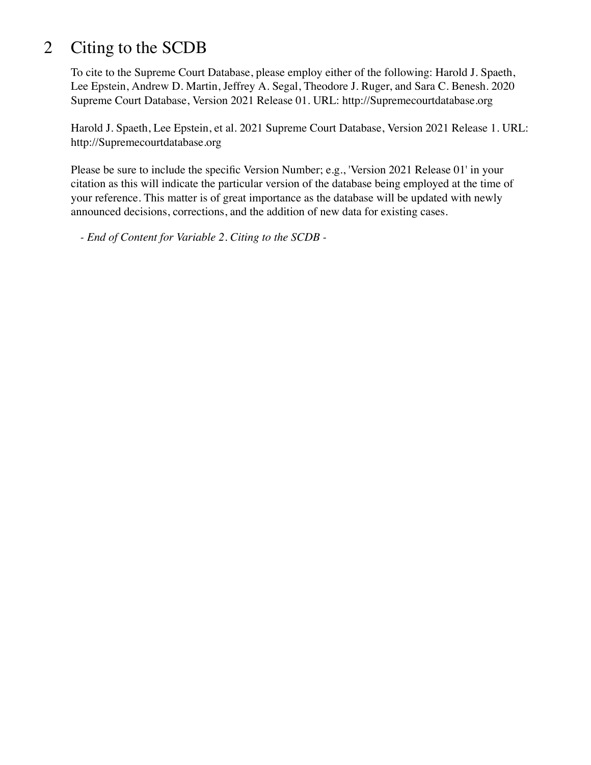# 2 Citing to the SCDB

To cite to the Supreme Court Database, please employ either of the following: Harold J. Spaeth, Lee Epstein, Andrew D. Martin, Jeffrey A. Segal, Theodore J. Ruger, and Sara C. Benesh. 2020 Supreme Court Database, Version 2021 Release 01. URL: http://Supremecourtdatabase.org

Harold J. Spaeth, Lee Epstein, et al. 2021 Supreme Court Database, Version 2021 Release 1. URL: http://Supremecourtdatabase.org

Please be sure to include the specific Version Number; e.g., 'Version 2021 Release 01' in your citation as this will indicate the particular version of the database being employed at the time of your reference. This matter is of great importance as the database will be updated with newly announced decisions, corrections, and the addition of new data for existing cases.

*- End of Content for Variable 2. Citing to the SCDB -*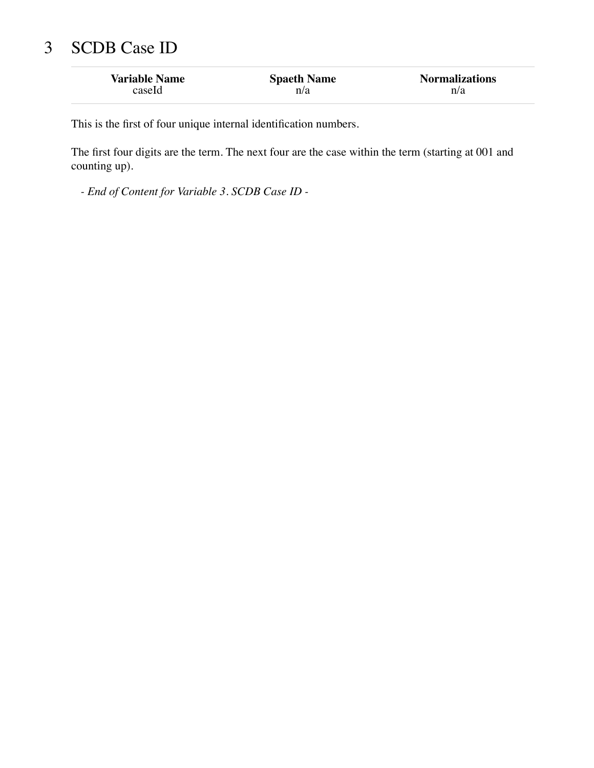# 3 SCDB Case ID

| Variable Name | Spaeth Name | Normalizations |
|---|---|---|
| caseId | n/a | n/a |

This is the first of four unique internal identification numbers.

The first four digits are the term. The next four are the case within the term (starting at 001 and counting up).

*- End of Content for Variable 3. SCDB Case ID -*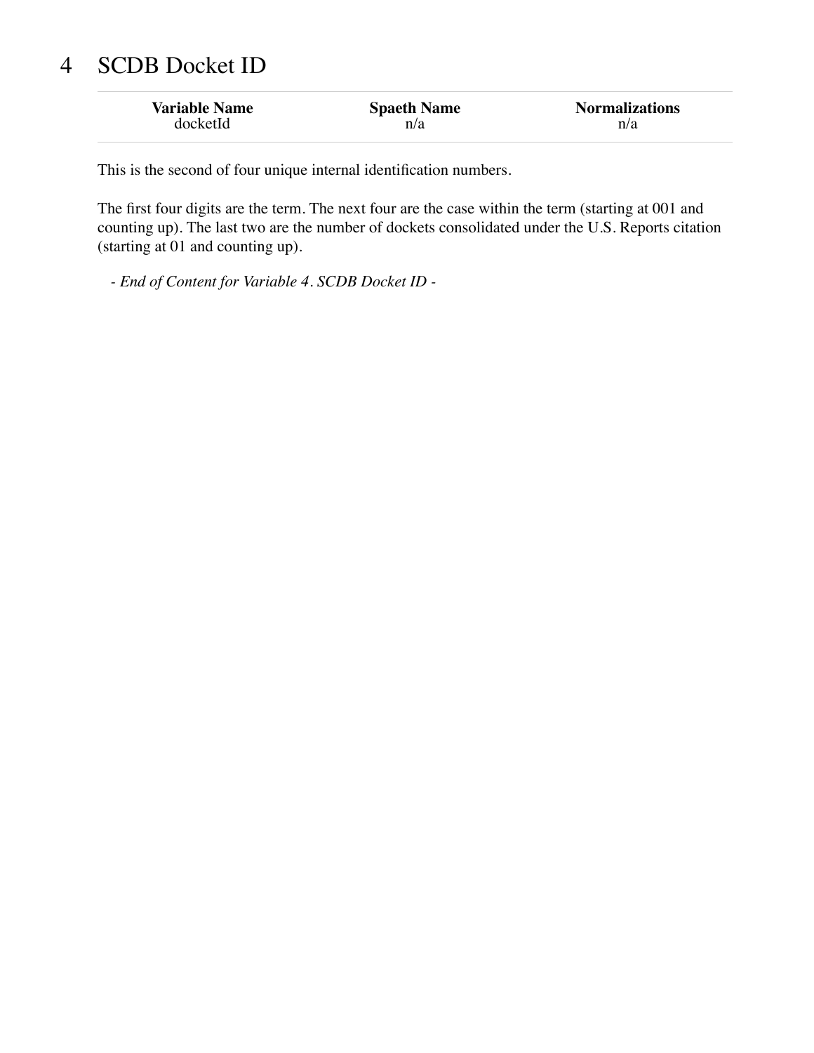# 4 SCDB Docket ID

| Variable Name | Spaeth Name | Normalizations |
|---|---|---|
| docketId | n/a | n/a |

This is the second of four unique internal identification numbers.

The first four digits are the term. The next four are the case within the term (starting at 001 and counting up). The last two are the number of dockets consolidated under the U.S. Reports citation (starting at 01 and counting up).

*- End of Content for Variable 4. SCDB Docket ID -*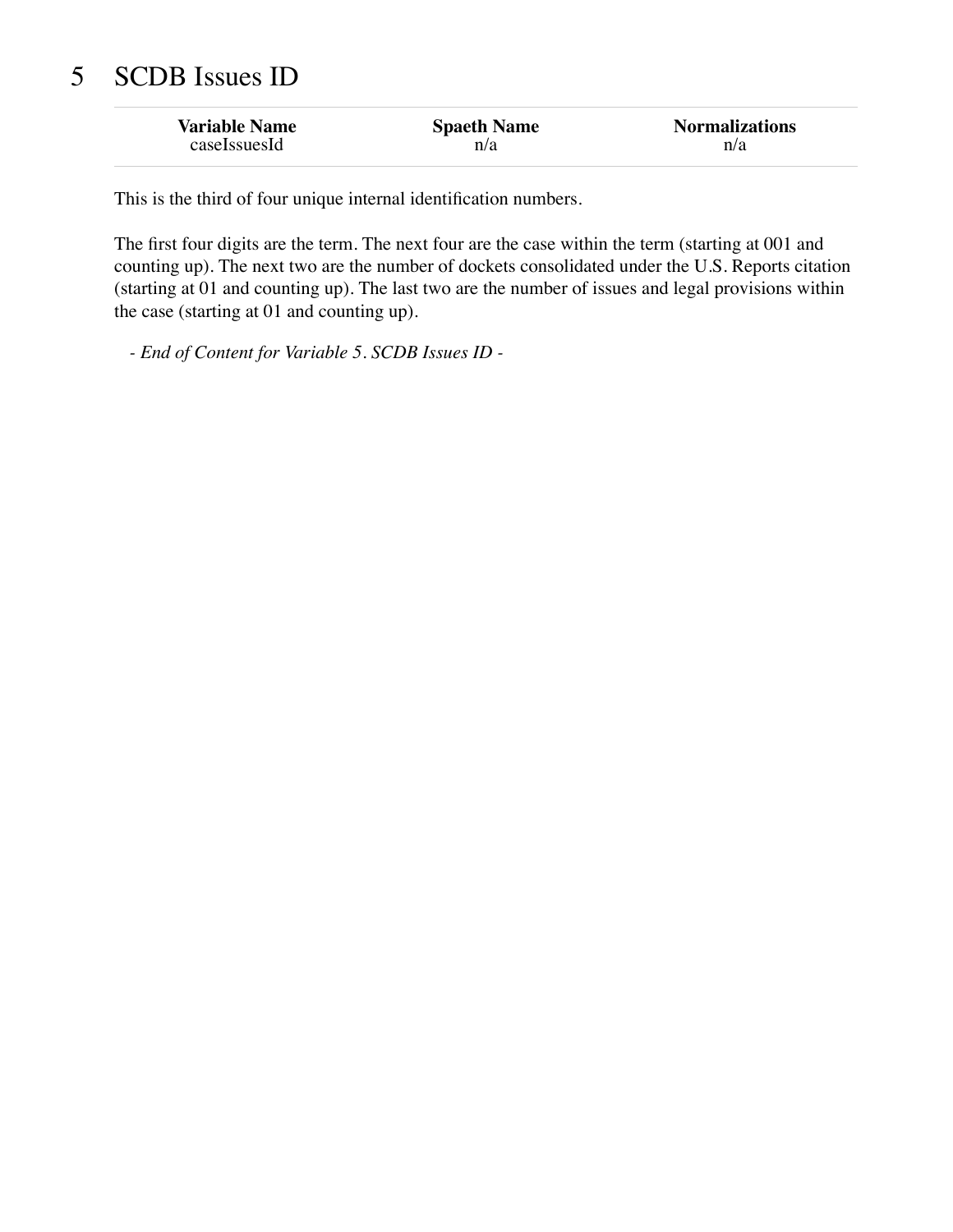# 5 SCDB Issues ID

| Variable Name | Spaeth Name | Normalizations |
| --- | --- | --- |
| caseIssuesId | n/a | n/a |

This is the third of four unique internal identification numbers.

The first four digits are the term. The next four are the case within the term (starting at 001 and counting up). The next two are the number of dockets consolidated under the U.S. Reports citation (starting at 01 and counting up). The last two are the number of issues and legal provisions within the case (starting at 01 and counting up).

*- End of Content for Variable 5. SCDB Issues ID -*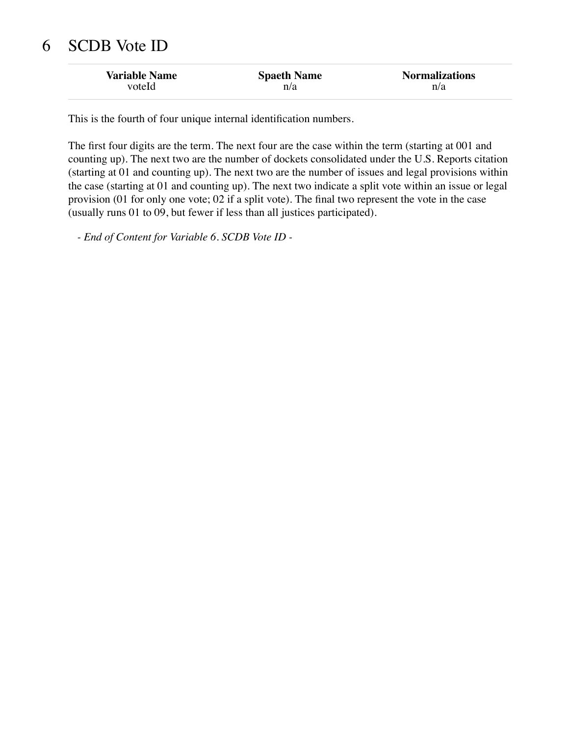# 6 SCDB Vote ID

| Variable Name | Spaeth Name | Normalizations |
|---|---|---|
| voteId | n/a | n/a |

This is the fourth of four unique internal identification numbers.

The first four digits are the term. The next four are the case within the term (starting at 001 and counting up). The next two are the number of dockets consolidated under the U.S. Reports citation (starting at 01 and counting up). The next two are the number of issues and legal provisions within the case (starting at 01 and counting up). The next two indicate a split vote within an issue or legal provision (01 for only one vote; 02 if a split vote). The final two represent the vote in the case (usually runs 01 to 09, but fewer if less than all justices participated).

*- End of Content for Variable 6. SCDB Vote ID -*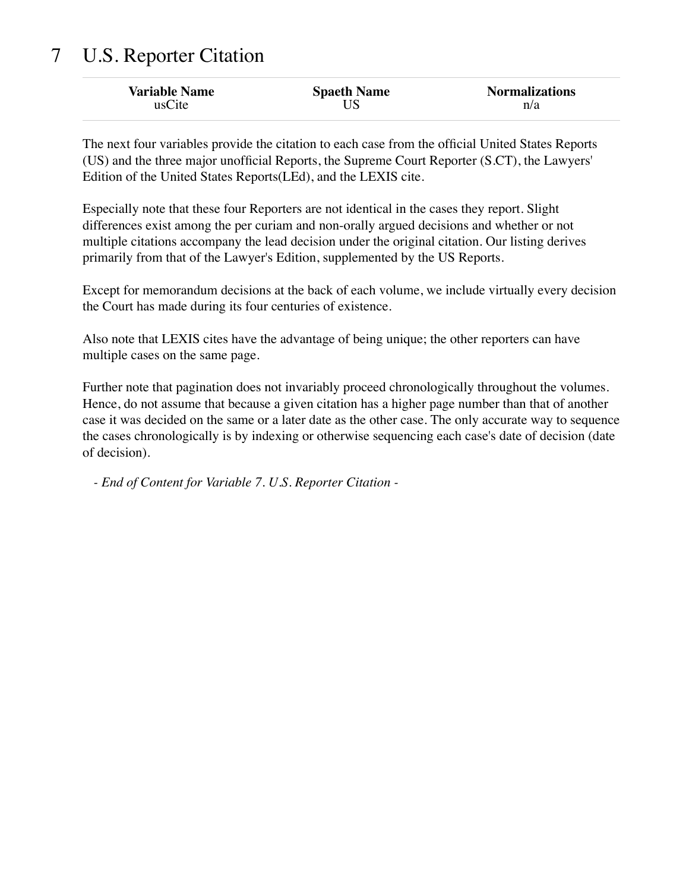# 7 U.S. Reporter Citation

| Variable Name | Spaeth Name | Normalizations |
|---|---|---|
| usCite | US | n/a |

The next four variables provide the citation to each case from the official United States Reports (US) and the three major unofficial Reports, the Supreme Court Reporter (S.CT), the Lawyers' Edition of the United States Reports(LEd), and the LEXIS cite.

Especially note that these four Reporters are not identical in the cases they report. Slight differences exist among the per curiam and non-orally argued decisions and whether or not multiple citations accompany the lead decision under the original citation. Our listing derives primarily from that of the Lawyer's Edition, supplemented by the US Reports.

Except for memorandum decisions at the back of each volume, we include virtually every decision the Court has made during its four centuries of existence.

Also note that LEXIS cites have the advantage of being unique; the other reporters can have multiple cases on the same page.

Further note that pagination does not invariably proceed chronologically throughout the volumes. Hence, do not assume that because a given citation has a higher page number than that of another case it was decided on the same or a later date as the other case. The only accurate way to sequence the cases chronologically is by indexing or otherwise sequencing each case's date of decision (date of decision).

*- End of Content for Variable 7. U.S. Reporter Citation -*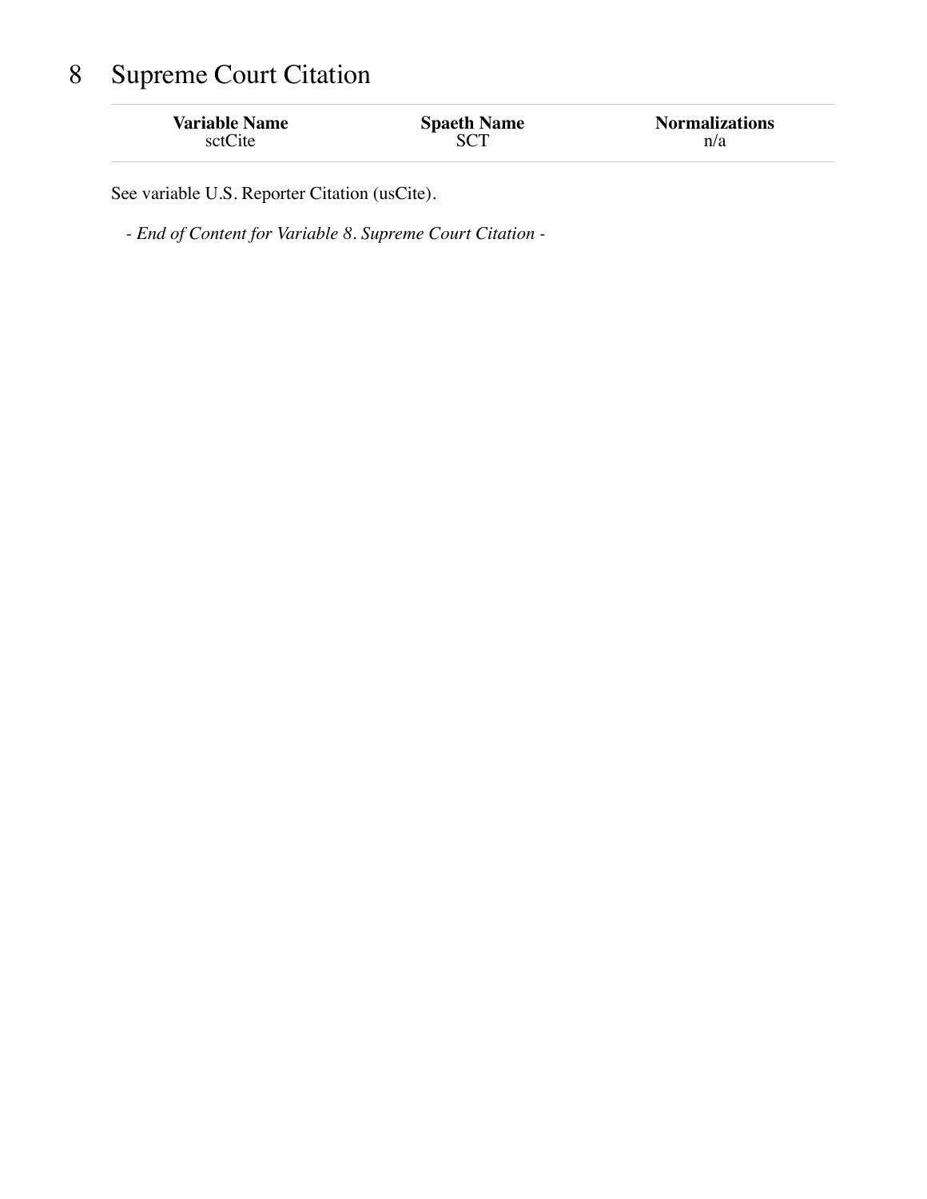# 8 Supreme Court Citation

| Variable Name | Spaeth Name | Normalizations |
| --- | --- | --- |
| sctCite | SCT | n/a |

See variable U.S. Reporter Citation (usCite).

*- End of Content for Variable 8. Supreme Court Citation -*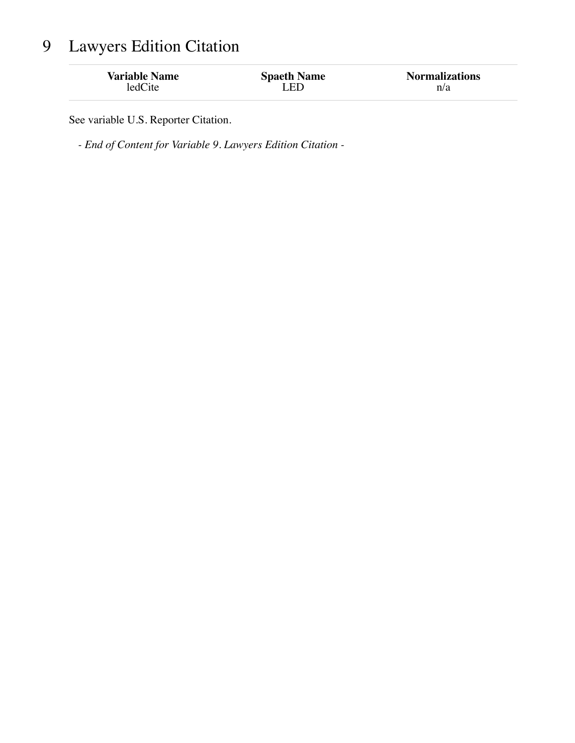# 9 Lawyers Edition Citation

| Variable Name | Spaeth Name | Normalizations |
| --- | --- | --- |
| ledCite | LED | n/a |

See variable U.S. Reporter Citation.

*- End of Content for Variable 9. Lawyers Edition Citation -*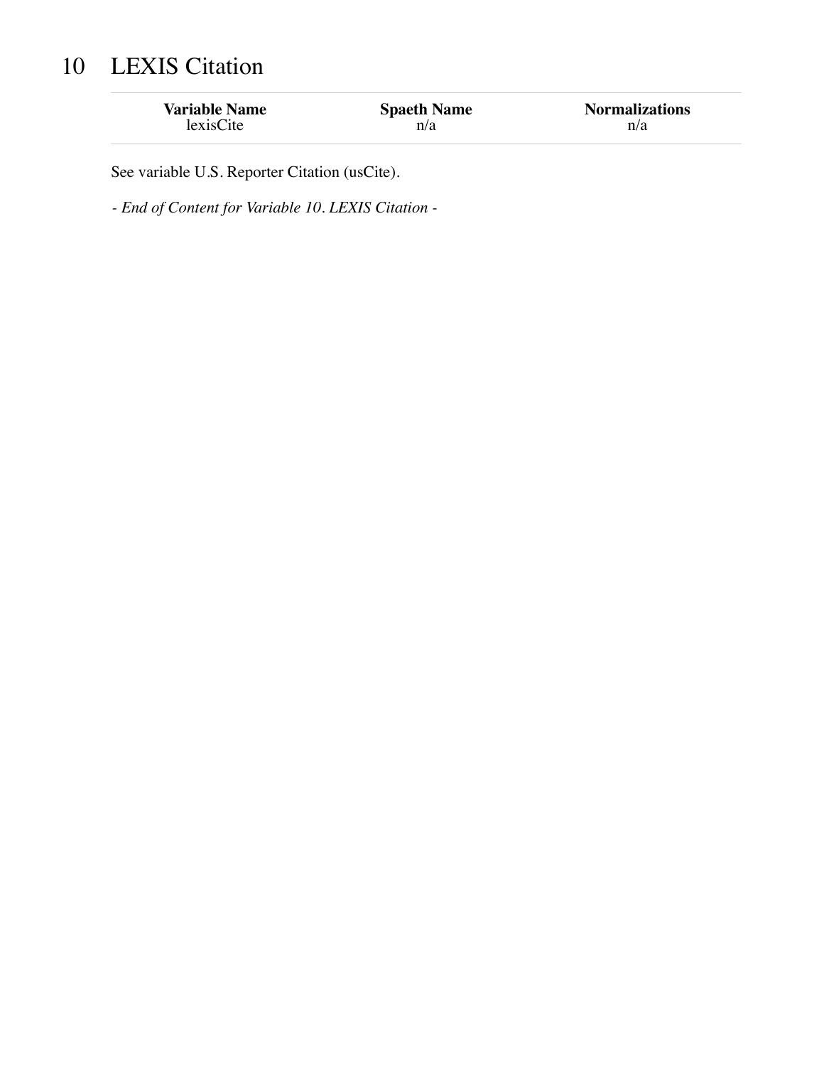# 10 LEXIS Citation

| Variable Name | Spaeth Name | Normalizations |
| --- | --- | --- |
| lexisCite | n/a | n/a |

See variable U.S. Reporter Citation (usCite).

*- End of Content for Variable 10. LEXIS Citation -*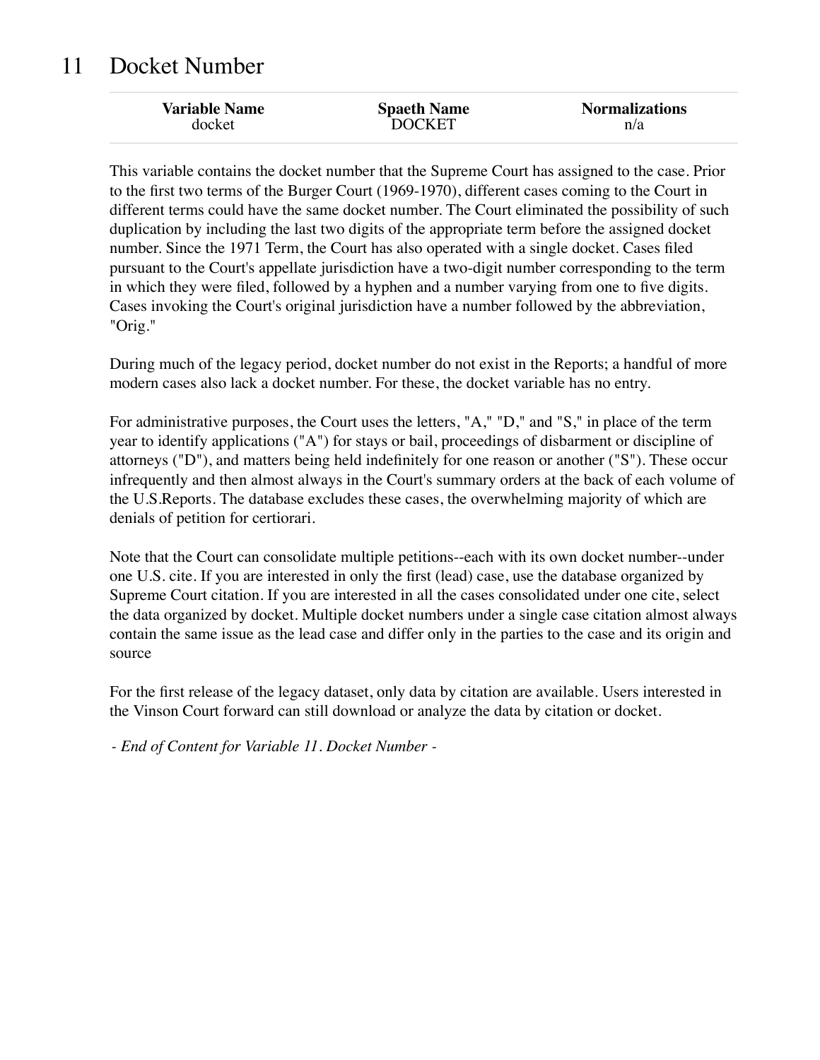# 11 Docket Number

| Variable Name | Spaeth Name | Normalizations |
|---|---|---|
| docket | DOCKET | n/a |

This variable contains the docket number that the Supreme Court has assigned to the case. Prior to the first two terms of the Burger Court (1969-1970), different cases coming to the Court in different terms could have the same docket number. The Court eliminated the possibility of such duplication by including the last two digits of the appropriate term before the assigned docket number. Since the 1971 Term, the Court has also operated with a single docket. Cases filed pursuant to the Court's appellate jurisdiction have a two-digit number corresponding to the term in which they were filed, followed by a hyphen and a number varying from one to five digits. Cases invoking the Court's original jurisdiction have a number followed by the abbreviation, "Orig."

During much of the legacy period, docket number do not exist in the Reports; a handful of more modern cases also lack a docket number. For these, the docket variable has no entry.

For administrative purposes, the Court uses the letters, "A," "D," and "S," in place of the term year to identify applications ("A") for stays or bail, proceedings of disbarment or discipline of attorneys ("D"), and matters being held indefinitely for one reason or another ("S"). These occur infrequently and then almost always in the Court's summary orders at the back of each volume of the U.S.Reports. The database excludes these cases, the overwhelming majority of which are denials of petition for certiorari.

Note that the Court can consolidate multiple petitions--each with its own docket number--under one U.S. cite. If you are interested in only the first (lead) case, use the database organized by Supreme Court citation. If you are interested in all the cases consolidated under one cite, select the data organized by docket. Multiple docket numbers under a single case citation almost always contain the same issue as the lead case and differ only in the parties to the case and its origin and source

For the first release of the legacy dataset, only data by citation are available. Users interested in the Vinson Court forward can still download or analyze the data by citation or docket.

*- End of Content for Variable 11. Docket Number -*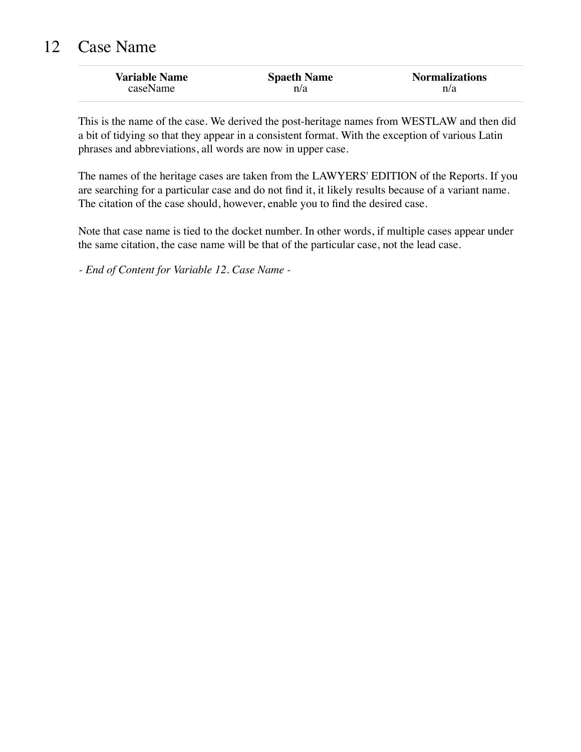# 12 Case Name

| Variable Name | Spaeth Name | Normalizations |
| --- | --- | --- |
| caseName | n/a | n/a |

This is the name of the case. We derived the post-heritage names from WESTLAW and then did a bit of tidying so that they appear in a consistent format. With the exception of various Latin phrases and abbreviations, all words are now in upper case.

The names of the heritage cases are taken from the LAWYERS' EDITION of the Reports. If you are searching for a particular case and do not find it, it likely results because of a variant name. The citation of the case should, however, enable you to find the desired case.

Note that case name is tied to the docket number. In other words, if multiple cases appear under the same citation, the case name will be that of the particular case, not the lead case.

*- End of Content for Variable 12. Case Name -*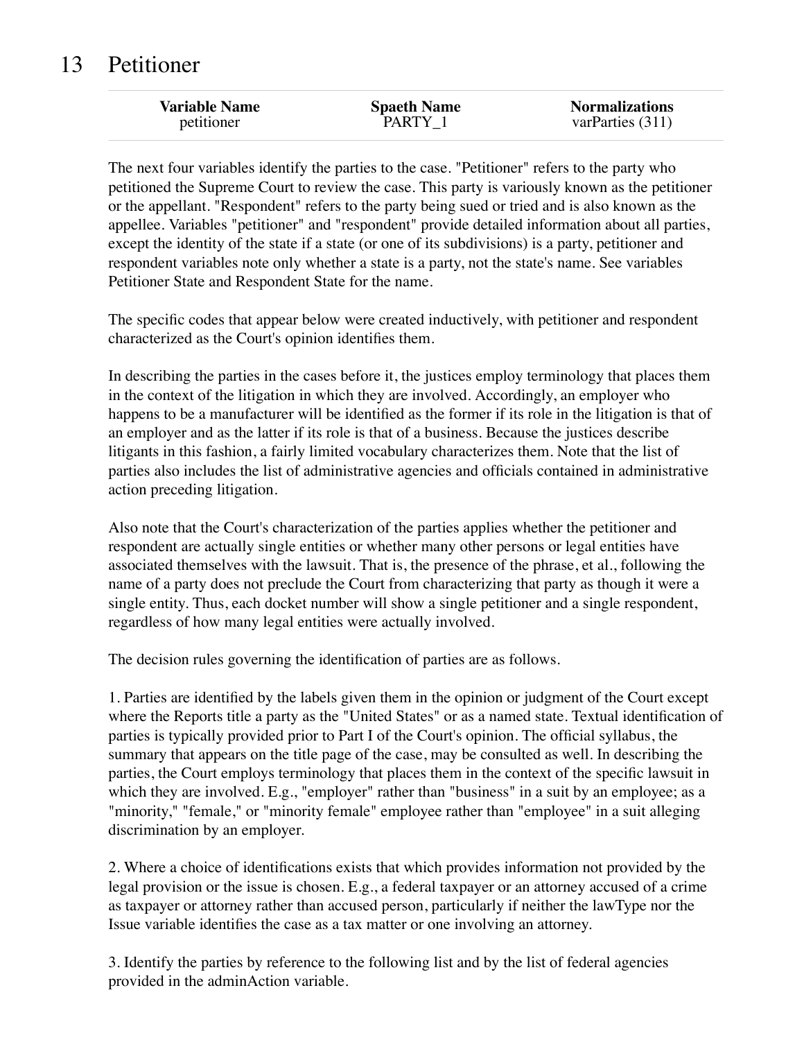# 13 Petitioner

| Variable Name | Spaeth Name | Normalizations |
|---|---|---|
| petitioner | PARTY_1 | varParties (311) |

The next four variables identify the parties to the case. "Petitioner" refers to the party who petitioned the Supreme Court to review the case. This party is variously known as the petitioner or the appellant. "Respondent" refers to the party being sued or tried and is also known as the appellee. Variables "petitioner" and "respondent" provide detailed information about all parties, except the identity of the state if a state (or one of its subdivisions) is a party, petitioner and respondent variables note only whether a state is a party, not the state's name. See variables Petitioner State and Respondent State for the name.

The specific codes that appear below were created inductively, with petitioner and respondent characterized as the Court's opinion identifies them.

In describing the parties in the cases before it, the justices employ terminology that places them in the context of the litigation in which they are involved. Accordingly, an employer who happens to be a manufacturer will be identified as the former if its role in the litigation is that of an employer and as the latter if its role is that of a business. Because the justices describe litigants in this fashion, a fairly limited vocabulary characterizes them. Note that the list of parties also includes the list of administrative agencies and officials contained in administrative action preceding litigation.

Also note that the Court's characterization of the parties applies whether the petitioner and respondent are actually single entities or whether many other persons or legal entities have associated themselves with the lawsuit. That is, the presence of the phrase, et al., following the name of a party does not preclude the Court from characterizing that party as though it were a single entity. Thus, each docket number will show a single petitioner and a single respondent, regardless of how many legal entities were actually involved.

The decision rules governing the identification of parties are as follows.

1. Parties are identified by the labels given them in the opinion or judgment of the Court except where the Reports title a party as the "United States" or as a named state. Textual identification of parties is typically provided prior to Part I of the Court's opinion. The official syllabus, the summary that appears on the title page of the case, may be consulted as well. In describing the parties, the Court employs terminology that places them in the context of the specific lawsuit in which they are involved. E.g., "employer" rather than "business" in a suit by an employee; as a "minority," "female," or "minority female" employee rather than "employee" in a suit alleging discrimination by an employer.

2. Where a choice of identifications exists that which provides information not provided by the legal provision or the issue is chosen. E.g., a federal taxpayer or an attorney accused of a crime as taxpayer or attorney rather than accused person, particularly if neither the lawType nor the Issue variable identifies the case as a tax matter or one involving an attorney.

3. Identify the parties by reference to the following list and by the list of federal agencies provided in the adminAction variable.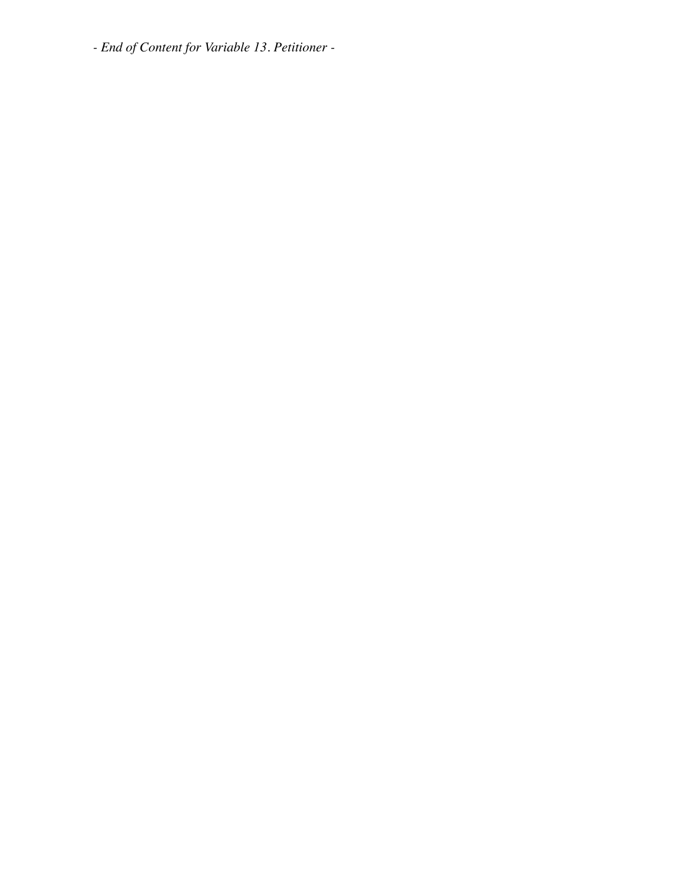*- End of Content for Variable 13. Petitioner -*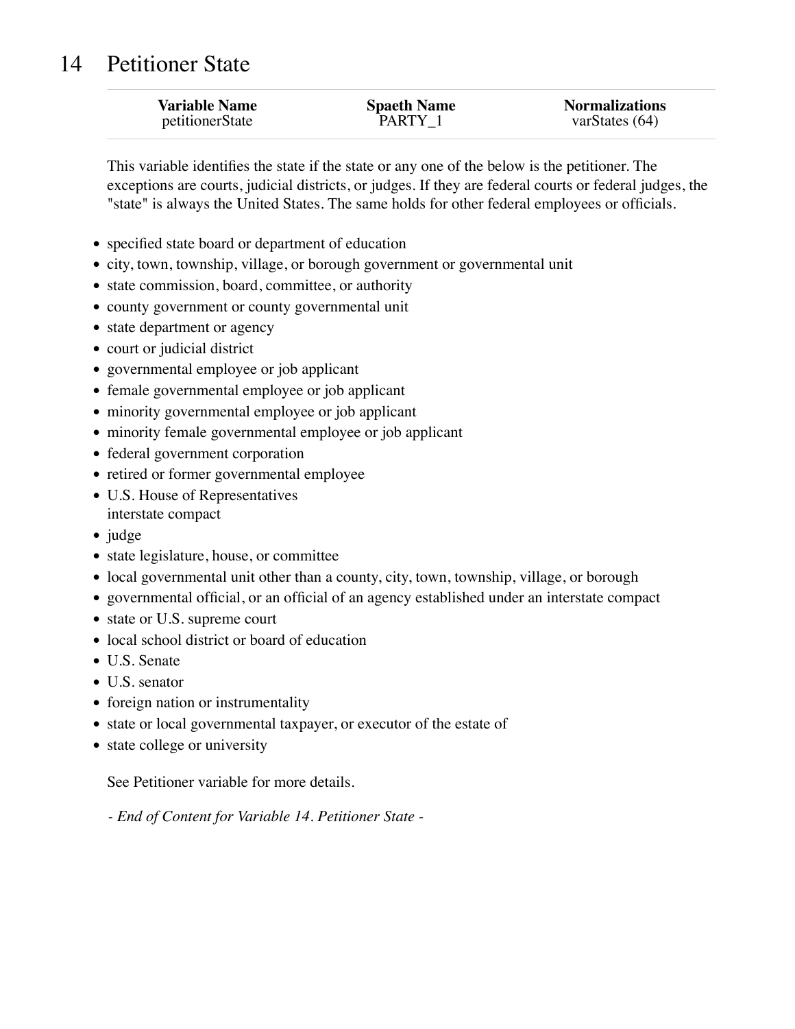# 14 Petitioner State

| Variable Name | Spaeth Name | Normalizations |
| --- | --- | --- |
| petitionerState | PARTY_1 | varStates (64) |

This variable identifies the state if the state or any one of the below is the petitioner. The exceptions are courts, judicial districts, or judges. If they are federal courts or federal judges, the "state" is always the United States. The same holds for other federal employees or officials.

- specified state board or department of education
- city, town, township, village, or borough government or governmental unit
- state commission, board, committee, or authority
- county government or county governmental unit
- state department or agency
- court or judicial district
- governmental employee or job applicant
- female governmental employee or job applicant
- minority governmental employee or job applicant
- minority female governmental employee or job applicant
- federal government corporation
- retired or former governmental employee
- U.S. House of Representatives
  interstate compact
- judge
- state legislature, house, or committee
- local governmental unit other than a county, city, town, township, village, or borough
- governmental official, or an official of an agency established under an interstate compact
- state or U.S. supreme court
- local school district or board of education
- U.S. Senate
- U.S. senator
- foreign nation or instrumentality
- state or local governmental taxpayer, or executor of the estate of
- state college or university

See Petitioner variable for more details.

*- End of Content for Variable 14. Petitioner State -*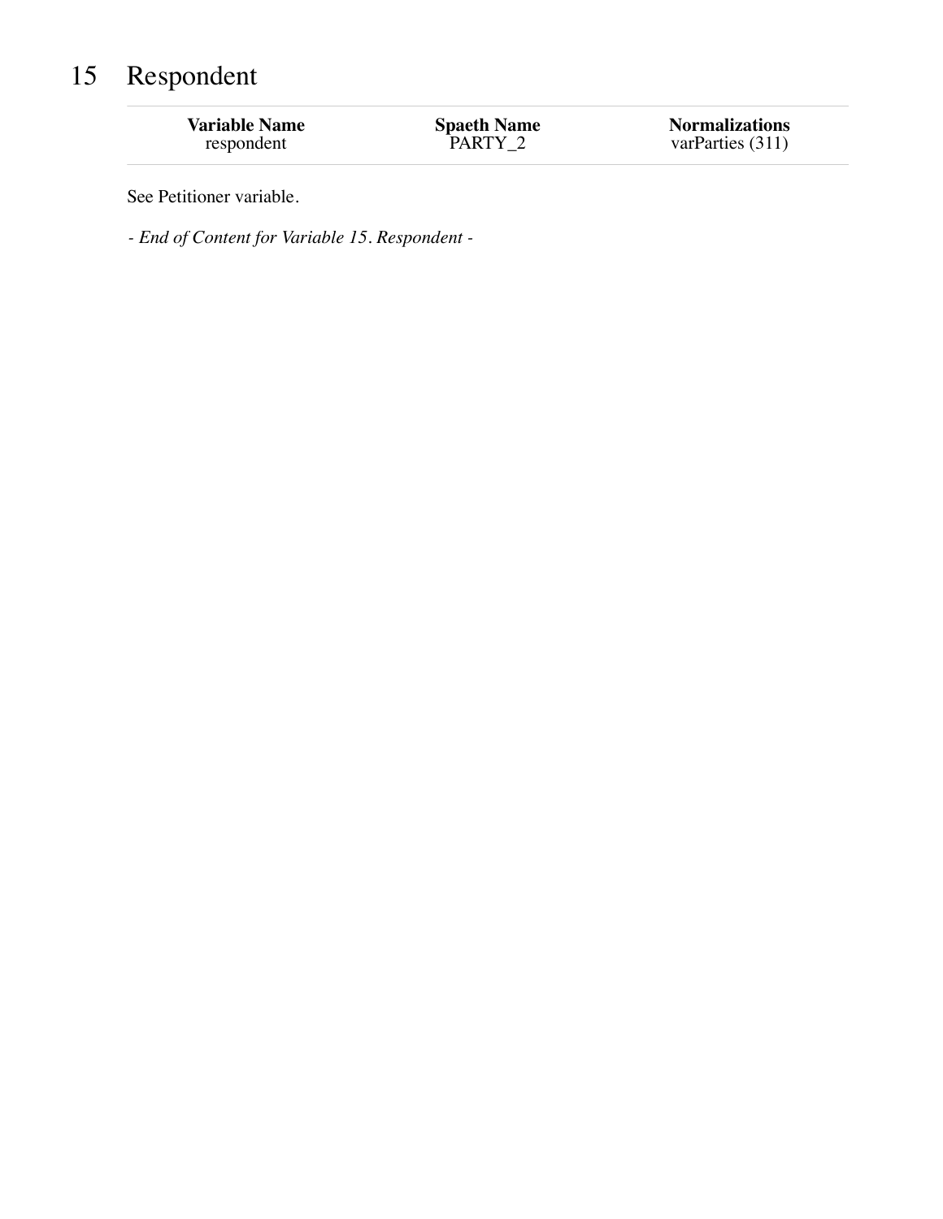# 15 Respondent

| Variable Name | Spaeth Name | Normalizations |
| --- | --- | --- |
| respondent | PARTY_2 | varParties (311) |

See Petitioner variable.

*- End of Content for Variable 15. Respondent -*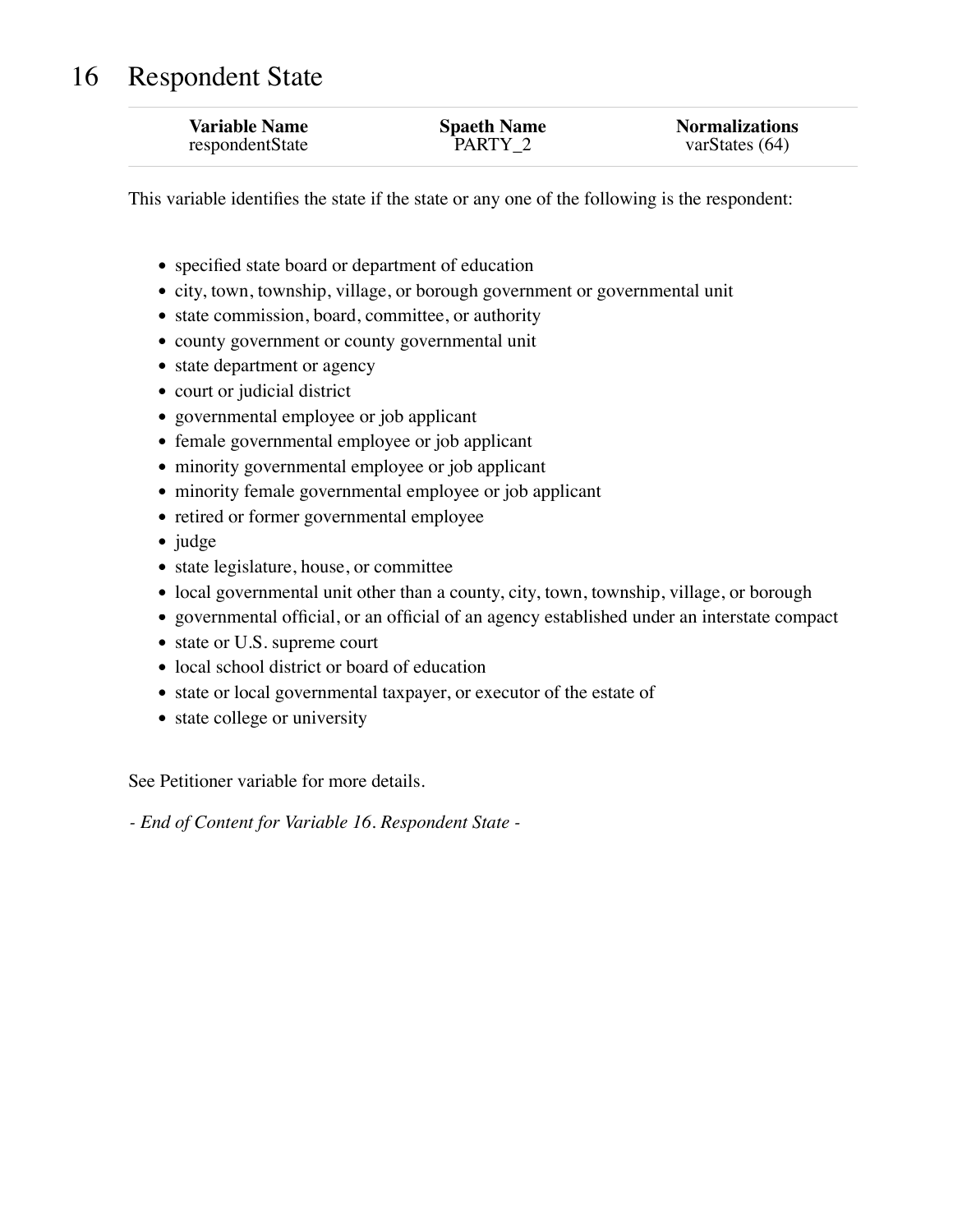# 16 Respondent State

| Variable Name | Spaeth Name | Normalizations |
|---|---|---|
| respondentState | PARTY_2 | varStates (64) |

This variable identifies the state if the state or any one of the following is the respondent:

- specified state board or department of education
- city, town, township, village, or borough government or governmental unit
- state commission, board, committee, or authority
- county government or county governmental unit
- state department or agency
- court or judicial district
- governmental employee or job applicant
- female governmental employee or job applicant
- minority governmental employee or job applicant
- minority female governmental employee or job applicant
- retired or former governmental employee
- judge
- state legislature, house, or committee
- local governmental unit other than a county, city, town, township, village, or borough
- governmental official, or an official of an agency established under an interstate compact
- state or U.S. supreme court
- local school district or board of education
- state or local governmental taxpayer, or executor of the estate of
- state college or university

See Petitioner variable for more details.

*- End of Content for Variable 16. Respondent State -*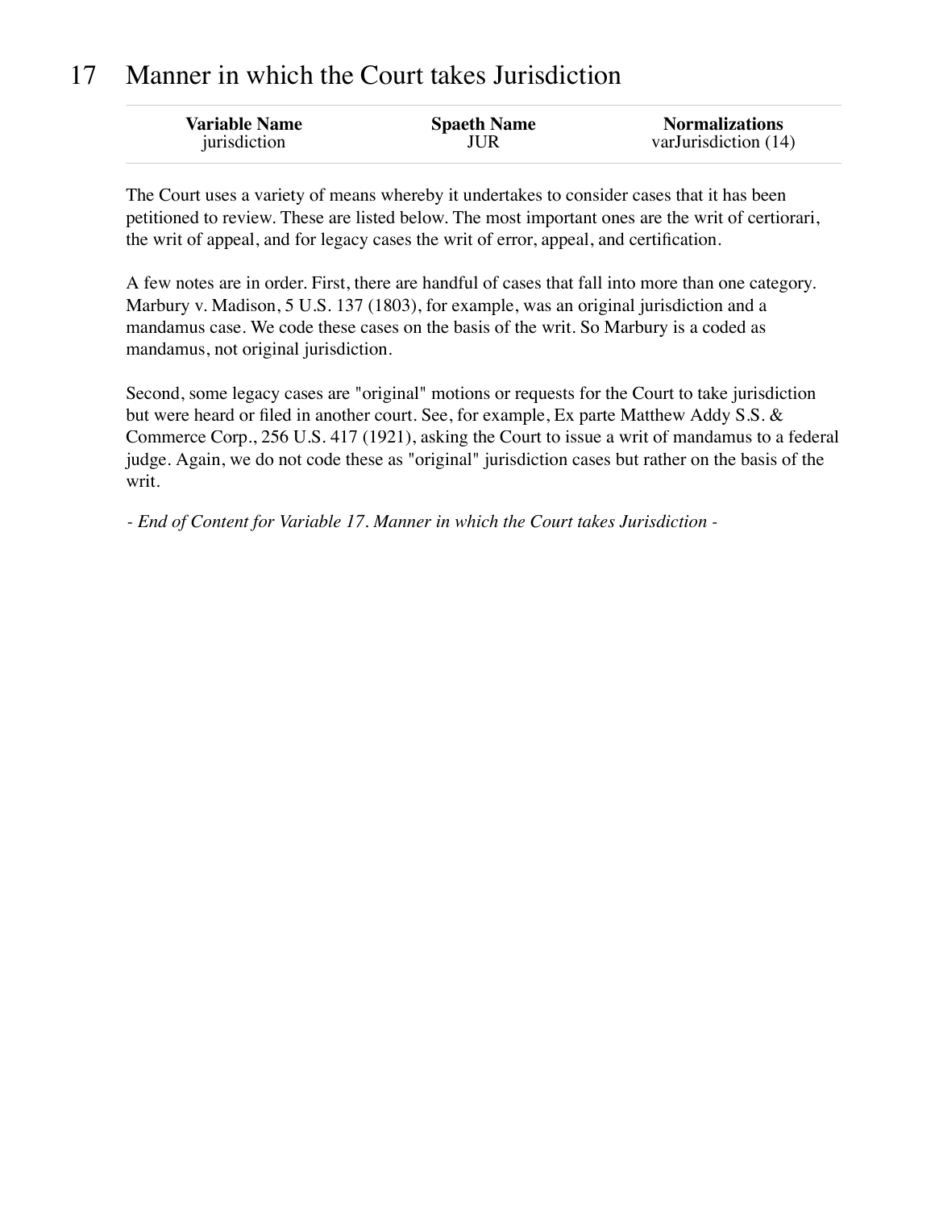# 17 Manner in which the Court takes Jurisdiction

| Variable Name | Spaeth Name | Normalizations |
|---|---|---|
| jurisdiction | JUR | varJurisdiction (14) |

The Court uses a variety of means whereby it undertakes to consider cases that it has been petitioned to review. These are listed below. The most important ones are the writ of certiorari, the writ of appeal, and for legacy cases the writ of error, appeal, and certification.

A few notes are in order. First, there are handful of cases that fall into more than one category. Marbury v. Madison, 5 U.S. 137 (1803), for example, was an original jurisdiction and a mandamus case. We code these cases on the basis of the writ. So Marbury is a coded as mandamus, not original jurisdiction.

Second, some legacy cases are "original" motions or requests for the Court to take jurisdiction but were heard or filed in another court. See, for example, Ex parte Matthew Addy S.S. & Commerce Corp., 256 U.S. 417 (1921), asking the Court to issue a writ of mandamus to a federal judge. Again, we do not code these as "original" jurisdiction cases but rather on the basis of the writ.

*- End of Content for Variable 17. Manner in which the Court takes Jurisdiction -*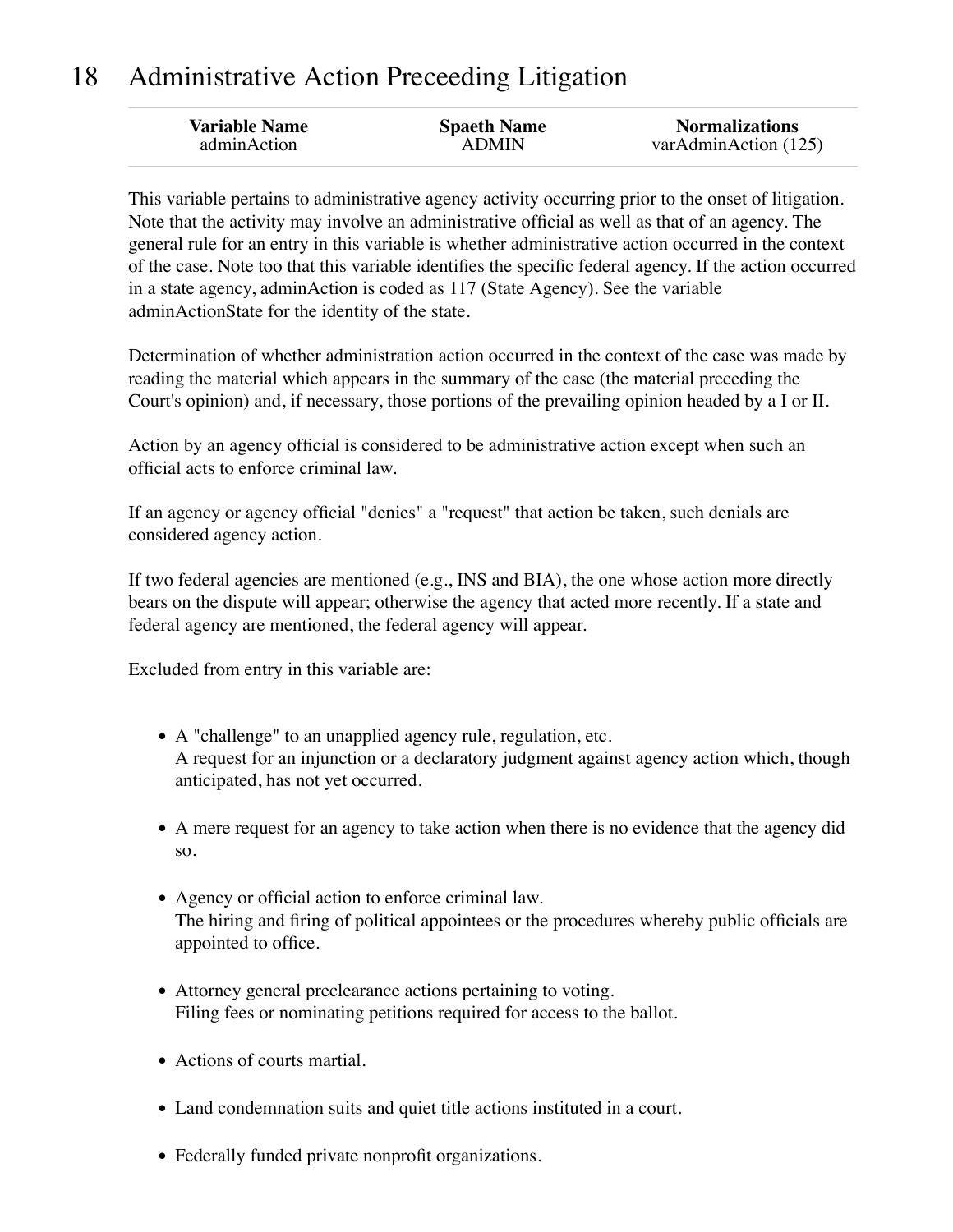# 18 Administrative Action Preceeding Litigation

| Variable Name | Spaeth Name | Normalizations |
|---|---|---|
| adminAction | ADMIN | varAdminAction (125) |

This variable pertains to administrative agency activity occurring prior to the onset of litigation. Note that the activity may involve an administrative official as well as that of an agency. The general rule for an entry in this variable is whether administrative action occurred in the context of the case. Note too that this variable identifies the specific federal agency. If the action occurred in a state agency, adminAction is coded as 117 (State Agency). See the variable adminActionState for the identity of the state.

Determination of whether administration action occurred in the context of the case was made by reading the material which appears in the summary of the case (the material preceding the Court's opinion) and, if necessary, those portions of the prevailing opinion headed by a I or II.

Action by an agency official is considered to be administrative action except when such an official acts to enforce criminal law.

If an agency or agency official "denies" a "request" that action be taken, such denials are considered agency action.

If two federal agencies are mentioned (e.g., INS and BIA), the one whose action more directly bears on the dispute will appear; otherwise the agency that acted more recently. If a state and federal agency are mentioned, the federal agency will appear.

Excluded from entry in this variable are:

- A "challenge" to an unapplied agency rule, regulation, etc.
  A request for an injunction or a declaratory judgment against agency action which, though anticipated, has not yet occurred.
- A mere request for an agency to take action when there is no evidence that the agency did so.
- Agency or official action to enforce criminal law.
  The hiring and firing of political appointees or the procedures whereby public officials are appointed to office.
- Attorney general preclearance actions pertaining to voting.
  Filing fees or nominating petitions required for access to the ballot.
- Actions of courts martial.
- Land condemnation suits and quiet title actions instituted in a court.
- Federally funded private nonprofit organizations.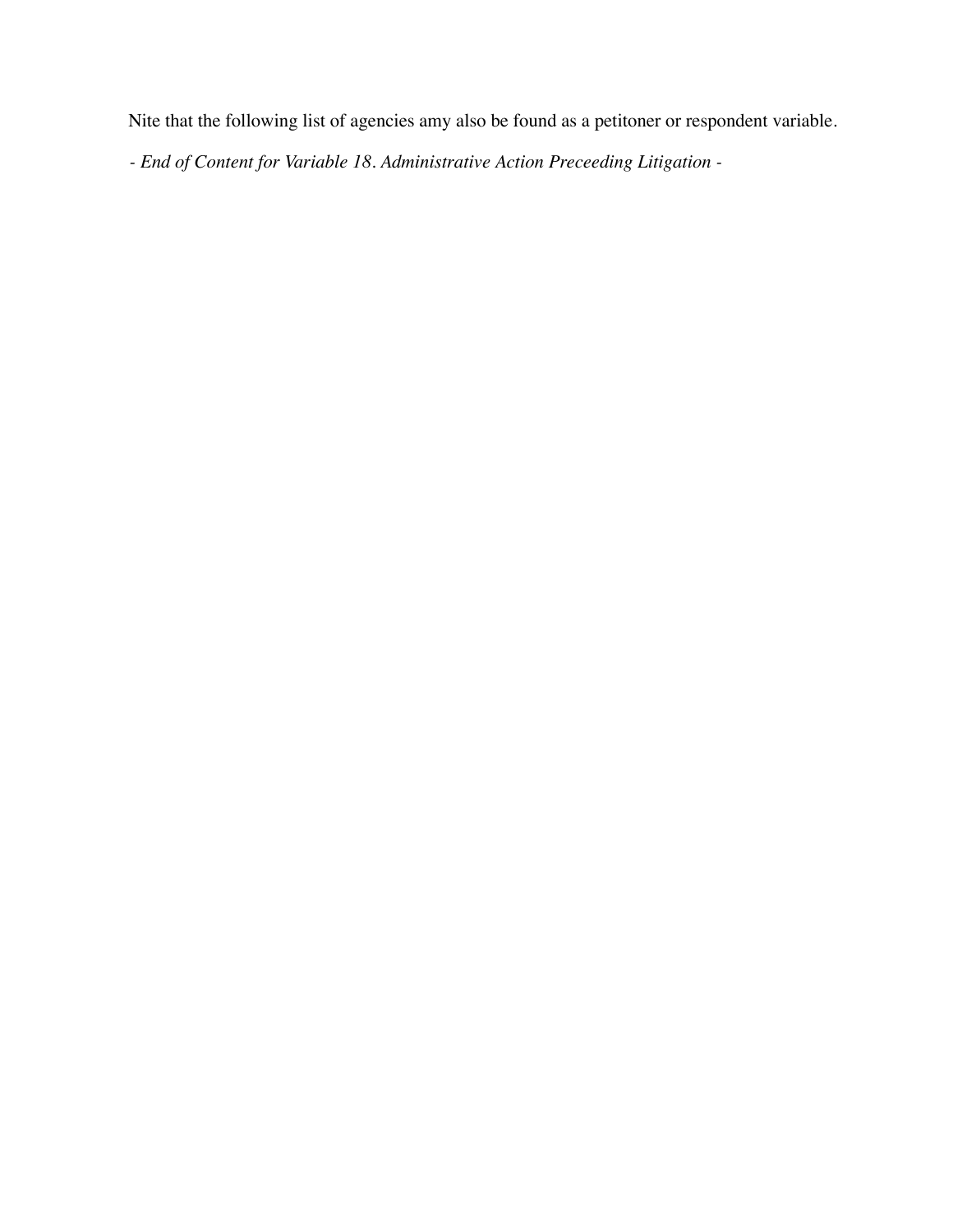Nite that the following list of agencies amy also be found as a petitoner or respondent variable.

*- End of Content for Variable 18. Administrative Action Preceeding Litigation -*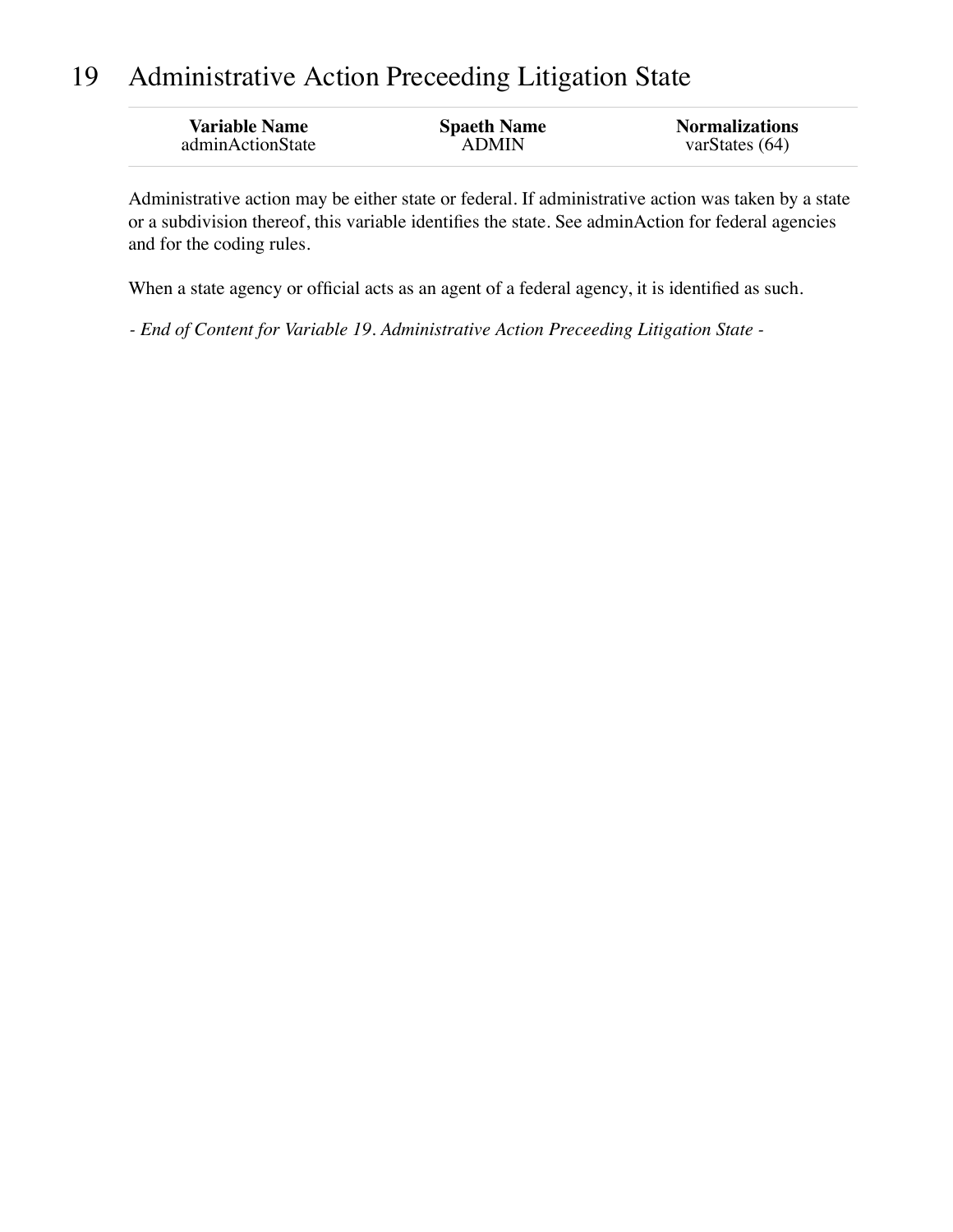# 19 Administrative Action Preceeding Litigation State

| Variable Name | Spaeth Name | Normalizations |
| --- | --- | --- |
| adminActionState | ADMIN | varStates (64) |

Administrative action may be either state or federal. If administrative action was taken by a state or a subdivision thereof, this variable identifies the state. See adminAction for federal agencies and for the coding rules.

When a state agency or official acts as an agent of a federal agency, it is identified as such.

*- End of Content for Variable 19. Administrative Action Preceeding Litigation State -*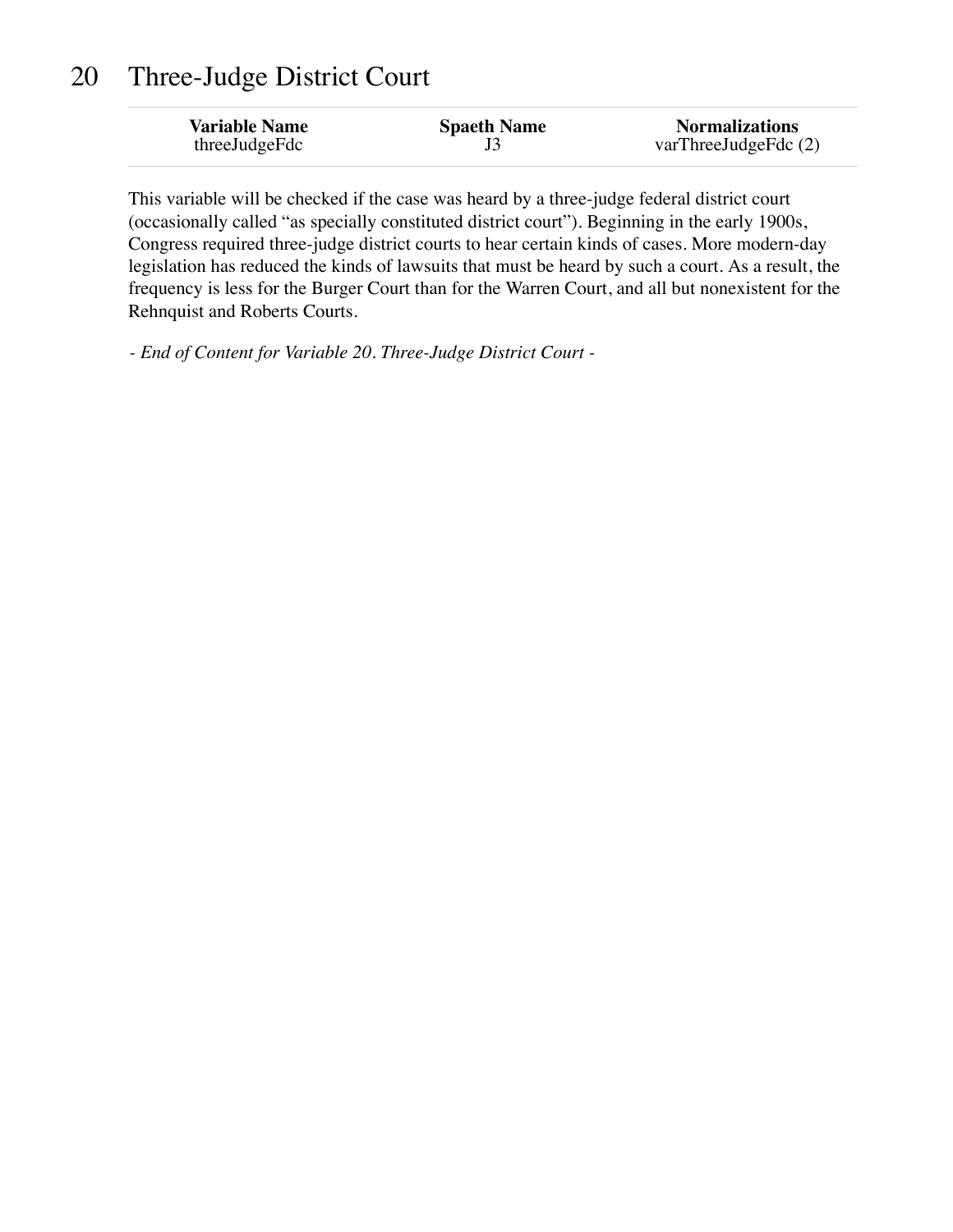# 20 Three-Judge District Court

| Variable Name | Spaeth Name | Normalizations |
|---|---|---|
| threeJudgeFdc | J3 | varThreeJudgeFdc (2) |

This variable will be checked if the case was heard by a three-judge federal district court (occasionally called "as specially constituted district court"). Beginning in the early 1900s, Congress required three-judge district courts to hear certain kinds of cases. More modern-day legislation has reduced the kinds of lawsuits that must be heard by such a court. As a result, the frequency is less for the Burger Court than for the Warren Court, and all but nonexistent for the Rehnquist and Roberts Courts.

*- End of Content for Variable 20. Three-Judge District Court -*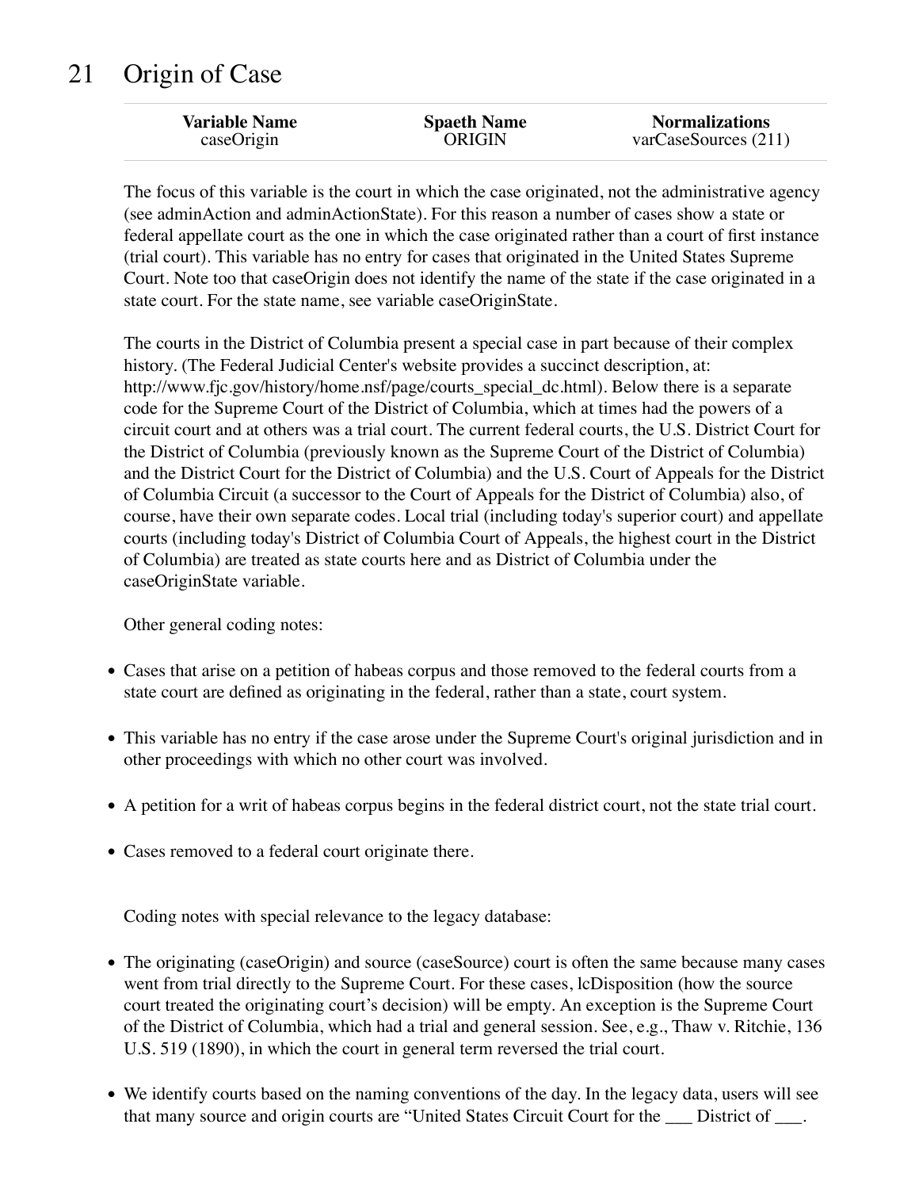# 21 Origin of Case

| Variable Name | Spaeth Name | Normalizations |
|---|---|---|
| caseOrigin | ORIGIN | varCaseSources (211) |

The focus of this variable is the court in which the case originated, not the administrative agency (see adminAction and adminActionState). For this reason a number of cases show a state or federal appellate court as the one in which the case originated rather than a court of first instance (trial court). This variable has no entry for cases that originated in the United States Supreme Court. Note too that caseOrigin does not identify the name of the state if the case originated in a state court. For the state name, see variable caseOriginState.

The courts in the District of Columbia present a special case in part because of their complex history. (The Federal Judicial Center's website provides a succinct description, at: http://www.fjc.gov/history/home.nsf/page/courts_special_dc.html). Below there is a separate code for the Supreme Court of the District of Columbia, which at times had the powers of a circuit court and at others was a trial court. The current federal courts, the U.S. District Court for the District of Columbia (previously known as the Supreme Court of the District of Columbia) and the District Court for the District of Columbia) and the U.S. Court of Appeals for the District of Columbia Circuit (a successor to the Court of Appeals for the District of Columbia) also, of course, have their own separate codes. Local trial (including today's superior court) and appellate courts (including today's District of Columbia Court of Appeals, the highest court in the District of Columbia) are treated as state courts here and as District of Columbia under the caseOriginState variable.

Other general coding notes:

- Cases that arise on a petition of habeas corpus and those removed to the federal courts from a state court are defined as originating in the federal, rather than a state, court system.
- This variable has no entry if the case arose under the Supreme Court's original jurisdiction and in other proceedings with which no other court was involved.
- A petition for a writ of habeas corpus begins in the federal district court, not the state trial court.
- Cases removed to a federal court originate there.

Coding notes with special relevance to the legacy database:

- The originating (caseOrigin) and source (caseSource) court is often the same because many cases went from trial directly to the Supreme Court. For these cases, lcDisposition (how the source court treated the originating court's decision) will be empty. An exception is the Supreme Court of the District of Columbia, which had a trial and general session. See, e.g., Thaw v. Ritchie, 136 U.S. 519 (1890), in which the court in general term reversed the trial court.
- We identify courts based on the naming conventions of the day. In the legacy data, users will see that many source and origin courts are "United States Circuit Court for the ___ District of ___.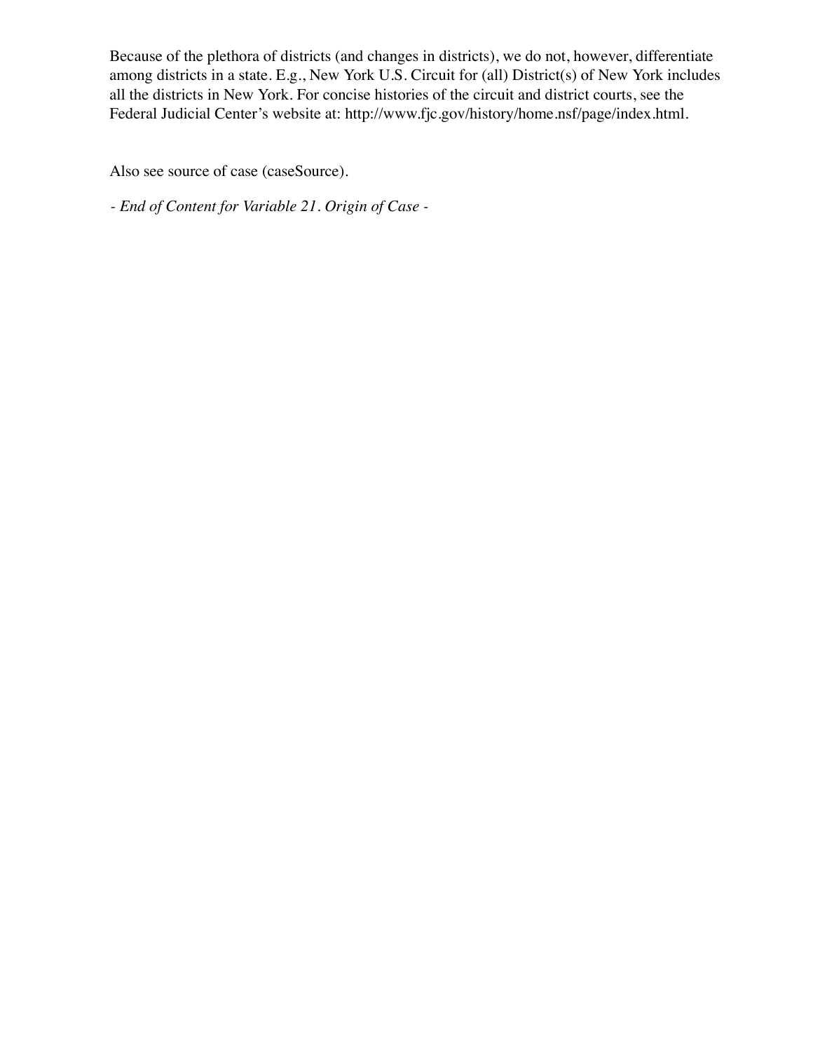Because of the plethora of districts (and changes in districts), we do not, however, differentiate among districts in a state. E.g., New York U.S. Circuit for (all) District(s) of New York includes all the districts in New York. For concise histories of the circuit and district courts, see the Federal Judicial Center's website at: http://www.fjc.gov/history/home.nsf/page/index.html.

Also see source of case (caseSource).

*- End of Content for Variable 21. Origin of Case -*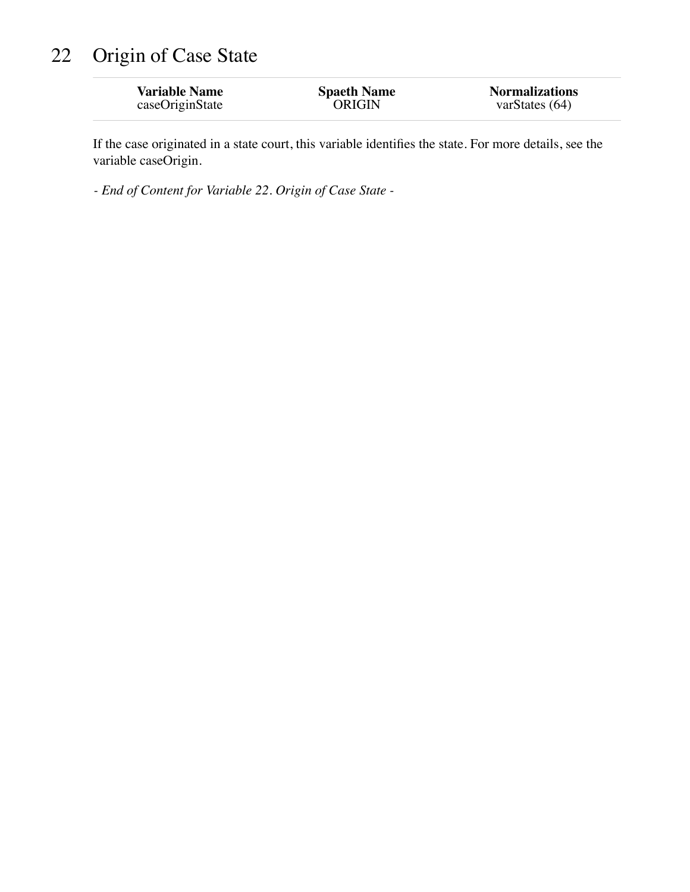# 22 Origin of Case State

| Variable Name | Spaeth Name | Normalizations |
| --- | --- | --- |
| caseOriginState | ORIGIN | varStates (64) |

If the case originated in a state court, this variable identifies the state. For more details, see the variable caseOrigin.

*- End of Content for Variable 22. Origin of Case State -*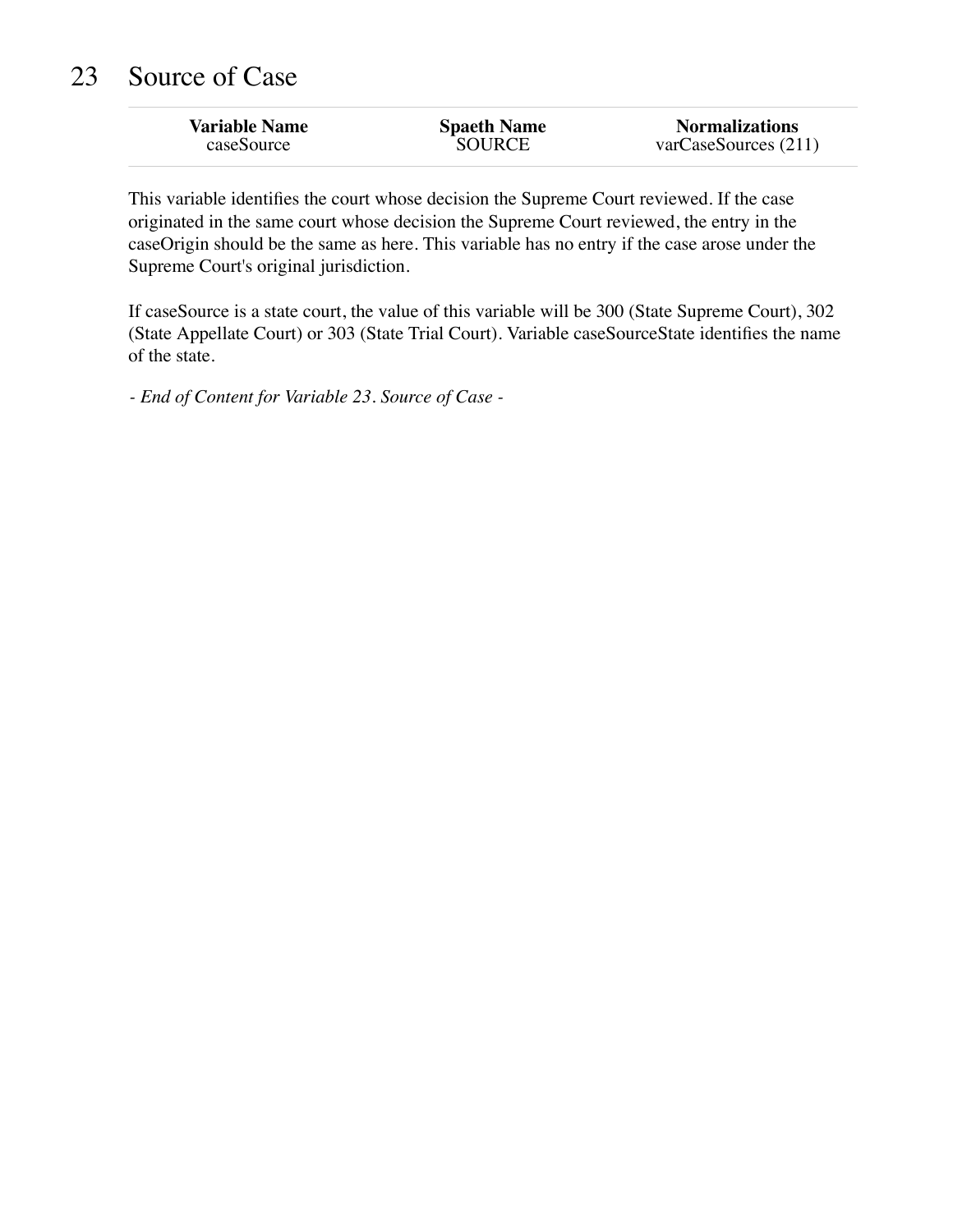# 23 Source of Case

| Variable Name | Spaeth Name | Normalizations |
| --- | --- | --- |
| caseSource | SOURCE | varCaseSources (211) |

This variable identifies the court whose decision the Supreme Court reviewed. If the case originated in the same court whose decision the Supreme Court reviewed, the entry in the caseOrigin should be the same as here. This variable has no entry if the case arose under the Supreme Court's original jurisdiction.

If caseSource is a state court, the value of this variable will be 300 (State Supreme Court), 302 (State Appellate Court) or 303 (State Trial Court). Variable caseSourceState identifies the name of the state.

*- End of Content for Variable 23. Source of Case -*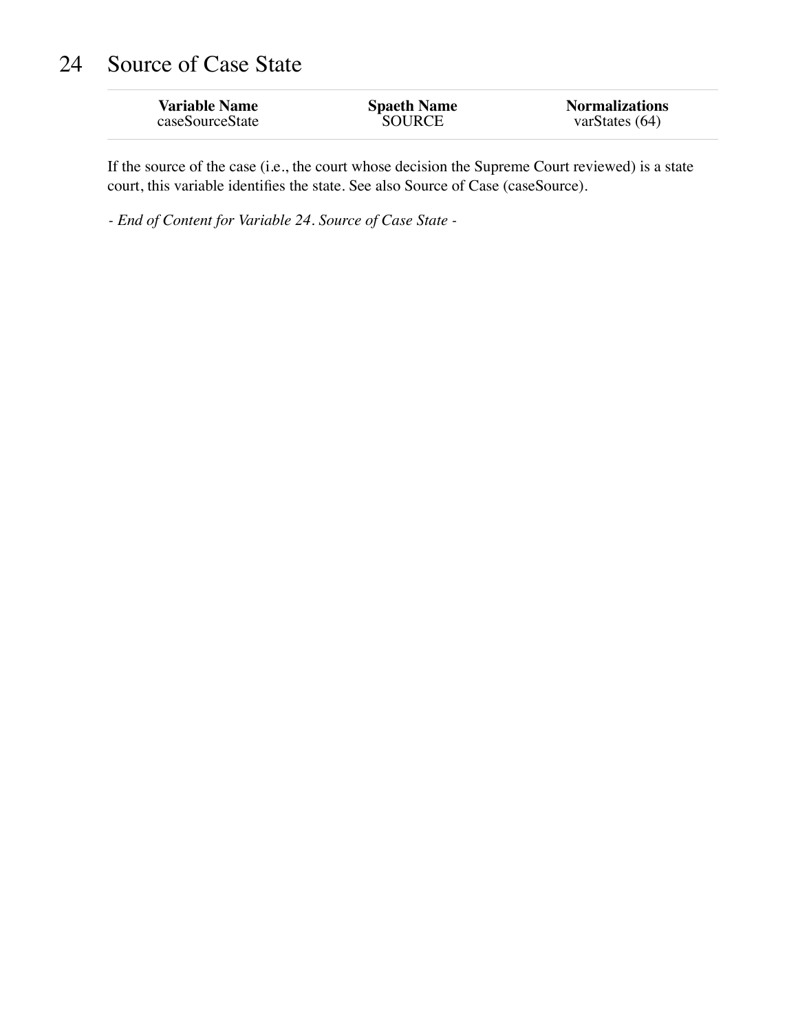# 24 Source of Case State

| Variable Name | Spaeth Name | Normalizations |
|---|---|---|
| caseSourceState | SOURCE | varStates (64) |

If the source of the case (i.e., the court whose decision the Supreme Court reviewed) is a state court, this variable identifies the state. See also Source of Case (caseSource).

*- End of Content for Variable 24. Source of Case State -*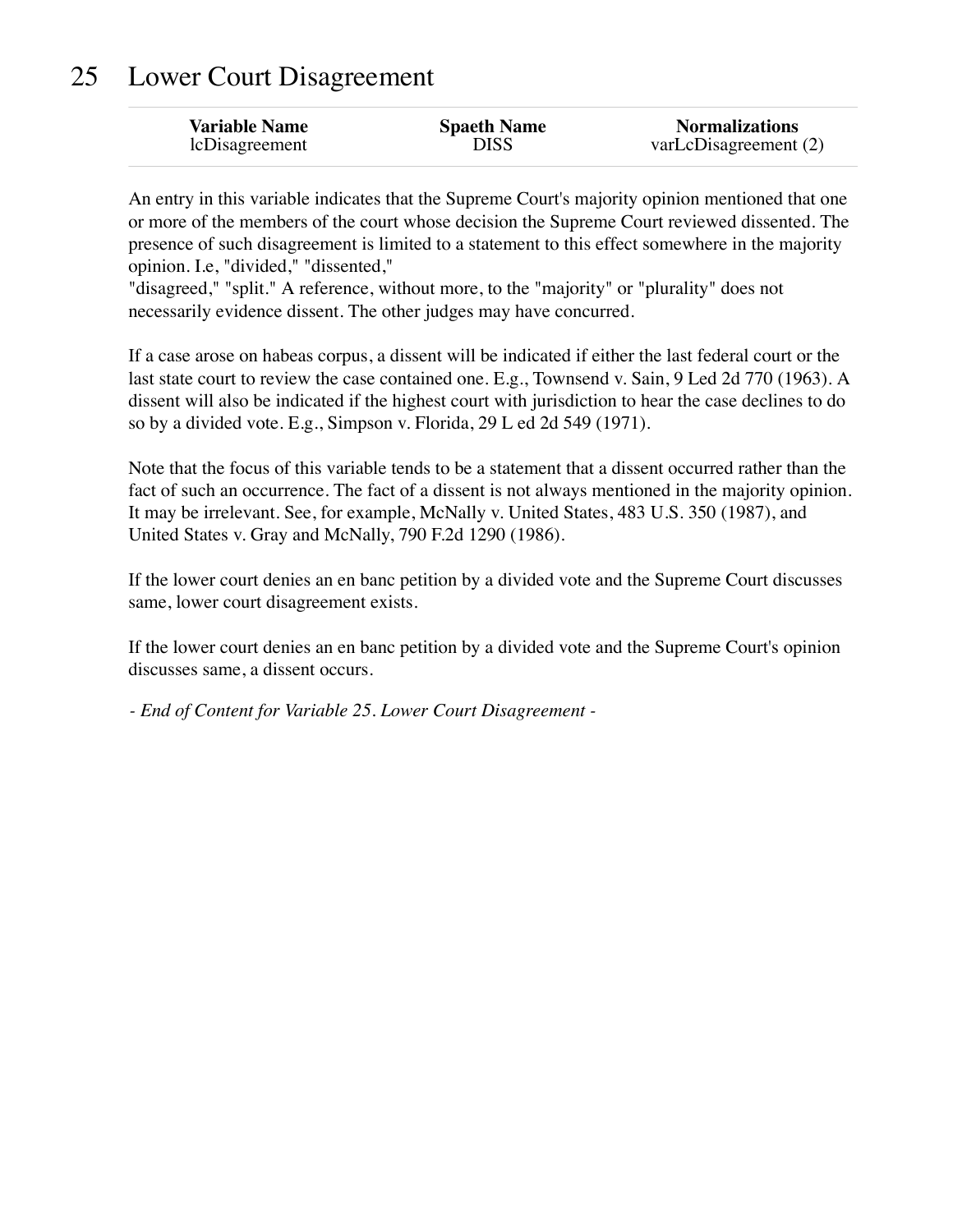# 25 Lower Court Disagreement

| Variable Name | Spaeth Name | Normalizations |
|---|---|---|
| lcDisagreement | DISS | varLcDisagreement (2) |

An entry in this variable indicates that the Supreme Court's majority opinion mentioned that one or more of the members of the court whose decision the Supreme Court reviewed dissented. The presence of such disagreement is limited to a statement to this effect somewhere in the majority opinion. I.e, "divided," "dissented," "disagreed," "split." A reference, without more, to the "majority" or "plurality" does not necessarily evidence dissent. The other judges may have concurred.

If a case arose on habeas corpus, a dissent will be indicated if either the last federal court or the last state court to review the case contained one. E.g., Townsend v. Sain, 9 Led 2d 770 (1963). A dissent will also be indicated if the highest court with jurisdiction to hear the case declines to do so by a divided vote. E.g., Simpson v. Florida, 29 L ed 2d 549 (1971).

Note that the focus of this variable tends to be a statement that a dissent occurred rather than the fact of such an occurrence. The fact of a dissent is not always mentioned in the majority opinion. It may be irrelevant. See, for example, McNally v. United States, 483 U.S. 350 (1987), and United States v. Gray and McNally, 790 F.2d 1290 (1986).

If the lower court denies an en banc petition by a divided vote and the Supreme Court discusses same, lower court disagreement exists.

If the lower court denies an en banc petition by a divided vote and the Supreme Court's opinion discusses same, a dissent occurs.

*- End of Content for Variable 25. Lower Court Disagreement -*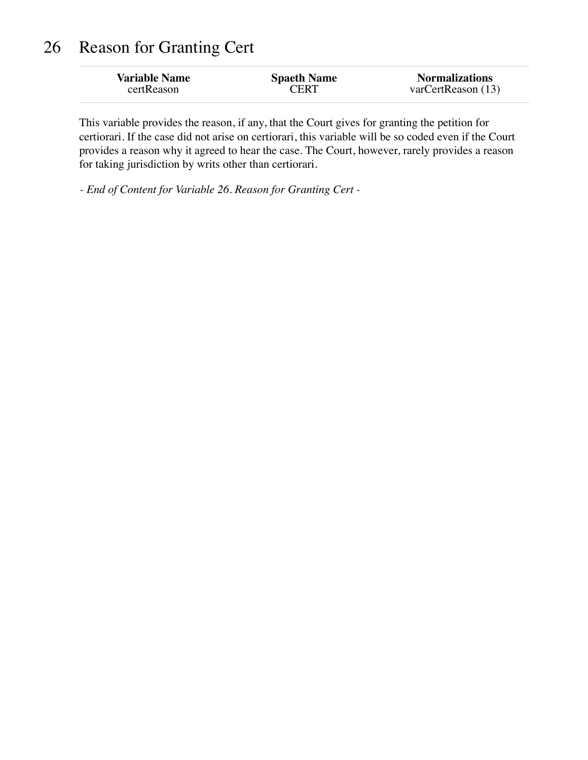# 26 Reason for Granting Cert

| Variable Name | Spaeth Name | Normalizations |
| --- | --- | --- |
| certReason | CERT | varCertReason (13) |

This variable provides the reason, if any, that the Court gives for granting the petition for certiorari. If the case did not arise on certiorari, this variable will be so coded even if the Court provides a reason why it agreed to hear the case. The Court, however, rarely provides a reason for taking jurisdiction by writs other than certiorari.

*- End of Content for Variable 26. Reason for Granting Cert -*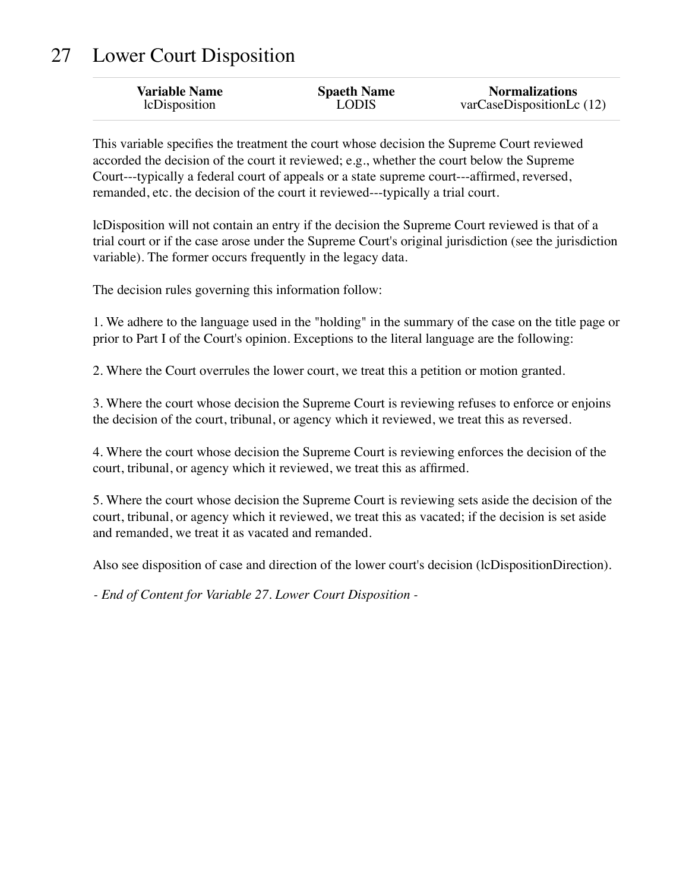# 27 Lower Court Disposition

| Variable Name | Spaeth Name | Normalizations |
|---|---|---|
| lcDisposition | LODIS | varCaseDispositionLc (12) |

This variable specifies the treatment the court whose decision the Supreme Court reviewed accorded the decision of the court it reviewed; e.g., whether the court below the Supreme Court---typically a federal court of appeals or a state supreme court---affirmed, reversed, remanded, etc. the decision of the court it reviewed---typically a trial court.

lcDisposition will not contain an entry if the decision the Supreme Court reviewed is that of a trial court or if the case arose under the Supreme Court's original jurisdiction (see the jurisdiction variable). The former occurs frequently in the legacy data.

The decision rules governing this information follow:

1. We adhere to the language used in the "holding" in the summary of the case on the title page or prior to Part I of the Court's opinion. Exceptions to the literal language are the following:

2. Where the Court overrules the lower court, we treat this a petition or motion granted.

3. Where the court whose decision the Supreme Court is reviewing refuses to enforce or enjoins the decision of the court, tribunal, or agency which it reviewed, we treat this as reversed.

4. Where the court whose decision the Supreme Court is reviewing enforces the decision of the court, tribunal, or agency which it reviewed, we treat this as affirmed.

5. Where the court whose decision the Supreme Court is reviewing sets aside the decision of the court, tribunal, or agency which it reviewed, we treat this as vacated; if the decision is set aside and remanded, we treat it as vacated and remanded.

Also see disposition of case and direction of the lower court's decision (lcDispositionDirection).

*- End of Content for Variable 27. Lower Court Disposition -*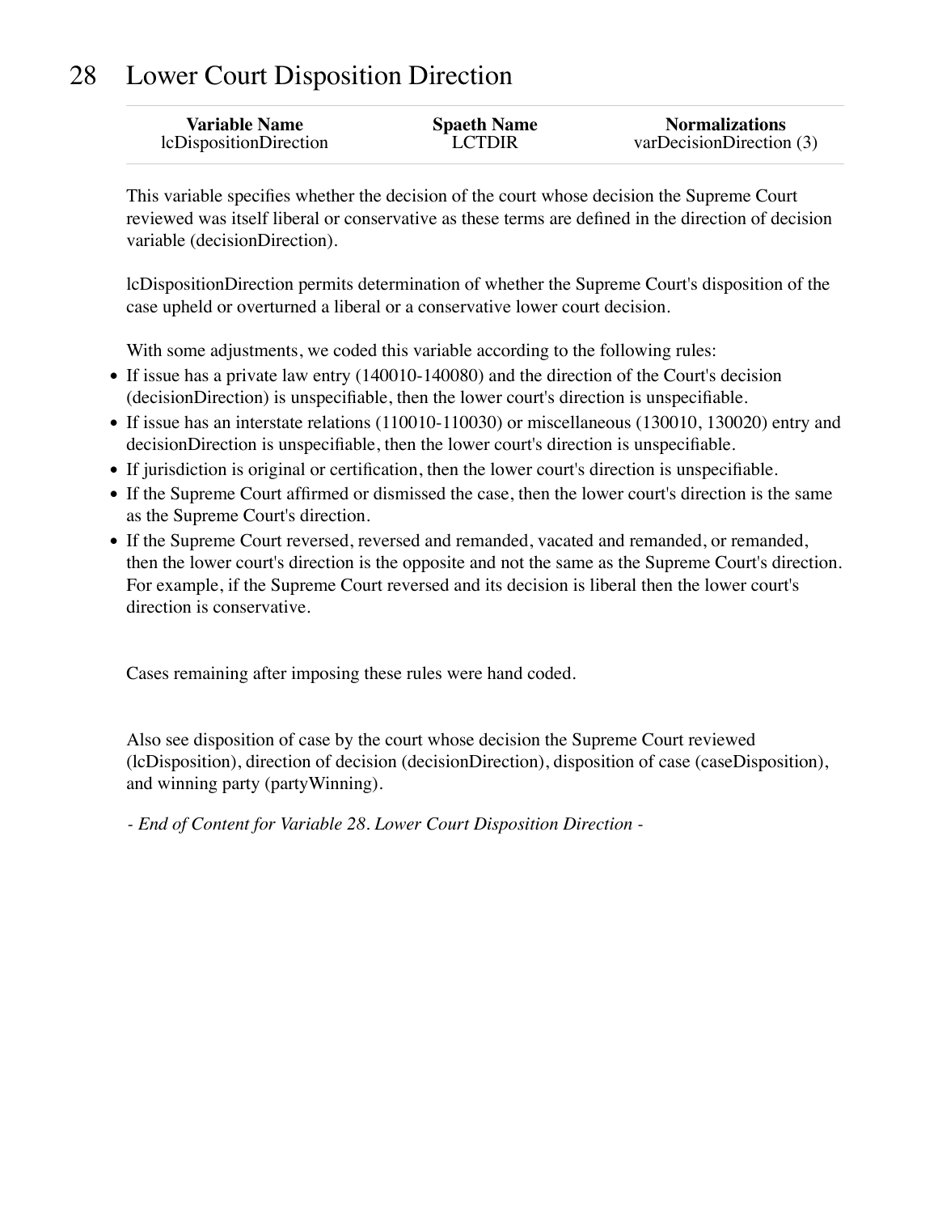# 28 Lower Court Disposition Direction

| Variable Name | Spaeth Name | Normalizations |
|---|---|---|
| lcDispositionDirection | LCTDIR | varDecisionDirection (3) |

This variable specifies whether the decision of the court whose decision the Supreme Court reviewed was itself liberal or conservative as these terms are defined in the direction of decision variable (decisionDirection).

lcDispositionDirection permits determination of whether the Supreme Court's disposition of the case upheld or overturned a liberal or a conservative lower court decision.

With some adjustments, we coded this variable according to the following rules:

- If issue has a private law entry (140010-140080) and the direction of the Court's decision (decisionDirection) is unspecifiable, then the lower court's direction is unspecifiable.
- If issue has an interstate relations (110010-110030) or miscellaneous (130010, 130020) entry and decisionDirection is unspecifiable, then the lower court's direction is unspecifiable.
- If jurisdiction is original or certification, then the lower court's direction is unspecifiable.
- If the Supreme Court affirmed or dismissed the case, then the lower court's direction is the same as the Supreme Court's direction.
- If the Supreme Court reversed, reversed and remanded, vacated and remanded, or remanded, then the lower court's direction is the opposite and not the same as the Supreme Court's direction. For example, if the Supreme Court reversed and its decision is liberal then the lower court's direction is conservative.

Cases remaining after imposing these rules were hand coded.

Also see disposition of case by the court whose decision the Supreme Court reviewed (lcDisposition), direction of decision (decisionDirection), disposition of case (caseDisposition), and winning party (partyWinning).

*- End of Content for Variable 28. Lower Court Disposition Direction -*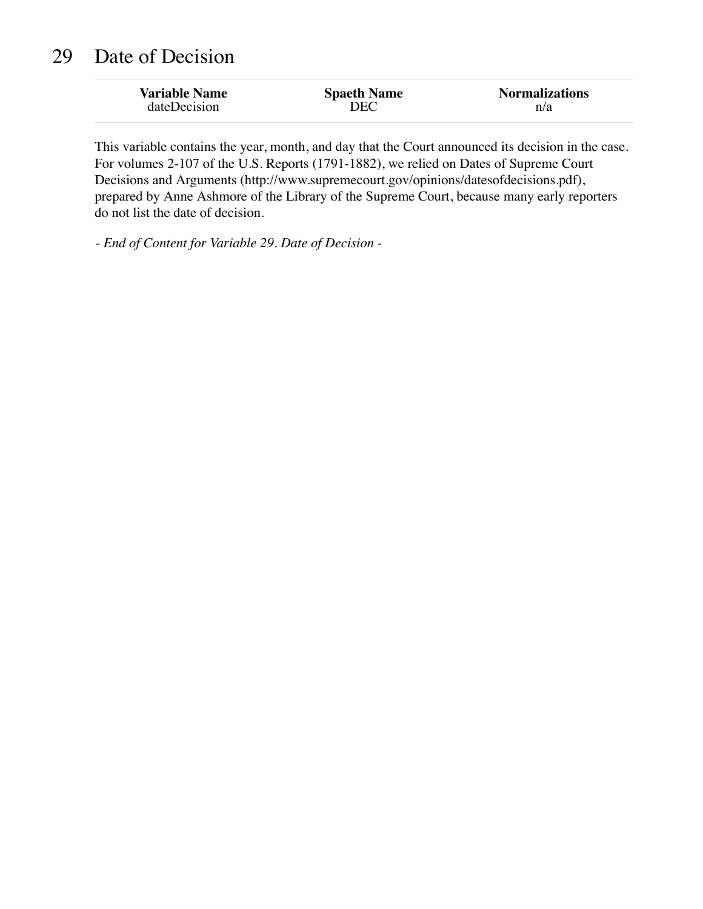# 29 Date of Decision

| Variable Name | Spaeth Name | Normalizations |
|---|---|---|
| dateDecision | DEC | n/a |

This variable contains the year, month, and day that the Court announced its decision in the case. For volumes 2-107 of the U.S. Reports (1791-1882), we relied on Dates of Supreme Court Decisions and Arguments (http://www.supremecourt.gov/opinions/datesofdecisions.pdf), prepared by Anne Ashmore of the Library of the Supreme Court, because many early reporters do not list the date of decision.

*- End of Content for Variable 29. Date of Decision -*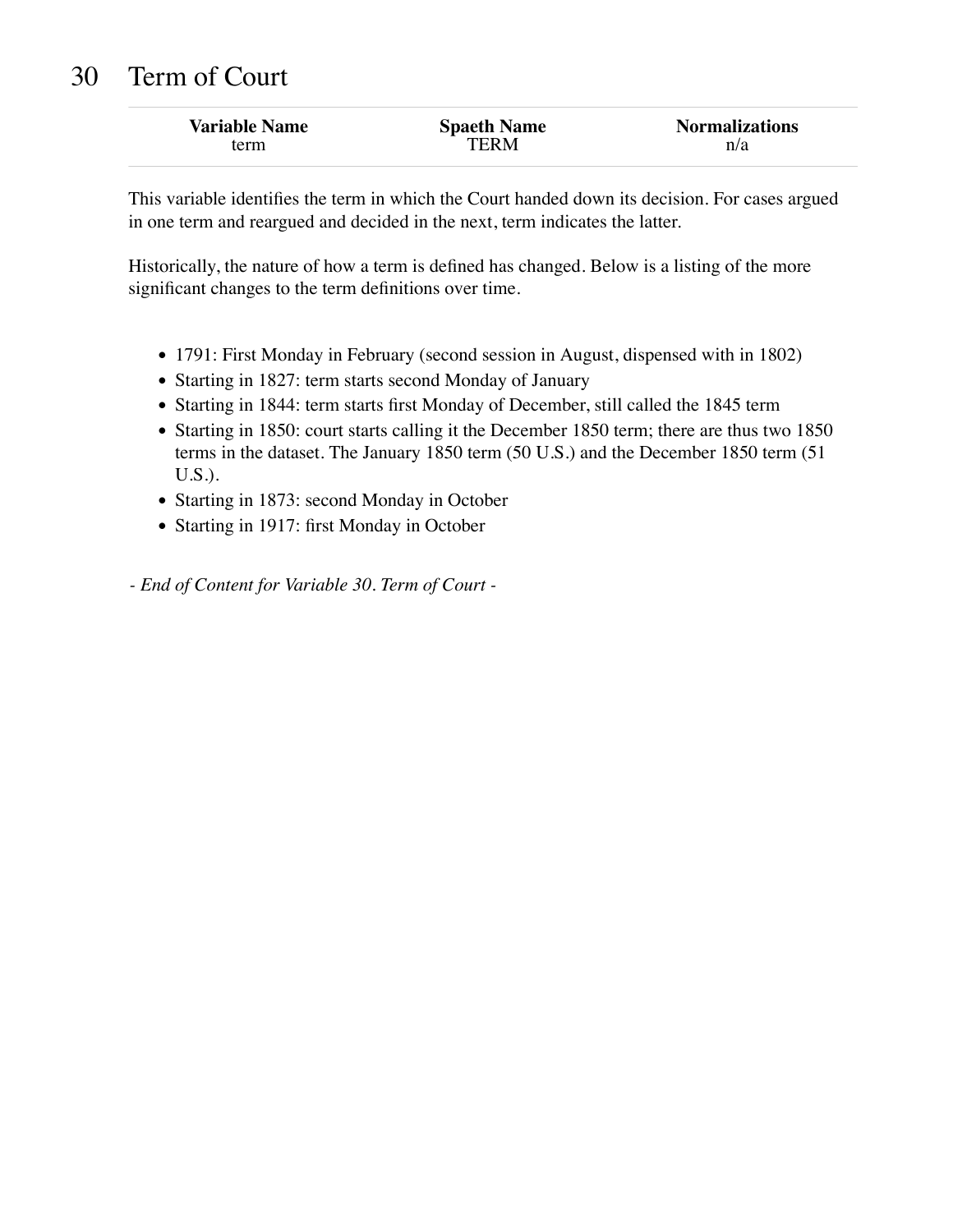# 30 Term of Court

| Variable Name | Spaeth Name | Normalizations |
| --- | --- | --- |
| term | TERM | n/a |

This variable identifies the term in which the Court handed down its decision. For cases argued in one term and reargued and decided in the next, term indicates the latter.

Historically, the nature of how a term is defined has changed. Below is a listing of the more significant changes to the term definitions over time.

- 1791: First Monday in February (second session in August, dispensed with in 1802)
- Starting in 1827: term starts second Monday of January
- Starting in 1844: term starts first Monday of December, still called the 1845 term
- Starting in 1850: court starts calling it the December 1850 term; there are thus two 1850 terms in the dataset. The January 1850 term (50 U.S.) and the December 1850 term (51 U.S.).
- Starting in 1873: second Monday in October
- Starting in 1917: first Monday in October

*- End of Content for Variable 30. Term of Court -*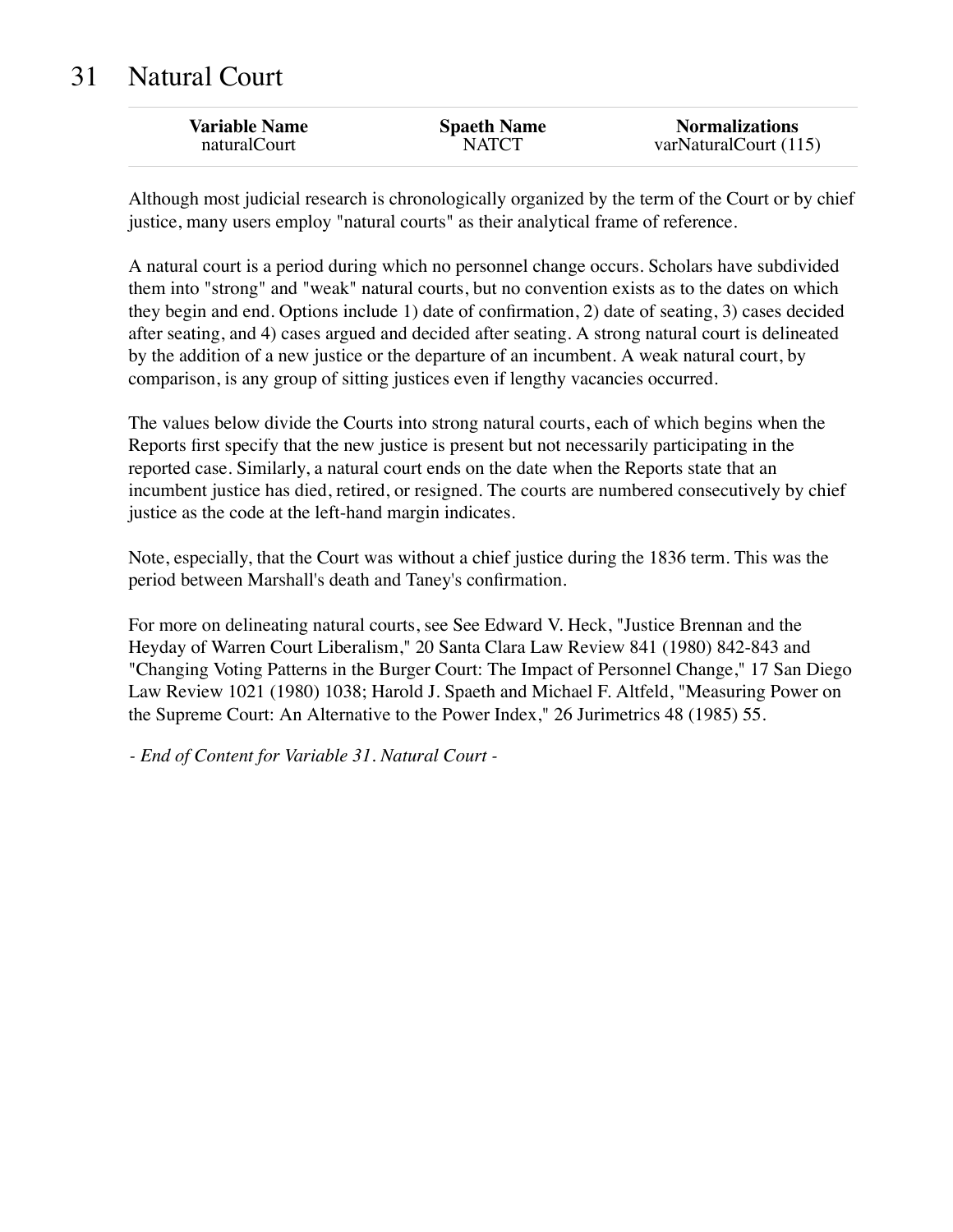# 31 Natural Court

| Variable Name | Spaeth Name | Normalizations |
| --- | --- | --- |
| naturalCourt | NATCT | varNaturalCourt (115) |

Although most judicial research is chronologically organized by the term of the Court or by chief justice, many users employ "natural courts" as their analytical frame of reference.

A natural court is a period during which no personnel change occurs. Scholars have subdivided them into "strong" and "weak" natural courts, but no convention exists as to the dates on which they begin and end. Options include 1) date of confirmation, 2) date of seating, 3) cases decided after seating, and 4) cases argued and decided after seating. A strong natural court is delineated by the addition of a new justice or the departure of an incumbent. A weak natural court, by comparison, is any group of sitting justices even if lengthy vacancies occurred.

The values below divide the Courts into strong natural courts, each of which begins when the Reports first specify that the new justice is present but not necessarily participating in the reported case. Similarly, a natural court ends on the date when the Reports state that an incumbent justice has died, retired, or resigned. The courts are numbered consecutively by chief justice as the code at the left-hand margin indicates.

Note, especially, that the Court was without a chief justice during the 1836 term. This was the period between Marshall's death and Taney's confirmation.

For more on delineating natural courts, see See Edward V. Heck, "Justice Brennan and the Heyday of Warren Court Liberalism," 20 Santa Clara Law Review 841 (1980) 842-843 and "Changing Voting Patterns in the Burger Court: The Impact of Personnel Change," 17 San Diego Law Review 1021 (1980) 1038; Harold J. Spaeth and Michael F. Altfeld, "Measuring Power on the Supreme Court: An Alternative to the Power Index," 26 Jurimetrics 48 (1985) 55.

*- End of Content for Variable 31. Natural Court -*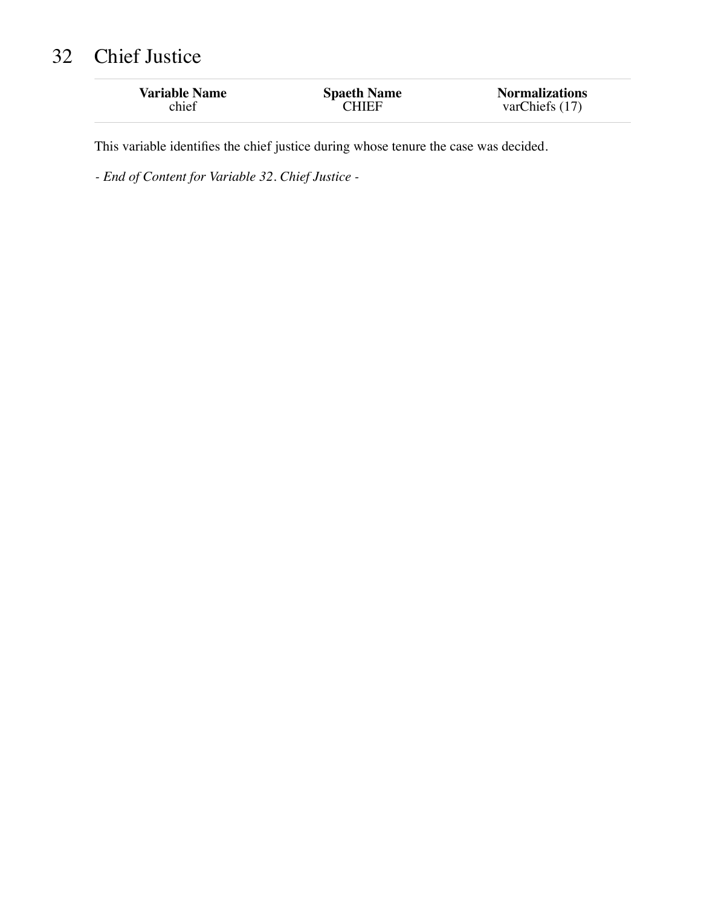# 32 Chief Justice

| Variable Name | Spaeth Name | Normalizations |
|---|---|---|
| chief | CHIEF | varChiefs (17) |

This variable identifies the chief justice during whose tenure the case was decided.

*- End of Content for Variable 32. Chief Justice -*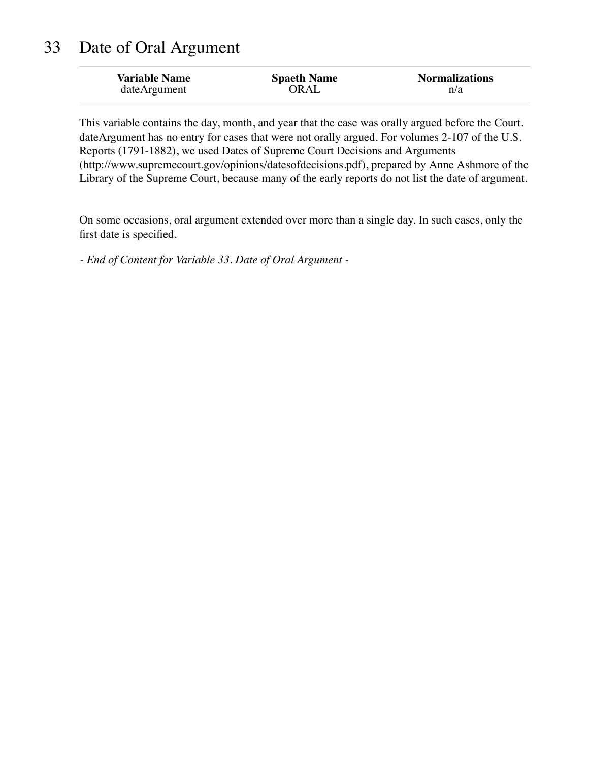# 33 Date of Oral Argument

| Variable Name | Spaeth Name | Normalizations |
|---|---|---|
| dateArgument | ORAL | n/a |

This variable contains the day, month, and year that the case was orally argued before the Court. dateArgument has no entry for cases that were not orally argued. For volumes 2-107 of the U.S. Reports (1791-1882), we used Dates of Supreme Court Decisions and Arguments (http://www.supremecourt.gov/opinions/datesofdecisions.pdf), prepared by Anne Ashmore of the Library of the Supreme Court, because many of the early reports do not list the date of argument.

On some occasions, oral argument extended over more than a single day. In such cases, only the first date is specified.

*- End of Content for Variable 33. Date of Oral Argument -*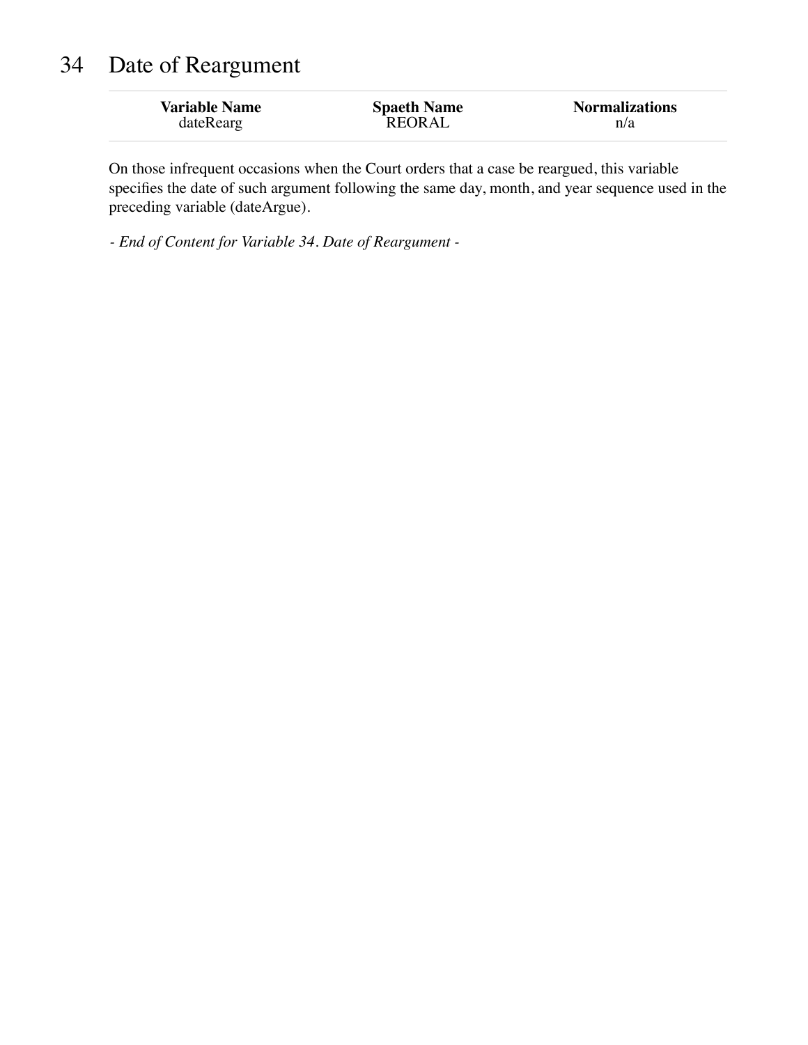# 34 Date of Reargument

| Variable Name | Spaeth Name | Normalizations |
|---|---|---|
| dateRearg | REORAL | n/a |

On those infrequent occasions when the Court orders that a case be reargued, this variable specifies the date of such argument following the same day, month, and year sequence used in the preceding variable (dateArgue).

*- End of Content for Variable 34. Date of Reargument -*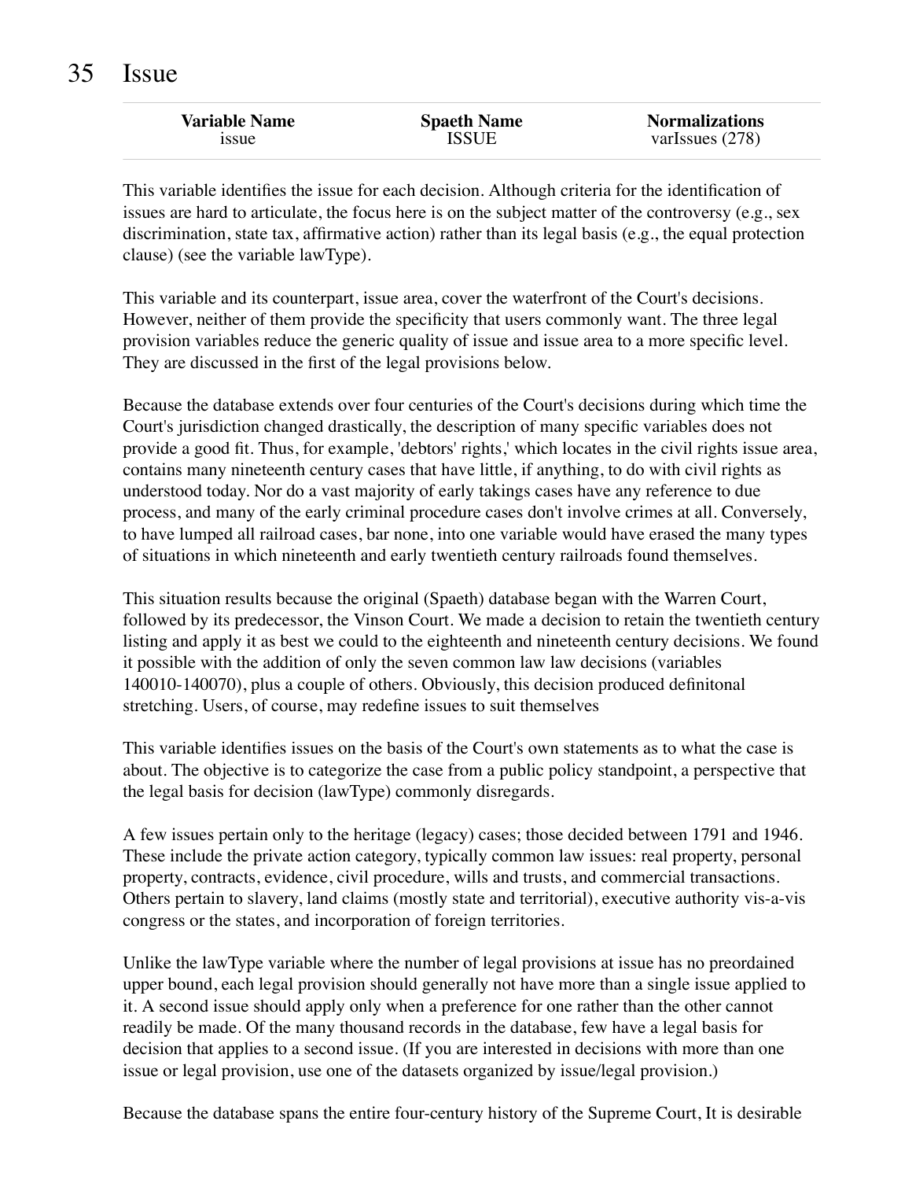# 35 Issue

| Variable Name | Spaeth Name | Normalizations |
|---|---|---|
| issue | ISSUE | varIssues (278) |

This variable identifies the issue for each decision. Although criteria for the identification of issues are hard to articulate, the focus here is on the subject matter of the controversy (e.g., sex discrimination, state tax, affirmative action) rather than its legal basis (e.g., the equal protection clause) (see the variable lawType).

This variable and its counterpart, issue area, cover the waterfront of the Court's decisions. However, neither of them provide the specificity that users commonly want. The three legal provision variables reduce the generic quality of issue and issue area to a more specific level. They are discussed in the first of the legal provisions below.

Because the database extends over four centuries of the Court's decisions during which time the Court's jurisdiction changed drastically, the description of many specific variables does not provide a good fit. Thus, for example, 'debtors' rights,' which locates in the civil rights issue area, contains many nineteenth century cases that have little, if anything, to do with civil rights as understood today. Nor do a vast majority of early takings cases have any reference to due process, and many of the early criminal procedure cases don't involve crimes at all. Conversely, to have lumped all railroad cases, bar none, into one variable would have erased the many types of situations in which nineteenth and early twentieth century railroads found themselves.

This situation results because the original (Spaeth) database began with the Warren Court, followed by its predecessor, the Vinson Court. We made a decision to retain the twentieth century listing and apply it as best we could to the eighteenth and nineteenth century decisions. We found it possible with the addition of only the seven common law law decisions (variables 140010-140070), plus a couple of others. Obviously, this decision produced definitonal stretching. Users, of course, may redefine issues to suit themselves

This variable identifies issues on the basis of the Court's own statements as to what the case is about. The objective is to categorize the case from a public policy standpoint, a perspective that the legal basis for decision (lawType) commonly disregards.

A few issues pertain only to the heritage (legacy) cases; those decided between 1791 and 1946. These include the private action category, typically common law issues: real property, personal property, contracts, evidence, civil procedure, wills and trusts, and commercial transactions. Others pertain to slavery, land claims (mostly state and territorial), executive authority vis-a-vis congress or the states, and incorporation of foreign territories.

Unlike the lawType variable where the number of legal provisions at issue has no preordained upper bound, each legal provision should generally not have more than a single issue applied to it. A second issue should apply only when a preference for one rather than the other cannot readily be made. Of the many thousand records in the database, few have a legal basis for decision that applies to a second issue. (If you are interested in decisions with more than one issue or legal provision, use one of the datasets organized by issue/legal provision.)

Because the database spans the entire four-century history of the Supreme Court, It is desirable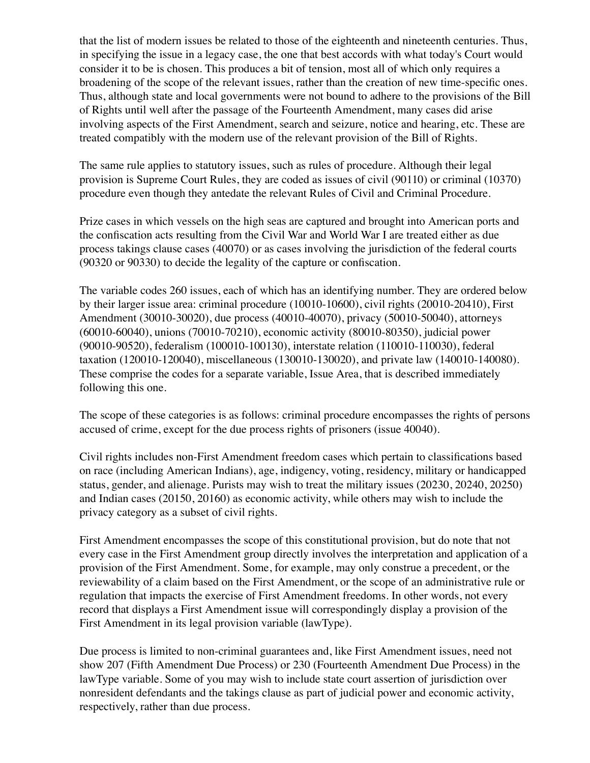that the list of modern issues be related to those of the eighteenth and nineteenth centuries. Thus, in specifying the issue in a legacy case, the one that best accords with what today's Court would consider it to be is chosen. This produces a bit of tension, most all of which only requires a broadening of the scope of the relevant issues, rather than the creation of new time-specific ones. Thus, although state and local governments were not bound to adhere to the provisions of the Bill of Rights until well after the passage of the Fourteenth Amendment, many cases did arise involving aspects of the First Amendment, search and seizure, notice and hearing, etc. These are treated compatibly with the modern use of the relevant provision of the Bill of Rights.

The same rule applies to statutory issues, such as rules of procedure. Although their legal provision is Supreme Court Rules, they are coded as issues of civil (90110) or criminal (10370) procedure even though they antedate the relevant Rules of Civil and Criminal Procedure.

Prize cases in which vessels on the high seas are captured and brought into American ports and the confiscation acts resulting from the Civil War and World War I are treated either as due process takings clause cases (40070) or as cases involving the jurisdiction of the federal courts (90320 or 90330) to decide the legality of the capture or confiscation.

The variable codes 260 issues, each of which has an identifying number. They are ordered below by their larger issue area: criminal procedure (10010-10600), civil rights (20010-20410), First Amendment (30010-30020), due process (40010-40070), privacy (50010-50040), attorneys (60010-60040), unions (70010-70210), economic activity (80010-80350), judicial power (90010-90520), federalism (100010-100130), interstate relation (110010-110030), federal taxation (120010-120040), miscellaneous (130010-130020), and private law (140010-140080). These comprise the codes for a separate variable, Issue Area, that is described immediately following this one.

The scope of these categories is as follows: criminal procedure encompasses the rights of persons accused of crime, except for the due process rights of prisoners (issue 40040).

Civil rights includes non-First Amendment freedom cases which pertain to classifications based on race (including American Indians), age, indigency, voting, residency, military or handicapped status, gender, and alienage. Purists may wish to treat the military issues (20230, 20240, 20250) and Indian cases (20150, 20160) as economic activity, while others may wish to include the privacy category as a subset of civil rights.

First Amendment encompasses the scope of this constitutional provision, but do note that not every case in the First Amendment group directly involves the interpretation and application of a provision of the First Amendment. Some, for example, may only construe a precedent, or the reviewability of a claim based on the First Amendment, or the scope of an administrative rule or regulation that impacts the exercise of First Amendment freedoms. In other words, not every record that displays a First Amendment issue will correspondingly display a provision of the First Amendment in its legal provision variable (lawType).

Due process is limited to non-criminal guarantees and, like First Amendment issues, need not show 207 (Fifth Amendment Due Process) or 230 (Fourteenth Amendment Due Process) in the lawType variable. Some of you may wish to include state court assertion of jurisdiction over nonresident defendants and the takings clause as part of judicial power and economic activity, respectively, rather than due process.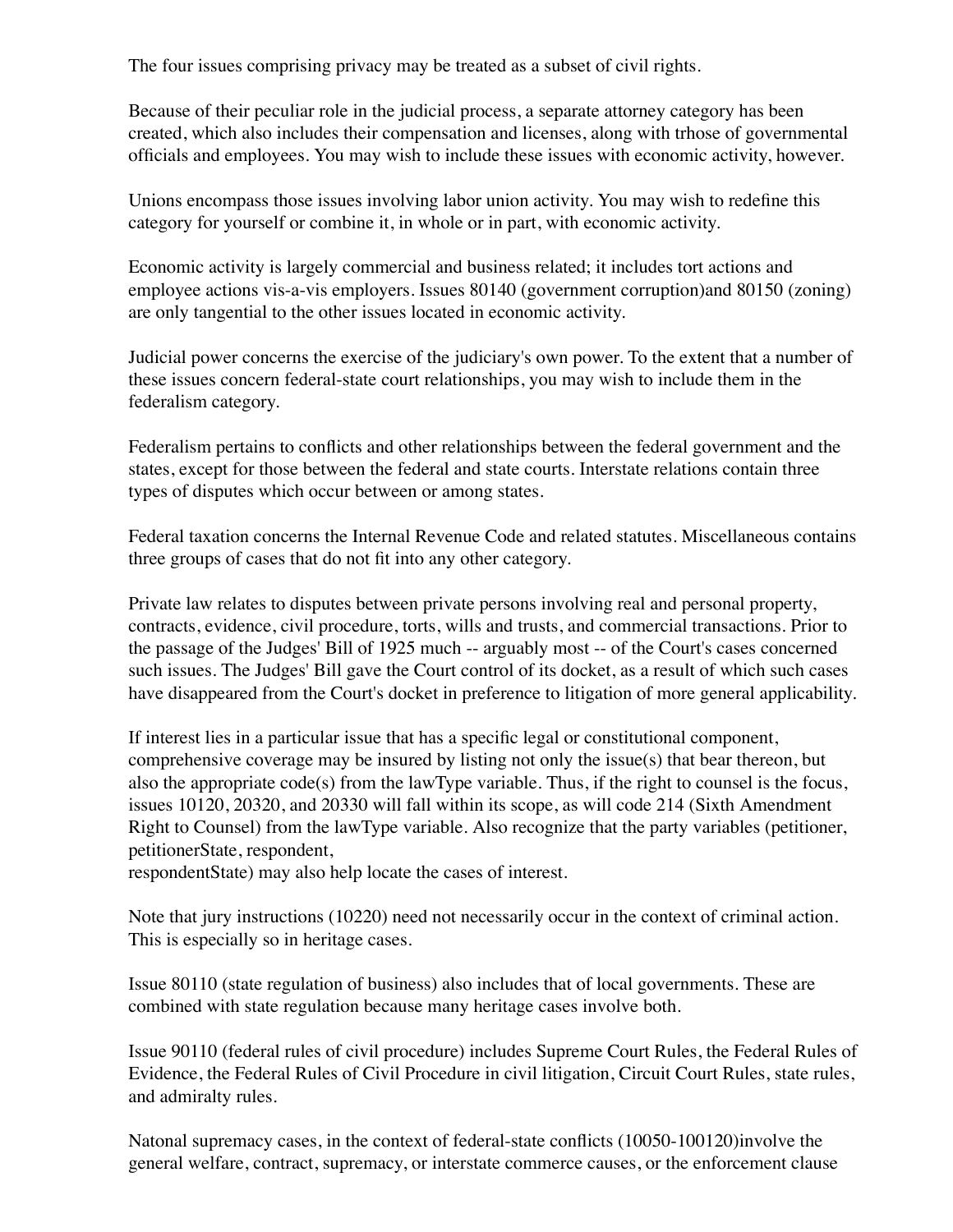The four issues comprising privacy may be treated as a subset of civil rights.

Because of their peculiar role in the judicial process, a separate attorney category has been created, which also includes their compensation and licenses, along with trhose of governmental officials and employees. You may wish to include these issues with economic activity, however.

Unions encompass those issues involving labor union activity. You may wish to redefine this category for yourself or combine it, in whole or in part, with economic activity.

Economic activity is largely commercial and business related; it includes tort actions and employee actions vis-a-vis employers. Issues 80140 (government corruption)and 80150 (zoning) are only tangential to the other issues located in economic activity.

Judicial power concerns the exercise of the judiciary's own power. To the extent that a number of these issues concern federal-state court relationships, you may wish to include them in the federalism category.

Federalism pertains to conflicts and other relationships between the federal government and the states, except for those between the federal and state courts. Interstate relations contain three types of disputes which occur between or among states.

Federal taxation concerns the Internal Revenue Code and related statutes. Miscellaneous contains three groups of cases that do not fit into any other category.

Private law relates to disputes between private persons involving real and personal property, contracts, evidence, civil procedure, torts, wills and trusts, and commercial transactions. Prior to the passage of the Judges' Bill of 1925 much -- arguably most -- of the Court's cases concerned such issues. The Judges' Bill gave the Court control of its docket, as a result of which such cases have disappeared from the Court's docket in preference to litigation of more general applicability.

If interest lies in a particular issue that has a specific legal or constitutional component, comprehensive coverage may be insured by listing not only the issue(s) that bear thereon, but also the appropriate code(s) from the lawType variable. Thus, if the right to counsel is the focus, issues 10120, 20320, and 20330 will fall within its scope, as will code 214 (Sixth Amendment Right to Counsel) from the lawType variable. Also recognize that the party variables (petitioner, petitionerState, respondent,
respondentState) may also help locate the cases of interest.

Note that jury instructions (10220) need not necessarily occur in the context of criminal action. This is especially so in heritage cases.

Issue 80110 (state regulation of business) also includes that of local governments. These are combined with state regulation because many heritage cases involve both.

Issue 90110 (federal rules of civil procedure) includes Supreme Court Rules, the Federal Rules of Evidence, the Federal Rules of Civil Procedure in civil litigation, Circuit Court Rules, state rules, and admiralty rules.

Natonal supremacy cases, in the context of federal-state conflicts (10050-100120)involve the general welfare, contract, supremacy, or interstate commerce causes, or the enforcement clause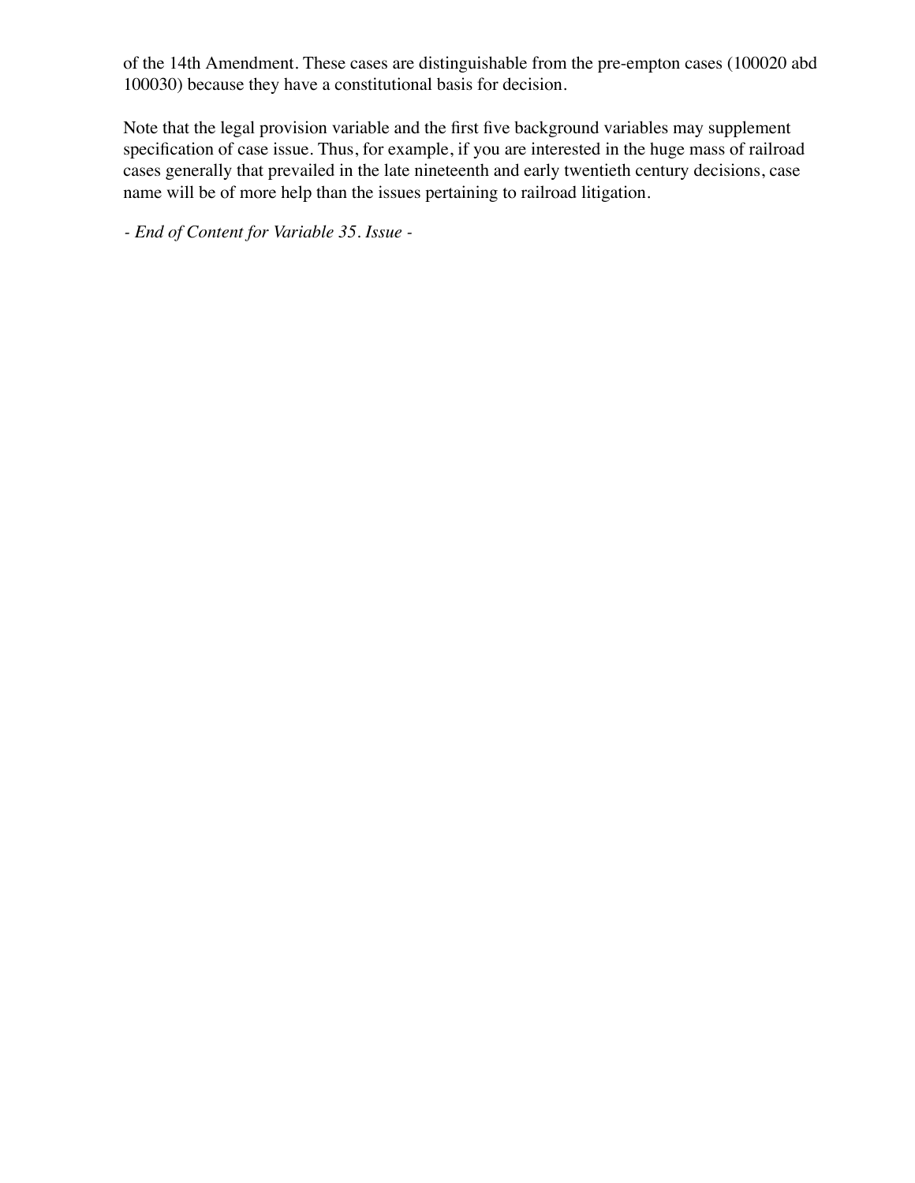of the 14th Amendment. These cases are distinguishable from the pre-empton cases (100020 abd 100030) because they have a constitutional basis for decision.

Note that the legal provision variable and the first five background variables may supplement specification of case issue. Thus, for example, if you are interested in the huge mass of railroad cases generally that prevailed in the late nineteenth and early twentieth century decisions, case name will be of more help than the issues pertaining to railroad litigation.

*- End of Content for Variable 35. Issue -*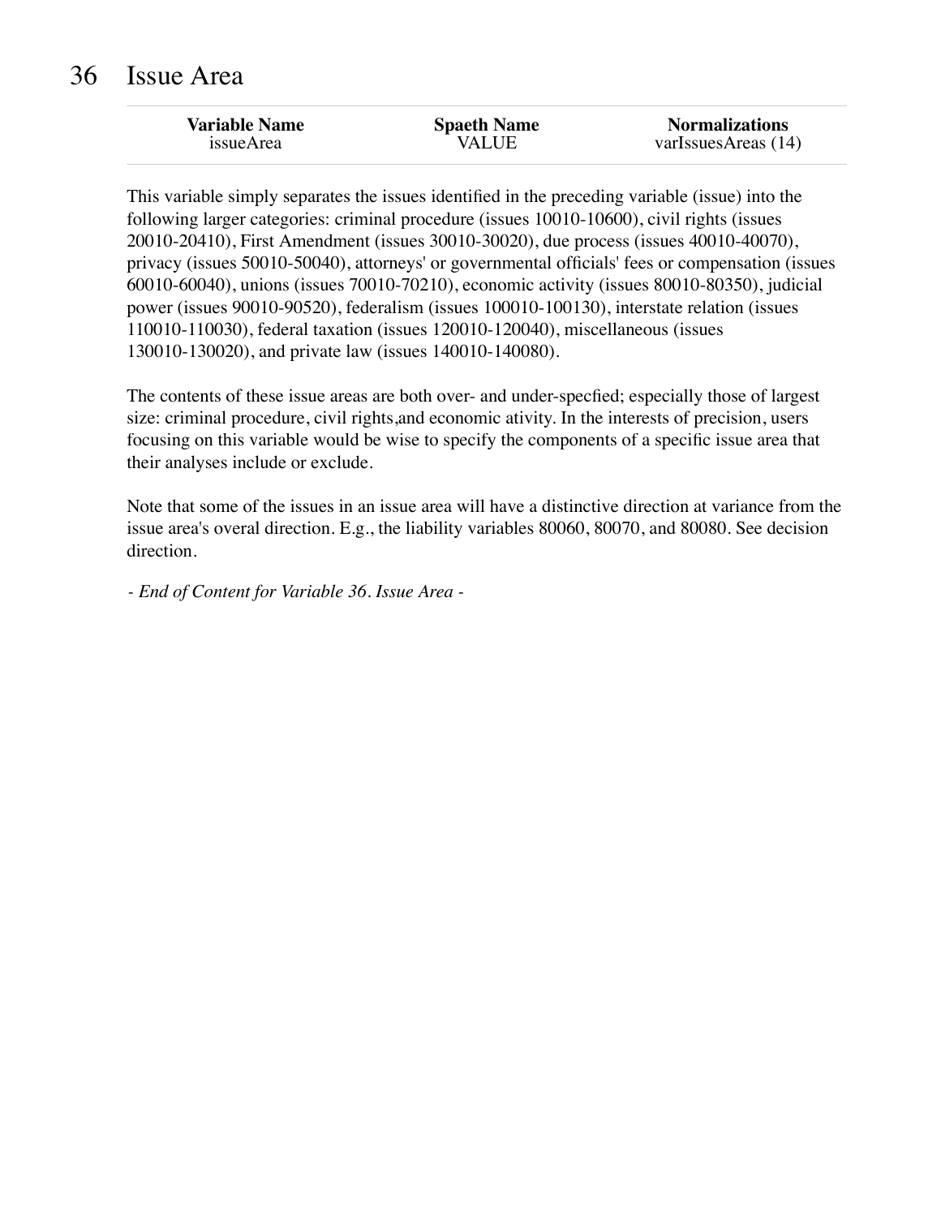# 36 Issue Area

| Variable Name | Spaeth Name | Normalizations |
|---|---|---|
| issueArea | VALUE | varIssuesAreas (14) |

This variable simply separates the issues identified in the preceding variable (issue) into the following larger categories: criminal procedure (issues 10010-10600), civil rights (issues 20010-20410), First Amendment (issues 30010-30020), due process (issues 40010-40070), privacy (issues 50010-50040), attorneys' or governmental officials' fees or compensation (issues 60010-60040), unions (issues 70010-70210), economic activity (issues 80010-80350), judicial power (issues 90010-90520), federalism (issues 100010-100130), interstate relation (issues 110010-110030), federal taxation (issues 120010-120040), miscellaneous (issues 130010-130020), and private law (issues 140010-140080).

The contents of these issue areas are both over- and under-specfied; especially those of largest size: criminal procedure, civil rights,and economic ativity. In the interests of precision, users focusing on this variable would be wise to specify the components of a specific issue area that their analyses include or exclude.

Note that some of the issues in an issue area will have a distinctive direction at variance from the issue area's overal direction. E.g., the liability variables 80060, 80070, and 80080. See decision direction.

*- End of Content for Variable 36. Issue Area -*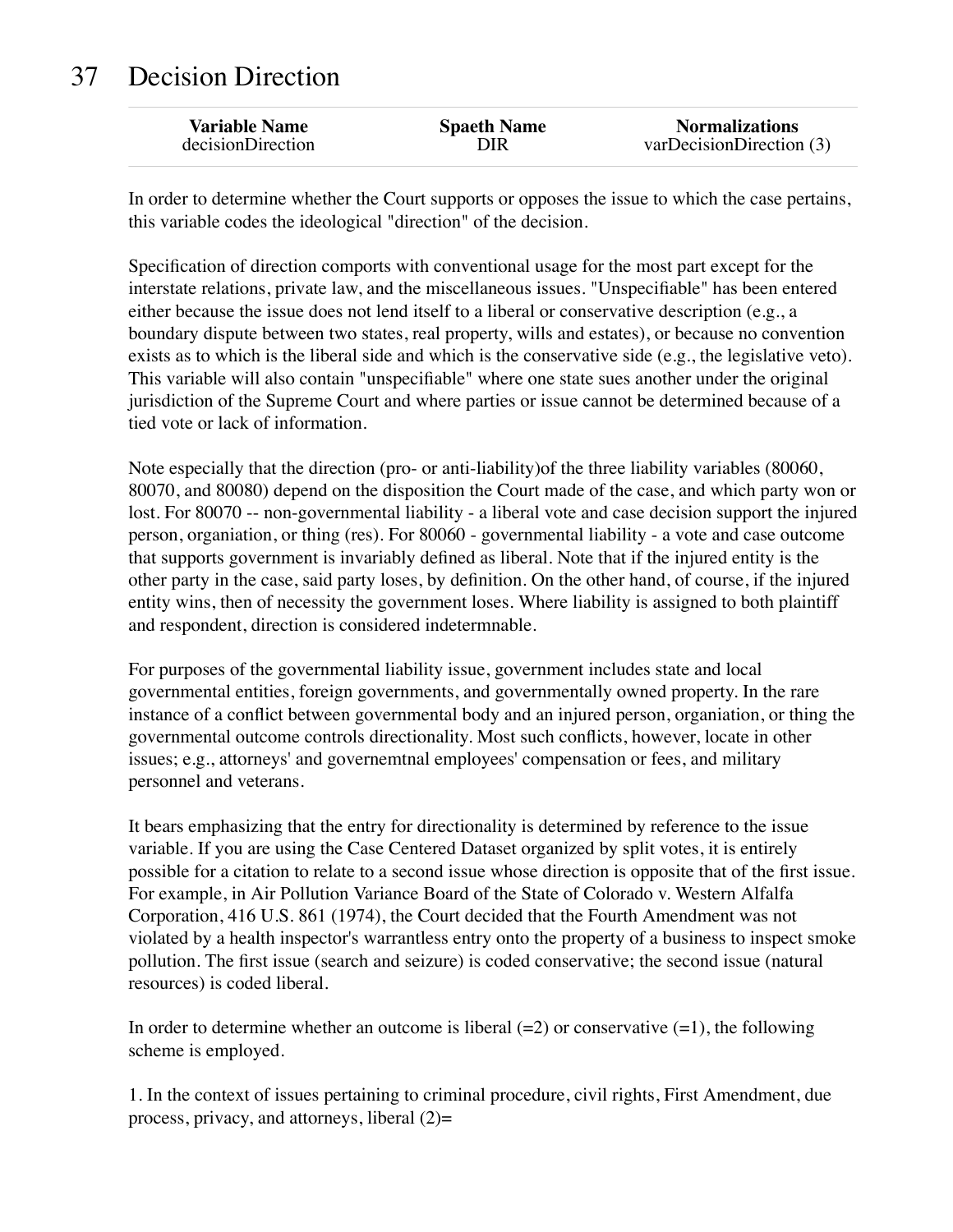# 37 Decision Direction

| Variable Name | Spaeth Name | Normalizations |
|---|---|---|
| decisionDirection | DIR | varDecisionDirection (3) |

In order to determine whether the Court supports or opposes the issue to which the case pertains, this variable codes the ideological "direction" of the decision.

Specification of direction comports with conventional usage for the most part except for the interstate relations, private law, and the miscellaneous issues. "Unspecifiable" has been entered either because the issue does not lend itself to a liberal or conservative description (e.g., a boundary dispute between two states, real property, wills and estates), or because no convention exists as to which is the liberal side and which is the conservative side (e.g., the legislative veto). This variable will also contain "unspecifiable" where one state sues another under the original jurisdiction of the Supreme Court and where parties or issue cannot be determined because of a tied vote or lack of information.

Note especially that the direction (pro- or anti-liability)of the three liability variables (80060, 80070, and 80080) depend on the disposition the Court made of the case, and which party won or lost. For 80070 -- non-governmental liability - a liberal vote and case decision support the injured person, organiation, or thing (res). For 80060 - governmental liability - a vote and case outcome that supports government is invariably defined as liberal. Note that if the injured entity is the other party in the case, said party loses, by definition. On the other hand, of course, if the injured entity wins, then of necessity the government loses. Where liability is assigned to both plaintiff and respondent, direction is considered indetermnable.

For purposes of the governmental liability issue, government includes state and local governmental entities, foreign governments, and governmentally owned property. In the rare instance of a conflict between governmental body and an injured person, organiation, or thing the governmental outcome controls directionality. Most such conflicts, however, locate in other issues; e.g., attorneys' and governemtnal employees' compensation or fees, and military personnel and veterans.

It bears emphasizing that the entry for directionality is determined by reference to the issue variable. If you are using the Case Centered Dataset organized by split votes, it is entirely possible for a citation to relate to a second issue whose direction is opposite that of the first issue. For example, in Air Pollution Variance Board of the State of Colorado v. Western Alfalfa Corporation, 416 U.S. 861 (1974), the Court decided that the Fourth Amendment was not violated by a health inspector's warrantless entry onto the property of a business to inspect smoke pollution. The first issue (search and seizure) is coded conservative; the second issue (natural resources) is coded liberal.

In order to determine whether an outcome is liberal (=2) or conservative (=1), the following scheme is employed.

1. In the context of issues pertaining to criminal procedure, civil rights, First Amendment, due process, privacy, and attorneys, liberal (2)=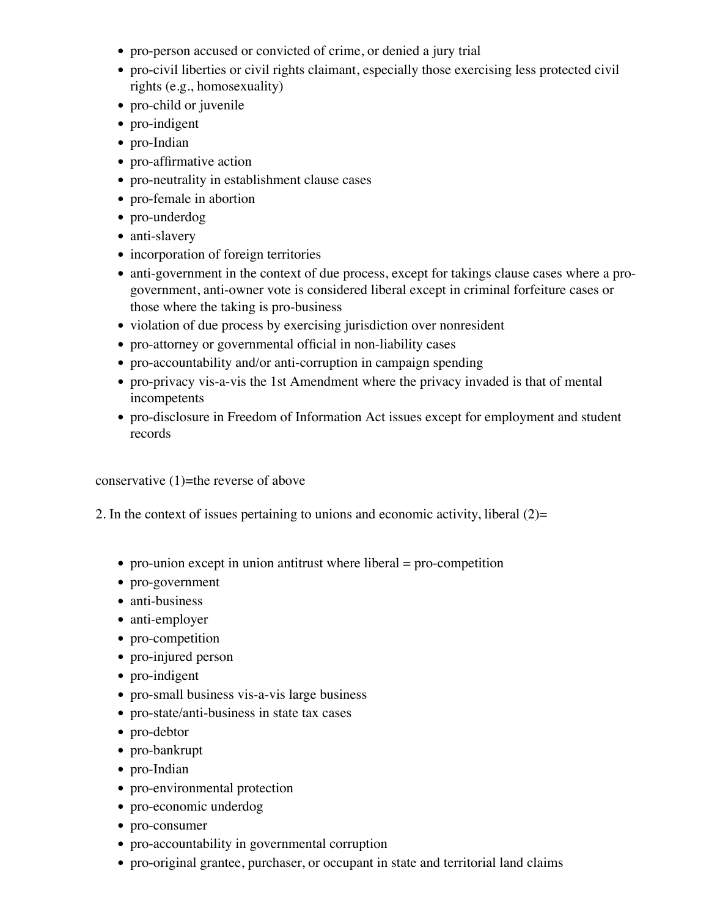- pro-person accused or convicted of crime, or denied a jury trial
- pro-civil liberties or civil rights claimant, especially those exercising less protected civil rights (e.g., homosexuality)
- pro-child or juvenile
- pro-indigent
- pro-Indian
- pro-affirmative action
- pro-neutrality in establishment clause cases
- pro-female in abortion
- pro-underdog
- anti-slavery
- incorporation of foreign territories
- anti-government in the context of due process, except for takings clause cases where a pro-government, anti-owner vote is considered liberal except in criminal forfeiture cases or those where the taking is pro-business
- violation of due process by exercising jurisdiction over nonresident
- pro-attorney or governmental official in non-liability cases
- pro-accountability and/or anti-corruption in campaign spending
- pro-privacy vis-a-vis the 1st Amendment where the privacy invaded is that of mental incompetents
- pro-disclosure in Freedom of Information Act issues except for employment and student records

conservative (1)=the reverse of above

2. In the context of issues pertaining to unions and economic activity, liberal (2)=

- pro-union except in union antitrust where liberal = pro-competition
- pro-government
- anti-business
- anti-employer
- pro-competition
- pro-injured person
- pro-indigent
- pro-small business vis-a-vis large business
- pro-state/anti-business in state tax cases
- pro-debtor
- pro-bankrupt
- pro-Indian
- pro-environmental protection
- pro-economic underdog
- pro-consumer
- pro-accountability in governmental corruption
- pro-original grantee, purchaser, or occupant in state and territorial land claims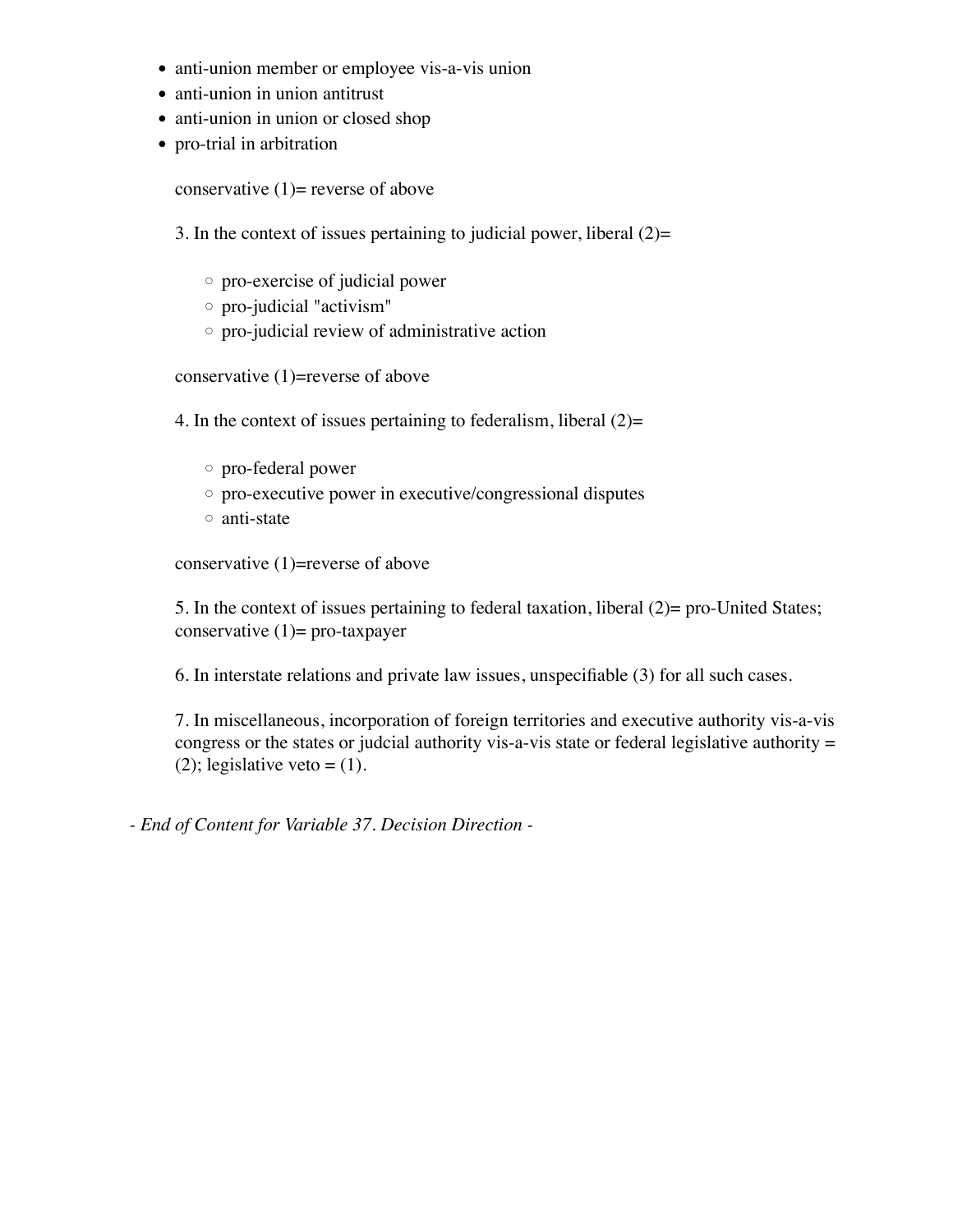- anti-union member or employee vis-a-vis union
- anti-union in union antitrust
- anti-union in union or closed shop
- pro-trial in arbitration

  conservative (1)= reverse of above

  3. In the context of issues pertaining to judicial power, liberal (2)=

     - pro-exercise of judicial power
     - pro-judicial "activism"
     - pro-judicial review of administrative action

  conservative (1)=reverse of above

  4. In the context of issues pertaining to federalism, liberal (2)=

     - pro-federal power
     - pro-executive power in executive/congressional disputes
     - anti-state

  conservative (1)=reverse of above

  5. In the context of issues pertaining to federal taxation, liberal (2)= pro-United States; conservative (1)= pro-taxpayer

  6. In interstate relations and private law issues, unspecifiable (3) for all such cases.

  7. In miscellaneous, incorporation of foreign territories and executive authority vis-a-vis congress or the states or judcial authority vis-a-vis state or federal legislative authority = (2); legislative veto = (1).

*- End of Content for Variable 37. Decision Direction -*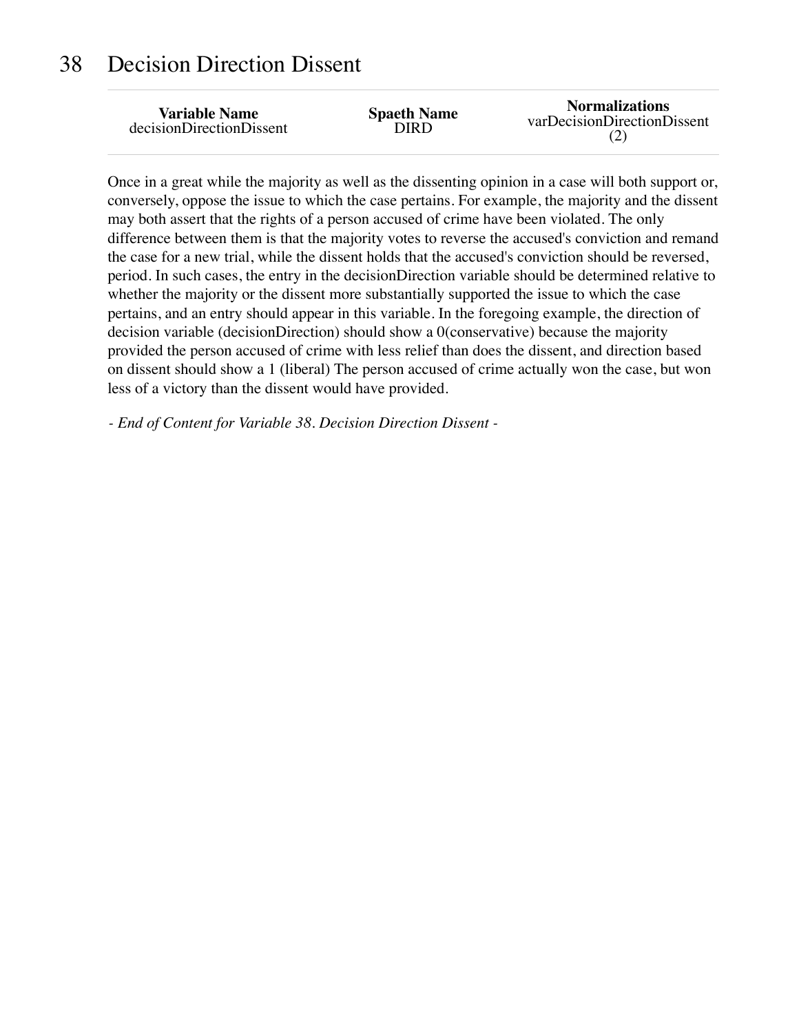# 38 Decision Direction Dissent

| Variable Name | Spaeth Name | Normalizations |
| --- | --- | --- |
| decisionDirectionDissent | DIRD | varDecisionDirectionDissent (2) |

Once in a great while the majority as well as the dissenting opinion in a case will both support or, conversely, oppose the issue to which the case pertains. For example, the majority and the dissent may both assert that the rights of a person accused of crime have been violated. The only difference between them is that the majority votes to reverse the accused's conviction and remand the case for a new trial, while the dissent holds that the accused's conviction should be reversed, period. In such cases, the entry in the decisionDirection variable should be determined relative to whether the majority or the dissent more substantially supported the issue to which the case pertains, and an entry should appear in this variable. In the foregoing example, the direction of decision variable (decisionDirection) should show a 0(conservative) because the majority provided the person accused of crime with less relief than does the dissent, and direction based on dissent should show a 1 (liberal) The person accused of crime actually won the case, but won less of a victory than the dissent would have provided.

*- End of Content for Variable 38. Decision Direction Dissent -*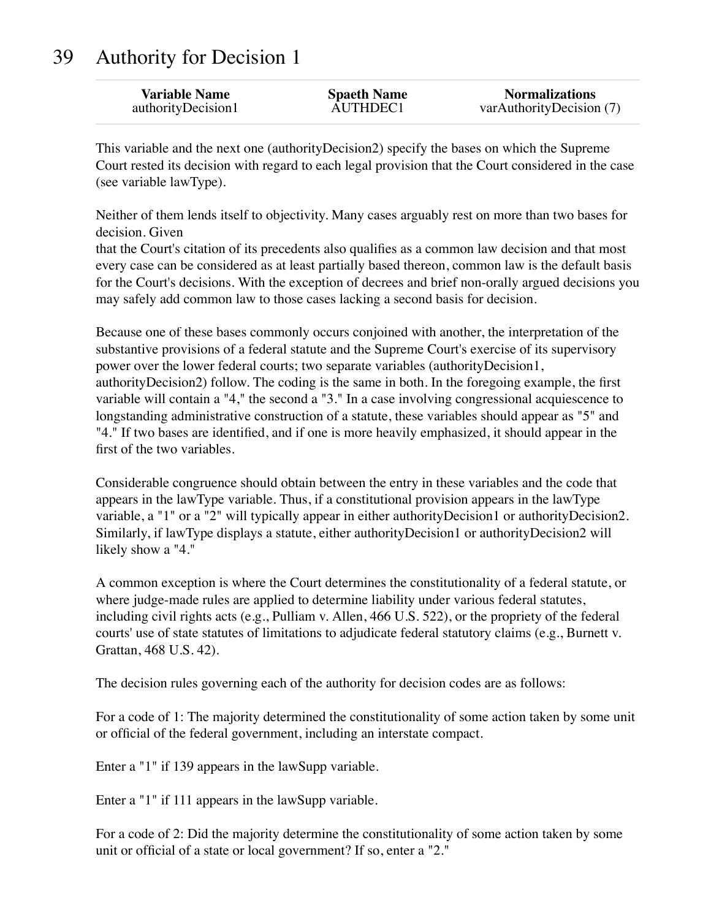# 39 Authority for Decision 1

| Variable Name | Spaeth Name | Normalizations |
|---|---|---|
| authorityDecision1 | AUTHDEC1 | varAuthorityDecision (7) |

This variable and the next one (authorityDecision2) specify the bases on which the Supreme Court rested its decision with regard to each legal provision that the Court considered in the case (see variable lawType).

Neither of them lends itself to objectivity. Many cases arguably rest on more than two bases for decision. Given
that the Court's citation of its precedents also qualifies as a common law decision and that most every case can be considered as at least partially based thereon, common law is the default basis for the Court's decisions. With the exception of decrees and brief non-orally argued decisions you may safely add common law to those cases lacking a second basis for decision.

Because one of these bases commonly occurs conjoined with another, the interpretation of the substantive provisions of a federal statute and the Supreme Court's exercise of its supervisory power over the lower federal courts; two separate variables (authorityDecision1, authorityDecision2) follow. The coding is the same in both. In the foregoing example, the first variable will contain a "4," the second a "3." In a case involving congressional acquiescence to longstanding administrative construction of a statute, these variables should appear as "5" and "4." If two bases are identified, and if one is more heavily emphasized, it should appear in the first of the two variables.

Considerable congruence should obtain between the entry in these variables and the code that appears in the lawType variable. Thus, if a constitutional provision appears in the lawType variable, a "1" or a "2" will typically appear in either authorityDecision1 or authorityDecision2. Similarly, if lawType displays a statute, either authorityDecision1 or authorityDecision2 will likely show a "4."

A common exception is where the Court determines the constitutionality of a federal statute, or where judge-made rules are applied to determine liability under various federal statutes, including civil rights acts (e.g., Pulliam v. Allen, 466 U.S. 522), or the propriety of the federal courts' use of state statutes of limitations to adjudicate federal statutory claims (e.g., Burnett v. Grattan, 468 U.S. 42).

The decision rules governing each of the authority for decision codes are as follows:

For a code of 1: The majority determined the constitutionality of some action taken by some unit or official of the federal government, including an interstate compact.

Enter a "1" if 139 appears in the lawSupp variable.

Enter a "1" if 111 appears in the lawSupp variable.

For a code of 2: Did the majority determine the constitutionality of some action taken by some unit or official of a state or local government? If so, enter a "2."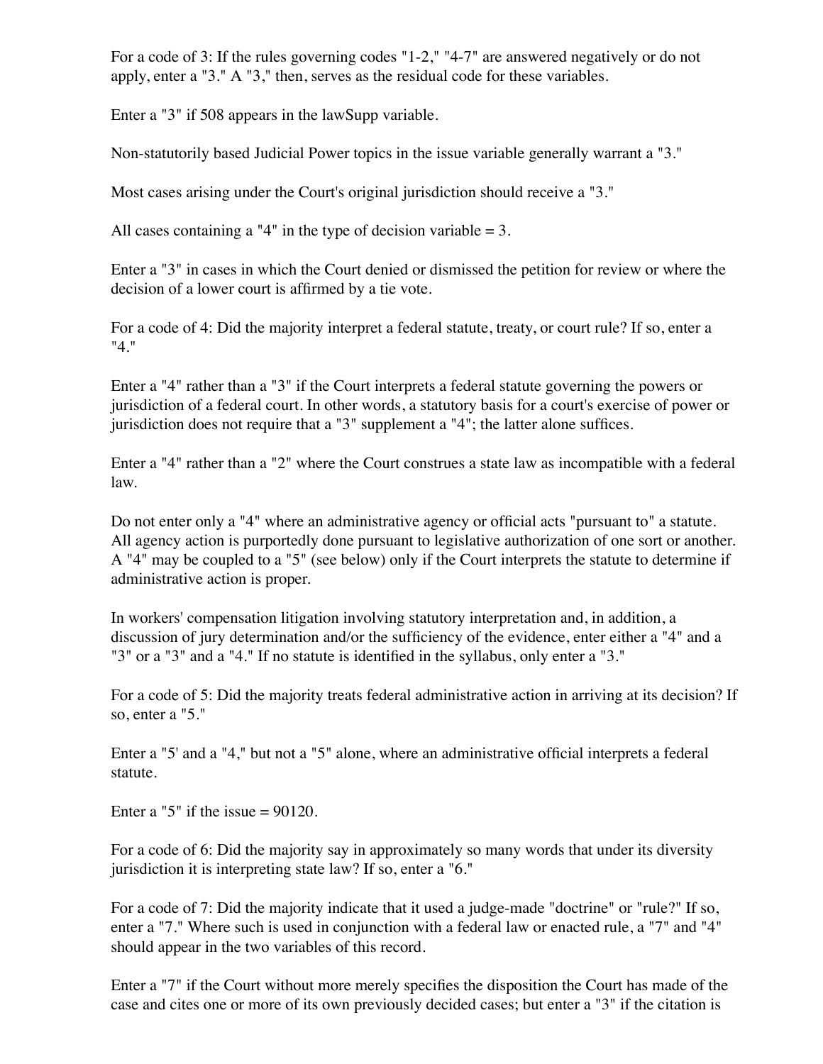For a code of 3: If the rules governing codes "1-2," "4-7" are answered negatively or do not apply, enter a "3." A "3," then, serves as the residual code for these variables.

Enter a "3" if 508 appears in the lawSupp variable.

Non-statutorily based Judicial Power topics in the issue variable generally warrant a "3."

Most cases arising under the Court's original jurisdiction should receive a "3."

All cases containing a "4" in the type of decision variable = 3.

Enter a "3" in cases in which the Court denied or dismissed the petition for review or where the decision of a lower court is affirmed by a tie vote.

For a code of 4: Did the majority interpret a federal statute, treaty, or court rule? If so, enter a "4."

Enter a "4" rather than a "3" if the Court interprets a federal statute governing the powers or jurisdiction of a federal court. In other words, a statutory basis for a court's exercise of power or jurisdiction does not require that a "3" supplement a "4"; the latter alone suffices.

Enter a "4" rather than a "2" where the Court construes a state law as incompatible with a federal law.

Do not enter only a "4" where an administrative agency or official acts "pursuant to" a statute. All agency action is purportedly done pursuant to legislative authorization of one sort or another. A "4" may be coupled to a "5" (see below) only if the Court interprets the statute to determine if administrative action is proper.

In workers' compensation litigation involving statutory interpretation and, in addition, a discussion of jury determination and/or the sufficiency of the evidence, enter either a "4" and a "3" or a "3" and a "4." If no statute is identified in the syllabus, only enter a "3."

For a code of 5: Did the majority treats federal administrative action in arriving at its decision? If so, enter a "5."

Enter a "5' and a "4," but not a "5" alone, where an administrative official interprets a federal statute.

Enter a "5" if the issue = 90120.

For a code of 6: Did the majority say in approximately so many words that under its diversity jurisdiction it is interpreting state law? If so, enter a "6."

For a code of 7: Did the majority indicate that it used a judge-made "doctrine" or "rule?" If so, enter a "7." Where such is used in conjunction with a federal law or enacted rule, a "7" and "4" should appear in the two variables of this record.

Enter a "7" if the Court without more merely specifies the disposition the Court has made of the case and cites one or more of its own previously decided cases; but enter a "3" if the citation is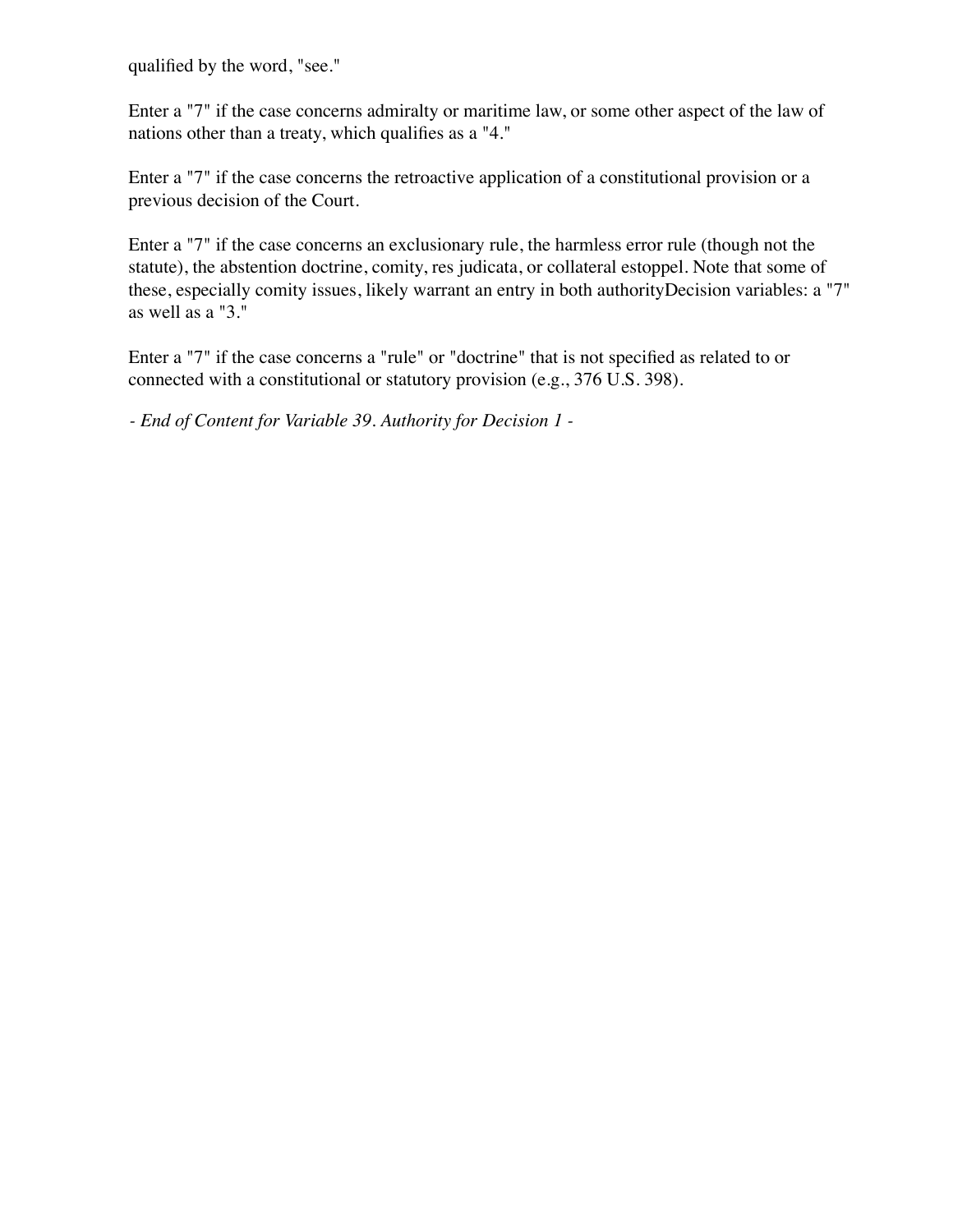qualified by the word, "see."

Enter a "7" if the case concerns admiralty or maritime law, or some other aspect of the law of nations other than a treaty, which qualifies as a "4."

Enter a "7" if the case concerns the retroactive application of a constitutional provision or a previous decision of the Court.

Enter a "7" if the case concerns an exclusionary rule, the harmless error rule (though not the statute), the abstention doctrine, comity, res judicata, or collateral estoppel. Note that some of these, especially comity issues, likely warrant an entry in both authorityDecision variables: a "7" as well as a "3."

Enter a "7" if the case concerns a "rule" or "doctrine" that is not specified as related to or connected with a constitutional or statutory provision (e.g., 376 U.S. 398).

*- End of Content for Variable 39. Authority for Decision 1 -*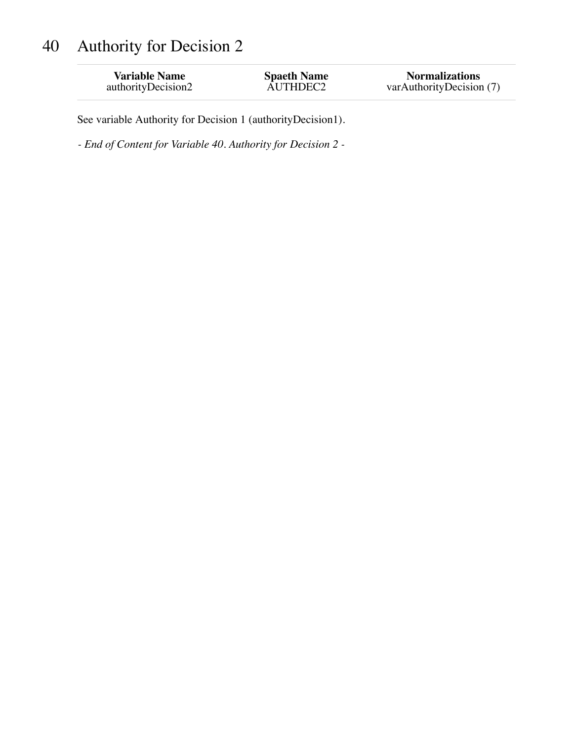# 40 Authority for Decision 2

| Variable Name | Spaeth Name | Normalizations |
|---|---|---|
| authorityDecision2 | AUTHDEC2 | varAuthorityDecision (7) |

See variable Authority for Decision 1 (authorityDecision1).

*- End of Content for Variable 40. Authority for Decision 2 -*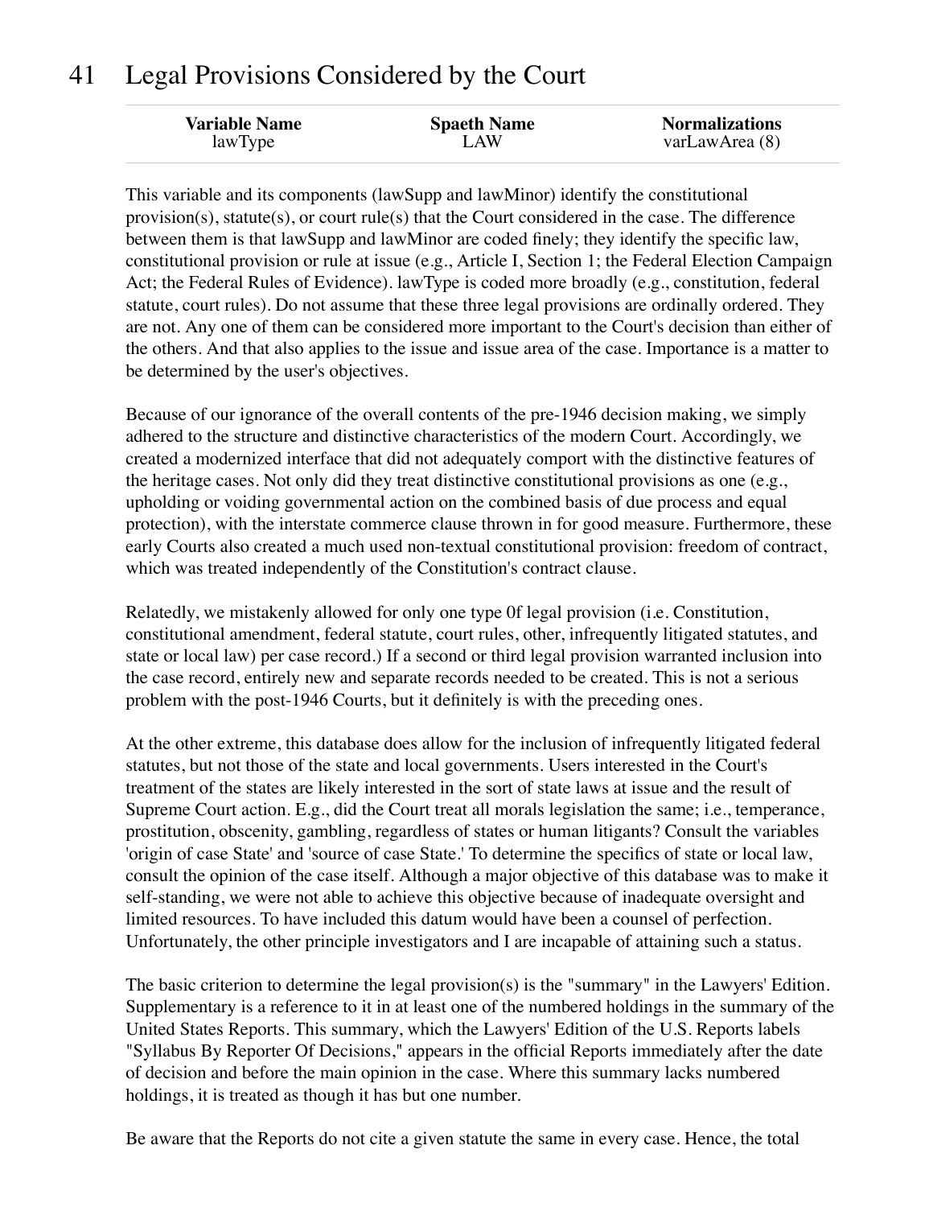# 41 Legal Provisions Considered by the Court

| Variable Name | Spaeth Name | Normalizations |
|---|---|---|
| lawType | LAW | varLawArea (8) |

This variable and its components (lawSupp and lawMinor) identify the constitutional provision(s), statute(s), or court rule(s) that the Court considered in the case. The difference between them is that lawSupp and lawMinor are coded finely; they identify the specific law, constitutional provision or rule at issue (e.g., Article I, Section 1; the Federal Election Campaign Act; the Federal Rules of Evidence). lawType is coded more broadly (e.g., constitution, federal statute, court rules). Do not assume that these three legal provisions are ordinally ordered. They are not. Any one of them can be considered more important to the Court's decision than either of the others. And that also applies to the issue and issue area of the case. Importance is a matter to be determined by the user's objectives.

Because of our ignorance of the overall contents of the pre-1946 decision making, we simply adhered to the structure and distinctive characteristics of the modern Court. Accordingly, we created a modernized interface that did not adequately comport with the distinctive features of the heritage cases. Not only did they treat distinctive constitutional provisions as one (e.g., upholding or voiding governmental action on the combined basis of due process and equal protection), with the interstate commerce clause thrown in for good measure. Furthermore, these early Courts also created a much used non-textual constitutional provision: freedom of contract, which was treated independently of the Constitution's contract clause.

Relatedly, we mistakenly allowed for only one type 0f legal provision (i.e. Constitution, constitutional amendment, federal statute, court rules, other, infrequently litigated statutes, and state or local law) per case record.) If a second or third legal provision warranted inclusion into the case record, entirely new and separate records needed to be created. This is not a serious problem with the post-1946 Courts, but it definitely is with the preceding ones.

At the other extreme, this database does allow for the inclusion of infrequently litigated federal statutes, but not those of the state and local governments. Users interested in the Court's treatment of the states are likely interested in the sort of state laws at issue and the result of Supreme Court action. E.g., did the Court treat all morals legislation the same; i.e., temperance, prostitution, obscenity, gambling, regardless of states or human litigants? Consult the variables 'origin of case State' and 'source of case State.' To determine the specifics of state or local law, consult the opinion of the case itself. Although a major objective of this database was to make it self-standing, we were not able to achieve this objective because of inadequate oversight and limited resources. To have included this datum would have been a counsel of perfection. Unfortunately, the other principle investigators and I are incapable of attaining such a status.

The basic criterion to determine the legal provision(s) is the "summary" in the Lawyers' Edition. Supplementary is a reference to it in at least one of the numbered holdings in the summary of the United States Reports. This summary, which the Lawyers' Edition of the U.S. Reports labels "Syllabus By Reporter Of Decisions," appears in the official Reports immediately after the date of decision and before the main opinion in the case. Where this summary lacks numbered holdings, it is treated as though it has but one number.

Be aware that the Reports do not cite a given statute the same in every case. Hence, the total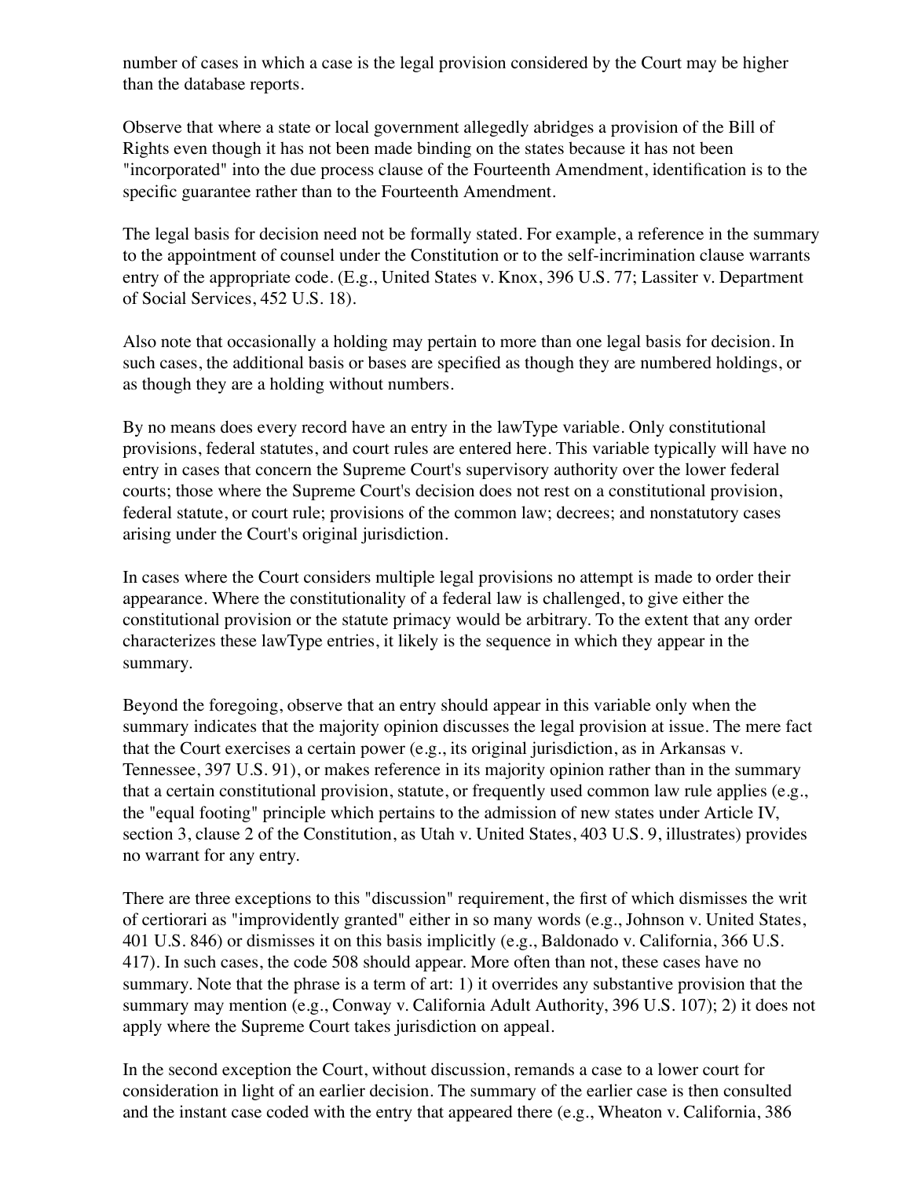number of cases in which a case is the legal provision considered by the Court may be higher than the database reports.

Observe that where a state or local government allegedly abridges a provision of the Bill of Rights even though it has not been made binding on the states because it has not been "incorporated" into the due process clause of the Fourteenth Amendment, identification is to the specific guarantee rather than to the Fourteenth Amendment.

The legal basis for decision need not be formally stated. For example, a reference in the summary to the appointment of counsel under the Constitution or to the self-incrimination clause warrants entry of the appropriate code. (E.g., United States v. Knox, 396 U.S. 77; Lassiter v. Department of Social Services, 452 U.S. 18).

Also note that occasionally a holding may pertain to more than one legal basis for decision. In such cases, the additional basis or bases are specified as though they are numbered holdings, or as though they are a holding without numbers.

By no means does every record have an entry in the lawType variable. Only constitutional provisions, federal statutes, and court rules are entered here. This variable typically will have no entry in cases that concern the Supreme Court's supervisory authority over the lower federal courts; those where the Supreme Court's decision does not rest on a constitutional provision, federal statute, or court rule; provisions of the common law; decrees; and nonstatutory cases arising under the Court's original jurisdiction.

In cases where the Court considers multiple legal provisions no attempt is made to order their appearance. Where the constitutionality of a federal law is challenged, to give either the constitutional provision or the statute primacy would be arbitrary. To the extent that any order characterizes these lawType entries, it likely is the sequence in which they appear in the summary.

Beyond the foregoing, observe that an entry should appear in this variable only when the summary indicates that the majority opinion discusses the legal provision at issue. The mere fact that the Court exercises a certain power (e.g., its original jurisdiction, as in Arkansas v. Tennessee, 397 U.S. 91), or makes reference in its majority opinion rather than in the summary that a certain constitutional provision, statute, or frequently used common law rule applies (e.g., the "equal footing" principle which pertains to the admission of new states under Article IV, section 3, clause 2 of the Constitution, as Utah v. United States, 403 U.S. 9, illustrates) provides no warrant for any entry.

There are three exceptions to this "discussion" requirement, the first of which dismisses the writ of certiorari as "improvidently granted" either in so many words (e.g., Johnson v. United States, 401 U.S. 846) or dismisses it on this basis implicitly (e.g., Baldonado v. California, 366 U.S. 417). In such cases, the code 508 should appear. More often than not, these cases have no summary. Note that the phrase is a term of art: 1) it overrides any substantive provision that the summary may mention (e.g., Conway v. California Adult Authority, 396 U.S. 107); 2) it does not apply where the Supreme Court takes jurisdiction on appeal.

In the second exception the Court, without discussion, remands a case to a lower court for consideration in light of an earlier decision. The summary of the earlier case is then consulted and the instant case coded with the entry that appeared there (e.g., Wheaton v. California, 386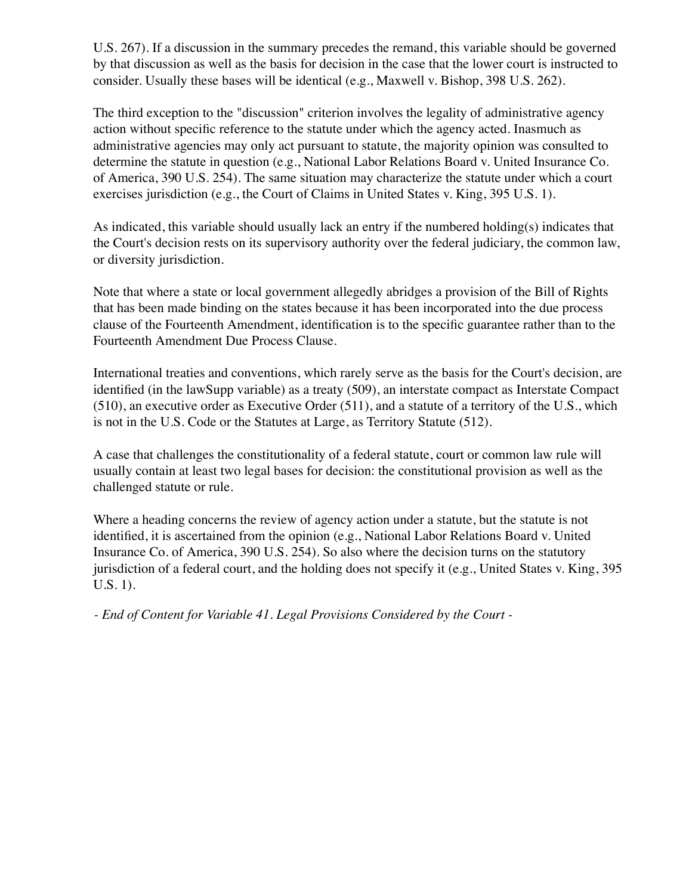U.S. 267). If a discussion in the summary precedes the remand, this variable should be governed by that discussion as well as the basis for decision in the case that the lower court is instructed to consider. Usually these bases will be identical (e.g., Maxwell v. Bishop, 398 U.S. 262).

The third exception to the "discussion" criterion involves the legality of administrative agency action without specific reference to the statute under which the agency acted. Inasmuch as administrative agencies may only act pursuant to statute, the majority opinion was consulted to determine the statute in question (e.g., National Labor Relations Board v. United Insurance Co. of America, 390 U.S. 254). The same situation may characterize the statute under which a court exercises jurisdiction (e.g., the Court of Claims in United States v. King, 395 U.S. 1).

As indicated, this variable should usually lack an entry if the numbered holding(s) indicates that the Court's decision rests on its supervisory authority over the federal judiciary, the common law, or diversity jurisdiction.

Note that where a state or local government allegedly abridges a provision of the Bill of Rights that has been made binding on the states because it has been incorporated into the due process clause of the Fourteenth Amendment, identification is to the specific guarantee rather than to the Fourteenth Amendment Due Process Clause.

International treaties and conventions, which rarely serve as the basis for the Court's decision, are identified (in the lawSupp variable) as a treaty (509), an interstate compact as Interstate Compact (510), an executive order as Executive Order (511), and a statute of a territory of the U.S., which is not in the U.S. Code or the Statutes at Large, as Territory Statute (512).

A case that challenges the constitutionality of a federal statute, court or common law rule will usually contain at least two legal bases for decision: the constitutional provision as well as the challenged statute or rule.

Where a heading concerns the review of agency action under a statute, but the statute is not identified, it is ascertained from the opinion (e.g., National Labor Relations Board v. United Insurance Co. of America, 390 U.S. 254). So also where the decision turns on the statutory jurisdiction of a federal court, and the holding does not specify it (e.g., United States v. King, 395 U.S. 1).

*- End of Content for Variable 41. Legal Provisions Considered by the Court -*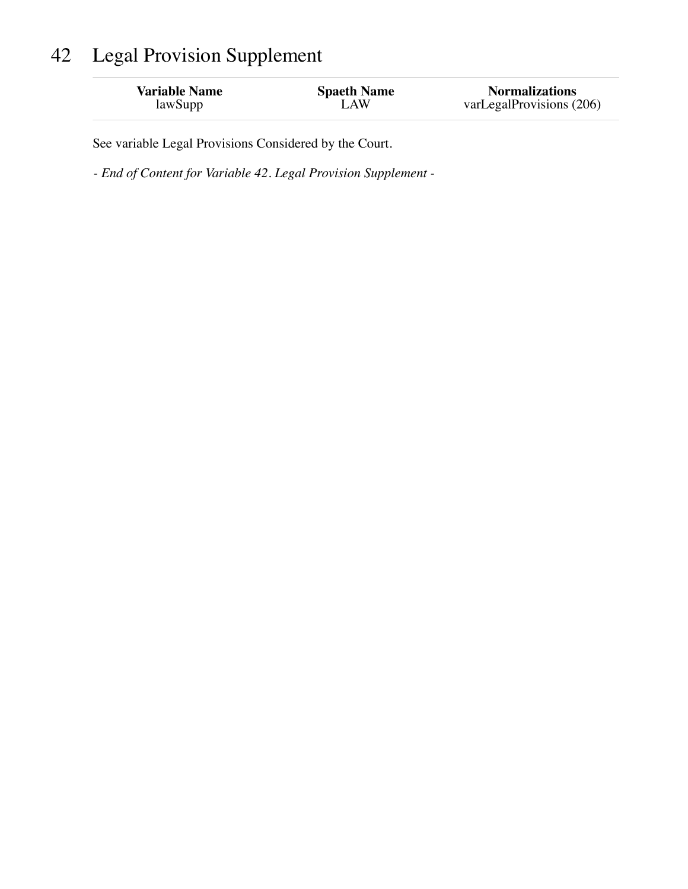# 42 Legal Provision Supplement

| Variable Name | Spaeth Name | Normalizations |
|---|---|---|
| lawSupp | LAW | varLegalProvisions (206) |

See variable Legal Provisions Considered by the Court.

*- End of Content for Variable 42. Legal Provision Supplement -*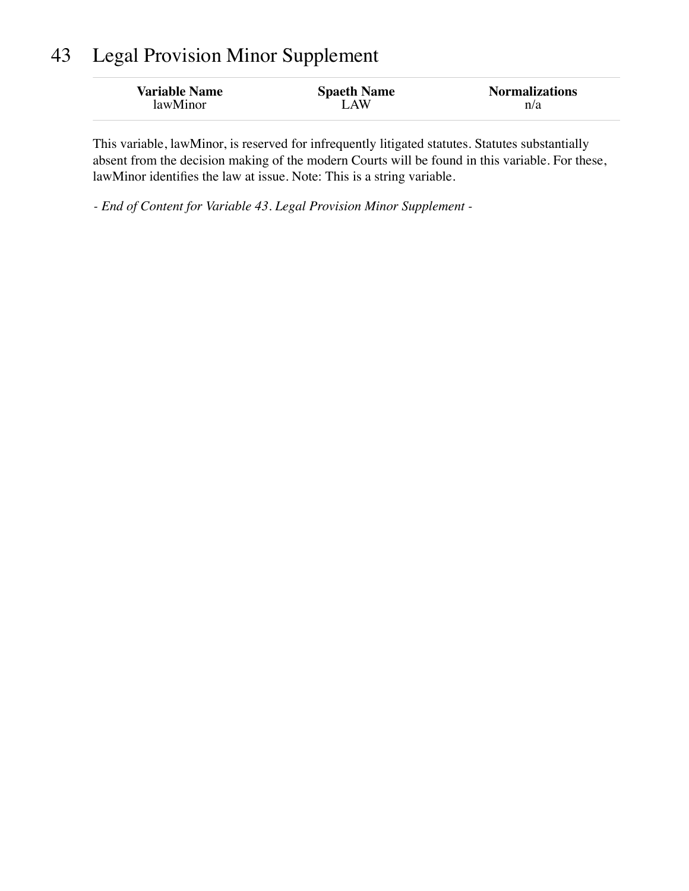# 43 Legal Provision Minor Supplement

| Variable Name | Spaeth Name | Normalizations |
| --- | --- | --- |
| lawMinor | LAW | n/a |

This variable, lawMinor, is reserved for infrequently litigated statutes. Statutes substantially absent from the decision making of the modern Courts will be found in this variable. For these, lawMinor identifies the law at issue. Note: This is a string variable.

*- End of Content for Variable 43. Legal Provision Minor Supplement -*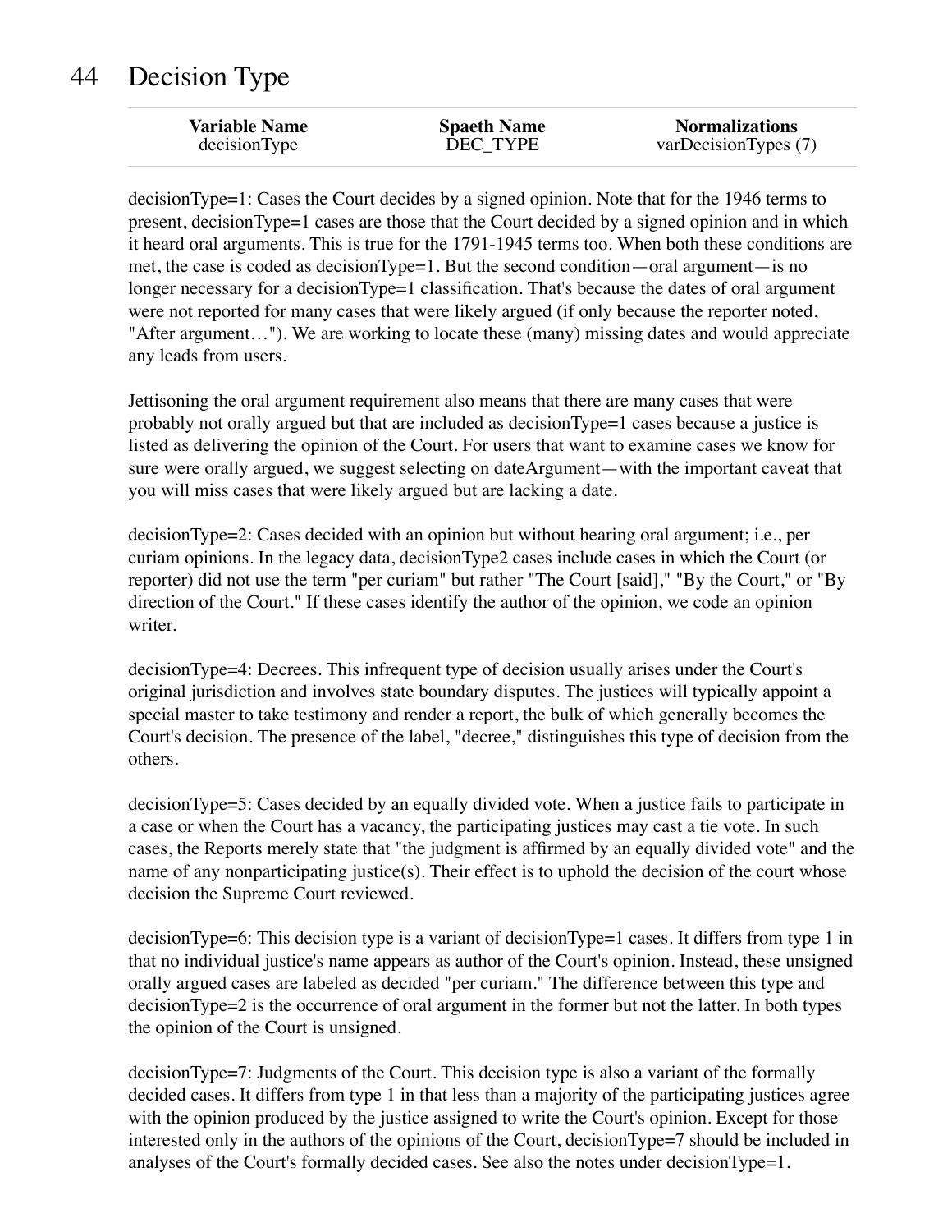# 44 Decision Type

| Variable Name | Spaeth Name | Normalizations |
|---|---|---|
| decisionType | DEC_TYPE | varDecisionTypes (7) |

decisionType=1: Cases the Court decides by a signed opinion. Note that for the 1946 terms to present, decisionType=1 cases are those that the Court decided by a signed opinion and in which it heard oral arguments. This is true for the 1791-1945 terms too. When both these conditions are met, the case is coded as decisionType=1. But the second condition—oral argument—is no longer necessary for a decisionType=1 classification. That's because the dates of oral argument were not reported for many cases that were likely argued (if only because the reporter noted, "After argument…"). We are working to locate these (many) missing dates and would appreciate any leads from users.

Jettisoning the oral argument requirement also means that there are many cases that were probably not orally argued but that are included as decisionType=1 cases because a justice is listed as delivering the opinion of the Court. For users that want to examine cases we know for sure were orally argued, we suggest selecting on dateArgument—with the important caveat that you will miss cases that were likely argued but are lacking a date.

decisionType=2: Cases decided with an opinion but without hearing oral argument; i.e., per curiam opinions. In the legacy data, decisionType2 cases include cases in which the Court (or reporter) did not use the term "per curiam" but rather "The Court [said]," "By the Court," or "By direction of the Court." If these cases identify the author of the opinion, we code an opinion writer.

decisionType=4: Decrees. This infrequent type of decision usually arises under the Court's original jurisdiction and involves state boundary disputes. The justices will typically appoint a special master to take testimony and render a report, the bulk of which generally becomes the Court's decision. The presence of the label, "decree," distinguishes this type of decision from the others.

decisionType=5: Cases decided by an equally divided vote. When a justice fails to participate in a case or when the Court has a vacancy, the participating justices may cast a tie vote. In such cases, the Reports merely state that "the judgment is affirmed by an equally divided vote" and the name of any nonparticipating justice(s). Their effect is to uphold the decision of the court whose decision the Supreme Court reviewed.

decisionType=6: This decision type is a variant of decisionType=1 cases. It differs from type 1 in that no individual justice's name appears as author of the Court's opinion. Instead, these unsigned orally argued cases are labeled as decided "per curiam." The difference between this type and decisionType=2 is the occurrence of oral argument in the former but not the latter. In both types the opinion of the Court is unsigned.

decisionType=7: Judgments of the Court. This decision type is also a variant of the formally decided cases. It differs from type 1 in that less than a majority of the participating justices agree with the opinion produced by the justice assigned to write the Court's opinion. Except for those interested only in the authors of the opinions of the Court, decisionType=7 should be included in analyses of the Court's formally decided cases. See also the notes under decisionType=1.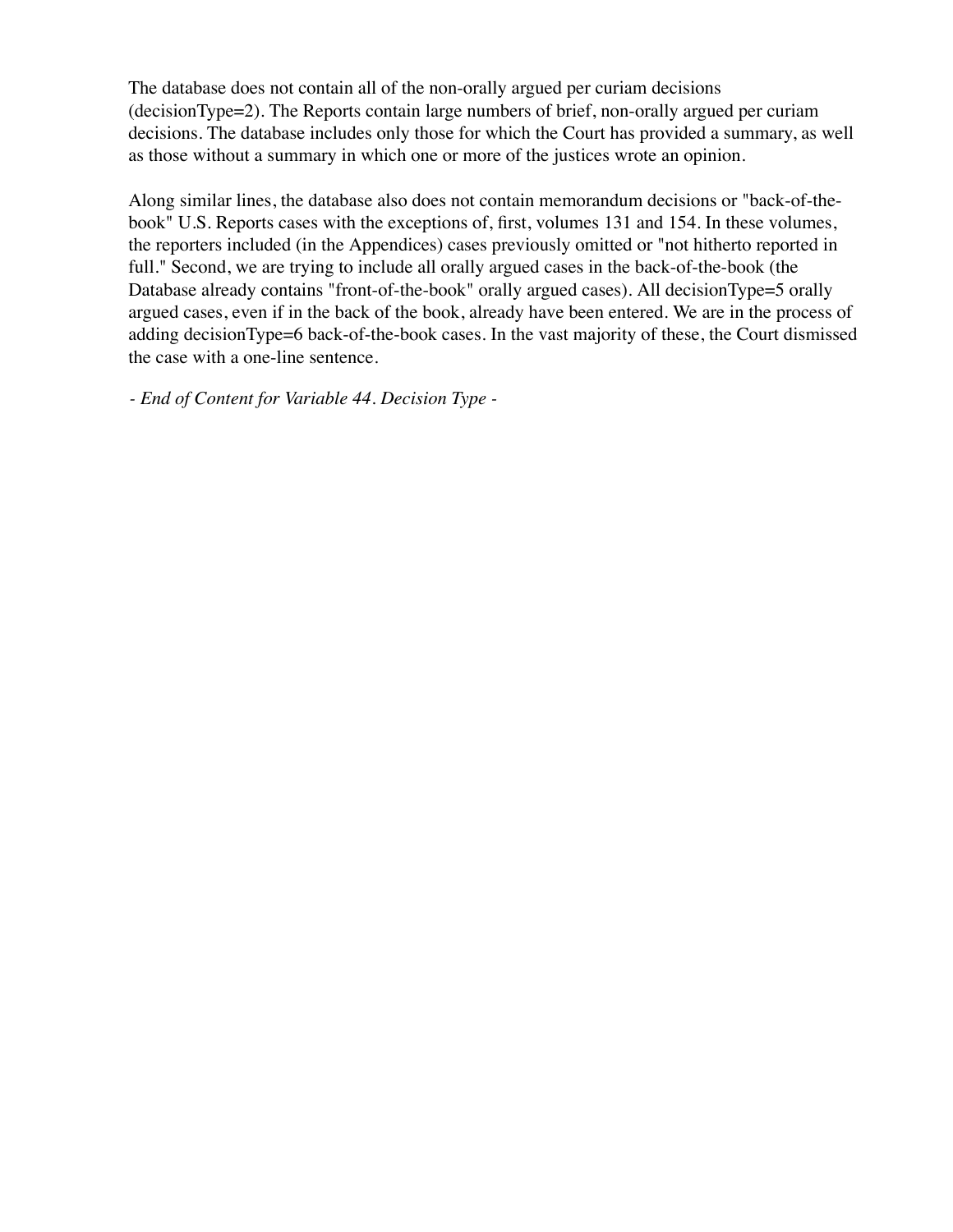The database does not contain all of the non-orally argued per curiam decisions (decisionType=2). The Reports contain large numbers of brief, non-orally argued per curiam decisions. The database includes only those for which the Court has provided a summary, as well as those without a summary in which one or more of the justices wrote an opinion.

Along similar lines, the database also does not contain memorandum decisions or "back-of-the-book" U.S. Reports cases with the exceptions of, first, volumes 131 and 154. In these volumes, the reporters included (in the Appendices) cases previously omitted or "not hitherto reported in full." Second, we are trying to include all orally argued cases in the back-of-the-book (the Database already contains "front-of-the-book" orally argued cases). All decisionType=5 orally argued cases, even if in the back of the book, already have been entered. We are in the process of adding decisionType=6 back-of-the-book cases. In the vast majority of these, the Court dismissed the case with a one-line sentence.

*- End of Content for Variable 44. Decision Type -*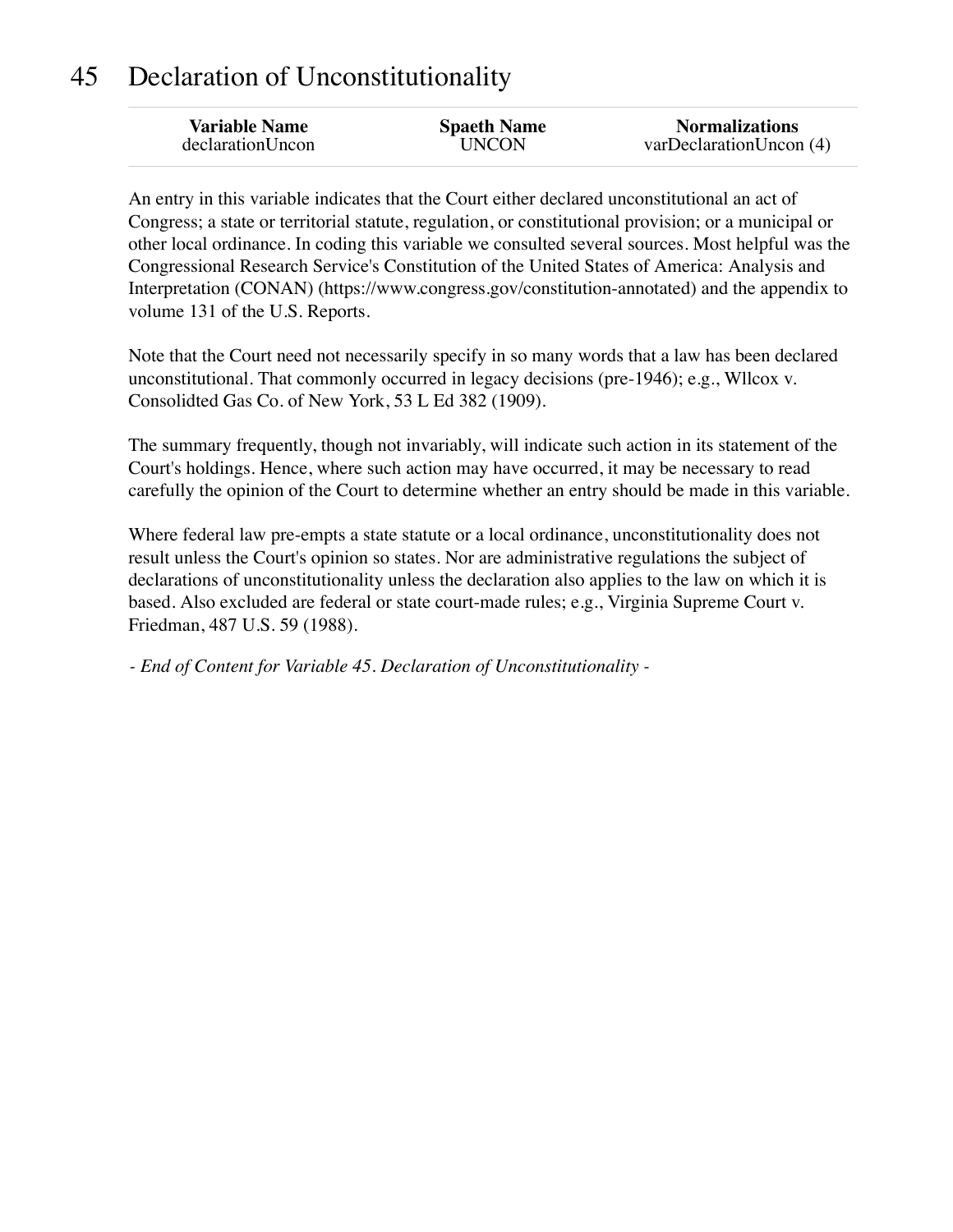# 45 Declaration of Unconstitutionality

| Variable Name | Spaeth Name | Normalizations |
|---|---|---|
| declarationUncon | UNCON | varDeclarationUncon (4) |

An entry in this variable indicates that the Court either declared unconstitutional an act of Congress; a state or territorial statute, regulation, or constitutional provision; or a municipal or other local ordinance. In coding this variable we consulted several sources. Most helpful was the Congressional Research Service's Constitution of the United States of America: Analysis and Interpretation (CONAN) (https://www.congress.gov/constitution-annotated) and the appendix to volume 131 of the U.S. Reports.

Note that the Court need not necessarily specify in so many words that a law has been declared unconstitutional. That commonly occurred in legacy decisions (pre-1946); e.g., Wllcox v. Consolidted Gas Co. of New York, 53 L Ed 382 (1909).

The summary frequently, though not invariably, will indicate such action in its statement of the Court's holdings. Hence, where such action may have occurred, it may be necessary to read carefully the opinion of the Court to determine whether an entry should be made in this variable.

Where federal law pre-empts a state statute or a local ordinance, unconstitutionality does not result unless the Court's opinion so states. Nor are administrative regulations the subject of declarations of unconstitutionality unless the declaration also applies to the law on which it is based. Also excluded are federal or state court-made rules; e.g., Virginia Supreme Court v. Friedman, 487 U.S. 59 (1988).

*- End of Content for Variable 45. Declaration of Unconstitutionality -*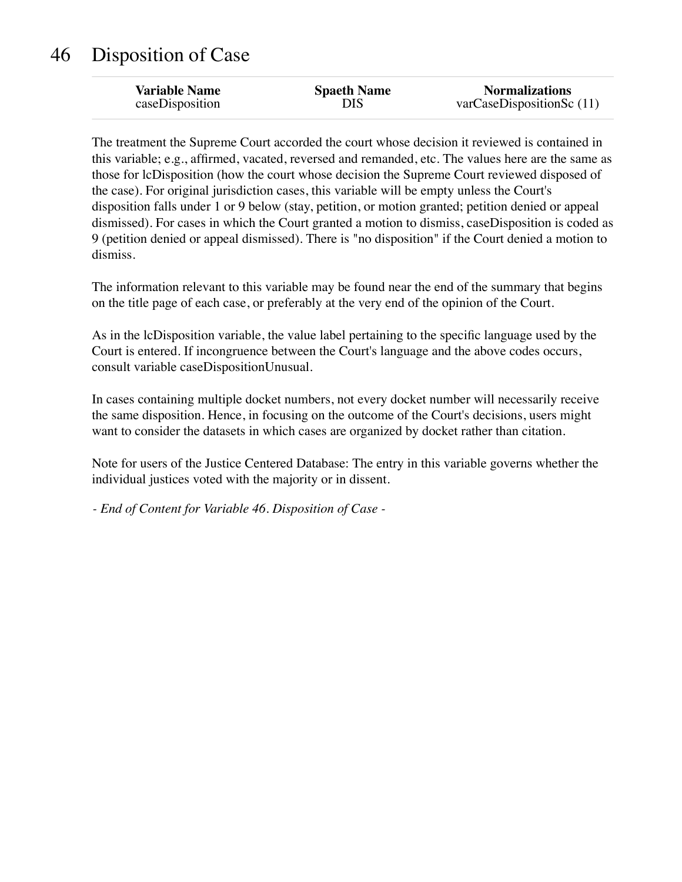# 46 Disposition of Case

| Variable Name | Spaeth Name | Normalizations |
|---|---|---|
| caseDisposition | DIS | varCaseDispositionSc (11) |

The treatment the Supreme Court accorded the court whose decision it reviewed is contained in this variable; e.g., affirmed, vacated, reversed and remanded, etc. The values here are the same as those for lcDisposition (how the court whose decision the Supreme Court reviewed disposed of the case). For original jurisdiction cases, this variable will be empty unless the Court's disposition falls under 1 or 9 below (stay, petition, or motion granted; petition denied or appeal dismissed). For cases in which the Court granted a motion to dismiss, caseDisposition is coded as 9 (petition denied or appeal dismissed). There is "no disposition" if the Court denied a motion to dismiss.

The information relevant to this variable may be found near the end of the summary that begins on the title page of each case, or preferably at the very end of the opinion of the Court.

As in the lcDisposition variable, the value label pertaining to the specific language used by the Court is entered. If incongruence between the Court's language and the above codes occurs, consult variable caseDispositionUnusual.

In cases containing multiple docket numbers, not every docket number will necessarily receive the same disposition. Hence, in focusing on the outcome of the Court's decisions, users might want to consider the datasets in which cases are organized by docket rather than citation.

Note for users of the Justice Centered Database: The entry in this variable governs whether the individual justices voted with the majority or in dissent.

*- End of Content for Variable 46. Disposition of Case -*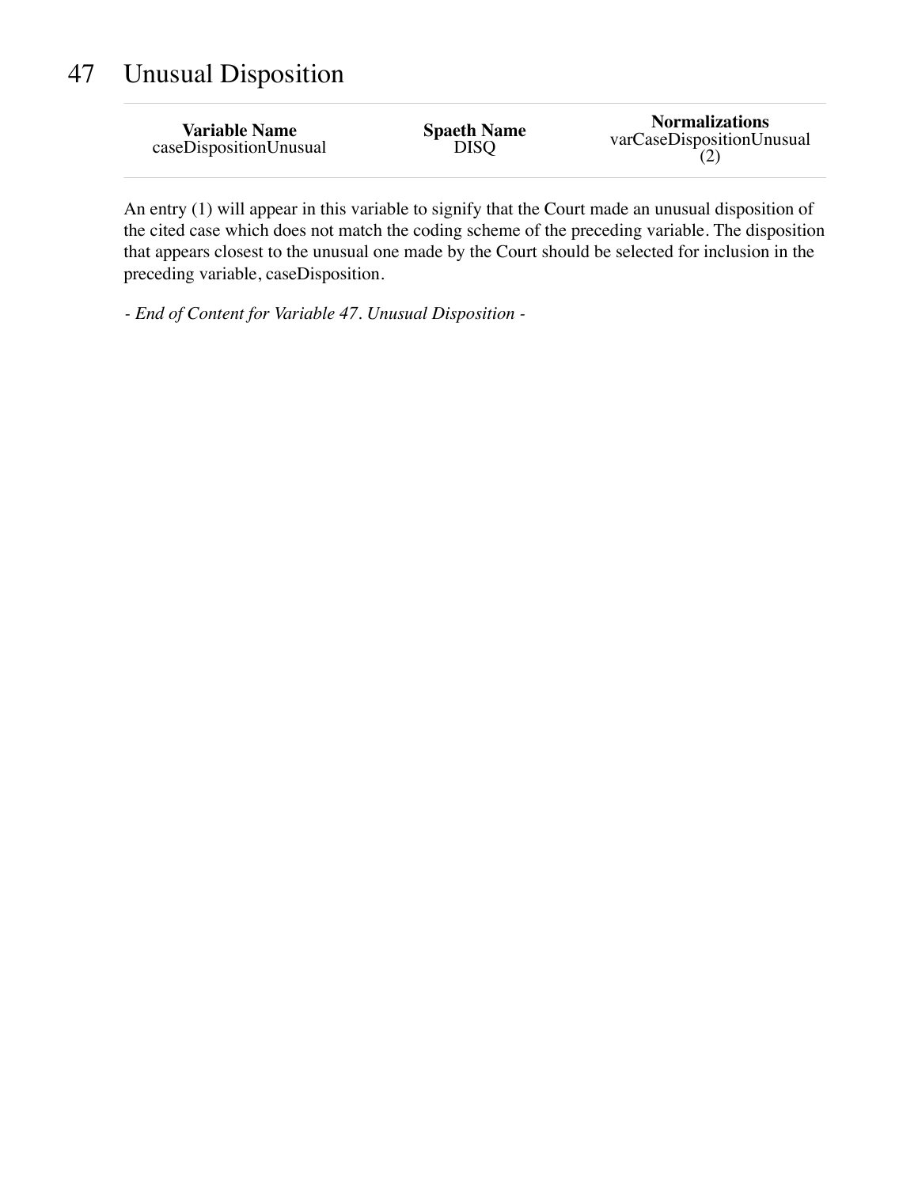# 47 Unusual Disposition

| Variable Name | Spaeth Name | Normalizations |
|---|---|---|
| caseDispositionUnusual | DISQ | varCaseDispositionUnusual (2) |

An entry (1) will appear in this variable to signify that the Court made an unusual disposition of the cited case which does not match the coding scheme of the preceding variable. The disposition that appears closest to the unusual one made by the Court should be selected for inclusion in the preceding variable, caseDisposition.

*- End of Content for Variable 47. Unusual Disposition -*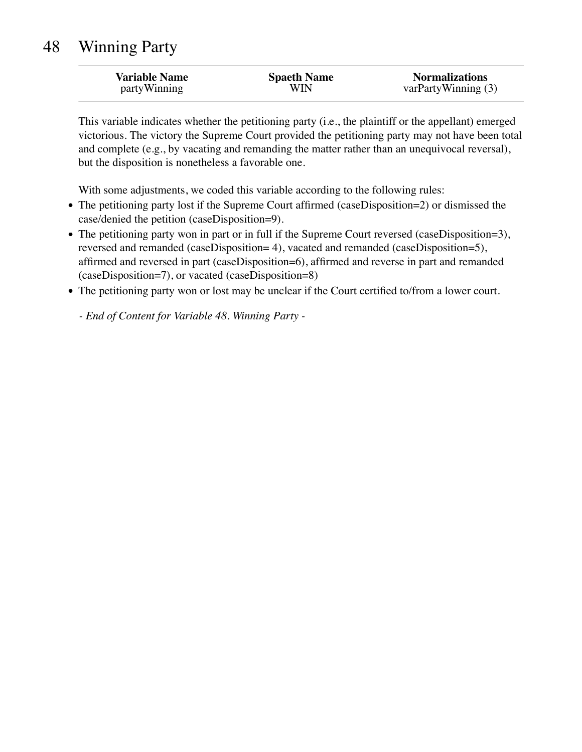# 48 Winning Party

| Variable Name | Spaeth Name | Normalizations |
|---|---|---|
| partyWinning | WIN | varPartyWinning (3) |

This variable indicates whether the petitioning party (i.e., the plaintiff or the appellant) emerged victorious. The victory the Supreme Court provided the petitioning party may not have been total and complete (e.g., by vacating and remanding the matter rather than an unequivocal reversal), but the disposition is nonetheless a favorable one.

With some adjustments, we coded this variable according to the following rules:

- The petitioning party lost if the Supreme Court affirmed (caseDisposition=2) or dismissed the case/denied the petition (caseDisposition=9).
- The petitioning party won in part or in full if the Supreme Court reversed (caseDisposition=3), reversed and remanded (caseDisposition= 4), vacated and remanded (caseDisposition=5), affirmed and reversed in part (caseDisposition=6), affirmed and reverse in part and remanded (caseDisposition=7), or vacated (caseDisposition=8)
- The petitioning party won or lost may be unclear if the Court certified to/from a lower court.

*- End of Content for Variable 48. Winning Party -*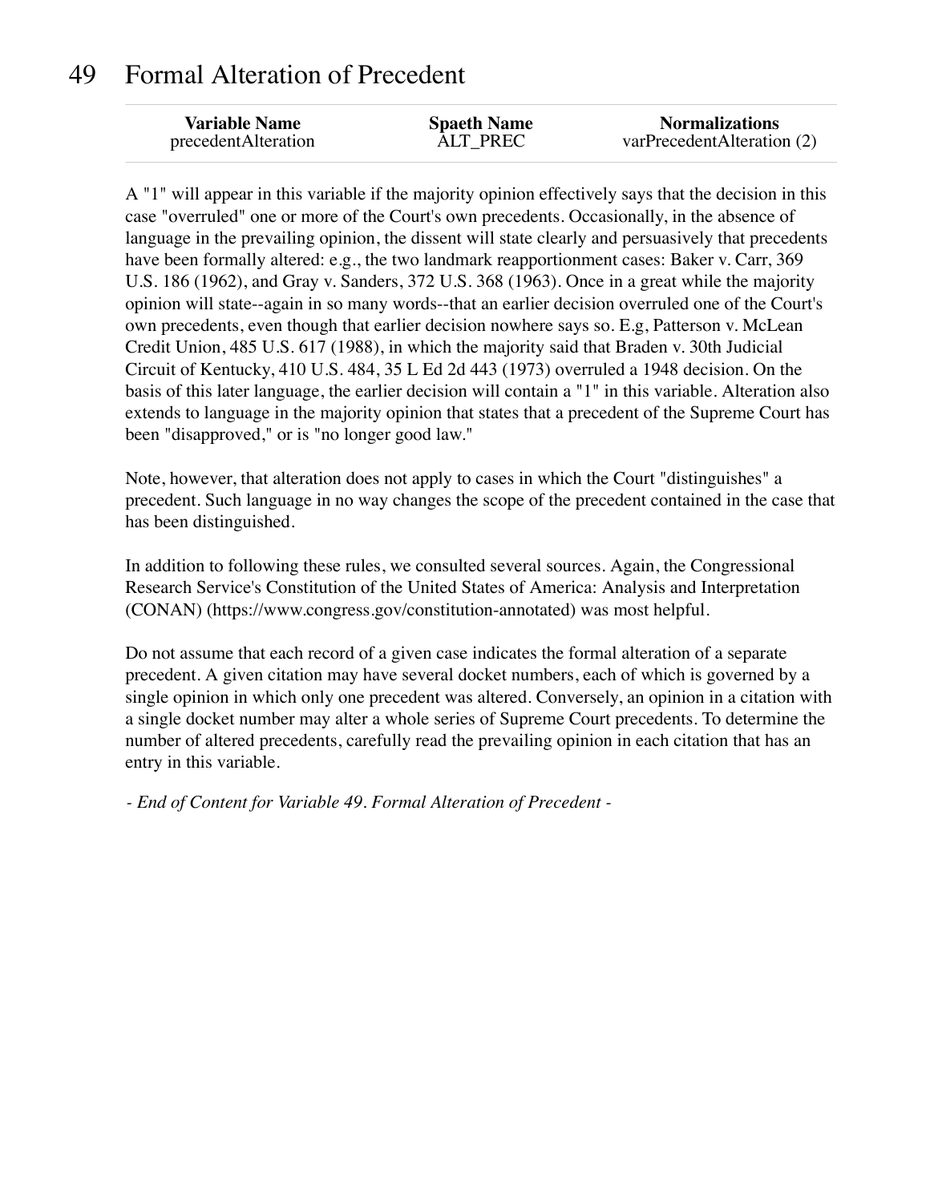# 49 Formal Alteration of Precedent

| Variable Name | Spaeth Name | Normalizations |
|---|---|---|
| precedentAlteration | ALT_PREC | varPrecedentAlteration (2) |

A "1" will appear in this variable if the majority opinion effectively says that the decision in this case "overruled" one or more of the Court's own precedents. Occasionally, in the absence of language in the prevailing opinion, the dissent will state clearly and persuasively that precedents have been formally altered: e.g., the two landmark reapportionment cases: Baker v. Carr, 369 U.S. 186 (1962), and Gray v. Sanders, 372 U.S. 368 (1963). Once in a great while the majority opinion will state--again in so many words--that an earlier decision overruled one of the Court's own precedents, even though that earlier decision nowhere says so. E.g, Patterson v. McLean Credit Union, 485 U.S. 617 (1988), in which the majority said that Braden v. 30th Judicial Circuit of Kentucky, 410 U.S. 484, 35 L Ed 2d 443 (1973) overruled a 1948 decision. On the basis of this later language, the earlier decision will contain a "1" in this variable. Alteration also extends to language in the majority opinion that states that a precedent of the Supreme Court has been "disapproved," or is "no longer good law."

Note, however, that alteration does not apply to cases in which the Court "distinguishes" a precedent. Such language in no way changes the scope of the precedent contained in the case that has been distinguished.

In addition to following these rules, we consulted several sources. Again, the Congressional Research Service's Constitution of the United States of America: Analysis and Interpretation (CONAN) (https://www.congress.gov/constitution-annotated) was most helpful.

Do not assume that each record of a given case indicates the formal alteration of a separate precedent. A given citation may have several docket numbers, each of which is governed by a single opinion in which only one precedent was altered. Conversely, an opinion in a citation with a single docket number may alter a whole series of Supreme Court precedents. To determine the number of altered precedents, carefully read the prevailing opinion in each citation that has an entry in this variable.

*- End of Content for Variable 49. Formal Alteration of Precedent -*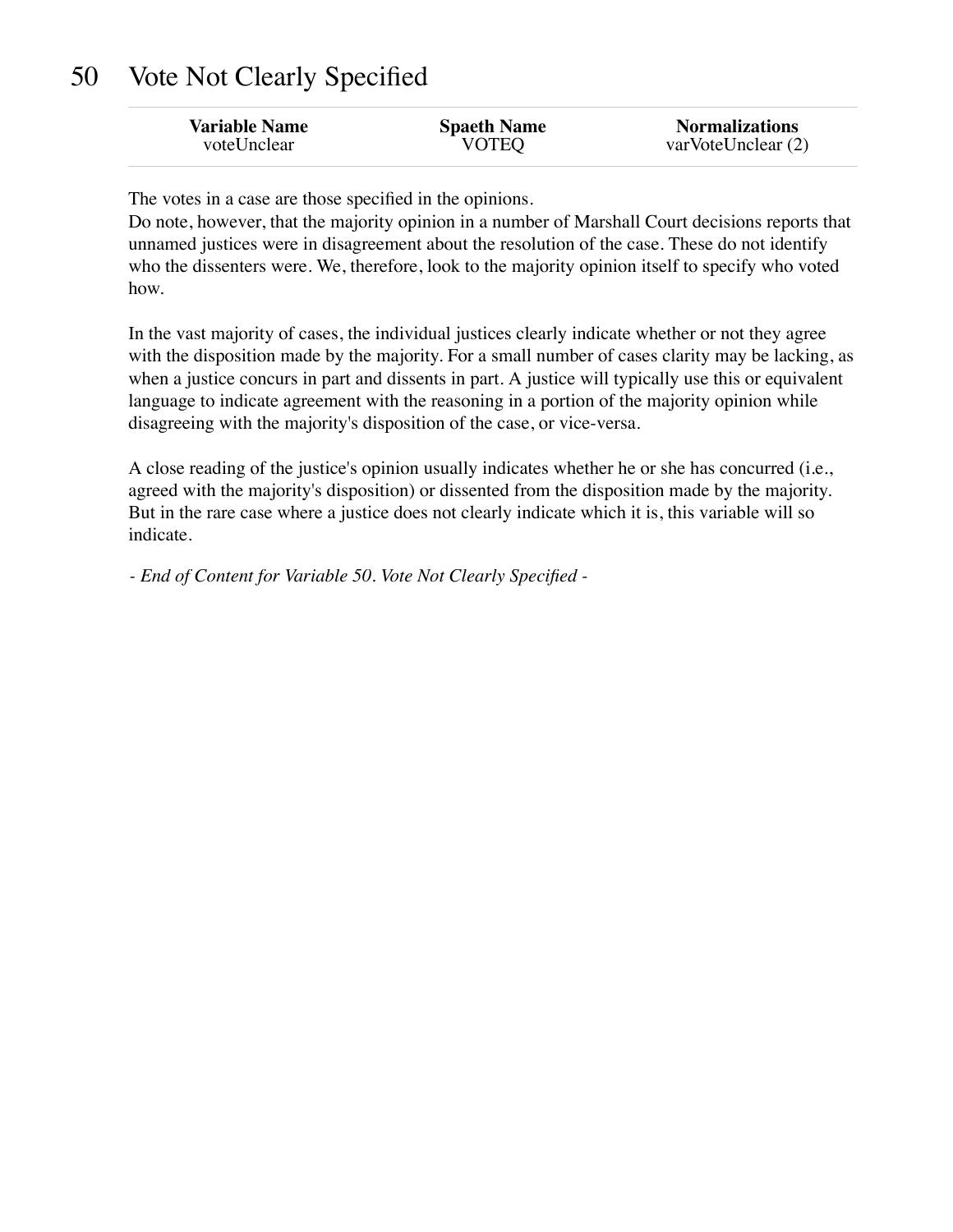# 50 Vote Not Clearly Specified

| Variable Name | Spaeth Name | Normalizations |
|---|---|---|
| voteUnclear | VOTEQ | varVoteUnclear (2) |

The votes in a case are those specified in the opinions.
Do note, however, that the majority opinion in a number of Marshall Court decisions reports that unnamed justices were in disagreement about the resolution of the case. These do not identify who the dissenters were. We, therefore, look to the majority opinion itself to specify who voted how.

In the vast majority of cases, the individual justices clearly indicate whether or not they agree with the disposition made by the majority. For a small number of cases clarity may be lacking, as when a justice concurs in part and dissents in part. A justice will typically use this or equivalent language to indicate agreement with the reasoning in a portion of the majority opinion while disagreeing with the majority's disposition of the case, or vice-versa.

A close reading of the justice's opinion usually indicates whether he or she has concurred (i.e., agreed with the majority's disposition) or dissented from the disposition made by the majority. But in the rare case where a justice does not clearly indicate which it is, this variable will so indicate.

*- End of Content for Variable 50. Vote Not Clearly Specified -*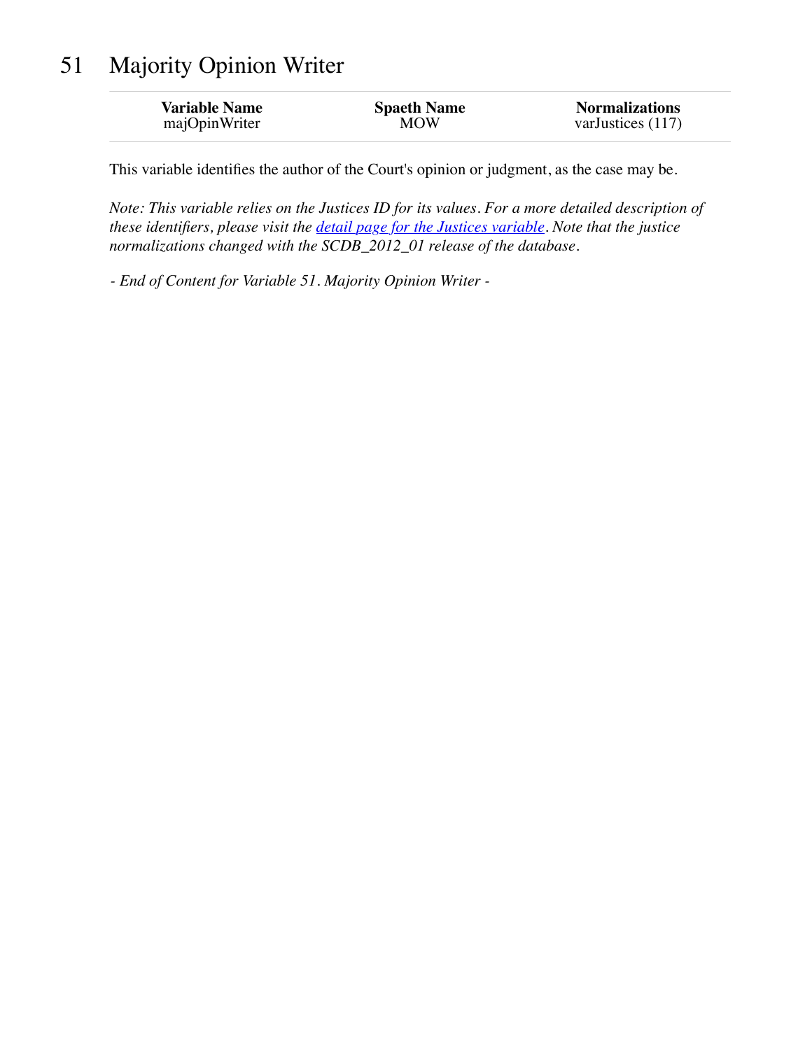# 51 Majority Opinion Writer

| Variable Name | Spaeth Name | Normalizations |
|---|---|---|
| majOpinWriter | MOW | varJustices (117) |

This variable identifies the author of the Court's opinion or judgment, as the case may be.

*Note: This variable relies on the Justices ID for its values. For a more detailed description of these identifiers, please visit the detail page for the Justices variable. Note that the justice normalizations changed with the SCDB_2012_01 release of the database.*

*- End of Content for Variable 51. Majority Opinion Writer -*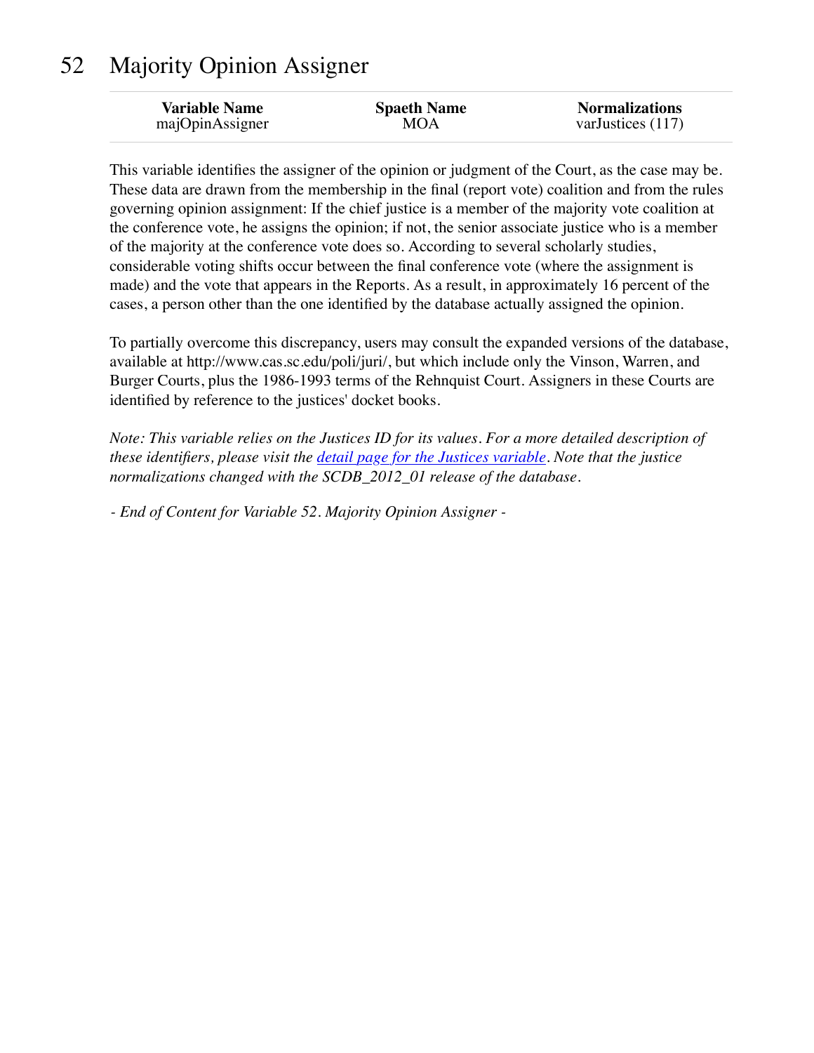# 52 Majority Opinion Assigner

| Variable Name | Spaeth Name | Normalizations |
| --- | --- | --- |
| majOpinAssigner | MOA | varJustices (117) |

This variable identifies the assigner of the opinion or judgment of the Court, as the case may be. These data are drawn from the membership in the final (report vote) coalition and from the rules governing opinion assignment: If the chief justice is a member of the majority vote coalition at the conference vote, he assigns the opinion; if not, the senior associate justice who is a member of the majority at the conference vote does so. According to several scholarly studies, considerable voting shifts occur between the final conference vote (where the assignment is made) and the vote that appears in the Reports. As a result, in approximately 16 percent of the cases, a person other than the one identified by the database actually assigned the opinion.

To partially overcome this discrepancy, users may consult the expanded versions of the database, available at http://www.cas.sc.edu/poli/juri/, but which include only the Vinson, Warren, and Burger Courts, plus the 1986-1993 terms of the Rehnquist Court. Assigners in these Courts are identified by reference to the justices' docket books.

*Note: This variable relies on the Justices ID for its values. For a more detailed description of these identifiers, please visit the [detail page for the Justices variable](). Note that the justice normalizations changed with the SCDB_2012_01 release of the database.*

*- End of Content for Variable 52. Majority Opinion Assigner -*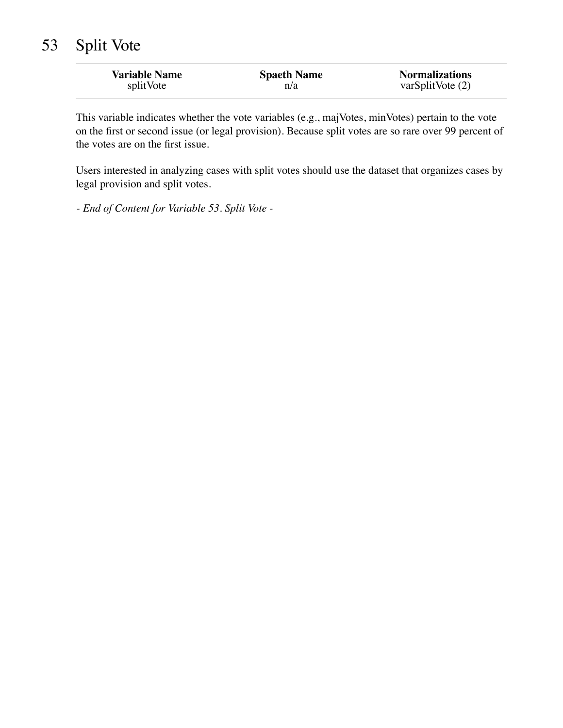# 53 Split Vote

| Variable Name | Spaeth Name | Normalizations |
|---|---|---|
| splitVote | n/a | varSplitVote (2) |

This variable indicates whether the vote variables (e.g., majVotes, minVotes) pertain to the vote on the first or second issue (or legal provision). Because split votes are so rare over 99 percent of the votes are on the first issue.

Users interested in analyzing cases with split votes should use the dataset that organizes cases by legal provision and split votes.

*- End of Content for Variable 53. Split Vote -*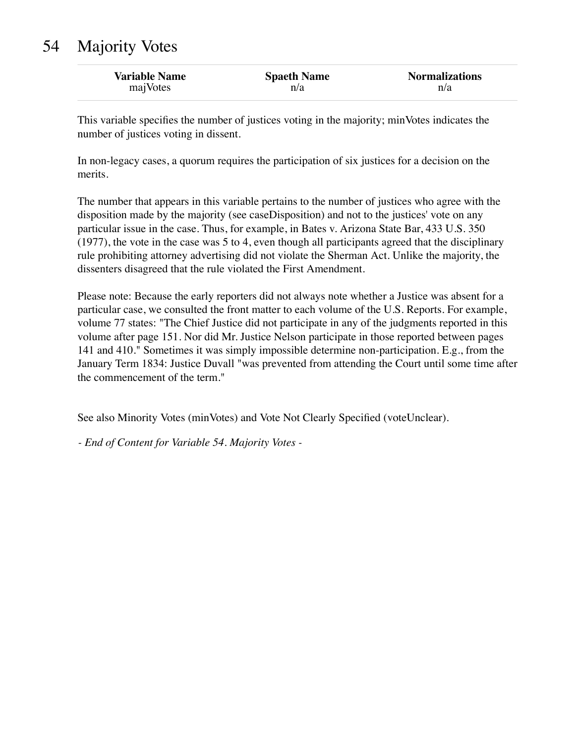# 54 Majority Votes

| Variable Name | Spaeth Name | Normalizations |
|---|---|---|
| majVotes | n/a | n/a |

This variable specifies the number of justices voting in the majority; minVotes indicates the number of justices voting in dissent.

In non-legacy cases, a quorum requires the participation of six justices for a decision on the merits.

The number that appears in this variable pertains to the number of justices who agree with the disposition made by the majority (see caseDisposition) and not to the justices' vote on any particular issue in the case. Thus, for example, in Bates v. Arizona State Bar, 433 U.S. 350 (1977), the vote in the case was 5 to 4, even though all participants agreed that the disciplinary rule prohibiting attorney advertising did not violate the Sherman Act. Unlike the majority, the dissenters disagreed that the rule violated the First Amendment.

Please note: Because the early reporters did not always note whether a Justice was absent for a particular case, we consulted the front matter to each volume of the U.S. Reports. For example, volume 77 states: "The Chief Justice did not participate in any of the judgments reported in this volume after page 151. Nor did Mr. Justice Nelson participate in those reported between pages 141 and 410." Sometimes it was simply impossible determine non-participation. E.g., from the January Term 1834: Justice Duvall "was prevented from attending the Court until some time after the commencement of the term."

See also Minority Votes (minVotes) and Vote Not Clearly Specified (voteUnclear).

*- End of Content for Variable 54. Majority Votes -*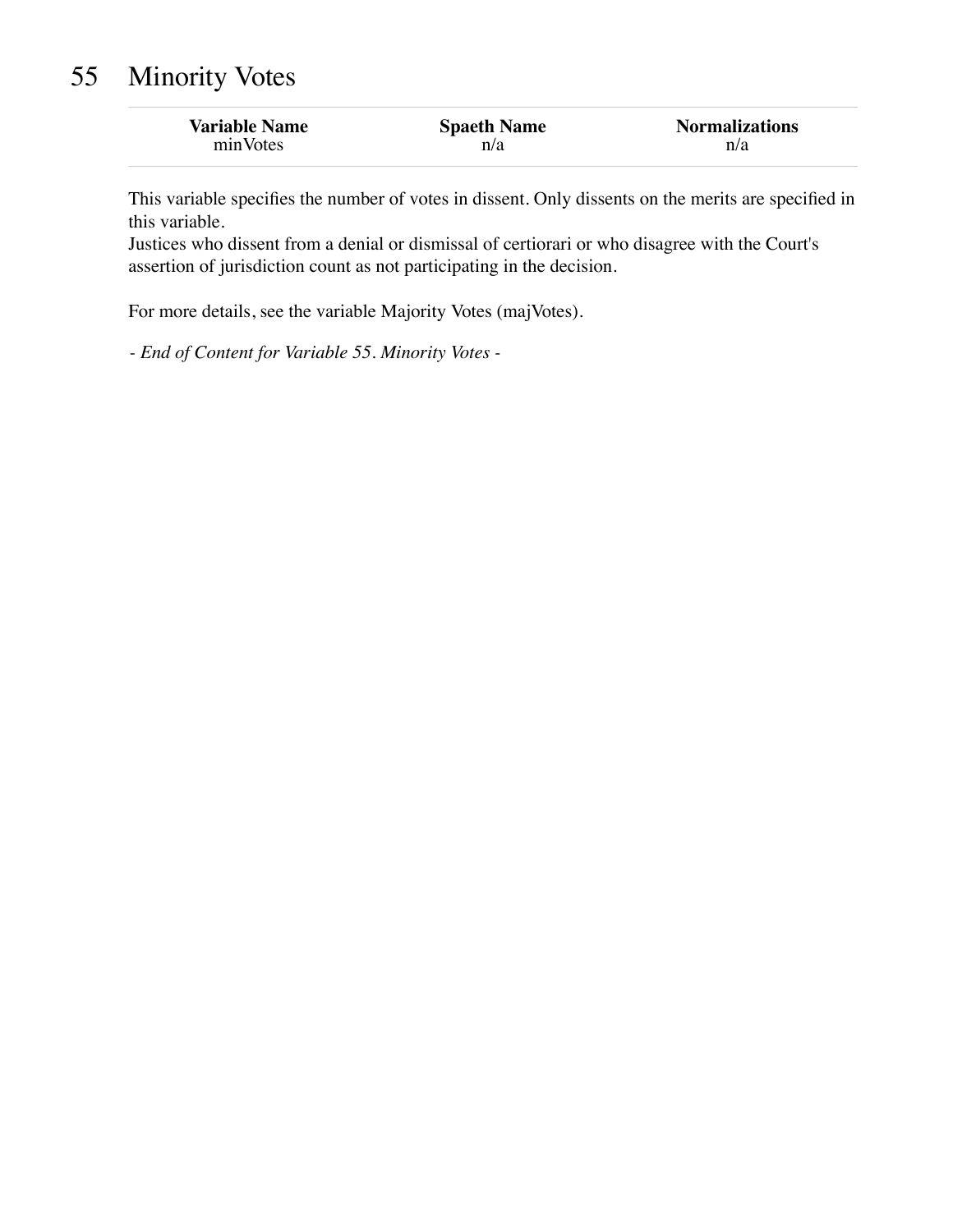# 55 Minority Votes

| Variable Name | Spaeth Name | Normalizations |
|---|---|---|
| minVotes | n/a | n/a |

This variable specifies the number of votes in dissent. Only dissents on the merits are specified in this variable.
Justices who dissent from a denial or dismissal of certiorari or who disagree with the Court's assertion of jurisdiction count as not participating in the decision.

For more details, see the variable Majority Votes (majVotes).

*- End of Content for Variable 55. Minority Votes -*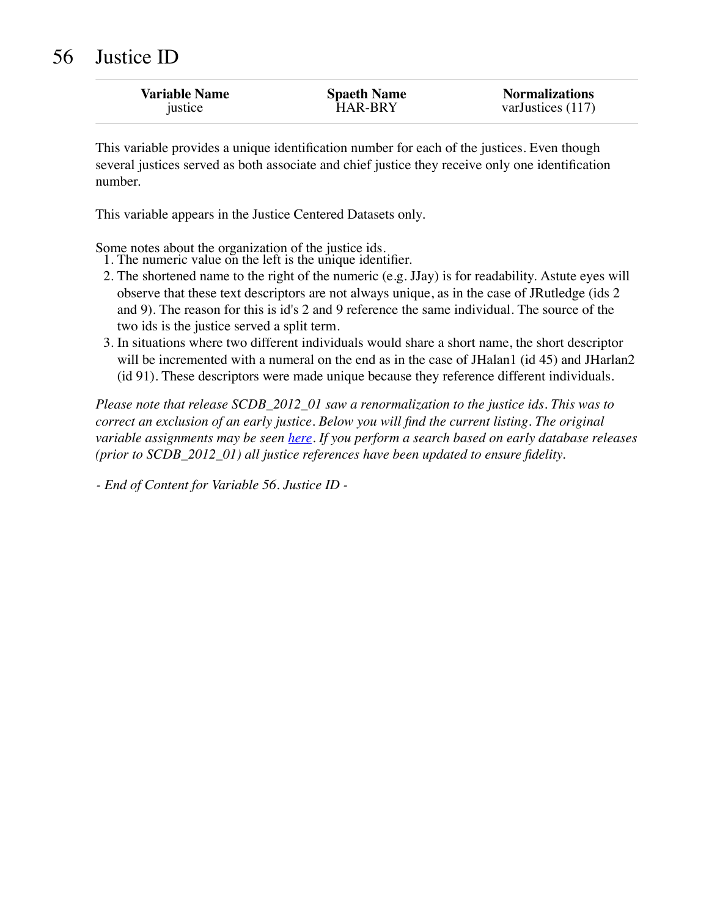# 56 Justice ID

| Variable Name | Spaeth Name | Normalizations |
|---|---|---|
| justice | HAR-BRY | varJustices (117) |

This variable provides a unique identification number for each of the justices. Even though several justices served as both associate and chief justice they receive only one identification number.

This variable appears in the Justice Centered Datasets only.

Some notes about the organization of the justice ids.

1. The numeric value on the left is the unique identifier.
2. The shortened name to the right of the numeric (e.g. JJay) is for readability. Astute eyes will observe that these text descriptors are not always unique, as in the case of JRutledge (ids 2 and 9). The reason for this is id's 2 and 9 reference the same individual. The source of the two ids is the justice served a split term.
3. In situations where two different individuals would share a short name, the short descriptor will be incremented with a numeral on the end as in the case of JHalan1 (id 45) and JHarlan2 (id 91). These descriptors were made unique because they reference different individuals.

*Please note that release SCDB_2012_01 saw a renormalization to the justice ids. This was to correct an exclusion of an early justice. Below you will find the current listing. The original variable assignments may be seen [here](). If you perform a search based on early database releases (prior to SCDB_2012_01) all justice references have been updated to ensure fidelity.*

*- End of Content for Variable 56. Justice ID -*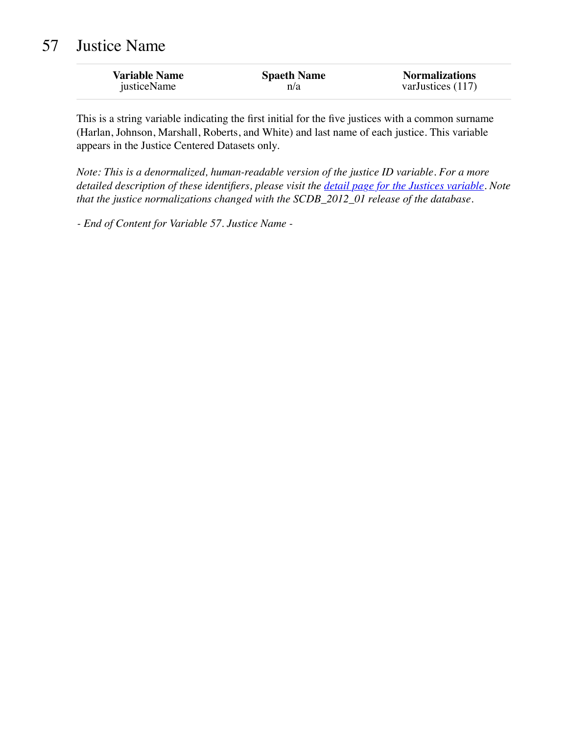# 57 Justice Name

| Variable Name | Spaeth Name | Normalizations |
|---|---|---|
| justiceName | n/a | varJustices (117) |

This is a string variable indicating the first initial for the five justices with a common surname (Harlan, Johnson, Marshall, Roberts, and White) and last name of each justice. This variable appears in the Justice Centered Datasets only.

*Note: This is a denormalized, human-readable version of the justice ID variable. For a more detailed description of these identifiers, please visit the detail page for the Justices variable. Note that the justice normalizations changed with the SCDB_2012_01 release of the database.*

*- End of Content for Variable 57. Justice Name -*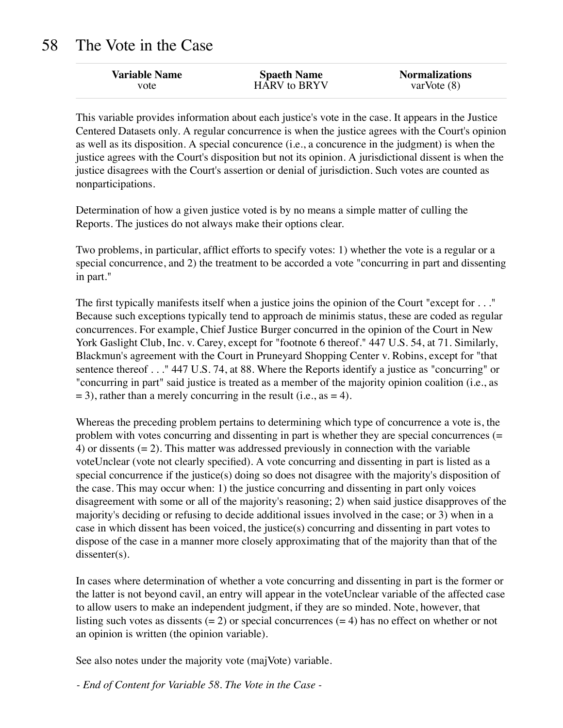# 58 The Vote in the Case

| Variable Name | Spaeth Name | Normalizations |
| --- | --- | --- |
| vote | HARV to BRYV | varVote (8) |

This variable provides information about each justice's vote in the case. It appears in the Justice Centered Datasets only. A regular concurrence is when the justice agrees with the Court's opinion as well as its disposition. A special concurence (i.e., a concurence in the judgment) is when the justice agrees with the Court's disposition but not its opinion. A jurisdictional dissent is when the justice disagrees with the Court's assertion or denial of jurisdiction. Such votes are counted as nonparticipations.

Determination of how a given justice voted is by no means a simple matter of culling the Reports. The justices do not always make their options clear.

Two problems, in particular, afflict efforts to specify votes: 1) whether the vote is a regular or a special concurrence, and 2) the treatment to be accorded a vote "concurring in part and dissenting in part."

The first typically manifests itself when a justice joins the opinion of the Court "except for . . ." Because such exceptions typically tend to approach de minimis status, these are coded as regular concurrences. For example, Chief Justice Burger concurred in the opinion of the Court in New York Gaslight Club, Inc. v. Carey, except for "footnote 6 thereof." 447 U.S. 54, at 71. Similarly, Blackmun's agreement with the Court in Pruneyard Shopping Center v. Robins, except for "that sentence thereof . . ." 447 U.S. 74, at 88. Where the Reports identify a justice as "concurring" or "concurring in part" said justice is treated as a member of the majority opinion coalition (i.e., as = 3), rather than a merely concurring in the result (i.e., as = 4).

Whereas the preceding problem pertains to determining which type of concurrence a vote is, the problem with votes concurring and dissenting in part is whether they are special concurrences (= 4) or dissents (= 2). This matter was addressed previously in connection with the variable voteUnclear (vote not clearly specified). A vote concurring and dissenting in part is listed as a special concurrence if the justice(s) doing so does not disagree with the majority's disposition of the case. This may occur when: 1) the justice concurring and dissenting in part only voices disagreement with some or all of the majority's reasoning; 2) when said justice disapproves of the majority's deciding or refusing to decide additional issues involved in the case; or 3) when in a case in which dissent has been voiced, the justice(s) concurring and dissenting in part votes to dispose of the case in a manner more closely approximating that of the majority than that of the dissenter(s).

In cases where determination of whether a vote concurring and dissenting in part is the former or the latter is not beyond cavil, an entry will appear in the voteUnclear variable of the affected case to allow users to make an independent judgment, if they are so minded. Note, however, that listing such votes as dissents (= 2) or special concurrences (= 4) has no effect on whether or not an opinion is written (the opinion variable).

See also notes under the majority vote (majVote) variable.

*- End of Content for Variable 58. The Vote in the Case -*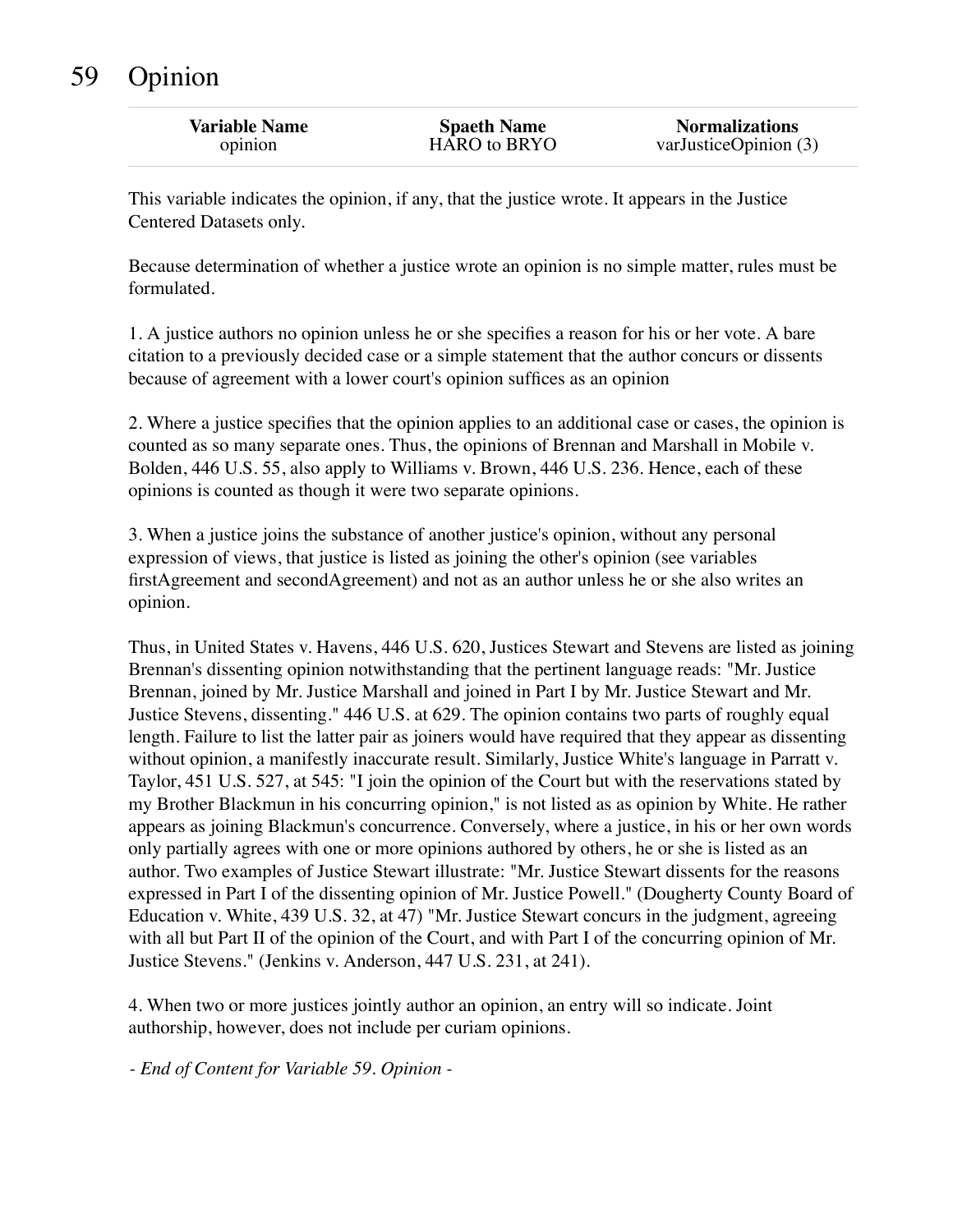# 59 Opinion

| Variable Name | Spaeth Name | Normalizations |
| --- | --- | --- |
| opinion | HARO to BRYO | varJusticeOpinion (3) |

This variable indicates the opinion, if any, that the justice wrote. It appears in the Justice Centered Datasets only.

Because determination of whether a justice wrote an opinion is no simple matter, rules must be formulated.

1. A justice authors no opinion unless he or she specifies a reason for his or her vote. A bare citation to a previously decided case or a simple statement that the author concurs or dissents because of agreement with a lower court's opinion suffices as an opinion

2. Where a justice specifies that the opinion applies to an additional case or cases, the opinion is counted as so many separate ones. Thus, the opinions of Brennan and Marshall in Mobile v. Bolden, 446 U.S. 55, also apply to Williams v. Brown, 446 U.S. 236. Hence, each of these opinions is counted as though it were two separate opinions.

3. When a justice joins the substance of another justice's opinion, without any personal expression of views, that justice is listed as joining the other's opinion (see variables firstAgreement and secondAgreement) and not as an author unless he or she also writes an opinion.

Thus, in United States v. Havens, 446 U.S. 620, Justices Stewart and Stevens are listed as joining Brennan's dissenting opinion notwithstanding that the pertinent language reads: "Mr. Justice Brennan, joined by Mr. Justice Marshall and joined in Part I by Mr. Justice Stewart and Mr. Justice Stevens, dissenting." 446 U.S. at 629. The opinion contains two parts of roughly equal length. Failure to list the latter pair as joiners would have required that they appear as dissenting without opinion, a manifestly inaccurate result. Similarly, Justice White's language in Parratt v. Taylor, 451 U.S. 527, at 545: "I join the opinion of the Court but with the reservations stated by my Brother Blackmun in his concurring opinion," is not listed as as opinion by White. He rather appears as joining Blackmun's concurrence. Conversely, where a justice, in his or her own words only partially agrees with one or more opinions authored by others, he or she is listed as an author. Two examples of Justice Stewart illustrate: "Mr. Justice Stewart dissents for the reasons expressed in Part I of the dissenting opinion of Mr. Justice Powell." (Dougherty County Board of Education v. White, 439 U.S. 32, at 47) "Mr. Justice Stewart concurs in the judgment, agreeing with all but Part II of the opinion of the Court, and with Part I of the concurring opinion of Mr. Justice Stevens." (Jenkins v. Anderson, 447 U.S. 231, at 241).

4. When two or more justices jointly author an opinion, an entry will so indicate. Joint authorship, however, does not include per curiam opinions.

*- End of Content for Variable 59. Opinion -*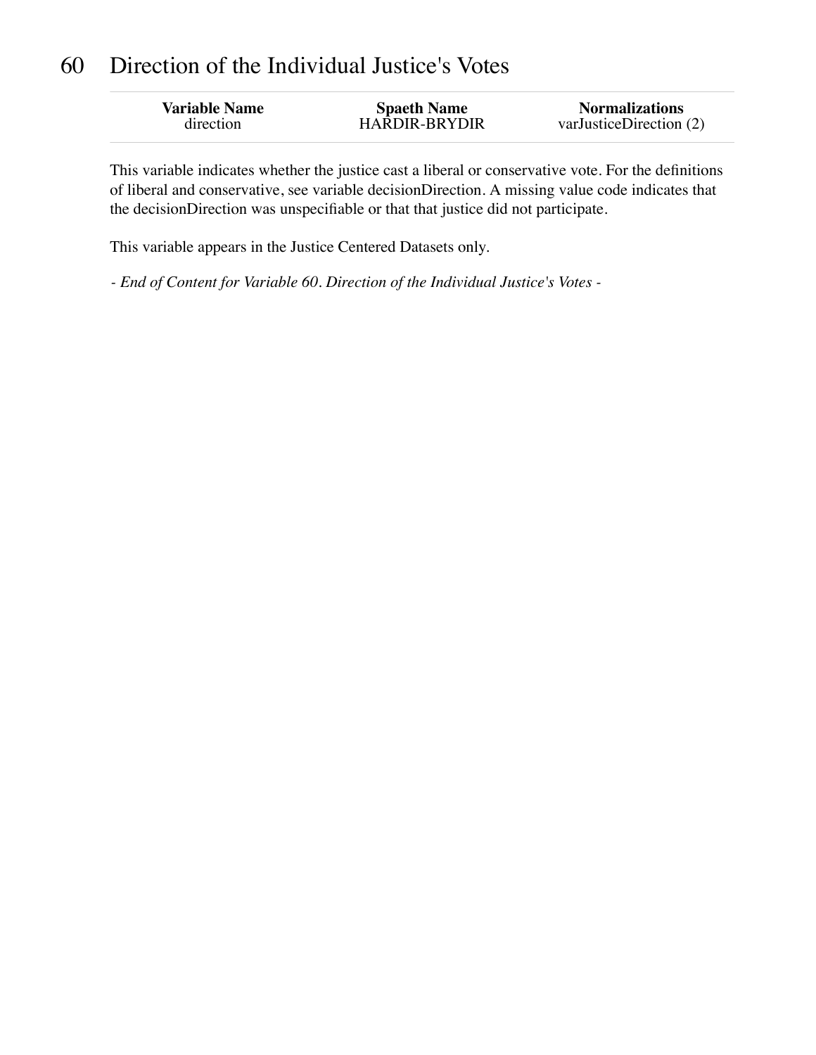# 60 Direction of the Individual Justice's Votes

| Variable Name | Spaeth Name | Normalizations |
|---|---|---|
| direction | HARDIR-BRYDIR | varJusticeDirection (2) |

This variable indicates whether the justice cast a liberal or conservative vote. For the definitions of liberal and conservative, see variable decisionDirection. A missing value code indicates that the decisionDirection was unspecifiable or that that justice did not participate.

This variable appears in the Justice Centered Datasets only.

*- End of Content for Variable 60. Direction of the Individual Justice's Votes -*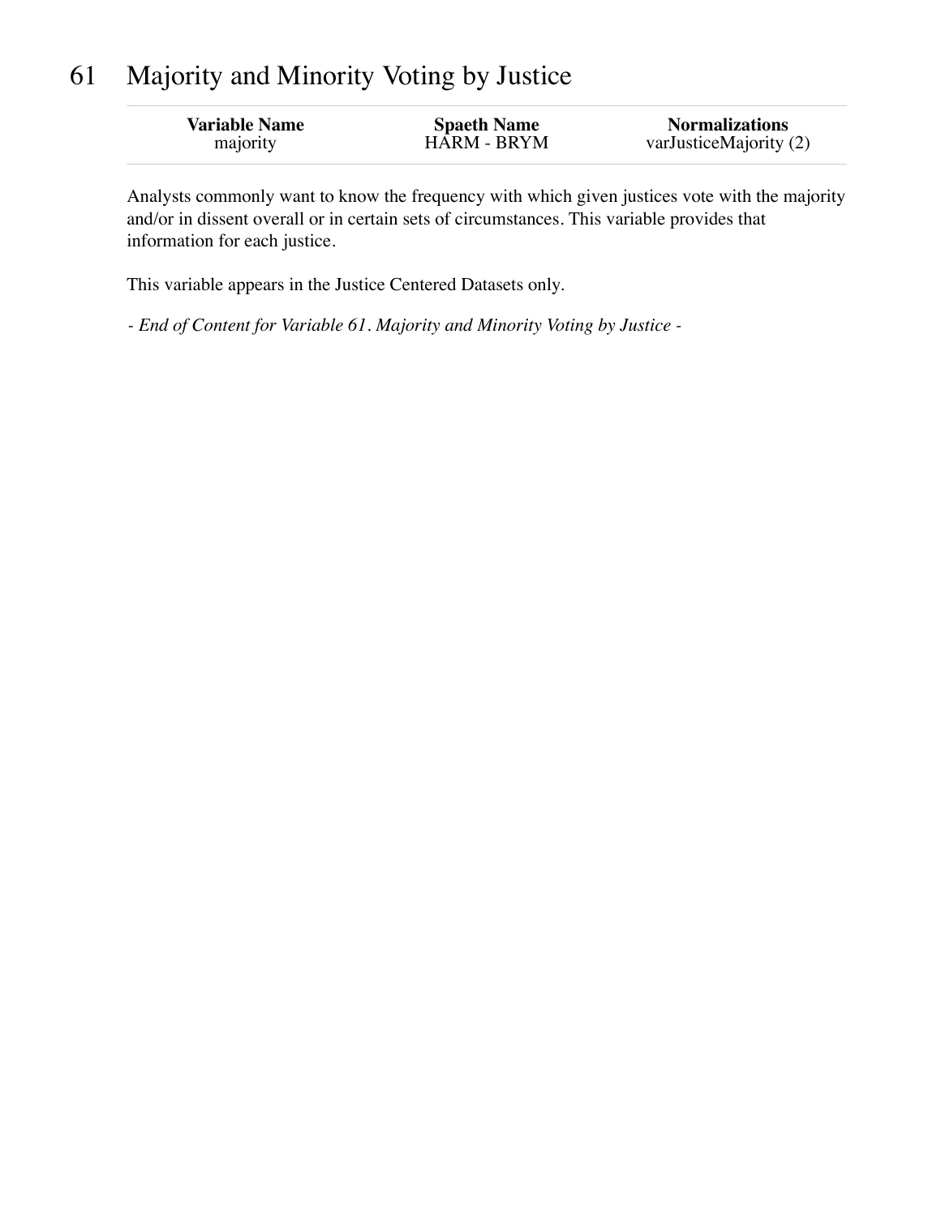# 61 Majority and Minority Voting by Justice

| Variable Name | Spaeth Name | Normalizations |
| --- | --- | --- |
| majority | HARM - BRYM | varJusticeMajority (2) |

Analysts commonly want to know the frequency with which given justices vote with the majority and/or in dissent overall or in certain sets of circumstances. This variable provides that information for each justice.

This variable appears in the Justice Centered Datasets only.

*- End of Content for Variable 61. Majority and Minority Voting by Justice -*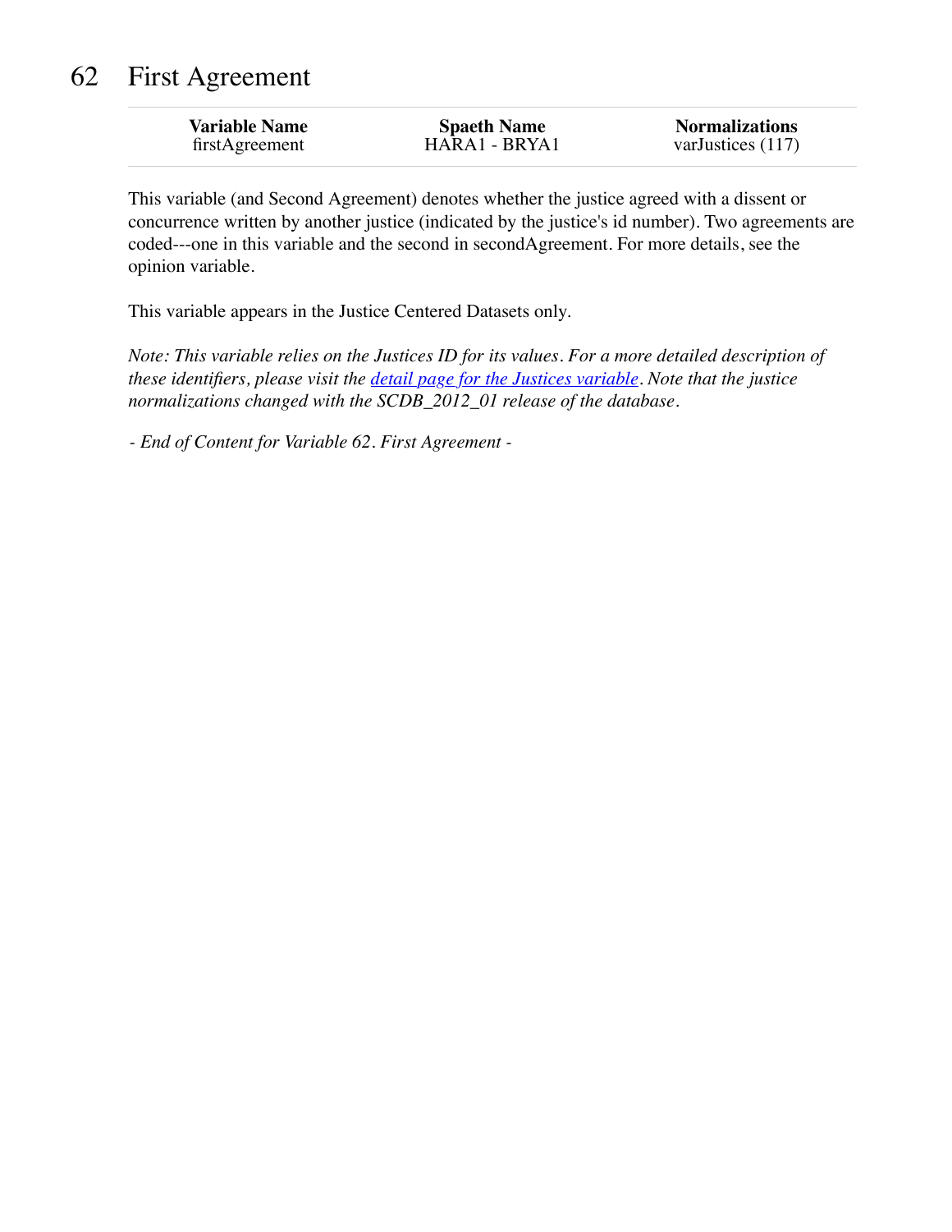# 62 First Agreement

| Variable Name | Spaeth Name | Normalizations |
| --- | --- | --- |
| firstAgreement | HARA1 - BRYA1 | varJustices (117) |

This variable (and Second Agreement) denotes whether the justice agreed with a dissent or concurrence written by another justice (indicated by the justice's id number). Two agreements are coded---one in this variable and the second in secondAgreement. For more details, see the opinion variable.

This variable appears in the Justice Centered Datasets only.

*Note: This variable relies on the Justices ID for its values. For a more detailed description of these identifiers, please visit the [detail page for the Justices variable](). Note that the justice normalizations changed with the SCDB_2012_01 release of the database.*

*- End of Content for Variable 62. First Agreement -*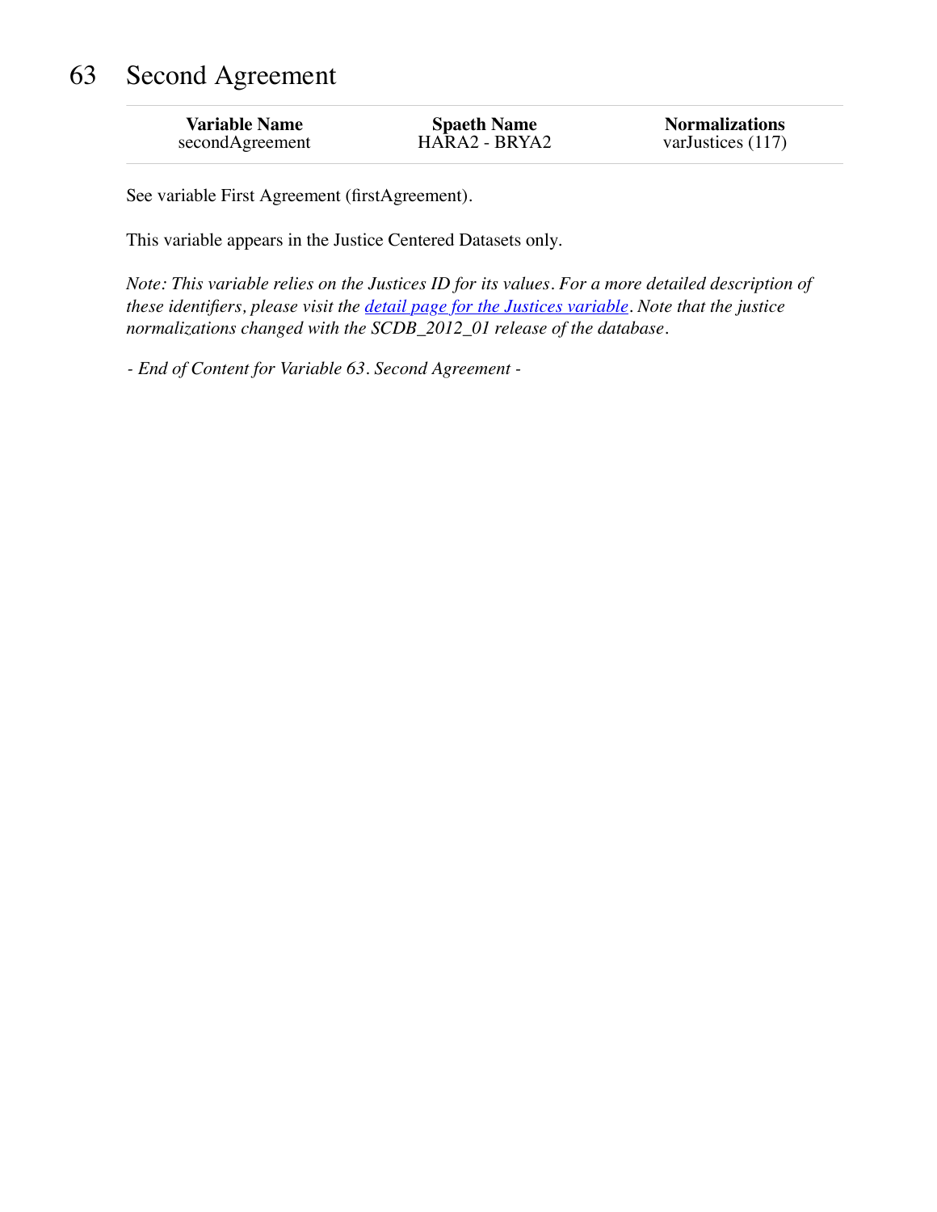# 63 Second Agreement

| Variable Name | Spaeth Name | Normalizations |
|---|---|---|
| secondAgreement | HARA2 - BRYA2 | varJustices (117) |

See variable First Agreement (firstAgreement).

This variable appears in the Justice Centered Datasets only.

*Note: This variable relies on the Justices ID for its values. For a more detailed description of these identifiers, please visit the [detail page for the Justices variable](). Note that the justice normalizations changed with the SCDB_2012_01 release of the database.*

*- End of Content for Variable 63. Second Agreement -*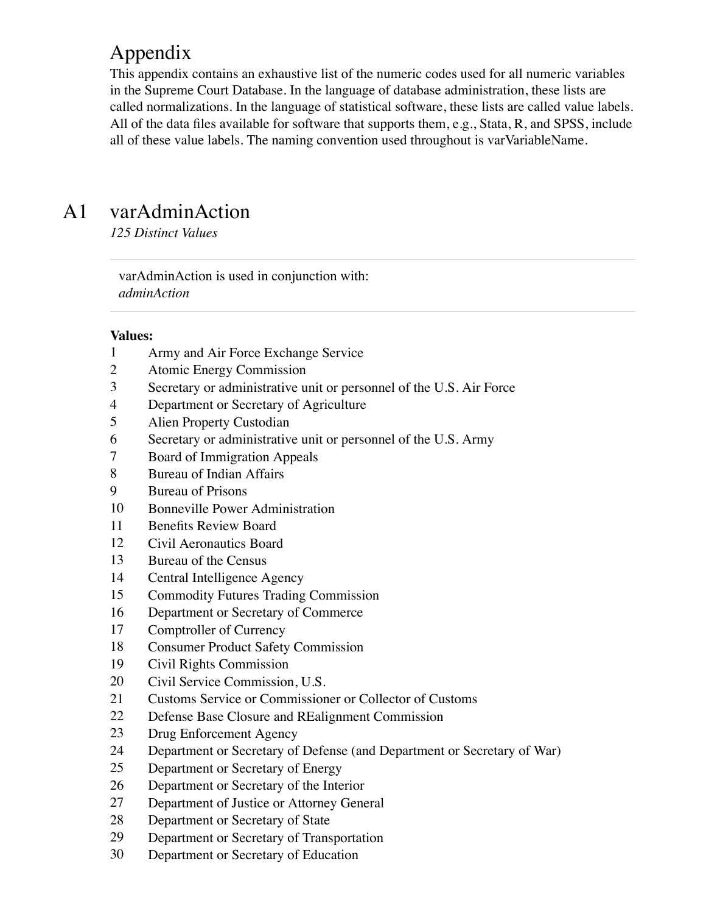# Appendix

This appendix contains an exhaustive list of the numeric codes used for all numeric variables in the Supreme Court Database. In the language of database administration, these lists are called normalizations. In the language of statistical software, these lists are called value labels. All of the data files available for software that supports them, e.g., Stata, R, and SPSS, include all of these value labels. The naming convention used throughout is varVariableName.

## A1 varAdminAction

*125 Distinct Values*

varAdminAction is used in conjunction with:
*adminAction*

**Values:**

| | |
|---|---|
| 1 | Army and Air Force Exchange Service |
| 2 | Atomic Energy Commission |
| 3 | Secretary or administrative unit or personnel of the U.S. Air Force |
| 4 | Department or Secretary of Agriculture |
| 5 | Alien Property Custodian |
| 6 | Secretary or administrative unit or personnel of the U.S. Army |
| 7 | Board of Immigration Appeals |
| 8 | Bureau of Indian Affairs |
| 9 | Bureau of Prisons |
| 10 | Bonneville Power Administration |
| 11 | Benefits Review Board |
| 12 | Civil Aeronautics Board |
| 13 | Bureau of the Census |
| 14 | Central Intelligence Agency |
| 15 | Commodity Futures Trading Commission |
| 16 | Department or Secretary of Commerce |
| 17 | Comptroller of Currency |
| 18 | Consumer Product Safety Commission |
| 19 | Civil Rights Commission |
| 20 | Civil Service Commission, U.S. |
| 21 | Customs Service or Commissioner or Collector of Customs |
| 22 | Defense Base Closure and REalignment Commission |
| 23 | Drug Enforcement Agency |
| 24 | Department or Secretary of Defense (and Department or Secretary of War) |
| 25 | Department or Secretary of Energy |
| 26 | Department or Secretary of the Interior |
| 27 | Department of Justice or Attorney General |
| 28 | Department or Secretary of State |
| 29 | Department or Secretary of Transportation |
| 30 | Department or Secretary of Education |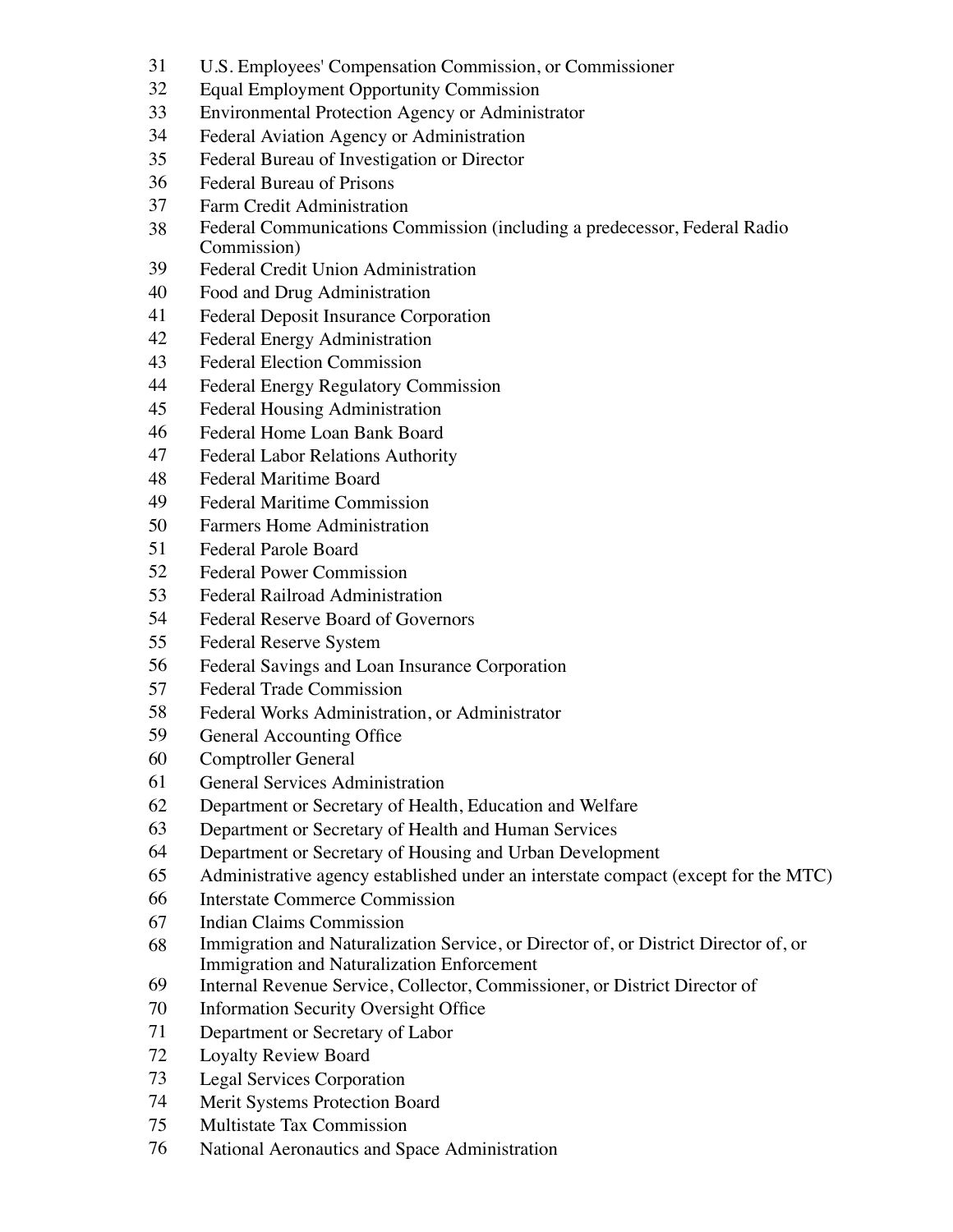31 U.S. Employees' Compensation Commission, or Commissioner
32 Equal Employment Opportunity Commission
33 Environmental Protection Agency or Administrator
34 Federal Aviation Agency or Administration
35 Federal Bureau of Investigation or Director
36 Federal Bureau of Prisons
37 Farm Credit Administration
38 Federal Communications Commission (including a predecessor, Federal Radio Commission)
39 Federal Credit Union Administration
40 Food and Drug Administration
41 Federal Deposit Insurance Corporation
42 Federal Energy Administration
43 Federal Election Commission
44 Federal Energy Regulatory Commission
45 Federal Housing Administration
46 Federal Home Loan Bank Board
47 Federal Labor Relations Authority
48 Federal Maritime Board
49 Federal Maritime Commission
50 Farmers Home Administration
51 Federal Parole Board
52 Federal Power Commission
53 Federal Railroad Administration
54 Federal Reserve Board of Governors
55 Federal Reserve System
56 Federal Savings and Loan Insurance Corporation
57 Federal Trade Commission
58 Federal Works Administration, or Administrator
59 General Accounting Office
60 Comptroller General
61 General Services Administration
62 Department or Secretary of Health, Education and Welfare
63 Department or Secretary of Health and Human Services
64 Department or Secretary of Housing and Urban Development
65 Administrative agency established under an interstate compact (except for the MTC)
66 Interstate Commerce Commission
67 Indian Claims Commission
68 Immigration and Naturalization Service, or Director of, or District Director of, or Immigration and Naturalization Enforcement
69 Internal Revenue Service, Collector, Commissioner, or District Director of
70 Information Security Oversight Office
71 Department or Secretary of Labor
72 Loyalty Review Board
73 Legal Services Corporation
74 Merit Systems Protection Board
75 Multistate Tax Commission
76 National Aeronautics and Space Administration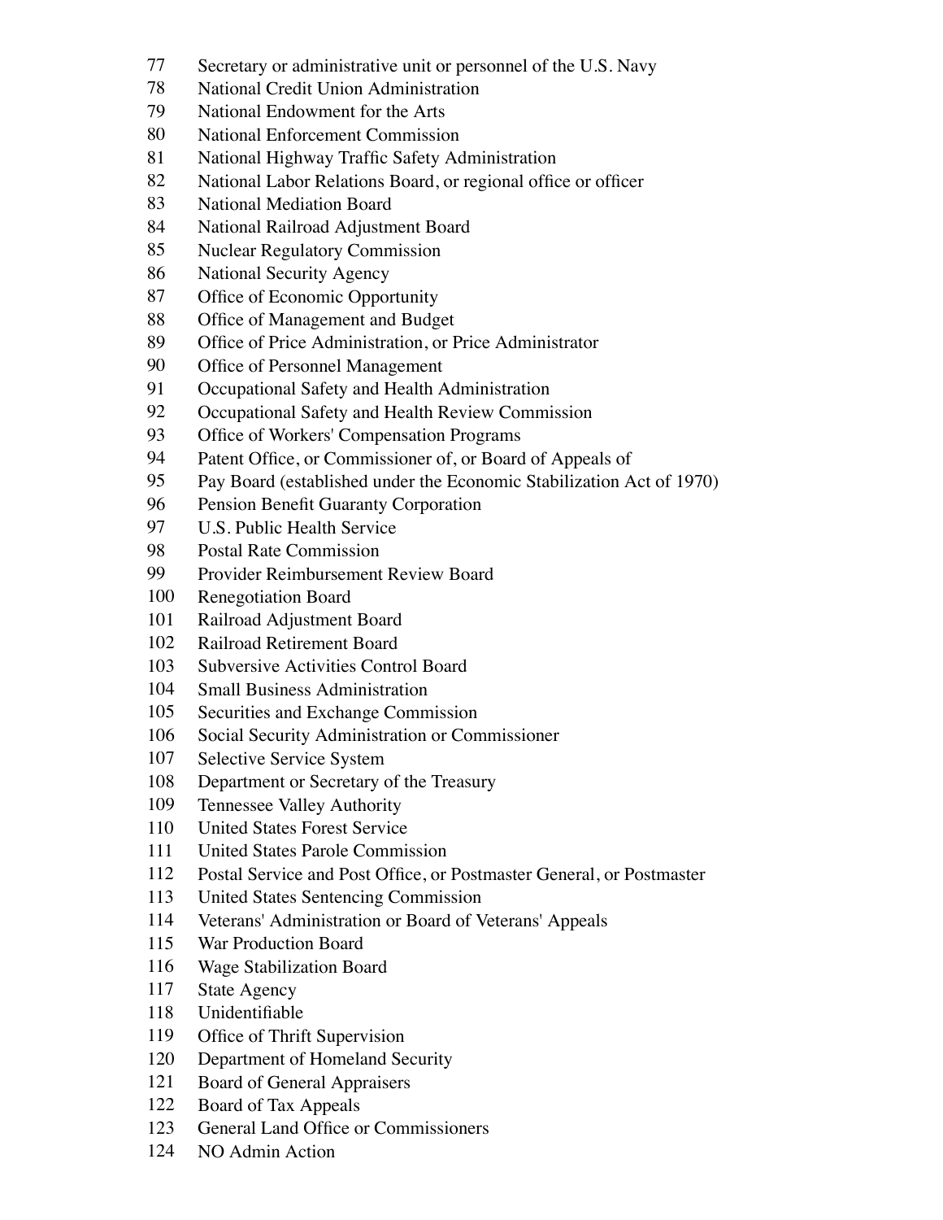77 Secretary or administrative unit or personnel of the U.S. Navy
78 National Credit Union Administration
79 National Endowment for the Arts
80 National Enforcement Commission
81 National Highway Traffic Safety Administration
82 National Labor Relations Board, or regional office or officer
83 National Mediation Board
84 National Railroad Adjustment Board
85 Nuclear Regulatory Commission
86 National Security Agency
87 Office of Economic Opportunity
88 Office of Management and Budget
89 Office of Price Administration, or Price Administrator
90 Office of Personnel Management
91 Occupational Safety and Health Administration
92 Occupational Safety and Health Review Commission
93 Office of Workers' Compensation Programs
94 Patent Office, or Commissioner of, or Board of Appeals of
95 Pay Board (established under the Economic Stabilization Act of 1970)
96 Pension Benefit Guaranty Corporation
97 U.S. Public Health Service
98 Postal Rate Commission
99 Provider Reimbursement Review Board
100 Renegotiation Board
101 Railroad Adjustment Board
102 Railroad Retirement Board
103 Subversive Activities Control Board
104 Small Business Administration
105 Securities and Exchange Commission
106 Social Security Administration or Commissioner
107 Selective Service System
108 Department or Secretary of the Treasury
109 Tennessee Valley Authority
110 United States Forest Service
111 United States Parole Commission
112 Postal Service and Post Office, or Postmaster General, or Postmaster
113 United States Sentencing Commission
114 Veterans' Administration or Board of Veterans' Appeals
115 War Production Board
116 Wage Stabilization Board
117 State Agency
118 Unidentifiable
119 Office of Thrift Supervision
120 Department of Homeland Security
121 Board of General Appraisers
122 Board of Tax Appeals
123 General Land Office or Commissioners
124 NO Admin Action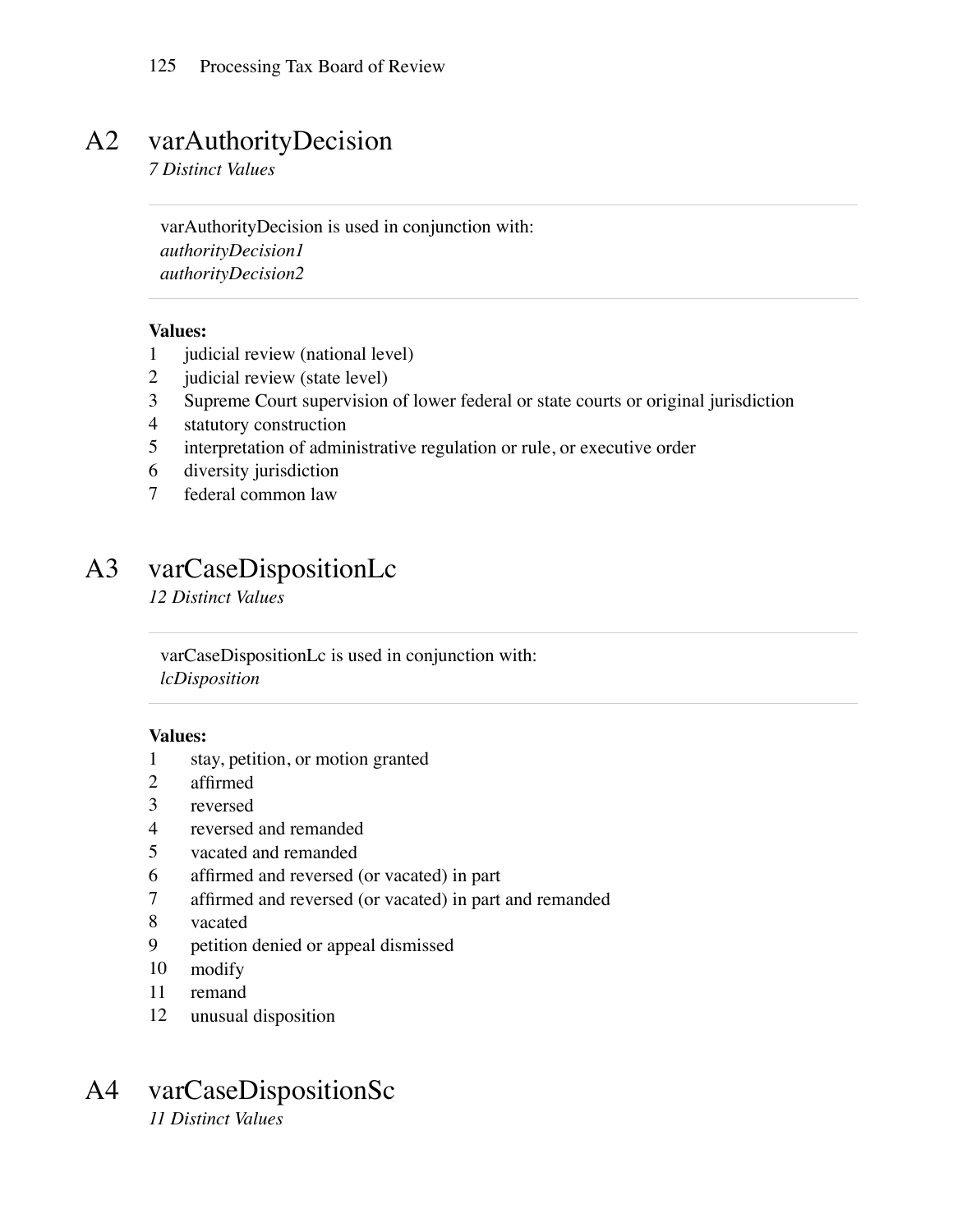## A2 varAuthorityDecision

*7 Distinct Values*

varAuthorityDecision is used in conjunction with:
*authorityDecision1*
*authorityDecision2*

**Values:**

1 judicial review (national level)
2 judicial review (state level)
3 Supreme Court supervision of lower federal or state courts or original jurisdiction
4 statutory construction
5 interpretation of administrative regulation or rule, or executive order
6 diversity jurisdiction
7 federal common law

## A3 varCaseDispositionLc

*12 Distinct Values*

varCaseDispositionLc is used in conjunction with:
*lcDisposition*

**Values:**

1 stay, petition, or motion granted
2 affirmed
3 reversed
4 reversed and remanded
5 vacated and remanded
6 affirmed and reversed (or vacated) in part
7 affirmed and reversed (or vacated) in part and remanded
8 vacated
9 petition denied or appeal dismissed
10 modify
11 remand
12 unusual disposition

## A4 varCaseDispositionSc

*11 Distinct Values*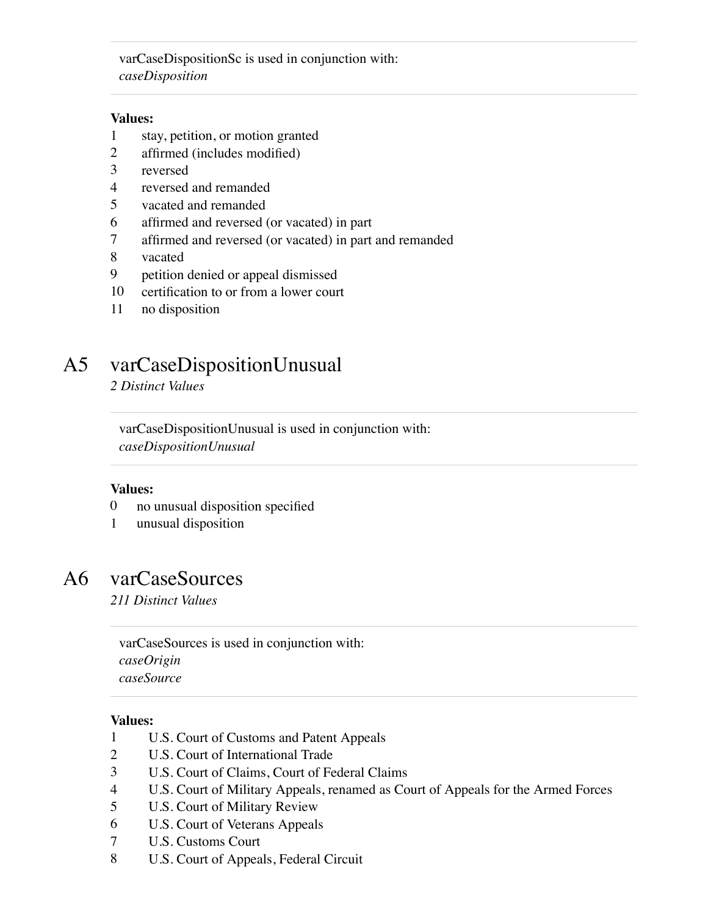varCaseDispositionSc is used in conjunction with:
*caseDisposition*

**Values:**

1 stay, petition, or motion granted
2 affirmed (includes modified)
3 reversed
4 reversed and remanded
5 vacated and remanded
6 affirmed and reversed (or vacated) in part
7 affirmed and reversed (or vacated) in part and remanded
8 vacated
9 petition denied or appeal dismissed
10 certification to or from a lower court
11 no disposition

## A5 varCaseDispositionUnusual

*2 Distinct Values*

varCaseDispositionUnusual is used in conjunction with:
*caseDispositionUnusual*

**Values:**

0 no unusual disposition specified
1 unusual disposition

## A6 varCaseSources

*211 Distinct Values*

varCaseSources is used in conjunction with:
*caseOrigin*
*caseSource*

**Values:**

1 U.S. Court of Customs and Patent Appeals
2 U.S. Court of International Trade
3 U.S. Court of Claims, Court of Federal Claims
4 U.S. Court of Military Appeals, renamed as Court of Appeals for the Armed Forces
5 U.S. Court of Military Review
6 U.S. Court of Veterans Appeals
7 U.S. Customs Court
8 U.S. Court of Appeals, Federal Circuit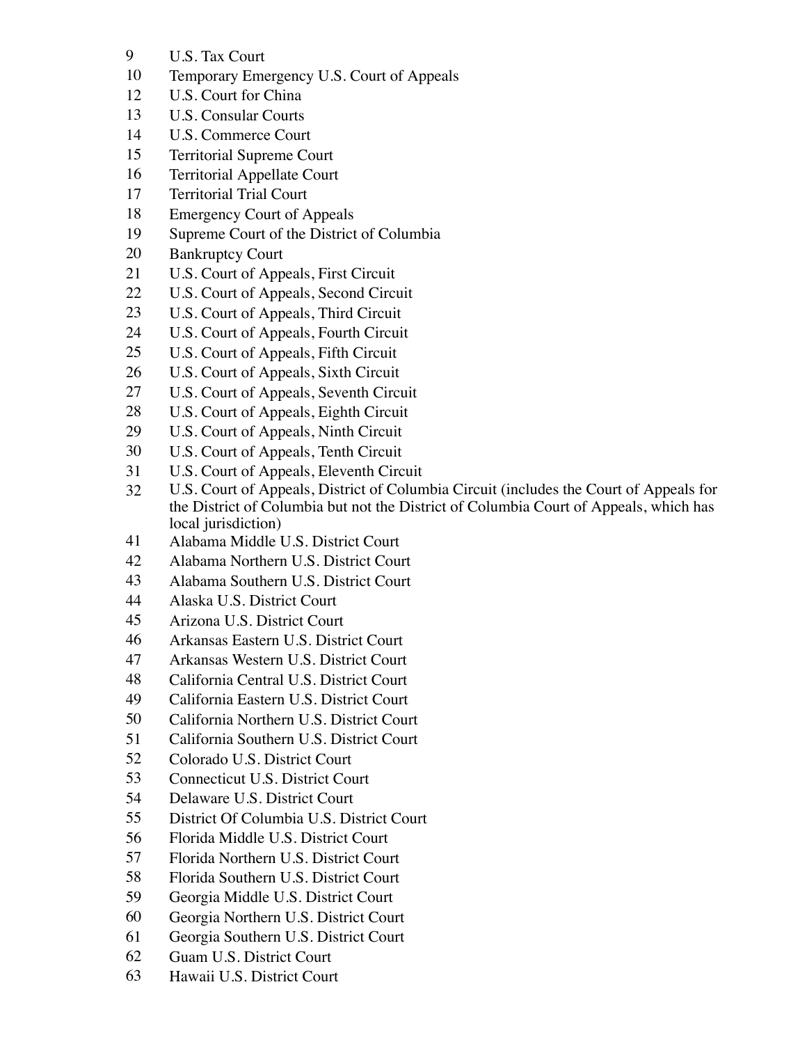9 U.S. Tax Court
10 Temporary Emergency U.S. Court of Appeals
12 U.S. Court for China
13 U.S. Consular Courts
14 U.S. Commerce Court
15 Territorial Supreme Court
16 Territorial Appellate Court
17 Territorial Trial Court
18 Emergency Court of Appeals
19 Supreme Court of the District of Columbia
20 Bankruptcy Court
21 U.S. Court of Appeals, First Circuit
22 U.S. Court of Appeals, Second Circuit
23 U.S. Court of Appeals, Third Circuit
24 U.S. Court of Appeals, Fourth Circuit
25 U.S. Court of Appeals, Fifth Circuit
26 U.S. Court of Appeals, Sixth Circuit
27 U.S. Court of Appeals, Seventh Circuit
28 U.S. Court of Appeals, Eighth Circuit
29 U.S. Court of Appeals, Ninth Circuit
30 U.S. Court of Appeals, Tenth Circuit
31 U.S. Court of Appeals, Eleventh Circuit
32 U.S. Court of Appeals, District of Columbia Circuit (includes the Court of Appeals for the District of Columbia but not the District of Columbia Court of Appeals, which has local jurisdiction)
41 Alabama Middle U.S. District Court
42 Alabama Northern U.S. District Court
43 Alabama Southern U.S. District Court
44 Alaska U.S. District Court
45 Arizona U.S. District Court
46 Arkansas Eastern U.S. District Court
47 Arkansas Western U.S. District Court
48 California Central U.S. District Court
49 California Eastern U.S. District Court
50 California Northern U.S. District Court
51 California Southern U.S. District Court
52 Colorado U.S. District Court
53 Connecticut U.S. District Court
54 Delaware U.S. District Court
55 District Of Columbia U.S. District Court
56 Florida Middle U.S. District Court
57 Florida Northern U.S. District Court
58 Florida Southern U.S. District Court
59 Georgia Middle U.S. District Court
60 Georgia Northern U.S. District Court
61 Georgia Southern U.S. District Court
62 Guam U.S. District Court
63 Hawaii U.S. District Court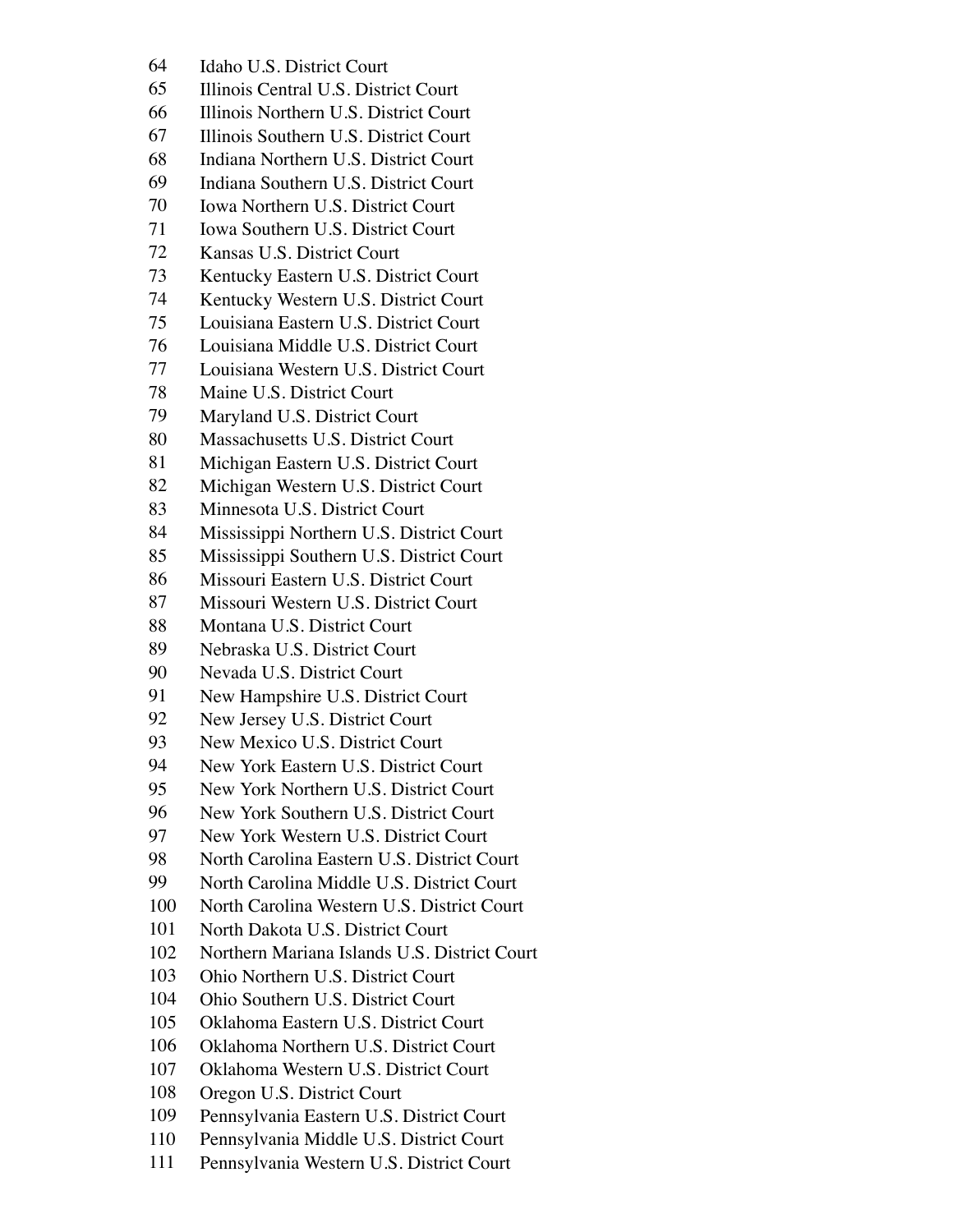64 Idaho U.S. District Court
65 Illinois Central U.S. District Court
66 Illinois Northern U.S. District Court
67 Illinois Southern U.S. District Court
68 Indiana Northern U.S. District Court
69 Indiana Southern U.S. District Court
70 Iowa Northern U.S. District Court
71 Iowa Southern U.S. District Court
72 Kansas U.S. District Court
73 Kentucky Eastern U.S. District Court
74 Kentucky Western U.S. District Court
75 Louisiana Eastern U.S. District Court
76 Louisiana Middle U.S. District Court
77 Louisiana Western U.S. District Court
78 Maine U.S. District Court
79 Maryland U.S. District Court
80 Massachusetts U.S. District Court
81 Michigan Eastern U.S. District Court
82 Michigan Western U.S. District Court
83 Minnesota U.S. District Court
84 Mississippi Northern U.S. District Court
85 Mississippi Southern U.S. District Court
86 Missouri Eastern U.S. District Court
87 Missouri Western U.S. District Court
88 Montana U.S. District Court
89 Nebraska U.S. District Court
90 Nevada U.S. District Court
91 New Hampshire U.S. District Court
92 New Jersey U.S. District Court
93 New Mexico U.S. District Court
94 New York Eastern U.S. District Court
95 New York Northern U.S. District Court
96 New York Southern U.S. District Court
97 New York Western U.S. District Court
98 North Carolina Eastern U.S. District Court
99 North Carolina Middle U.S. District Court
100 North Carolina Western U.S. District Court
101 North Dakota U.S. District Court
102 Northern Mariana Islands U.S. District Court
103 Ohio Northern U.S. District Court
104 Ohio Southern U.S. District Court
105 Oklahoma Eastern U.S. District Court
106 Oklahoma Northern U.S. District Court
107 Oklahoma Western U.S. District Court
108 Oregon U.S. District Court
109 Pennsylvania Eastern U.S. District Court
110 Pennsylvania Middle U.S. District Court
111 Pennsylvania Western U.S. District Court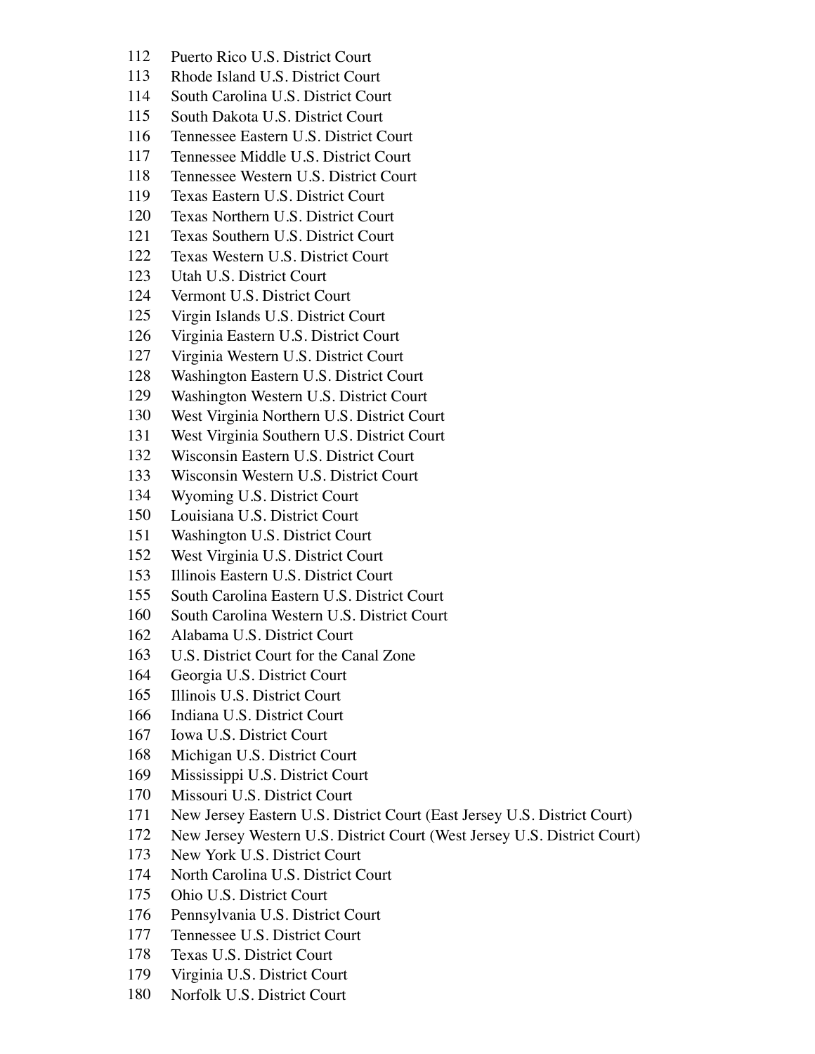112 Puerto Rico U.S. District Court
113 Rhode Island U.S. District Court
114 South Carolina U.S. District Court
115 South Dakota U.S. District Court
116 Tennessee Eastern U.S. District Court
117 Tennessee Middle U.S. District Court
118 Tennessee Western U.S. District Court
119 Texas Eastern U.S. District Court
120 Texas Northern U.S. District Court
121 Texas Southern U.S. District Court
122 Texas Western U.S. District Court
123 Utah U.S. District Court
124 Vermont U.S. District Court
125 Virgin Islands U.S. District Court
126 Virginia Eastern U.S. District Court
127 Virginia Western U.S. District Court
128 Washington Eastern U.S. District Court
129 Washington Western U.S. District Court
130 West Virginia Northern U.S. District Court
131 West Virginia Southern U.S. District Court
132 Wisconsin Eastern U.S. District Court
133 Wisconsin Western U.S. District Court
134 Wyoming U.S. District Court
150 Louisiana U.S. District Court
151 Washington U.S. District Court
152 West Virginia U.S. District Court
153 Illinois Eastern U.S. District Court
155 South Carolina Eastern U.S. District Court
160 South Carolina Western U.S. District Court
162 Alabama U.S. District Court
163 U.S. District Court for the Canal Zone
164 Georgia U.S. District Court
165 Illinois U.S. District Court
166 Indiana U.S. District Court
167 Iowa U.S. District Court
168 Michigan U.S. District Court
169 Mississippi U.S. District Court
170 Missouri U.S. District Court
171 New Jersey Eastern U.S. District Court (East Jersey U.S. District Court)
172 New Jersey Western U.S. District Court (West Jersey U.S. District Court)
173 New York U.S. District Court
174 North Carolina U.S. District Court
175 Ohio U.S. District Court
176 Pennsylvania U.S. District Court
177 Tennessee U.S. District Court
178 Texas U.S. District Court
179 Virginia U.S. District Court
180 Norfolk U.S. District Court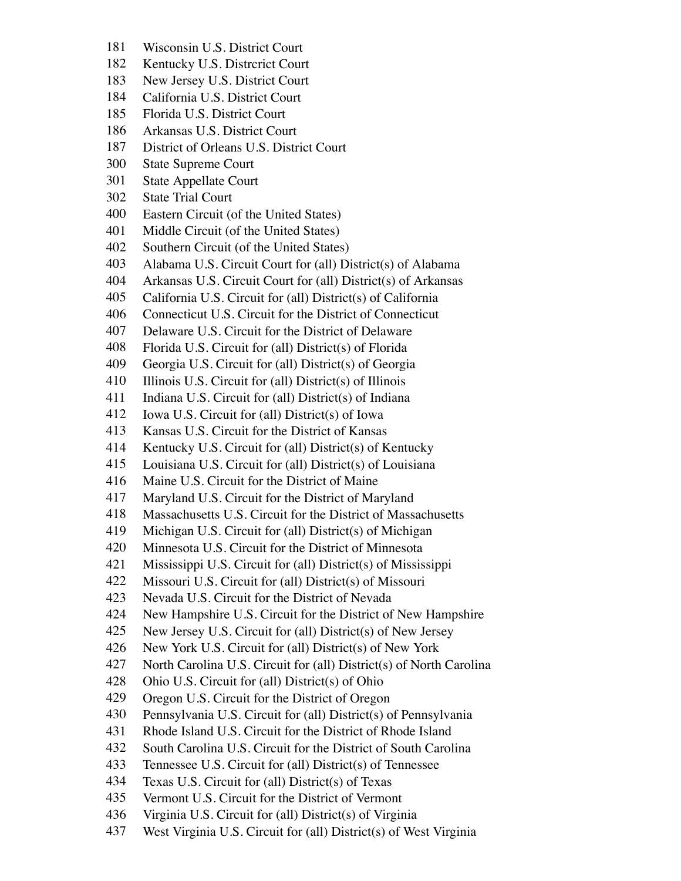181 Wisconsin U.S. District Court
182 Kentucky U.S. Distrcrict Court
183 New Jersey U.S. District Court
184 California U.S. District Court
185 Florida U.S. District Court
186 Arkansas U.S. District Court
187 District of Orleans U.S. District Court
300 State Supreme Court
301 State Appellate Court
302 State Trial Court
400 Eastern Circuit (of the United States)
401 Middle Circuit (of the United States)
402 Southern Circuit (of the United States)
403 Alabama U.S. Circuit Court for (all) District(s) of Alabama
404 Arkansas U.S. Circuit Court for (all) District(s) of Arkansas
405 California U.S. Circuit for (all) District(s) of California
406 Connecticut U.S. Circuit for the District of Connecticut
407 Delaware U.S. Circuit for the District of Delaware
408 Florida U.S. Circuit for (all) District(s) of Florida
409 Georgia U.S. Circuit for (all) District(s) of Georgia
410 Illinois U.S. Circuit for (all) District(s) of Illinois
411 Indiana U.S. Circuit for (all) District(s) of Indiana
412 Iowa U.S. Circuit for (all) District(s) of Iowa
413 Kansas U.S. Circuit for the District of Kansas
414 Kentucky U.S. Circuit for (all) District(s) of Kentucky
415 Louisiana U.S. Circuit for (all) District(s) of Louisiana
416 Maine U.S. Circuit for the District of Maine
417 Maryland U.S. Circuit for the District of Maryland
418 Massachusetts U.S. Circuit for the District of Massachusetts
419 Michigan U.S. Circuit for (all) District(s) of Michigan
420 Minnesota U.S. Circuit for the District of Minnesota
421 Mississippi U.S. Circuit for (all) District(s) of Mississippi
422 Missouri U.S. Circuit for (all) District(s) of Missouri
423 Nevada U.S. Circuit for the District of Nevada
424 New Hampshire U.S. Circuit for the District of New Hampshire
425 New Jersey U.S. Circuit for (all) District(s) of New Jersey
426 New York U.S. Circuit for (all) District(s) of New York
427 North Carolina U.S. Circuit for (all) District(s) of North Carolina
428 Ohio U.S. Circuit for (all) District(s) of Ohio
429 Oregon U.S. Circuit for the District of Oregon
430 Pennsylvania U.S. Circuit for (all) District(s) of Pennsylvania
431 Rhode Island U.S. Circuit for the District of Rhode Island
432 South Carolina U.S. Circuit for the District of South Carolina
433 Tennessee U.S. Circuit for (all) District(s) of Tennessee
434 Texas U.S. Circuit for (all) District(s) of Texas
435 Vermont U.S. Circuit for the District of Vermont
436 Virginia U.S. Circuit for (all) District(s) of Virginia
437 West Virginia U.S. Circuit for (all) District(s) of West Virginia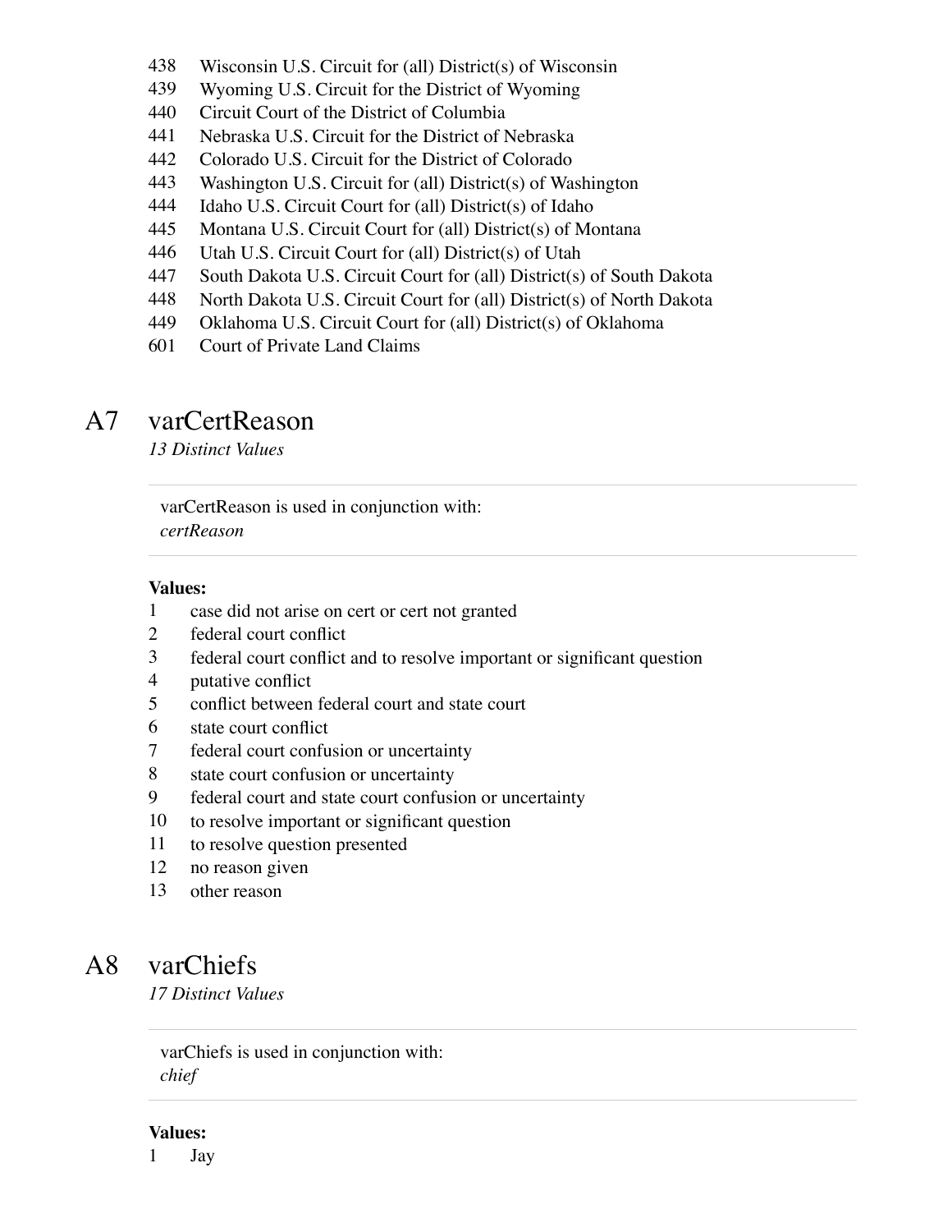438 Wisconsin U.S. Circuit for (all) District(s) of Wisconsin
439 Wyoming U.S. Circuit for the District of Wyoming
440 Circuit Court of the District of Columbia
441 Nebraska U.S. Circuit for the District of Nebraska
442 Colorado U.S. Circuit for the District of Colorado
443 Washington U.S. Circuit for (all) District(s) of Washington
444 Idaho U.S. Circuit Court for (all) District(s) of Idaho
445 Montana U.S. Circuit Court for (all) District(s) of Montana
446 Utah U.S. Circuit Court for (all) District(s) of Utah
447 South Dakota U.S. Circuit Court for (all) District(s) of South Dakota
448 North Dakota U.S. Circuit Court for (all) District(s) of North Dakota
449 Oklahoma U.S. Circuit Court for (all) District(s) of Oklahoma
601 Court of Private Land Claims

## A7 varCertReason

*13 Distinct Values*

varCertReason is used in conjunction with:
*certReason*

**Values:**

1 case did not arise on cert or cert not granted
2 federal court conflict
3 federal court conflict and to resolve important or significant question
4 putative conflict
5 conflict between federal court and state court
6 state court conflict
7 federal court confusion or uncertainty
8 state court confusion or uncertainty
9 federal court and state court confusion or uncertainty
10 to resolve important or significant question
11 to resolve question presented
12 no reason given
13 other reason

## A8 varChiefs

*17 Distinct Values*

varChiefs is used in conjunction with:
*chief*

**Values:**

1 Jay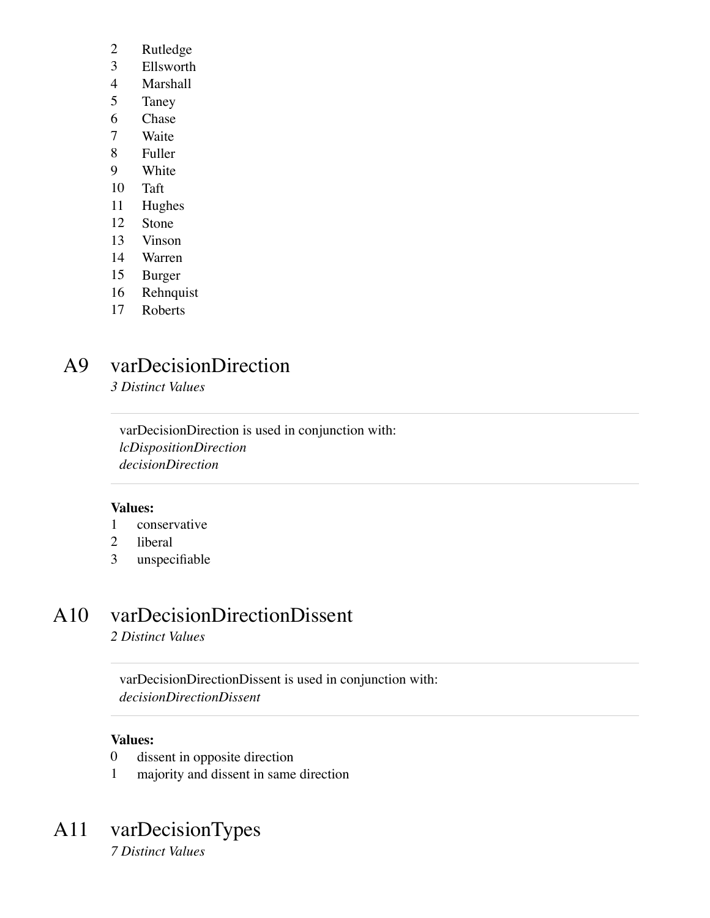2 Rutledge
3 Ellsworth
4 Marshall
5 Taney
6 Chase
7 Waite
8 Fuller
9 White
10 Taft
11 Hughes
12 Stone
13 Vinson
14 Warren
15 Burger
16 Rehnquist
17 Roberts

## A9 varDecisionDirection

*3 Distinct Values*

varDecisionDirection is used in conjunction with:
*lcDispositionDirection*
*decisionDirection*

**Values:**

1 conservative
2 liberal
3 unspecifiable

## A10 varDecisionDirectionDissent

*2 Distinct Values*

varDecisionDirectionDissent is used in conjunction with:
*decisionDirectionDissent*

**Values:**

0 dissent in opposite direction
1 majority and dissent in same direction

## A11 varDecisionTypes

*7 Distinct Values*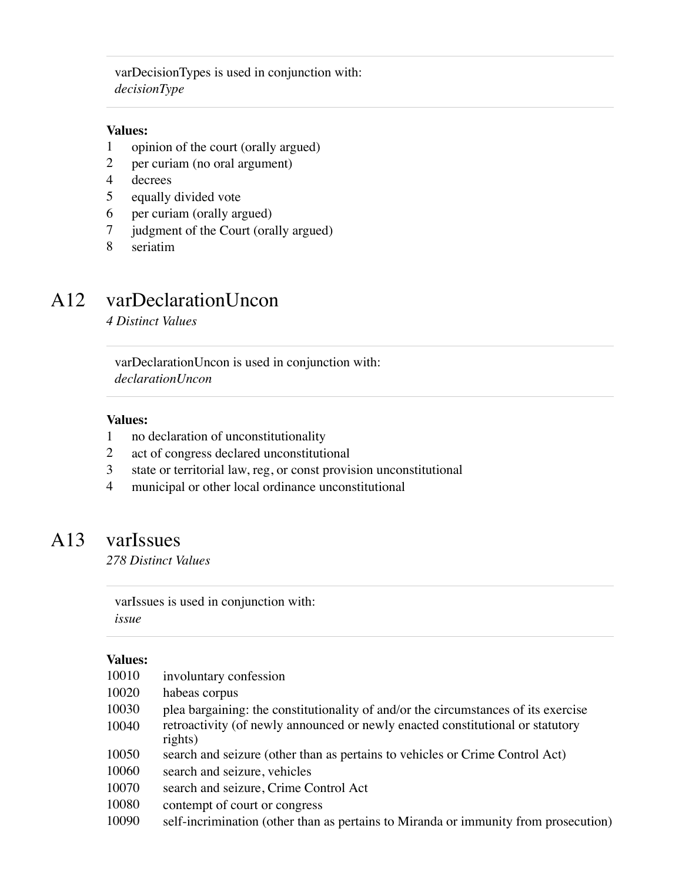varDecisionTypes is used in conjunction with:
*decisionType*

**Values:**

| | |
|---|---|
| 1 | opinion of the court (orally argued) |
| 2 | per curiam (no oral argument) |
| 4 | decrees |
| 5 | equally divided vote |
| 6 | per curiam (orally argued) |
| 7 | judgment of the Court (orally argued) |
| 8 | seriatim |

## A12 varDeclarationUncon

*4 Distinct Values*

varDeclarationUncon is used in conjunction with:
*declarationUncon*

**Values:**

| | |
|---|---|
| 1 | no declaration of unconstitutionality |
| 2 | act of congress declared unconstitutional |
| 3 | state or territorial law, reg, or const provision unconstitutional |
| 4 | municipal or other local ordinance unconstitutional |

## A13 varIssues

*278 Distinct Values*

varIssues is used in conjunction with:
*issue*

**Values:**

| | |
|---|---|
| 10010 | involuntary confession |
| 10020 | habeas corpus |
| 10030 | plea bargaining: the constitutionality of and/or the circumstances of its exercise |
| 10040 | retroactivity (of newly announced or newly enacted constitutional or statutory rights) |
| 10050 | search and seizure (other than as pertains to vehicles or Crime Control Act) |
| 10060 | search and seizure, vehicles |
| 10070 | search and seizure, Crime Control Act |
| 10080 | contempt of court or congress |
| 10090 | self-incrimination (other than as pertains to Miranda or immunity from prosecution) |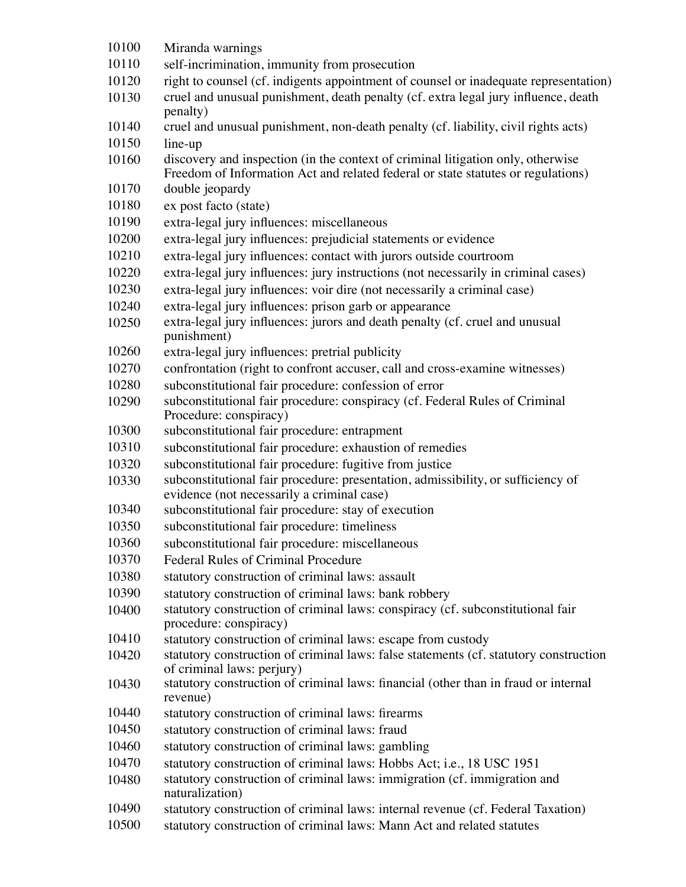10100 Miranda warnings
10110 self-incrimination, immunity from prosecution
10120 right to counsel (cf. indigents appointment of counsel or inadequate representation)
10130 cruel and unusual punishment, death penalty (cf. extra legal jury influence, death penalty)
10140 cruel and unusual punishment, non-death penalty (cf. liability, civil rights acts)
10150 line-up
10160 discovery and inspection (in the context of criminal litigation only, otherwise Freedom of Information Act and related federal or state statutes or regulations)
10170 double jeopardy
10180 ex post facto (state)
10190 extra-legal jury influences: miscellaneous
10200 extra-legal jury influences: prejudicial statements or evidence
10210 extra-legal jury influences: contact with jurors outside courtroom
10220 extra-legal jury influences: jury instructions (not necessarily in criminal cases)
10230 extra-legal jury influences: voir dire (not necessarily a criminal case)
10240 extra-legal jury influences: prison garb or appearance
10250 extra-legal jury influences: jurors and death penalty (cf. cruel and unusual punishment)
10260 extra-legal jury influences: pretrial publicity
10270 confrontation (right to confront accuser, call and cross-examine witnesses)
10280 subconstitutional fair procedure: confession of error
10290 subconstitutional fair procedure: conspiracy (cf. Federal Rules of Criminal Procedure: conspiracy)
10300 subconstitutional fair procedure: entrapment
10310 subconstitutional fair procedure: exhaustion of remedies
10320 subconstitutional fair procedure: fugitive from justice
10330 subconstitutional fair procedure: presentation, admissibility, or sufficiency of evidence (not necessarily a criminal case)
10340 subconstitutional fair procedure: stay of execution
10350 subconstitutional fair procedure: timeliness
10360 subconstitutional fair procedure: miscellaneous
10370 Federal Rules of Criminal Procedure
10380 statutory construction of criminal laws: assault
10390 statutory construction of criminal laws: bank robbery
10400 statutory construction of criminal laws: conspiracy (cf. subconstitutional fair procedure: conspiracy)
10410 statutory construction of criminal laws: escape from custody
10420 statutory construction of criminal laws: false statements (cf. statutory construction of criminal laws: perjury)
10430 statutory construction of criminal laws: financial (other than in fraud or internal revenue)
10440 statutory construction of criminal laws: firearms
10450 statutory construction of criminal laws: fraud
10460 statutory construction of criminal laws: gambling
10470 statutory construction of criminal laws: Hobbs Act; i.e., 18 USC 1951
10480 statutory construction of criminal laws: immigration (cf. immigration and naturalization)
10490 statutory construction of criminal laws: internal revenue (cf. Federal Taxation)
10500 statutory construction of criminal laws: Mann Act and related statutes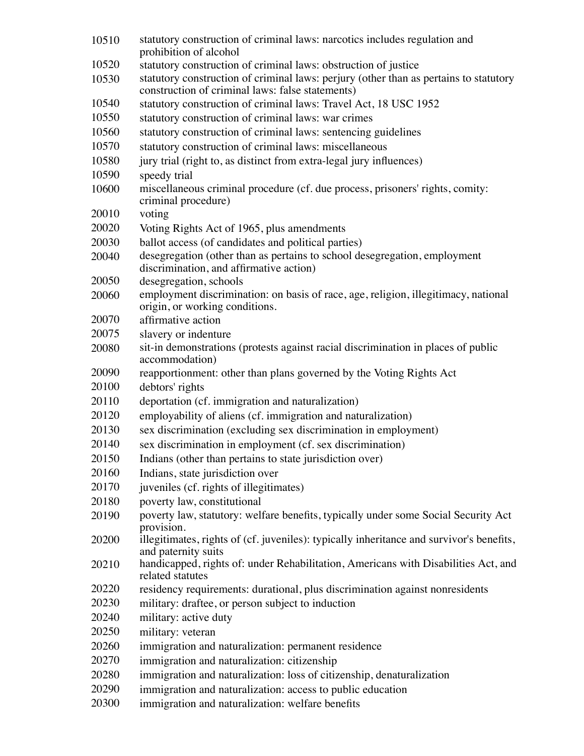10510 statutory construction of criminal laws: narcotics includes regulation and prohibition of alcohol

10520 statutory construction of criminal laws: obstruction of justice

10530 statutory construction of criminal laws: perjury (other than as pertains to statutory construction of criminal laws: false statements)

10540 statutory construction of criminal laws: Travel Act, 18 USC 1952

10550 statutory construction of criminal laws: war crimes

10560 statutory construction of criminal laws: sentencing guidelines

10570 statutory construction of criminal laws: miscellaneous

10580 jury trial (right to, as distinct from extra-legal jury influences)

10590 speedy trial

10600 miscellaneous criminal procedure (cf. due process, prisoners' rights, comity: criminal procedure)

20010 voting

20020 Voting Rights Act of 1965, plus amendments

20030 ballot access (of candidates and political parties)

20040 desegregation (other than as pertains to school desegregation, employment discrimination, and affirmative action)

20050 desegregation, schools

20060 employment discrimination: on basis of race, age, religion, illegitimacy, national origin, or working conditions.

20070 affirmative action

20075 slavery or indenture

20080 sit-in demonstrations (protests against racial discrimination in places of public accommodation)

20090 reapportionment: other than plans governed by the Voting Rights Act

20100 debtors' rights

20110 deportation (cf. immigration and naturalization)

20120 employability of aliens (cf. immigration and naturalization)

20130 sex discrimination (excluding sex discrimination in employment)

20140 sex discrimination in employment (cf. sex discrimination)

20150 Indians (other than pertains to state jurisdiction over)

20160 Indians, state jurisdiction over

20170 juveniles (cf. rights of illegitimates)

20180 poverty law, constitutional

20190 poverty law, statutory: welfare benefits, typically under some Social Security Act provision.

20200 illegitimates, rights of (cf. juveniles): typically inheritance and survivor's benefits, and paternity suits

20210 handicapped, rights of: under Rehabilitation, Americans with Disabilities Act, and related statutes

20220 residency requirements: durational, plus discrimination against nonresidents

20230 military: draftee, or person subject to induction

20240 military: active duty

20250 military: veteran

20260 immigration and naturalization: permanent residence

20270 immigration and naturalization: citizenship

20280 immigration and naturalization: loss of citizenship, denaturalization

20290 immigration and naturalization: access to public education

20300 immigration and naturalization: welfare benefits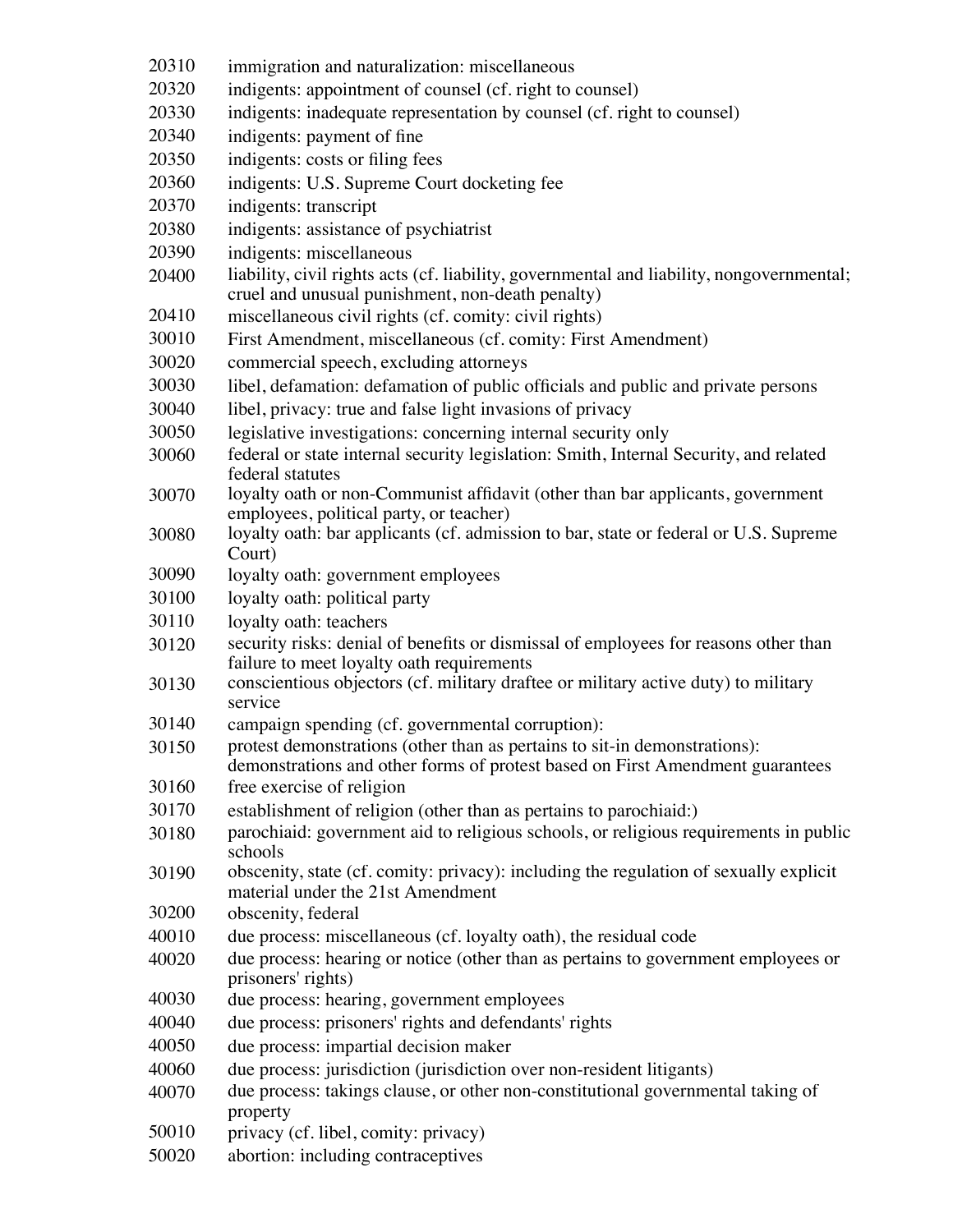20310 immigration and naturalization: miscellaneous
20320 indigents: appointment of counsel (cf. right to counsel)
20330 indigents: inadequate representation by counsel (cf. right to counsel)
20340 indigents: payment of fine
20350 indigents: costs or filing fees
20360 indigents: U.S. Supreme Court docketing fee
20370 indigents: transcript
20380 indigents: assistance of psychiatrist
20390 indigents: miscellaneous
20400 liability, civil rights acts (cf. liability, governmental and liability, nongovernmental; cruel and unusual punishment, non-death penalty)
20410 miscellaneous civil rights (cf. comity: civil rights)
30010 First Amendment, miscellaneous (cf. comity: First Amendment)
30020 commercial speech, excluding attorneys
30030 libel, defamation: defamation of public officials and public and private persons
30040 libel, privacy: true and false light invasions of privacy
30050 legislative investigations: concerning internal security only
30060 federal or state internal security legislation: Smith, Internal Security, and related federal statutes
30070 loyalty oath or non-Communist affidavit (other than bar applicants, government employees, political party, or teacher)
30080 loyalty oath: bar applicants (cf. admission to bar, state or federal or U.S. Supreme Court)
30090 loyalty oath: government employees
30100 loyalty oath: political party
30110 loyalty oath: teachers
30120 security risks: denial of benefits or dismissal of employees for reasons other than failure to meet loyalty oath requirements
30130 conscientious objectors (cf. military draftee or military active duty) to military service
30140 campaign spending (cf. governmental corruption):
30150 protest demonstrations (other than as pertains to sit-in demonstrations): demonstrations and other forms of protest based on First Amendment guarantees
30160 free exercise of religion
30170 establishment of religion (other than as pertains to parochiaid:)
30180 parochiaid: government aid to religious schools, or religious requirements in public schools
30190 obscenity, state (cf. comity: privacy): including the regulation of sexually explicit material under the 21st Amendment
30200 obscenity, federal
40010 due process: miscellaneous (cf. loyalty oath), the residual code
40020 due process: hearing or notice (other than as pertains to government employees or prisoners' rights)
40030 due process: hearing, government employees
40040 due process: prisoners' rights and defendants' rights
40050 due process: impartial decision maker
40060 due process: jurisdiction (jurisdiction over non-resident litigants)
40070 due process: takings clause, or other non-constitutional governmental taking of property
50010 privacy (cf. libel, comity: privacy)
50020 abortion: including contraceptives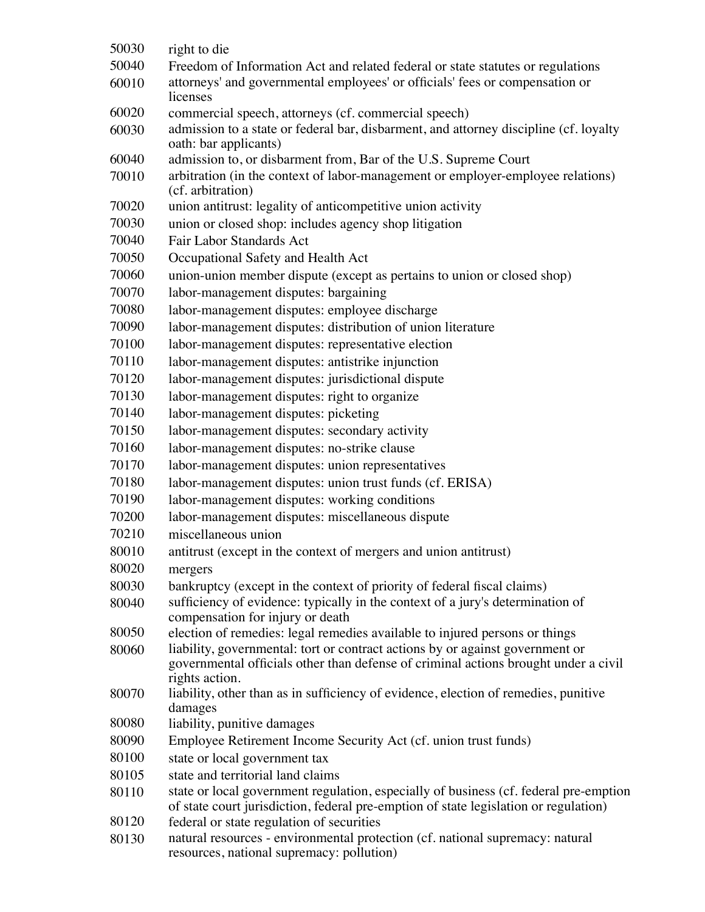| | |
|---|---|
| 50030 | right to die |
| 50040 | Freedom of Information Act and related federal or state statutes or regulations |
| 60010 | attorneys' and governmental employees' or officials' fees or compensation or licenses |
| 60020 | commercial speech, attorneys (cf. commercial speech) |
| 60030 | admission to a state or federal bar, disbarment, and attorney discipline (cf. loyalty oath: bar applicants) |
| 60040 | admission to, or disbarment from, Bar of the U.S. Supreme Court |
| 70010 | arbitration (in the context of labor-management or employer-employee relations) (cf. arbitration) |
| 70020 | union antitrust: legality of anticompetitive union activity |
| 70030 | union or closed shop: includes agency shop litigation |
| 70040 | Fair Labor Standards Act |
| 70050 | Occupational Safety and Health Act |
| 70060 | union-union member dispute (except as pertains to union or closed shop) |
| 70070 | labor-management disputes: bargaining |
| 70080 | labor-management disputes: employee discharge |
| 70090 | labor-management disputes: distribution of union literature |
| 70100 | labor-management disputes: representative election |
| 70110 | labor-management disputes: antistrike injunction |
| 70120 | labor-management disputes: jurisdictional dispute |
| 70130 | labor-management disputes: right to organize |
| 70140 | labor-management disputes: picketing |
| 70150 | labor-management disputes: secondary activity |
| 70160 | labor-management disputes: no-strike clause |
| 70170 | labor-management disputes: union representatives |
| 70180 | labor-management disputes: union trust funds (cf. ERISA) |
| 70190 | labor-management disputes: working conditions |
| 70200 | labor-management disputes: miscellaneous dispute |
| 70210 | miscellaneous union |
| 80010 | antitrust (except in the context of mergers and union antitrust) |
| 80020 | mergers |
| 80030 | bankruptcy (except in the context of priority of federal fiscal claims) |
| 80040 | sufficiency of evidence: typically in the context of a jury's determination of compensation for injury or death |
| 80050 | election of remedies: legal remedies available to injured persons or things |
| 80060 | liability, governmental: tort or contract actions by or against government or governmental officials other than defense of criminal actions brought under a civil rights action. |
| 80070 | liability, other than as in sufficiency of evidence, election of remedies, punitive damages |
| 80080 | liability, punitive damages |
| 80090 | Employee Retirement Income Security Act (cf. union trust funds) |
| 80100 | state or local government tax |
| 80105 | state and territorial land claims |
| 80110 | state or local government regulation, especially of business (cf. federal pre-emption of state court jurisdiction, federal pre-emption of state legislation or regulation) |
| 80120 | federal or state regulation of securities |
| 80130 | natural resources - environmental protection (cf. national supremacy: natural resources, national supremacy: pollution) |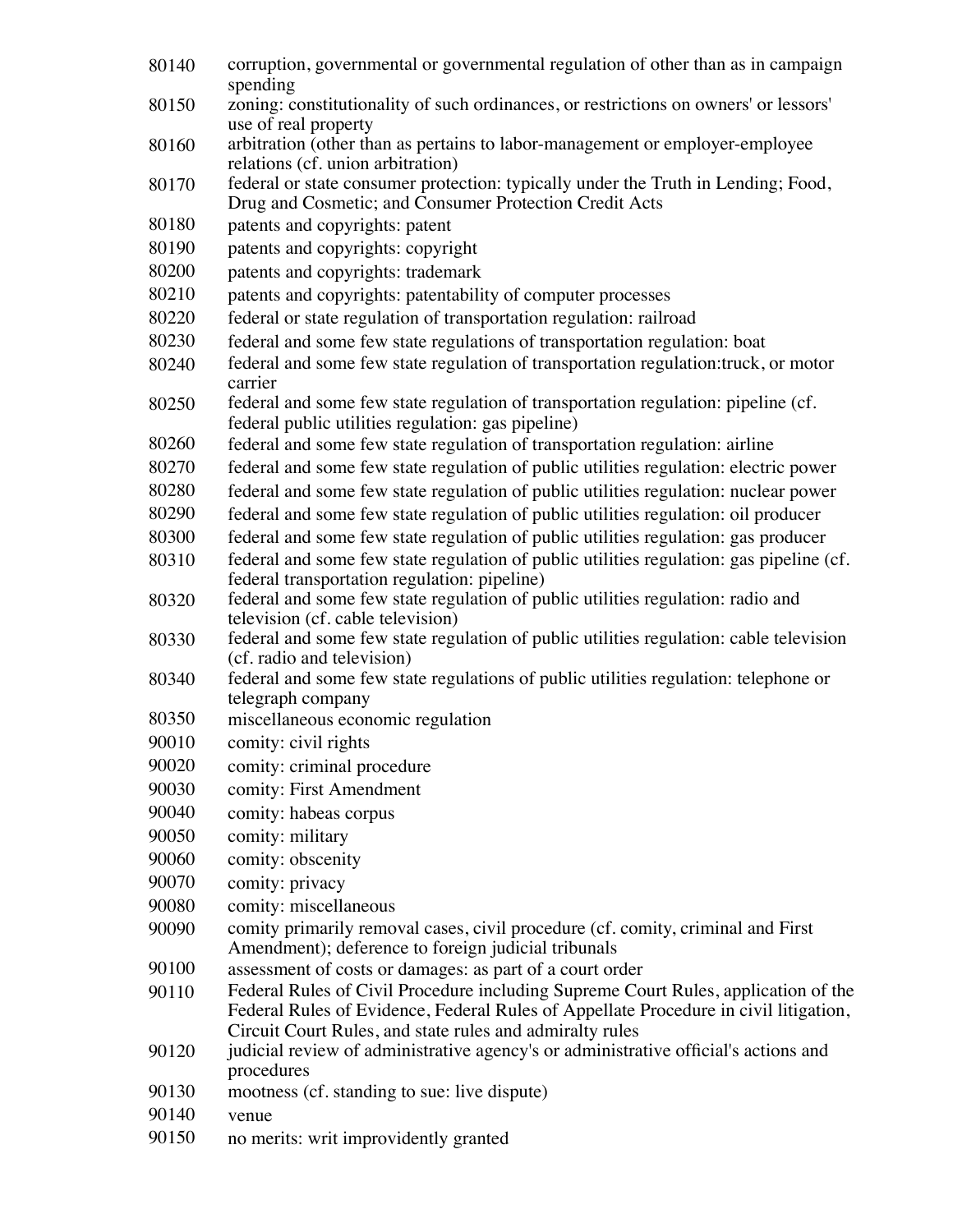| | |
|---|---|
| 80140 | corruption, governmental or governmental regulation of other than as in campaign spending |
| 80150 | zoning: constitutionality of such ordinances, or restrictions on owners' or lessors' use of real property |
| 80160 | arbitration (other than as pertains to labor-management or employer-employee relations (cf. union arbitration) |
| 80170 | federal or state consumer protection: typically under the Truth in Lending; Food, Drug and Cosmetic; and Consumer Protection Credit Acts |
| 80180 | patents and copyrights: patent |
| 80190 | patents and copyrights: copyright |
| 80200 | patents and copyrights: trademark |
| 80210 | patents and copyrights: patentability of computer processes |
| 80220 | federal or state regulation of transportation regulation: railroad |
| 80230 | federal and some few state regulations of transportation regulation: boat |
| 80240 | federal and some few state regulation of transportation regulation:truck, or motor carrier |
| 80250 | federal and some few state regulation of transportation regulation: pipeline (cf. federal public utilities regulation: gas pipeline) |
| 80260 | federal and some few state regulation of transportation regulation: airline |
| 80270 | federal and some few state regulation of public utilities regulation: electric power |
| 80280 | federal and some few state regulation of public utilities regulation: nuclear power |
| 80290 | federal and some few state regulation of public utilities regulation: oil producer |
| 80300 | federal and some few state regulation of public utilities regulation: gas producer |
| 80310 | federal and some few state regulation of public utilities regulation: gas pipeline (cf. federal transportation regulation: pipeline) |
| 80320 | federal and some few state regulation of public utilities regulation: radio and television (cf. cable television) |
| 80330 | federal and some few state regulation of public utilities regulation: cable television (cf. radio and television) |
| 80340 | federal and some few state regulations of public utilities regulation: telephone or telegraph company |
| 80350 | miscellaneous economic regulation |
| 90010 | comity: civil rights |
| 90020 | comity: criminal procedure |
| 90030 | comity: First Amendment |
| 90040 | comity: habeas corpus |
| 90050 | comity: military |
| 90060 | comity: obscenity |
| 90070 | comity: privacy |
| 90080 | comity: miscellaneous |
| 90090 | comity primarily removal cases, civil procedure (cf. comity, criminal and First Amendment); deference to foreign judicial tribunals |
| 90100 | assessment of costs or damages: as part of a court order |
| 90110 | Federal Rules of Civil Procedure including Supreme Court Rules, application of the Federal Rules of Evidence, Federal Rules of Appellate Procedure in civil litigation, Circuit Court Rules, and state rules and admiralty rules |
| 90120 | judicial review of administrative agency's or administrative official's actions and procedures |
| 90130 | mootness (cf. standing to sue: live dispute) |
| 90140 | venue |
| 90150 | no merits: writ improvidently granted |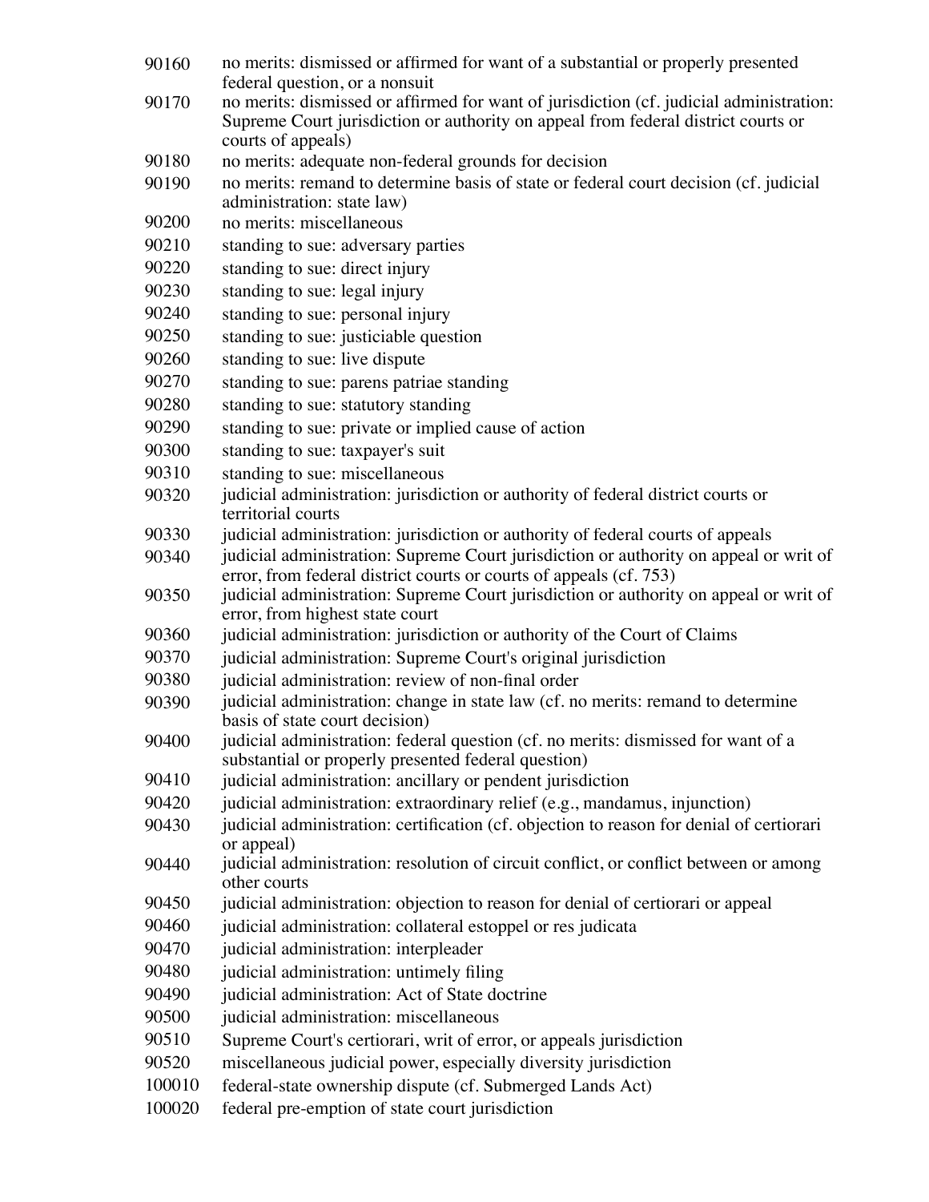| | |
|---|---|
| 90160 | no merits: dismissed or affirmed for want of a substantial or properly presented federal question, or a nonsuit |
| 90170 | no merits: dismissed or affirmed for want of jurisdiction (cf. judicial administration: Supreme Court jurisdiction or authority on appeal from federal district courts or courts of appeals) |
| 90180 | no merits: adequate non-federal grounds for decision |
| 90190 | no merits: remand to determine basis of state or federal court decision (cf. judicial administration: state law) |
| 90200 | no merits: miscellaneous |
| 90210 | standing to sue: adversary parties |
| 90220 | standing to sue: direct injury |
| 90230 | standing to sue: legal injury |
| 90240 | standing to sue: personal injury |
| 90250 | standing to sue: justiciable question |
| 90260 | standing to sue: live dispute |
| 90270 | standing to sue: parens patriae standing |
| 90280 | standing to sue: statutory standing |
| 90290 | standing to sue: private or implied cause of action |
| 90300 | standing to sue: taxpayer's suit |
| 90310 | standing to sue: miscellaneous |
| 90320 | judicial administration: jurisdiction or authority of federal district courts or territorial courts |
| 90330 | judicial administration: jurisdiction or authority of federal courts of appeals |
| 90340 | judicial administration: Supreme Court jurisdiction or authority on appeal or writ of error, from federal district courts or courts of appeals (cf. 753) |
| 90350 | judicial administration: Supreme Court jurisdiction or authority on appeal or writ of error, from highest state court |
| 90360 | judicial administration: jurisdiction or authority of the Court of Claims |
| 90370 | judicial administration: Supreme Court's original jurisdiction |
| 90380 | judicial administration: review of non-final order |
| 90390 | judicial administration: change in state law (cf. no merits: remand to determine basis of state court decision) |
| 90400 | judicial administration: federal question (cf. no merits: dismissed for want of a substantial or properly presented federal question) |
| 90410 | judicial administration: ancillary or pendent jurisdiction |
| 90420 | judicial administration: extraordinary relief (e.g., mandamus, injunction) |
| 90430 | judicial administration: certification (cf. objection to reason for denial of certiorari or appeal) |
| 90440 | judicial administration: resolution of circuit conflict, or conflict between or among other courts |
| 90450 | judicial administration: objection to reason for denial of certiorari or appeal |
| 90460 | judicial administration: collateral estoppel or res judicata |
| 90470 | judicial administration: interpleader |
| 90480 | judicial administration: untimely filing |
| 90490 | judicial administration: Act of State doctrine |
| 90500 | judicial administration: miscellaneous |
| 90510 | Supreme Court's certiorari, writ of error, or appeals jurisdiction |
| 90520 | miscellaneous judicial power, especially diversity jurisdiction |
| 100010 | federal-state ownership dispute (cf. Submerged Lands Act) |
| 100020 | federal pre-emption of state court jurisdiction |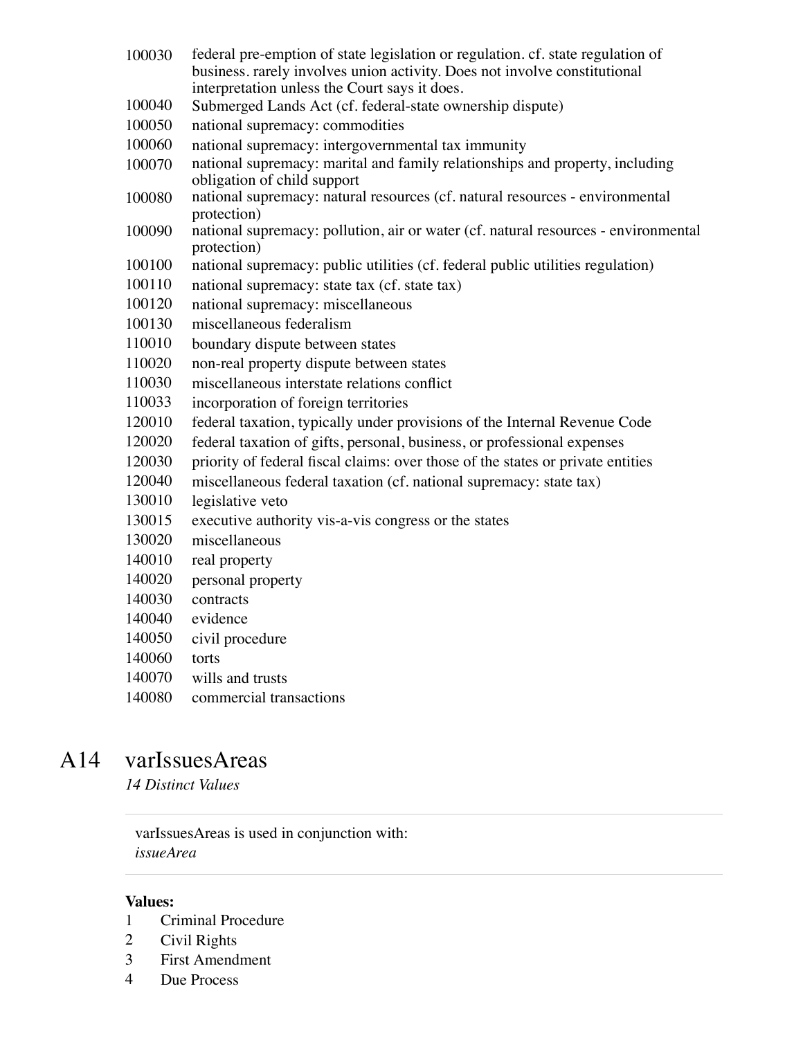100030 federal pre-emption of state legislation or regulation. cf. state regulation of business. rarely involves union activity. Does not involve constitutional interpretation unless the Court says it does.
100040 Submerged Lands Act (cf. federal-state ownership dispute)
100050 national supremacy: commodities
100060 national supremacy: intergovernmental tax immunity
100070 national supremacy: marital and family relationships and property, including obligation of child support
100080 national supremacy: natural resources (cf. natural resources - environmental protection)
100090 national supremacy: pollution, air or water (cf. natural resources - environmental protection)
100100 national supremacy: public utilities (cf. federal public utilities regulation)
100110 national supremacy: state tax (cf. state tax)
100120 national supremacy: miscellaneous
100130 miscellaneous federalism
110010 boundary dispute between states
110020 non-real property dispute between states
110030 miscellaneous interstate relations conflict
110033 incorporation of foreign territories
120010 federal taxation, typically under provisions of the Internal Revenue Code
120020 federal taxation of gifts, personal, business, or professional expenses
120030 priority of federal fiscal claims: over those of the states or private entities
120040 miscellaneous federal taxation (cf. national supremacy: state tax)
130010 legislative veto
130015 executive authority vis-a-vis congress or the states
130020 miscellaneous
140010 real property
140020 personal property
140030 contracts
140040 evidence
140050 civil procedure
140060 torts
140070 wills and trusts
140080 commercial transactions

# A14 varIssuesAreas

*14 Distinct Values*

varIssuesAreas is used in conjunction with:
*issueArea*

**Values:**

1 Criminal Procedure
2 Civil Rights
3 First Amendment
4 Due Process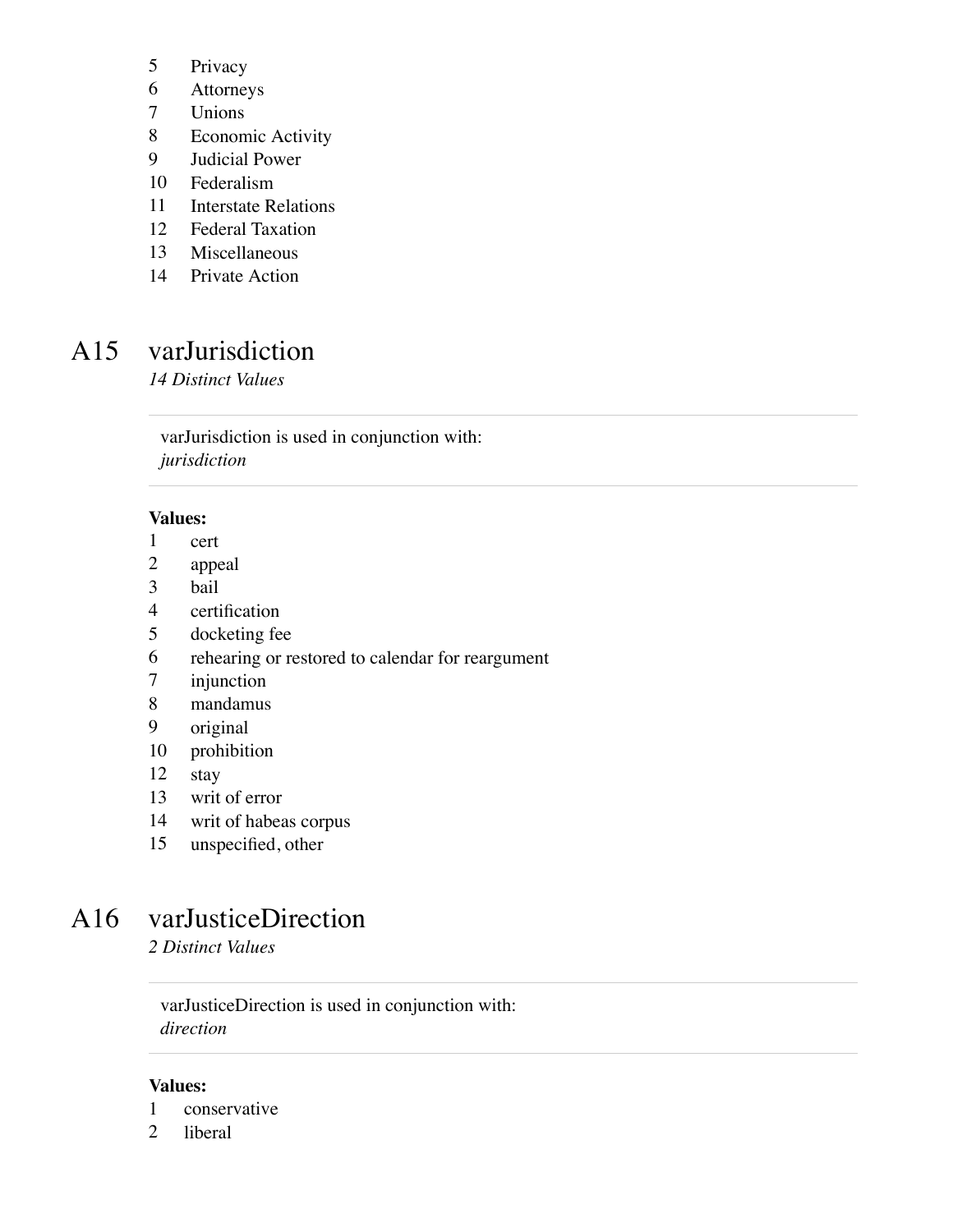5  Privacy
6  Attorneys
7  Unions
8  Economic Activity
9  Judicial Power
10  Federalism
11  Interstate Relations
12  Federal Taxation
13  Miscellaneous
14  Private Action

## A15 varJurisdiction

*14 Distinct Values*

varJurisdiction is used in conjunction with:
*jurisdiction*

**Values:**

1  cert
2  appeal
3  bail
4  certification
5  docketing fee
6  rehearing or restored to calendar for reargument
7  injunction
8  mandamus
9  original
10  prohibition
12  stay
13  writ of error
14  writ of habeas corpus
15  unspecified, other

## A16 varJusticeDirection

*2 Distinct Values*

varJusticeDirection is used in conjunction with:
*direction*

**Values:**

1  conservative
2  liberal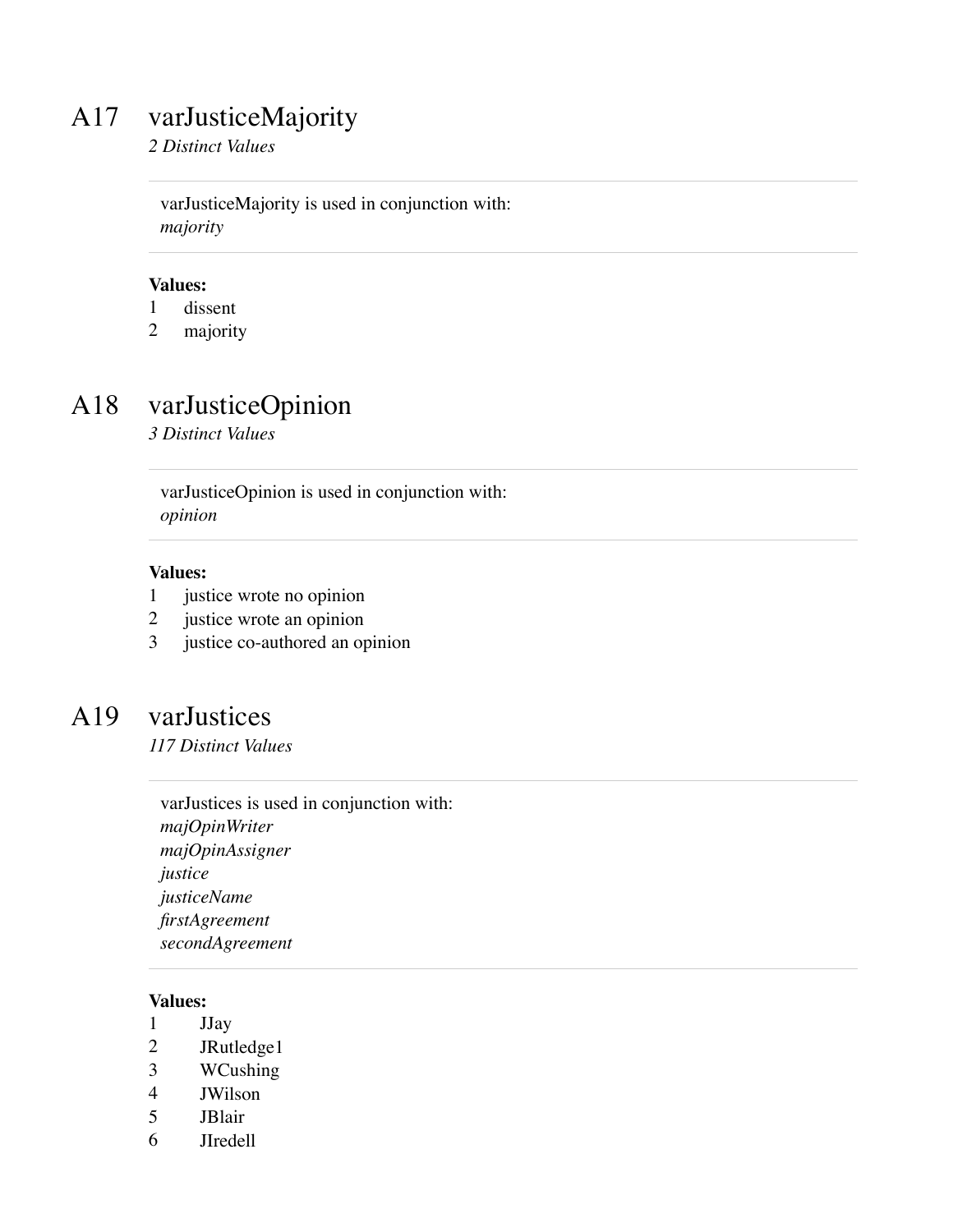# A17 varJusticeMajority

*2 Distinct Values*

varJusticeMajority is used in conjunction with:
*majority*

**Values:**

1 dissent
2 majority

# A18 varJusticeOpinion

*3 Distinct Values*

varJusticeOpinion is used in conjunction with:
*opinion*

**Values:**

1 justice wrote no opinion
2 justice wrote an opinion
3 justice co-authored an opinion

# A19 varJustices

*117 Distinct Values*

varJustices is used in conjunction with:
*majOpinWriter*
*majOpinAssigner*
*justice*
*justiceName*
*firstAgreement*
*secondAgreement*

**Values:**

1 JJay
2 JRutledge1
3 WCushing
4 JWilson
5 JBlair
6 JIredell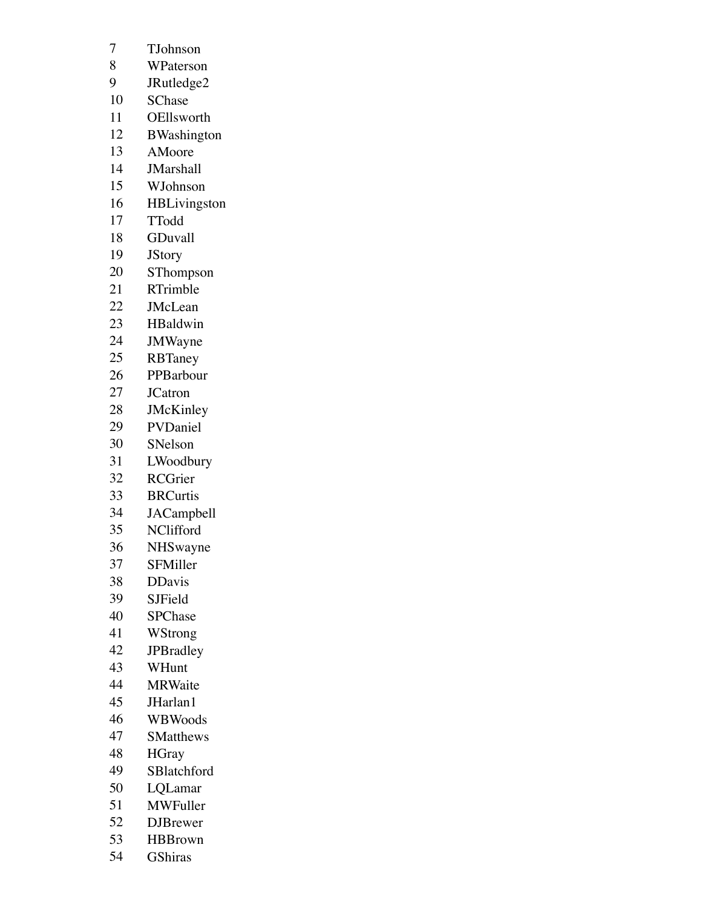7 TJohnson
8 WPaterson
9 JRutledge2
10 SChase
11 OEllsworth
12 BWashington
13 AMoore
14 JMarshall
15 WJohnson
16 HBLivingston
17 TTodd
18 GDuvall
19 JStory
20 SThompson
21 RTrimble
22 JMcLean
23 HBaldwin
24 JMWayne
25 RBTaney
26 PPBarbour
27 JCatron
28 JMcKinley
29 PVDaniel
30 SNelson
31 LWoodbury
32 RCGrier
33 BRCurtis
34 JACampbell
35 NClifford
36 NHSwayne
37 SFMiller
38 DDavis
39 SJField
40 SPChase
41 WStrong
42 JPBradley
43 WHunt
44 MRWaite
45 JHarlan1
46 WBWoods
47 SMatthews
48 HGray
49 SBlatchford
50 LQLamar
51 MWFuller
52 DJBrewer
53 HBBrown
54 GShiras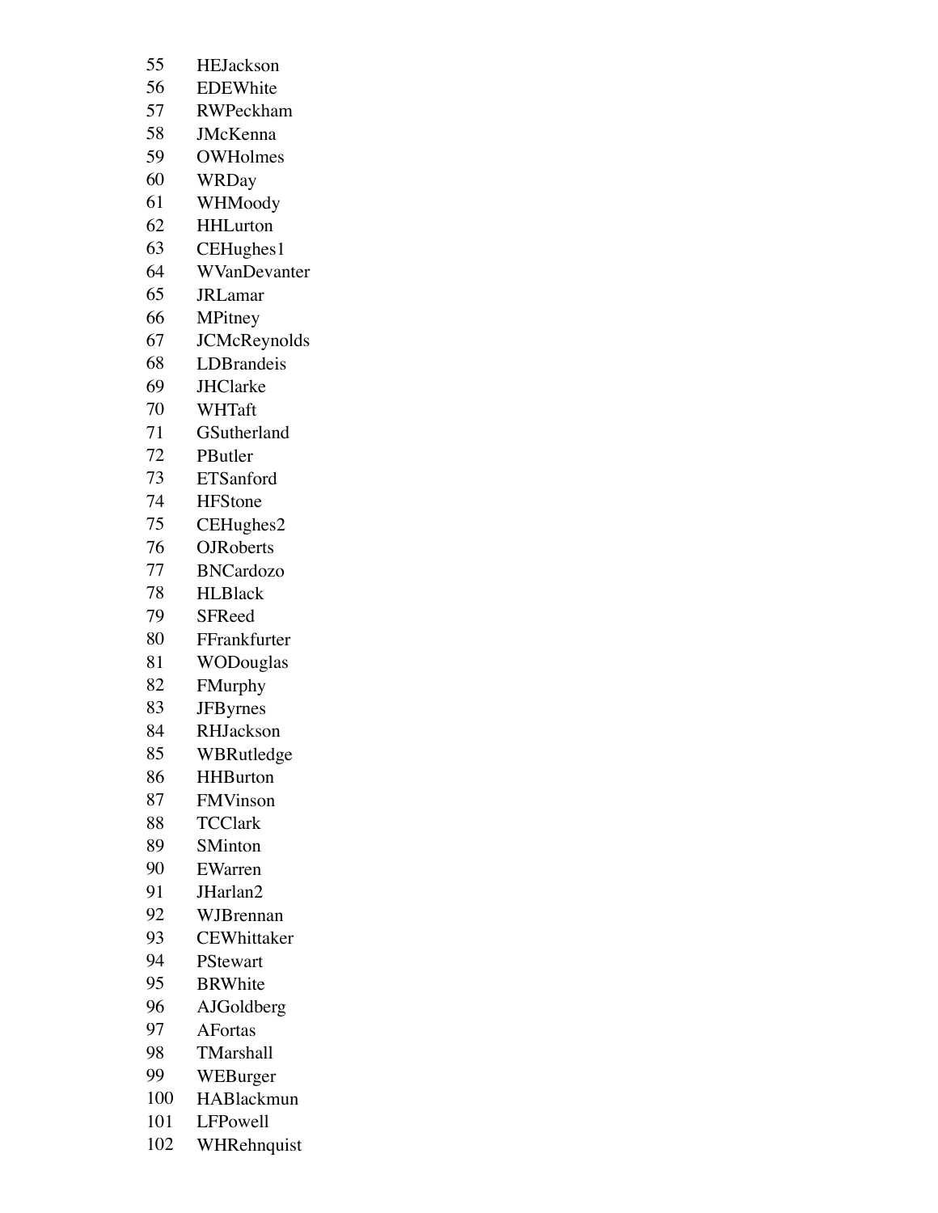| | |
|---|---|
| 55 | HEJackson |
| 56 | EDEWhite |
| 57 | RWPeckham |
| 58 | JMcKenna |
| 59 | OWHolmes |
| 60 | WRDay |
| 61 | WHMoody |
| 62 | HHLurton |
| 63 | CEHughes1 |
| 64 | WVanDevanter |
| 65 | JRLamar |
| 66 | MPitney |
| 67 | JCMcReynolds |
| 68 | LDBrandeis |
| 69 | JHClarke |
| 70 | WHTaft |
| 71 | GSutherland |
| 72 | PButler |
| 73 | ETSanford |
| 74 | HFStone |
| 75 | CEHughes2 |
| 76 | OJRoberts |
| 77 | BNCardozo |
| 78 | HLBlack |
| 79 | SFReed |
| 80 | FFrankfurter |
| 81 | WODouglas |
| 82 | FMurphy |
| 83 | JFByrnes |
| 84 | RHJackson |
| 85 | WBRutledge |
| 86 | HHBurton |
| 87 | FMVinson |
| 88 | TCClark |
| 89 | SMinton |
| 90 | EWarren |
| 91 | JHarlan2 |
| 92 | WJBrennan |
| 93 | CEWhittaker |
| 94 | PStewart |
| 95 | BRWhite |
| 96 | AJGoldberg |
| 97 | AFortas |
| 98 | TMarshall |
| 99 | WEBurger |
| 100 | HABlackmun |
| 101 | LFPowell |
| 102 | WHRehnquist |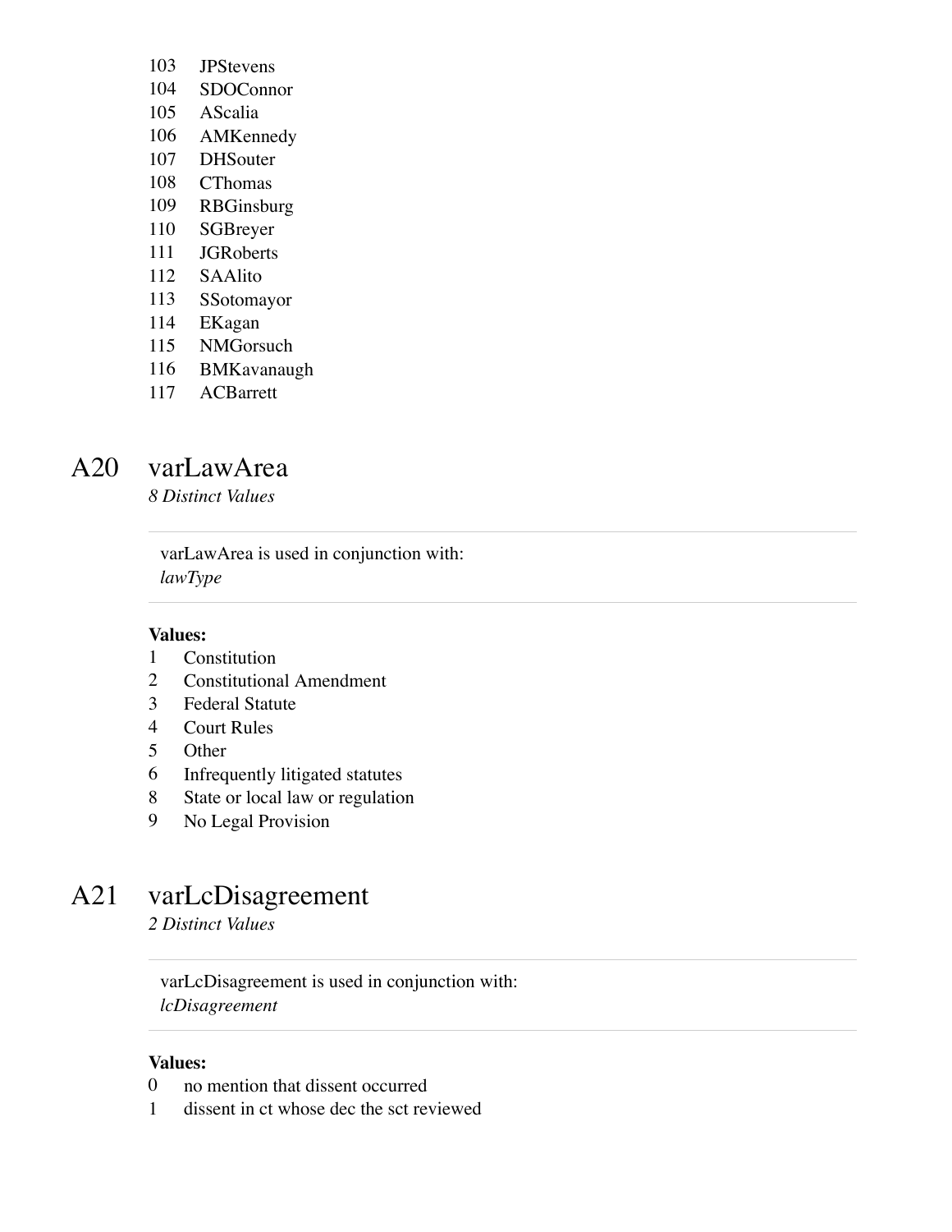103 JPStevens
104 SDOConnor
105 AScalia
106 AMKennedy
107 DHSouter
108 CThomas
109 RBGinsburg
110 SGBreyer
111 JGRoberts
112 SAAlito
113 SSotomayor
114 EKagan
115 NMGorsuch
116 BMKavanaugh
117 ACBarrett

## A20 varLawArea

*8 Distinct Values*

varLawArea is used in conjunction with:
*lawType*

**Values:**

1 Constitution
2 Constitutional Amendment
3 Federal Statute
4 Court Rules
5 Other
6 Infrequently litigated statutes
8 State or local law or regulation
9 No Legal Provision

## A21 varLcDisagreement

*2 Distinct Values*

varLcDisagreement is used in conjunction with:
*lcDisagreement*

**Values:**

0 no mention that dissent occurred
1 dissent in ct whose dec the sct reviewed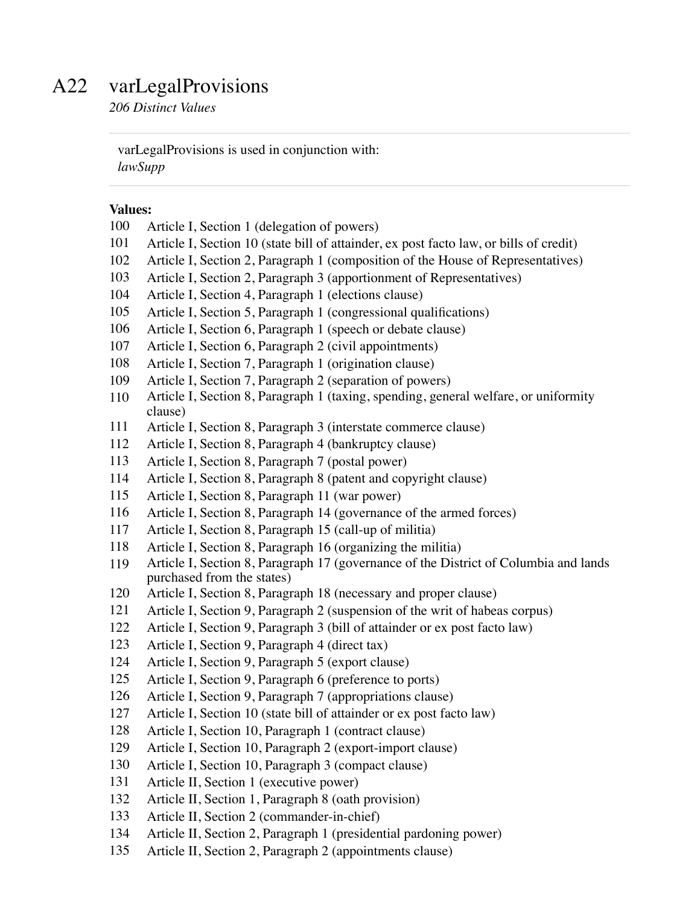# A22 varLegalProvisions

*206 Distinct Values*

varLegalProvisions is used in conjunction with:
*lawSupp*

**Values:**

100 Article I, Section 1 (delegation of powers)
101 Article I, Section 10 (state bill of attainder, ex post facto law, or bills of credit)
102 Article I, Section 2, Paragraph 1 (composition of the House of Representatives)
103 Article I, Section 2, Paragraph 3 (apportionment of Representatives)
104 Article I, Section 4, Paragraph 1 (elections clause)
105 Article I, Section 5, Paragraph 1 (congressional qualifications)
106 Article I, Section 6, Paragraph 1 (speech or debate clause)
107 Article I, Section 6, Paragraph 2 (civil appointments)
108 Article I, Section 7, Paragraph 1 (origination clause)
109 Article I, Section 7, Paragraph 2 (separation of powers)
110 Article I, Section 8, Paragraph 1 (taxing, spending, general welfare, or uniformity clause)
111 Article I, Section 8, Paragraph 3 (interstate commerce clause)
112 Article I, Section 8, Paragraph 4 (bankruptcy clause)
113 Article I, Section 8, Paragraph 7 (postal power)
114 Article I, Section 8, Paragraph 8 (patent and copyright clause)
115 Article I, Section 8, Paragraph 11 (war power)
116 Article I, Section 8, Paragraph 14 (governance of the armed forces)
117 Article I, Section 8, Paragraph 15 (call-up of militia)
118 Article I, Section 8, Paragraph 16 (organizing the militia)
119 Article I, Section 8, Paragraph 17 (governance of the District of Columbia and lands purchased from the states)
120 Article I, Section 8, Paragraph 18 (necessary and proper clause)
121 Article I, Section 9, Paragraph 2 (suspension of the writ of habeas corpus)
122 Article I, Section 9, Paragraph 3 (bill of attainder or ex post facto law)
123 Article I, Section 9, Paragraph 4 (direct tax)
124 Article I, Section 9, Paragraph 5 (export clause)
125 Article I, Section 9, Paragraph 6 (preference to ports)
126 Article I, Section 9, Paragraph 7 (appropriations clause)
127 Article I, Section 10 (state bill of attainder or ex post facto law)
128 Article I, Section 10, Paragraph 1 (contract clause)
129 Article I, Section 10, Paragraph 2 (export-import clause)
130 Article I, Section 10, Paragraph 3 (compact clause)
131 Article II, Section 1 (executive power)
132 Article II, Section 1, Paragraph 8 (oath provision)
133 Article II, Section 2 (commander-in-chief)
134 Article II, Section 2, Paragraph 1 (presidential pardoning power)
135 Article II, Section 2, Paragraph 2 (appointments clause)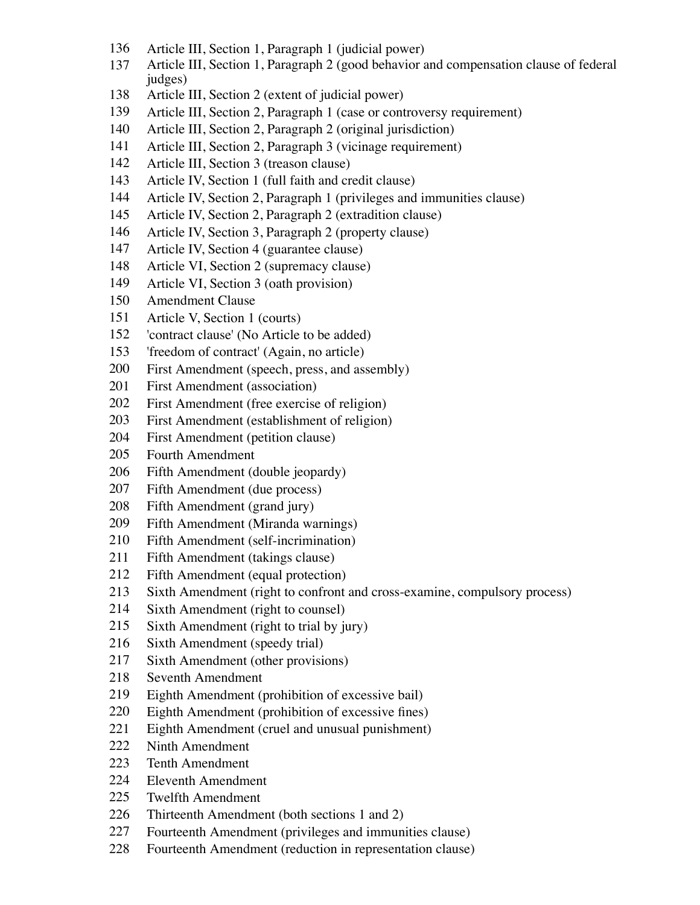136 Article III, Section 1, Paragraph 1 (judicial power)
137 Article III, Section 1, Paragraph 2 (good behavior and compensation clause of federal judges)
138 Article III, Section 2 (extent of judicial power)
139 Article III, Section 2, Paragraph 1 (case or controversy requirement)
140 Article III, Section 2, Paragraph 2 (original jurisdiction)
141 Article III, Section 2, Paragraph 3 (vicinage requirement)
142 Article III, Section 3 (treason clause)
143 Article IV, Section 1 (full faith and credit clause)
144 Article IV, Section 2, Paragraph 1 (privileges and immunities clause)
145 Article IV, Section 2, Paragraph 2 (extradition clause)
146 Article IV, Section 3, Paragraph 2 (property clause)
147 Article IV, Section 4 (guarantee clause)
148 Article VI, Section 2 (supremacy clause)
149 Article VI, Section 3 (oath provision)
150 Amendment Clause
151 Article V, Section 1 (courts)
152 'contract clause' (No Article to be added)
153 'freedom of contract' (Again, no article)
200 First Amendment (speech, press, and assembly)
201 First Amendment (association)
202 First Amendment (free exercise of religion)
203 First Amendment (establishment of religion)
204 First Amendment (petition clause)
205 Fourth Amendment
206 Fifth Amendment (double jeopardy)
207 Fifth Amendment (due process)
208 Fifth Amendment (grand jury)
209 Fifth Amendment (Miranda warnings)
210 Fifth Amendment (self-incrimination)
211 Fifth Amendment (takings clause)
212 Fifth Amendment (equal protection)
213 Sixth Amendment (right to confront and cross-examine, compulsory process)
214 Sixth Amendment (right to counsel)
215 Sixth Amendment (right to trial by jury)
216 Sixth Amendment (speedy trial)
217 Sixth Amendment (other provisions)
218 Seventh Amendment
219 Eighth Amendment (prohibition of excessive bail)
220 Eighth Amendment (prohibition of excessive fines)
221 Eighth Amendment (cruel and unusual punishment)
222 Ninth Amendment
223 Tenth Amendment
224 Eleventh Amendment
225 Twelfth Amendment
226 Thirteenth Amendment (both sections 1 and 2)
227 Fourteenth Amendment (privileges and immunities clause)
228 Fourteenth Amendment (reduction in representation clause)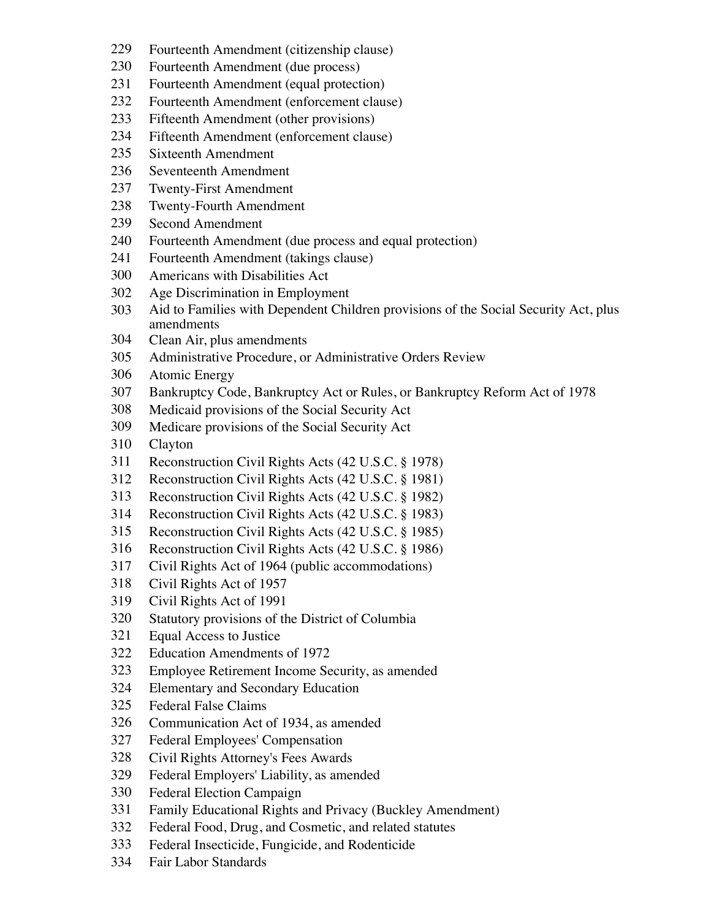229 Fourteenth Amendment (citizenship clause)
230 Fourteenth Amendment (due process)
231 Fourteenth Amendment (equal protection)
232 Fourteenth Amendment (enforcement clause)
233 Fifteenth Amendment (other provisions)
234 Fifteenth Amendment (enforcement clause)
235 Sixteenth Amendment
236 Seventeenth Amendment
237 Twenty-First Amendment
238 Twenty-Fourth Amendment
239 Second Amendment
240 Fourteenth Amendment (due process and equal protection)
241 Fourteenth Amendment (takings clause)
300 Americans with Disabilities Act
302 Age Discrimination in Employment
303 Aid to Families with Dependent Children provisions of the Social Security Act, plus amendments
304 Clean Air, plus amendments
305 Administrative Procedure, or Administrative Orders Review
306 Atomic Energy
307 Bankruptcy Code, Bankruptcy Act or Rules, or Bankruptcy Reform Act of 1978
308 Medicaid provisions of the Social Security Act
309 Medicare provisions of the Social Security Act
310 Clayton
311 Reconstruction Civil Rights Acts (42 U.S.C. § 1978)
312 Reconstruction Civil Rights Acts (42 U.S.C. § 1981)
313 Reconstruction Civil Rights Acts (42 U.S.C. § 1982)
314 Reconstruction Civil Rights Acts (42 U.S.C. § 1983)
315 Reconstruction Civil Rights Acts (42 U.S.C. § 1985)
316 Reconstruction Civil Rights Acts (42 U.S.C. § 1986)
317 Civil Rights Act of 1964 (public accommodations)
318 Civil Rights Act of 1957
319 Civil Rights Act of 1991
320 Statutory provisions of the District of Columbia
321 Equal Access to Justice
322 Education Amendments of 1972
323 Employee Retirement Income Security, as amended
324 Elementary and Secondary Education
325 Federal False Claims
326 Communication Act of 1934, as amended
327 Federal Employees' Compensation
328 Civil Rights Attorney's Fees Awards
329 Federal Employers' Liability, as amended
330 Federal Election Campaign
331 Family Educational Rights and Privacy (Buckley Amendment)
332 Federal Food, Drug, and Cosmetic, and related statutes
333 Federal Insecticide, Fungicide, and Rodenticide
334 Fair Labor Standards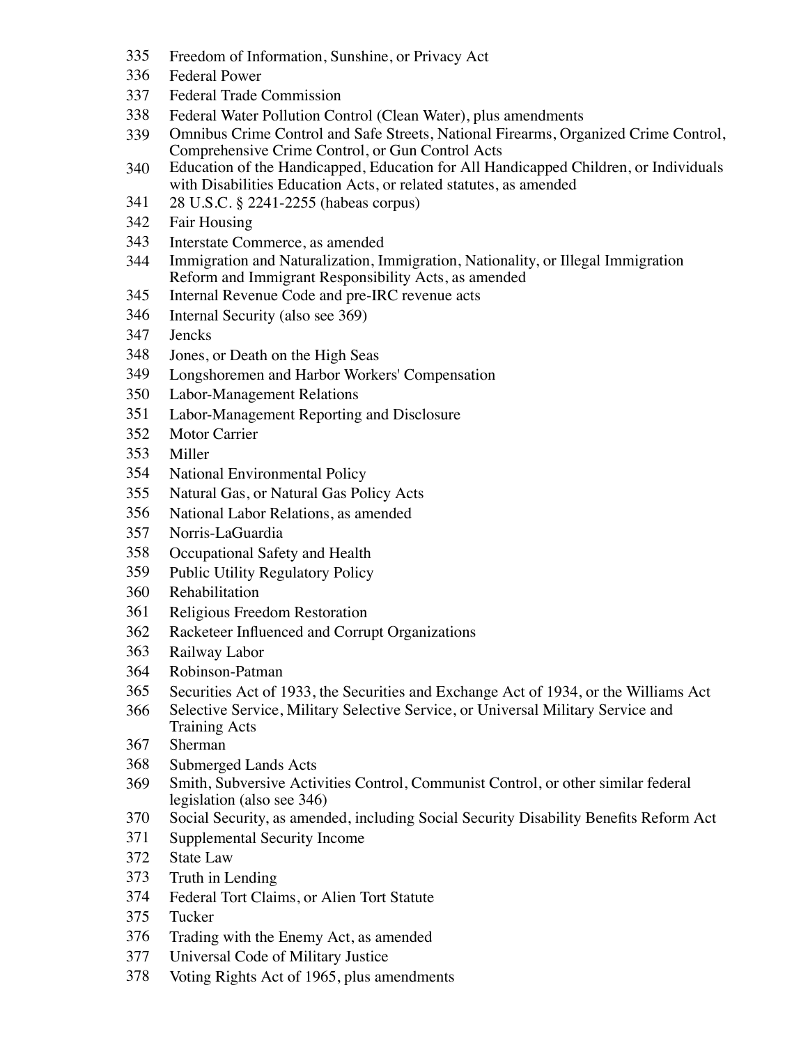335 Freedom of Information, Sunshine, or Privacy Act
336 Federal Power
337 Federal Trade Commission
338 Federal Water Pollution Control (Clean Water), plus amendments
339 Omnibus Crime Control and Safe Streets, National Firearms, Organized Crime Control, Comprehensive Crime Control, or Gun Control Acts
340 Education of the Handicapped, Education for All Handicapped Children, or Individuals with Disabilities Education Acts, or related statutes, as amended
341 28 U.S.C. § 2241-2255 (habeas corpus)
342 Fair Housing
343 Interstate Commerce, as amended
344 Immigration and Naturalization, Immigration, Nationality, or Illegal Immigration Reform and Immigrant Responsibility Acts, as amended
345 Internal Revenue Code and pre-IRC revenue acts
346 Internal Security (also see 369)
347 Jencks
348 Jones, or Death on the High Seas
349 Longshoremen and Harbor Workers' Compensation
350 Labor-Management Relations
351 Labor-Management Reporting and Disclosure
352 Motor Carrier
353 Miller
354 National Environmental Policy
355 Natural Gas, or Natural Gas Policy Acts
356 National Labor Relations, as amended
357 Norris-LaGuardia
358 Occupational Safety and Health
359 Public Utility Regulatory Policy
360 Rehabilitation
361 Religious Freedom Restoration
362 Racketeer Influenced and Corrupt Organizations
363 Railway Labor
364 Robinson-Patman
365 Securities Act of 1933, the Securities and Exchange Act of 1934, or the Williams Act
366 Selective Service, Military Selective Service, or Universal Military Service and Training Acts
367 Sherman
368 Submerged Lands Acts
369 Smith, Subversive Activities Control, Communist Control, or other similar federal legislation (also see 346)
370 Social Security, as amended, including Social Security Disability Benefits Reform Act
371 Supplemental Security Income
372 State Law
373 Truth in Lending
374 Federal Tort Claims, or Alien Tort Statute
375 Tucker
376 Trading with the Enemy Act, as amended
377 Universal Code of Military Justice
378 Voting Rights Act of 1965, plus amendments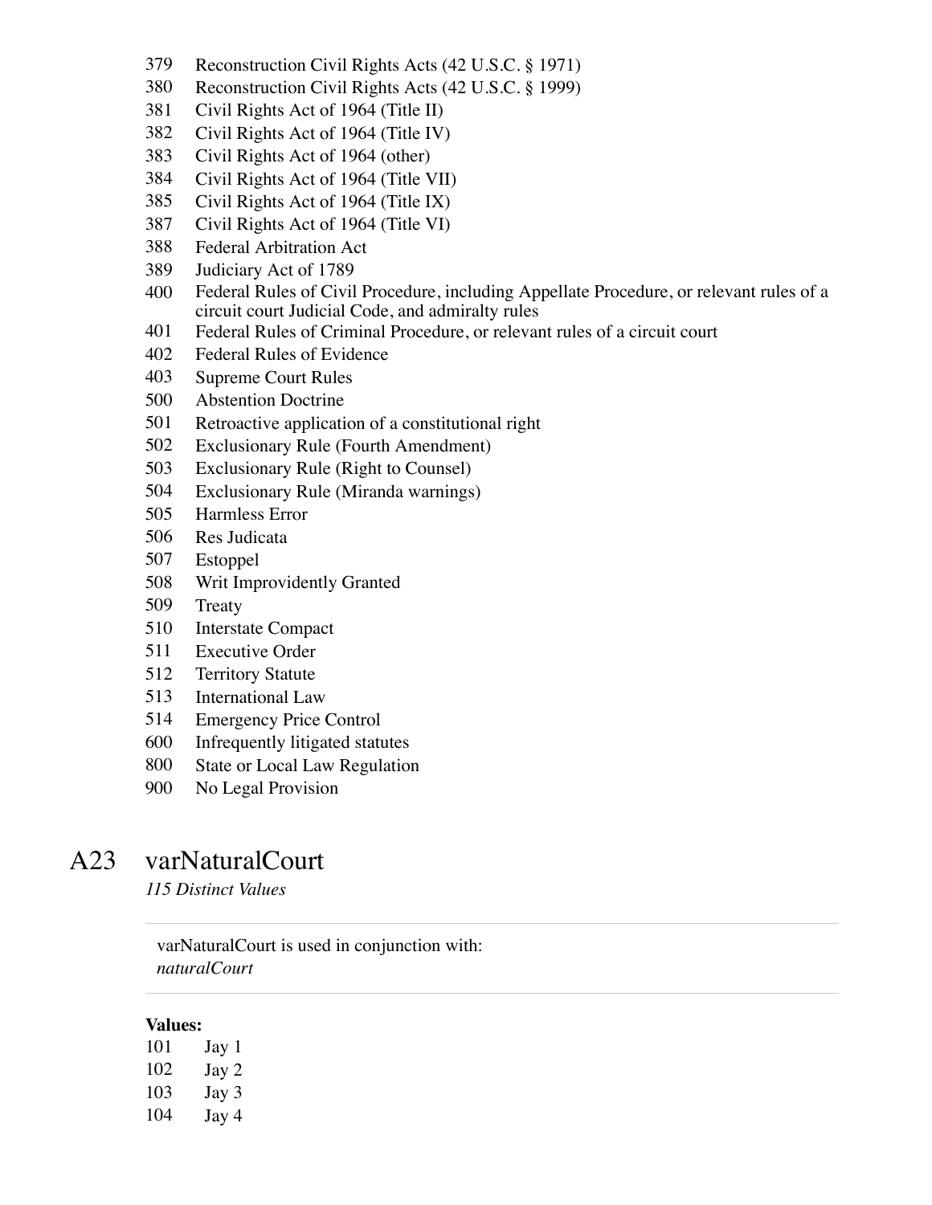379 Reconstruction Civil Rights Acts (42 U.S.C. § 1971)
380 Reconstruction Civil Rights Acts (42 U.S.C. § 1999)
381 Civil Rights Act of 1964 (Title II)
382 Civil Rights Act of 1964 (Title IV)
383 Civil Rights Act of 1964 (other)
384 Civil Rights Act of 1964 (Title VII)
385 Civil Rights Act of 1964 (Title IX)
387 Civil Rights Act of 1964 (Title VI)
388 Federal Arbitration Act
389 Judiciary Act of 1789
400 Federal Rules of Civil Procedure, including Appellate Procedure, or relevant rules of a circuit court Judicial Code, and admiralty rules
401 Federal Rules of Criminal Procedure, or relevant rules of a circuit court
402 Federal Rules of Evidence
403 Supreme Court Rules
500 Abstention Doctrine
501 Retroactive application of a constitutional right
502 Exclusionary Rule (Fourth Amendment)
503 Exclusionary Rule (Right to Counsel)
504 Exclusionary Rule (Miranda warnings)
505 Harmless Error
506 Res Judicata
507 Estoppel
508 Writ Improvidently Granted
509 Treaty
510 Interstate Compact
511 Executive Order
512 Territory Statute
513 International Law
514 Emergency Price Control
600 Infrequently litigated statutes
800 State or Local Law Regulation
900 No Legal Provision

## A23 varNaturalCourt

*115 Distinct Values*

varNaturalCourt is used in conjunction with:
*naturalCourt*

**Values:**

101 Jay 1
102 Jay 2
103 Jay 3
104 Jay 4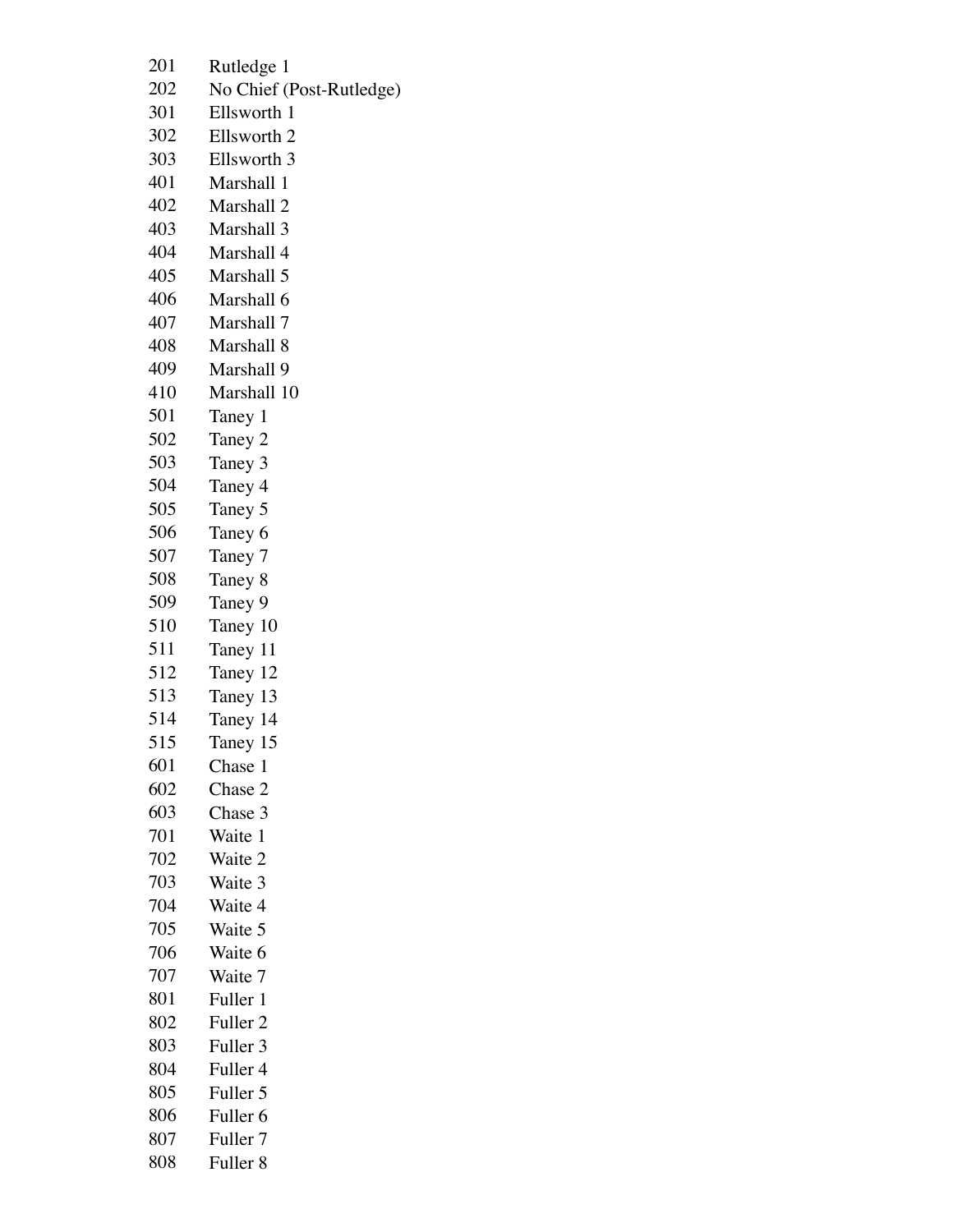| | |
|---|---|
| 201 | Rutledge 1 |
| 202 | No Chief (Post-Rutledge) |
| 301 | Ellsworth 1 |
| 302 | Ellsworth 2 |
| 303 | Ellsworth 3 |
| 401 | Marshall 1 |
| 402 | Marshall 2 |
| 403 | Marshall 3 |
| 404 | Marshall 4 |
| 405 | Marshall 5 |
| 406 | Marshall 6 |
| 407 | Marshall 7 |
| 408 | Marshall 8 |
| 409 | Marshall 9 |
| 410 | Marshall 10 |
| 501 | Taney 1 |
| 502 | Taney 2 |
| 503 | Taney 3 |
| 504 | Taney 4 |
| 505 | Taney 5 |
| 506 | Taney 6 |
| 507 | Taney 7 |
| 508 | Taney 8 |
| 509 | Taney 9 |
| 510 | Taney 10 |
| 511 | Taney 11 |
| 512 | Taney 12 |
| 513 | Taney 13 |
| 514 | Taney 14 |
| 515 | Taney 15 |
| 601 | Chase 1 |
| 602 | Chase 2 |
| 603 | Chase 3 |
| 701 | Waite 1 |
| 702 | Waite 2 |
| 703 | Waite 3 |
| 704 | Waite 4 |
| 705 | Waite 5 |
| 706 | Waite 6 |
| 707 | Waite 7 |
| 801 | Fuller 1 |
| 802 | Fuller 2 |
| 803 | Fuller 3 |
| 804 | Fuller 4 |
| 805 | Fuller 5 |
| 806 | Fuller 6 |
| 807 | Fuller 7 |
| 808 | Fuller 8 |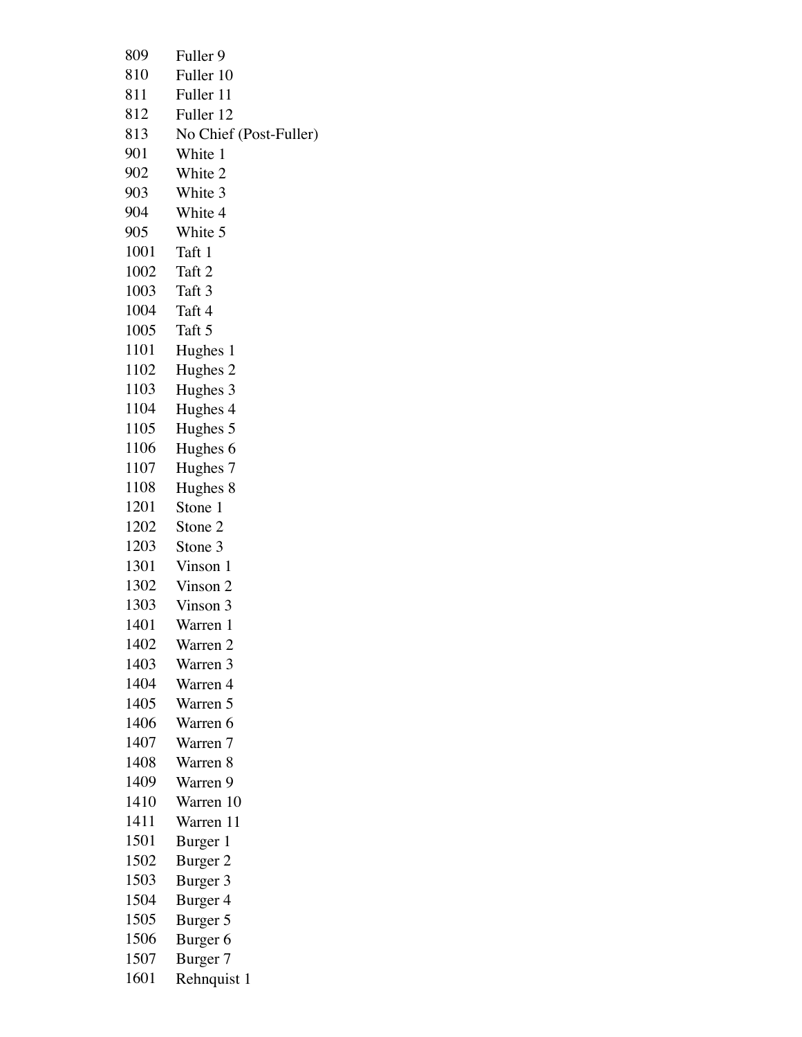809 Fuller 9
810 Fuller 10
811 Fuller 11
812 Fuller 12
813 No Chief (Post-Fuller)
901 White 1
902 White 2
903 White 3
904 White 4
905 White 5
1001 Taft 1
1002 Taft 2
1003 Taft 3
1004 Taft 4
1005 Taft 5
1101 Hughes 1
1102 Hughes 2
1103 Hughes 3
1104 Hughes 4
1105 Hughes 5
1106 Hughes 6
1107 Hughes 7
1108 Hughes 8
1201 Stone 1
1202 Stone 2
1203 Stone 3
1301 Vinson 1
1302 Vinson 2
1303 Vinson 3
1401 Warren 1
1402 Warren 2
1403 Warren 3
1404 Warren 4
1405 Warren 5
1406 Warren 6
1407 Warren 7
1408 Warren 8
1409 Warren 9
1410 Warren 10
1411 Warren 11
1501 Burger 1
1502 Burger 2
1503 Burger 3
1504 Burger 4
1505 Burger 5
1506 Burger 6
1507 Burger 7
1601 Rehnquist 1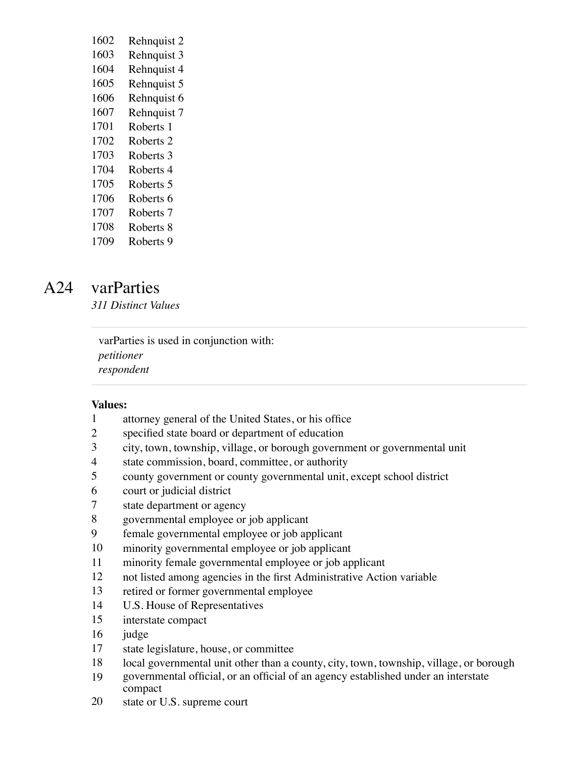1602 Rehnquist 2
1603 Rehnquist 3
1604 Rehnquist 4
1605 Rehnquist 5
1606 Rehnquist 6
1607 Rehnquist 7
1701 Roberts 1
1702 Roberts 2
1703 Roberts 3
1704 Roberts 4
1705 Roberts 5
1706 Roberts 6
1707 Roberts 7
1708 Roberts 8
1709 Roberts 9

## A24 varParties

*311 Distinct Values*

varParties is used in conjunction with:
*petitioner*
*respondent*

**Values:**

1 attorney general of the United States, or his office
2 specified state board or department of education
3 city, town, township, village, or borough government or governmental unit
4 state commission, board, committee, or authority
5 county government or county governmental unit, except school district
6 court or judicial district
7 state department or agency
8 governmental employee or job applicant
9 female governmental employee or job applicant
10 minority governmental employee or job applicant
11 minority female governmental employee or job applicant
12 not listed among agencies in the first Administrative Action variable
13 retired or former governmental employee
14 U.S. House of Representatives
15 interstate compact
16 judge
17 state legislature, house, or committee
18 local governmental unit other than a county, city, town, township, village, or borough
19 governmental official, or an official of an agency established under an interstate compact
20 state or U.S. supreme court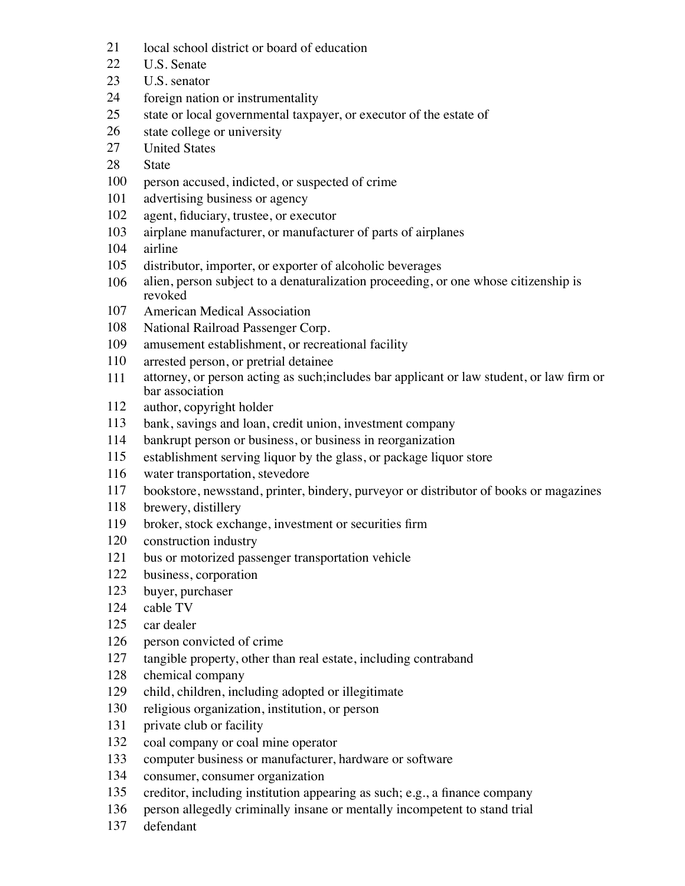21 local school district or board of education
22 U.S. Senate
23 U.S. senator
24 foreign nation or instrumentality
25 state or local governmental taxpayer, or executor of the estate of
26 state college or university
27 United States
28 State
100 person accused, indicted, or suspected of crime
101 advertising business or agency
102 agent, fiduciary, trustee, or executor
103 airplane manufacturer, or manufacturer of parts of airplanes
104 airline
105 distributor, importer, or exporter of alcoholic beverages
106 alien, person subject to a denaturalization proceeding, or one whose citizenship is revoked
107 American Medical Association
108 National Railroad Passenger Corp.
109 amusement establishment, or recreational facility
110 arrested person, or pretrial detainee
111 attorney, or person acting as such;includes bar applicant or law student, or law firm or bar association
112 author, copyright holder
113 bank, savings and loan, credit union, investment company
114 bankrupt person or business, or business in reorganization
115 establishment serving liquor by the glass, or package liquor store
116 water transportation, stevedore
117 bookstore, newsstand, printer, bindery, purveyor or distributor of books or magazines
118 brewery, distillery
119 broker, stock exchange, investment or securities firm
120 construction industry
121 bus or motorized passenger transportation vehicle
122 business, corporation
123 buyer, purchaser
124 cable TV
125 car dealer
126 person convicted of crime
127 tangible property, other than real estate, including contraband
128 chemical company
129 child, children, including adopted or illegitimate
130 religious organization, institution, or person
131 private club or facility
132 coal company or coal mine operator
133 computer business or manufacturer, hardware or software
134 consumer, consumer organization
135 creditor, including institution appearing as such; e.g., a finance company
136 person allegedly criminally insane or mentally incompetent to stand trial
137 defendant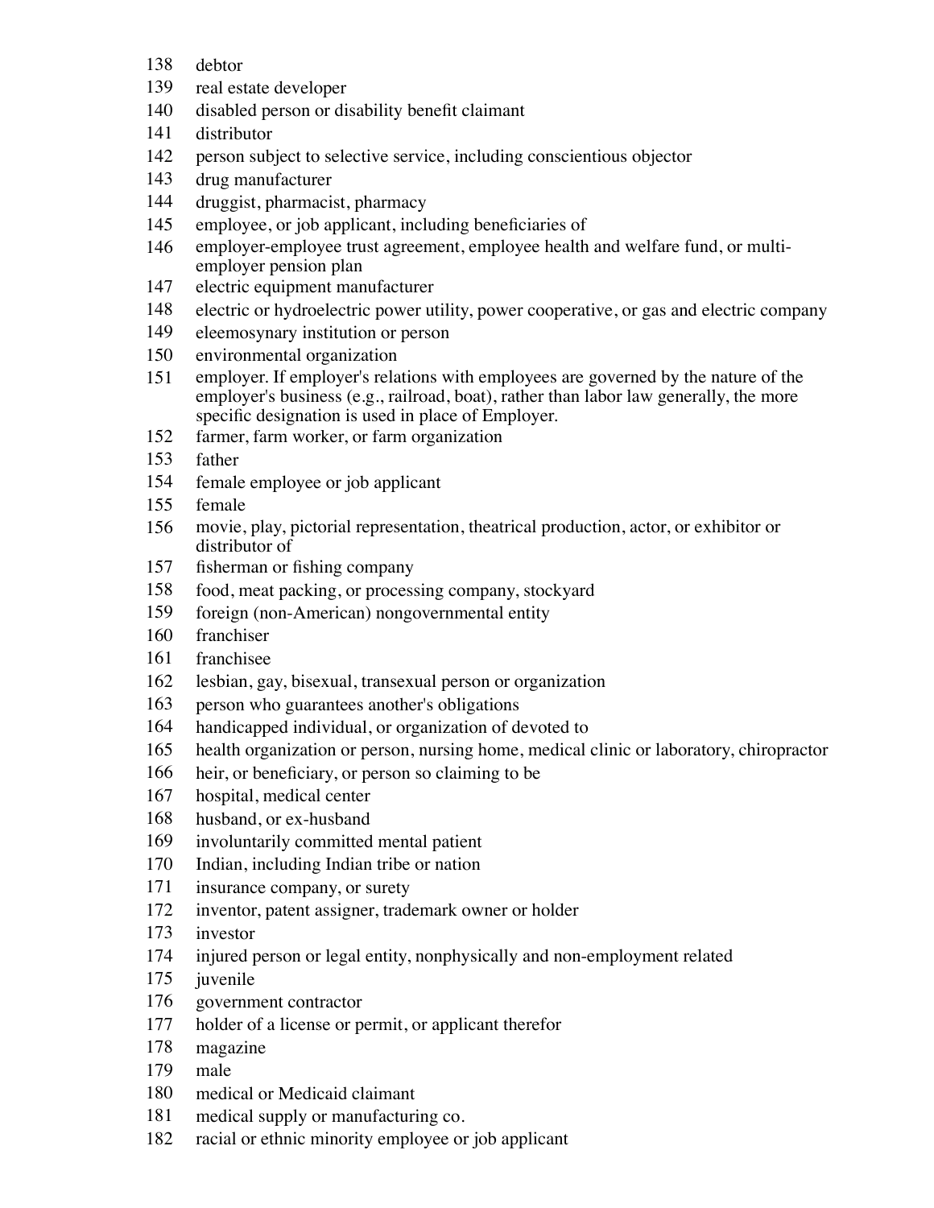138 debtor
139 real estate developer
140 disabled person or disability benefit claimant
141 distributor
142 person subject to selective service, including conscientious objector
143 drug manufacturer
144 druggist, pharmacist, pharmacy
145 employee, or job applicant, including beneficiaries of
146 employer-employee trust agreement, employee health and welfare fund, or multi-employer pension plan
147 electric equipment manufacturer
148 electric or hydroelectric power utility, power cooperative, or gas and electric company
149 eleemosynary institution or person
150 environmental organization
151 employer. If employer's relations with employees are governed by the nature of the employer's business (e.g., railroad, boat), rather than labor law generally, the more specific designation is used in place of Employer.
152 farmer, farm worker, or farm organization
153 father
154 female employee or job applicant
155 female
156 movie, play, pictorial representation, theatrical production, actor, or exhibitor or distributor of
157 fisherman or fishing company
158 food, meat packing, or processing company, stockyard
159 foreign (non-American) nongovernmental entity
160 franchiser
161 franchisee
162 lesbian, gay, bisexual, transexual person or organization
163 person who guarantees another's obligations
164 handicapped individual, or organization of devoted to
165 health organization or person, nursing home, medical clinic or laboratory, chiropractor
166 heir, or beneficiary, or person so claiming to be
167 hospital, medical center
168 husband, or ex-husband
169 involuntarily committed mental patient
170 Indian, including Indian tribe or nation
171 insurance company, or surety
172 inventor, patent assigner, trademark owner or holder
173 investor
174 injured person or legal entity, nonphysically and non-employment related
175 juvenile
176 government contractor
177 holder of a license or permit, or applicant therefor
178 magazine
179 male
180 medical or Medicaid claimant
181 medical supply or manufacturing co.
182 racial or ethnic minority employee or job applicant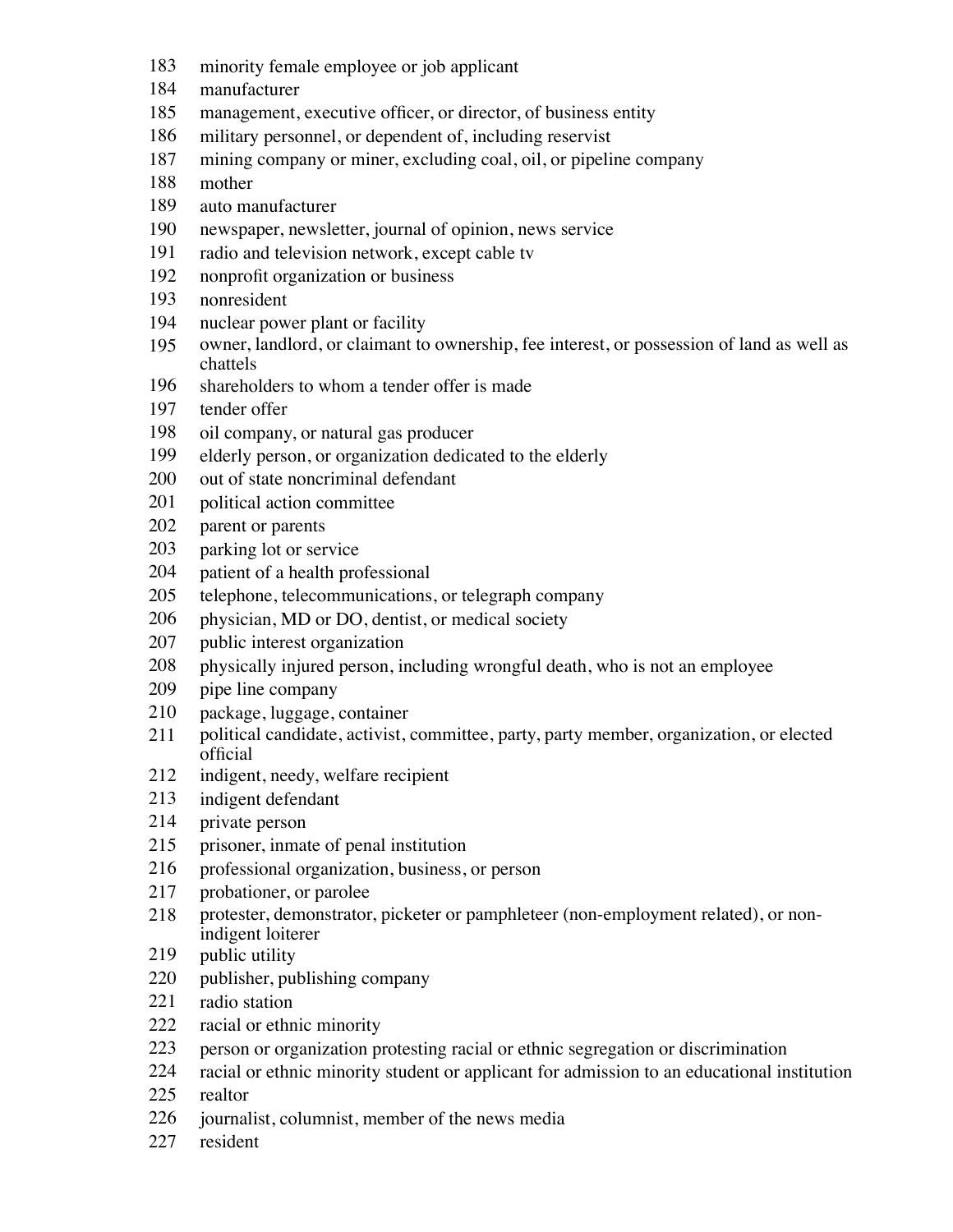183 minority female employee or job applicant
184 manufacturer
185 management, executive officer, or director, of business entity
186 military personnel, or dependent of, including reservist
187 mining company or miner, excluding coal, oil, or pipeline company
188 mother
189 auto manufacturer
190 newspaper, newsletter, journal of opinion, news service
191 radio and television network, except cable tv
192 nonprofit organization or business
193 nonresident
194 nuclear power plant or facility
195 owner, landlord, or claimant to ownership, fee interest, or possession of land as well as chattels
196 shareholders to whom a tender offer is made
197 tender offer
198 oil company, or natural gas producer
199 elderly person, or organization dedicated to the elderly
200 out of state noncriminal defendant
201 political action committee
202 parent or parents
203 parking lot or service
204 patient of a health professional
205 telephone, telecommunications, or telegraph company
206 physician, MD or DO, dentist, or medical society
207 public interest organization
208 physically injured person, including wrongful death, who is not an employee
209 pipe line company
210 package, luggage, container
211 political candidate, activist, committee, party, party member, organization, or elected official
212 indigent, needy, welfare recipient
213 indigent defendant
214 private person
215 prisoner, inmate of penal institution
216 professional organization, business, or person
217 probationer, or parolee
218 protester, demonstrator, picketer or pamphleteer (non-employment related), or non-indigent loiterer
219 public utility
220 publisher, publishing company
221 radio station
222 racial or ethnic minority
223 person or organization protesting racial or ethnic segregation or discrimination
224 racial or ethnic minority student or applicant for admission to an educational institution
225 realtor
226 journalist, columnist, member of the news media
227 resident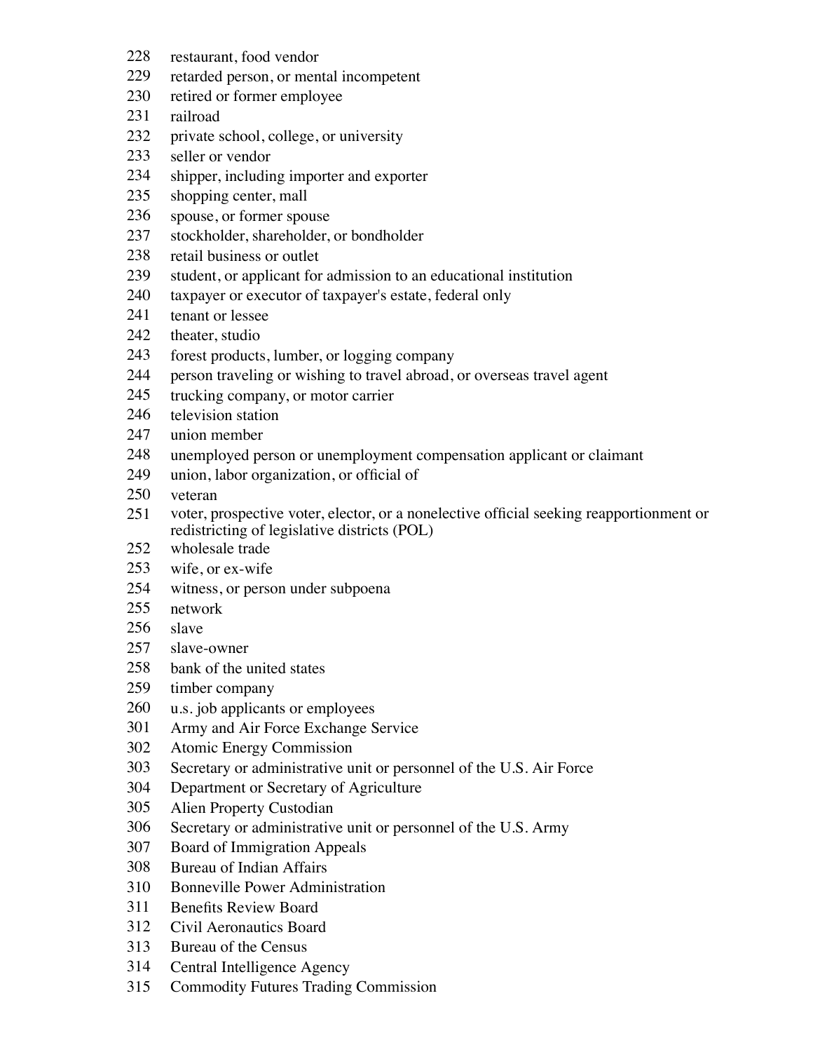228 restaurant, food vendor
229 retarded person, or mental incompetent
230 retired or former employee
231 railroad
232 private school, college, or university
233 seller or vendor
234 shipper, including importer and exporter
235 shopping center, mall
236 spouse, or former spouse
237 stockholder, shareholder, or bondholder
238 retail business or outlet
239 student, or applicant for admission to an educational institution
240 taxpayer or executor of taxpayer's estate, federal only
241 tenant or lessee
242 theater, studio
243 forest products, lumber, or logging company
244 person traveling or wishing to travel abroad, or overseas travel agent
245 trucking company, or motor carrier
246 television station
247 union member
248 unemployed person or unemployment compensation applicant or claimant
249 union, labor organization, or official of
250 veteran
251 voter, prospective voter, elector, or a nonelective official seeking reapportionment or redistricting of legislative districts (POL)
252 wholesale trade
253 wife, or ex-wife
254 witness, or person under subpoena
255 network
256 slave
257 slave-owner
258 bank of the united states
259 timber company
260 u.s. job applicants or employees
301 Army and Air Force Exchange Service
302 Atomic Energy Commission
303 Secretary or administrative unit or personnel of the U.S. Air Force
304 Department or Secretary of Agriculture
305 Alien Property Custodian
306 Secretary or administrative unit or personnel of the U.S. Army
307 Board of Immigration Appeals
308 Bureau of Indian Affairs
310 Bonneville Power Administration
311 Benefits Review Board
312 Civil Aeronautics Board
313 Bureau of the Census
314 Central Intelligence Agency
315 Commodity Futures Trading Commission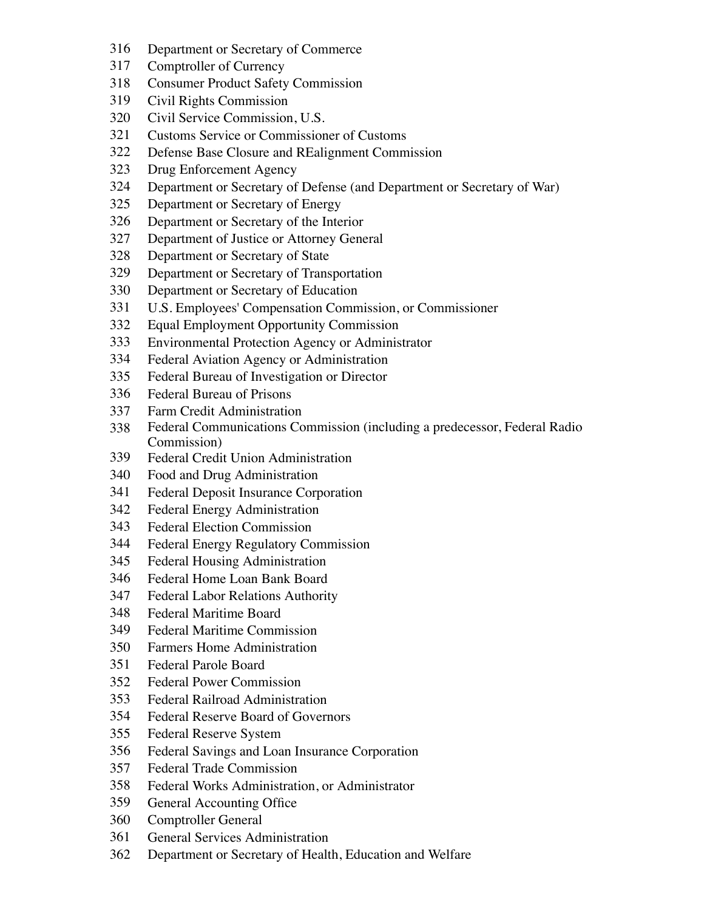316 Department or Secretary of Commerce
317 Comptroller of Currency
318 Consumer Product Safety Commission
319 Civil Rights Commission
320 Civil Service Commission, U.S.
321 Customs Service or Commissioner of Customs
322 Defense Base Closure and REalignment Commission
323 Drug Enforcement Agency
324 Department or Secretary of Defense (and Department or Secretary of War)
325 Department or Secretary of Energy
326 Department or Secretary of the Interior
327 Department of Justice or Attorney General
328 Department or Secretary of State
329 Department or Secretary of Transportation
330 Department or Secretary of Education
331 U.S. Employees' Compensation Commission, or Commissioner
332 Equal Employment Opportunity Commission
333 Environmental Protection Agency or Administrator
334 Federal Aviation Agency or Administration
335 Federal Bureau of Investigation or Director
336 Federal Bureau of Prisons
337 Farm Credit Administration
338 Federal Communications Commission (including a predecessor, Federal Radio Commission)
339 Federal Credit Union Administration
340 Food and Drug Administration
341 Federal Deposit Insurance Corporation
342 Federal Energy Administration
343 Federal Election Commission
344 Federal Energy Regulatory Commission
345 Federal Housing Administration
346 Federal Home Loan Bank Board
347 Federal Labor Relations Authority
348 Federal Maritime Board
349 Federal Maritime Commission
350 Farmers Home Administration
351 Federal Parole Board
352 Federal Power Commission
353 Federal Railroad Administration
354 Federal Reserve Board of Governors
355 Federal Reserve System
356 Federal Savings and Loan Insurance Corporation
357 Federal Trade Commission
358 Federal Works Administration, or Administrator
359 General Accounting Office
360 Comptroller General
361 General Services Administration
362 Department or Secretary of Health, Education and Welfare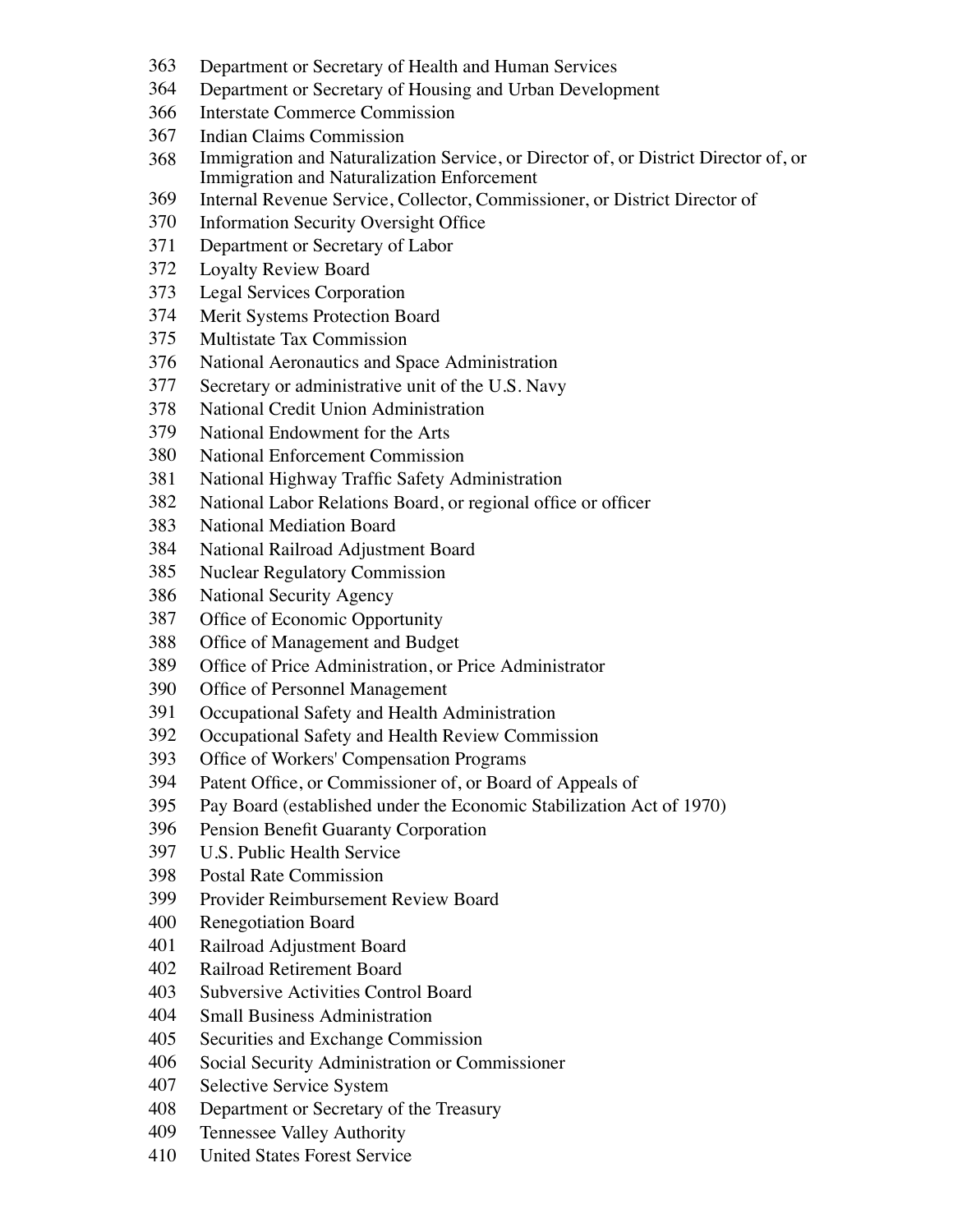363 Department or Secretary of Health and Human Services
364 Department or Secretary of Housing and Urban Development
366 Interstate Commerce Commission
367 Indian Claims Commission
368 Immigration and Naturalization Service, or Director of, or District Director of, or Immigration and Naturalization Enforcement
369 Internal Revenue Service, Collector, Commissioner, or District Director of
370 Information Security Oversight Office
371 Department or Secretary of Labor
372 Loyalty Review Board
373 Legal Services Corporation
374 Merit Systems Protection Board
375 Multistate Tax Commission
376 National Aeronautics and Space Administration
377 Secretary or administrative unit of the U.S. Navy
378 National Credit Union Administration
379 National Endowment for the Arts
380 National Enforcement Commission
381 National Highway Traffic Safety Administration
382 National Labor Relations Board, or regional office or officer
383 National Mediation Board
384 National Railroad Adjustment Board
385 Nuclear Regulatory Commission
386 National Security Agency
387 Office of Economic Opportunity
388 Office of Management and Budget
389 Office of Price Administration, or Price Administrator
390 Office of Personnel Management
391 Occupational Safety and Health Administration
392 Occupational Safety and Health Review Commission
393 Office of Workers' Compensation Programs
394 Patent Office, or Commissioner of, or Board of Appeals of
395 Pay Board (established under the Economic Stabilization Act of 1970)
396 Pension Benefit Guaranty Corporation
397 U.S. Public Health Service
398 Postal Rate Commission
399 Provider Reimbursement Review Board
400 Renegotiation Board
401 Railroad Adjustment Board
402 Railroad Retirement Board
403 Subversive Activities Control Board
404 Small Business Administration
405 Securities and Exchange Commission
406 Social Security Administration or Commissioner
407 Selective Service System
408 Department or Secretary of the Treasury
409 Tennessee Valley Authority
410 United States Forest Service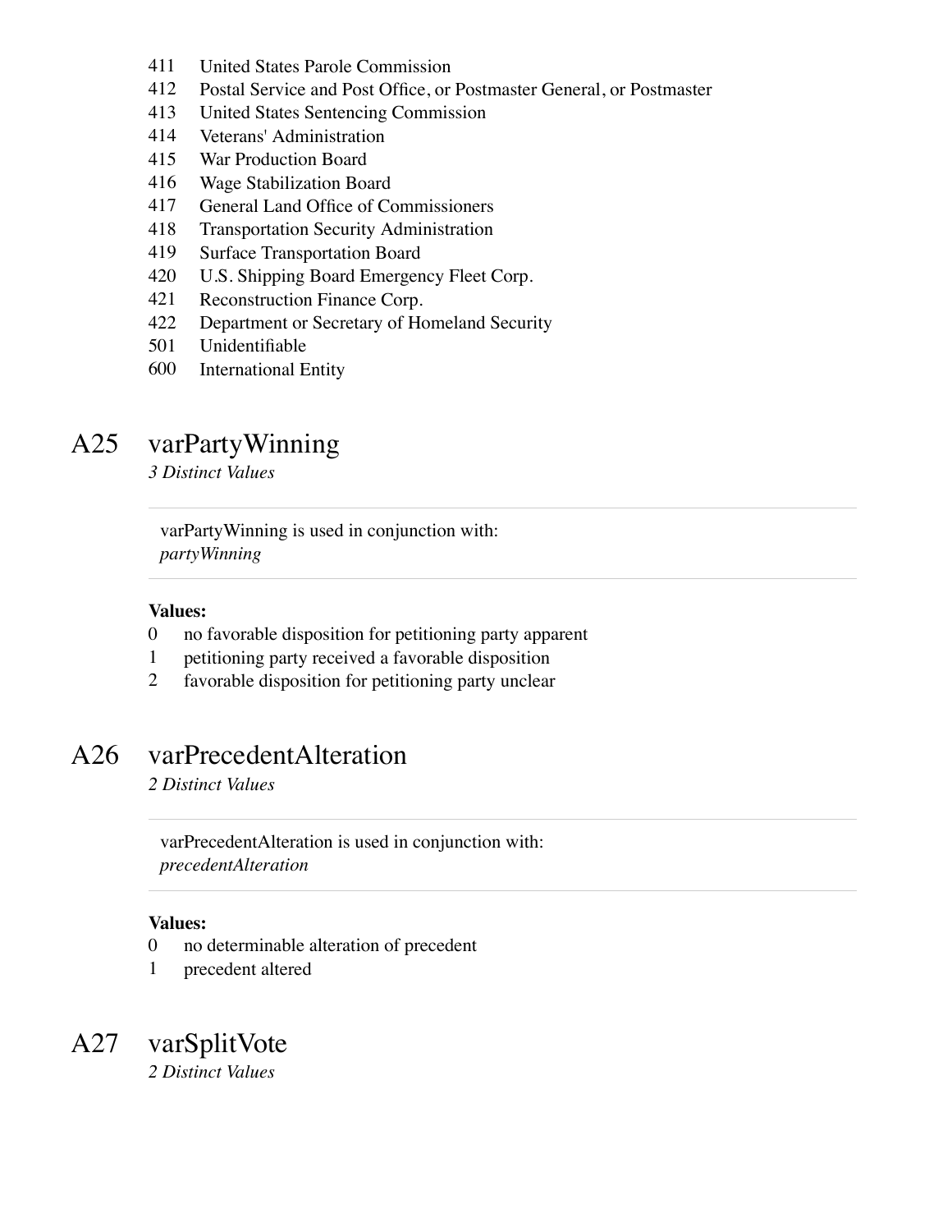411 United States Parole Commission
412 Postal Service and Post Office, or Postmaster General, or Postmaster
413 United States Sentencing Commission
414 Veterans' Administration
415 War Production Board
416 Wage Stabilization Board
417 General Land Office of Commissioners
418 Transportation Security Administration
419 Surface Transportation Board
420 U.S. Shipping Board Emergency Fleet Corp.
421 Reconstruction Finance Corp.
422 Department or Secretary of Homeland Security
501 Unidentifiable
600 International Entity

## A25 varPartyWinning

*3 Distinct Values*

varPartyWinning is used in conjunction with:
*partyWinning*

**Values:**

0 no favorable disposition for petitioning party apparent
1 petitioning party received a favorable disposition
2 favorable disposition for petitioning party unclear

## A26 varPrecedentAlteration

*2 Distinct Values*

varPrecedentAlteration is used in conjunction with:
*precedentAlteration*

**Values:**

0 no determinable alteration of precedent
1 precedent altered

## A27 varSplitVote

*2 Distinct Values*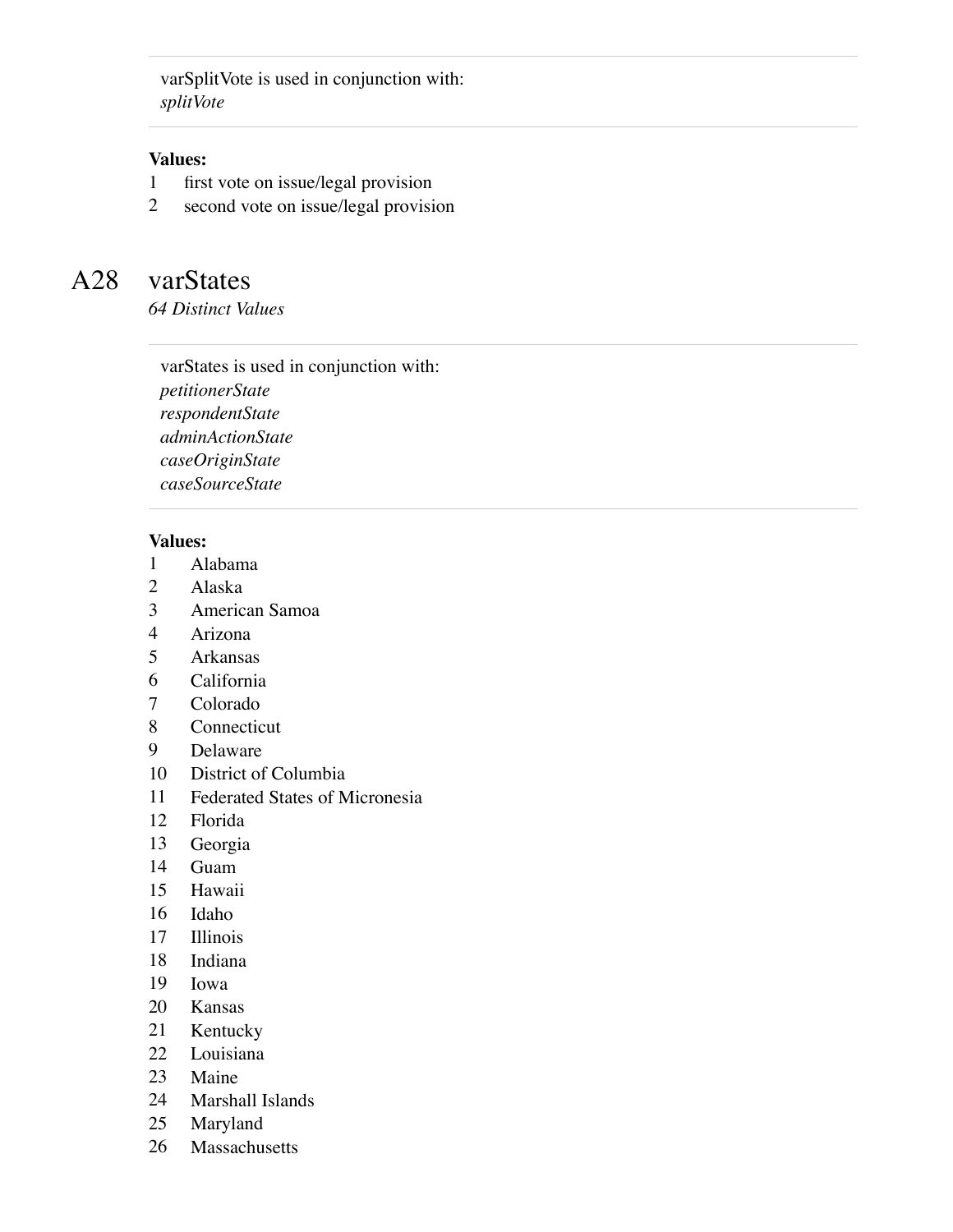varSplitVote is used in conjunction with:
*splitVote*

**Values:**

1 first vote on issue/legal provision
2 second vote on issue/legal provision

## A28 varStates

*64 Distinct Values*

varStates is used in conjunction with:
*petitionerState*
*respondentState*
*adminActionState*
*caseOriginState*
*caseSourceState*

**Values:**

1 Alabama
2 Alaska
3 American Samoa
4 Arizona
5 Arkansas
6 California
7 Colorado
8 Connecticut
9 Delaware
10 District of Columbia
11 Federated States of Micronesia
12 Florida
13 Georgia
14 Guam
15 Hawaii
16 Idaho
17 Illinois
18 Indiana
19 Iowa
20 Kansas
21 Kentucky
22 Louisiana
23 Maine
24 Marshall Islands
25 Maryland
26 Massachusetts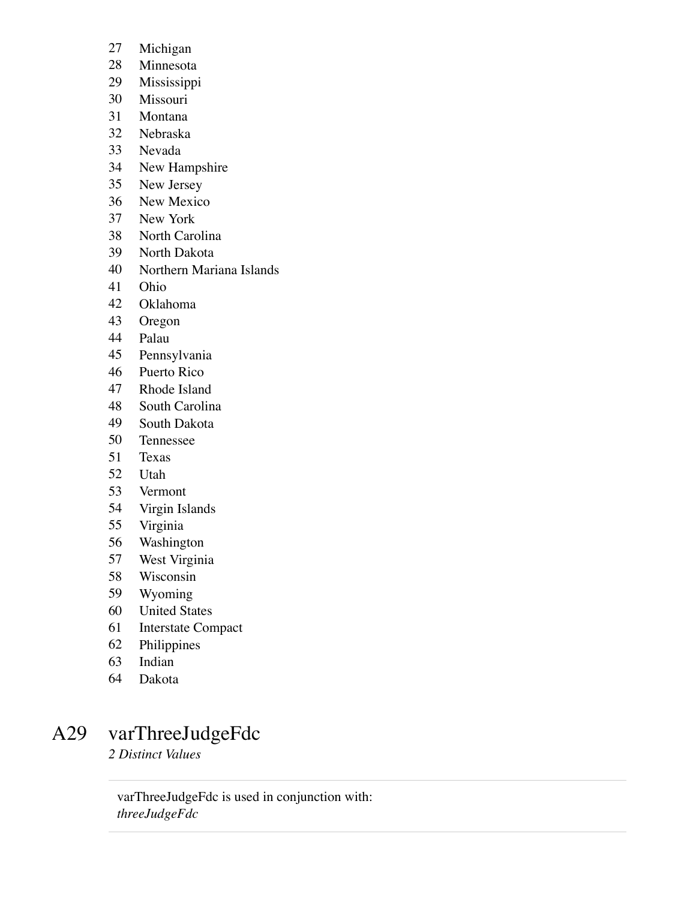| | |
|---|---|
| 27 | Michigan |
| 28 | Minnesota |
| 29 | Mississippi |
| 30 | Missouri |
| 31 | Montana |
| 32 | Nebraska |
| 33 | Nevada |
| 34 | New Hampshire |
| 35 | New Jersey |
| 36 | New Mexico |
| 37 | New York |
| 38 | North Carolina |
| 39 | North Dakota |
| 40 | Northern Mariana Islands |
| 41 | Ohio |
| 42 | Oklahoma |
| 43 | Oregon |
| 44 | Palau |
| 45 | Pennsylvania |
| 46 | Puerto Rico |
| 47 | Rhode Island |
| 48 | South Carolina |
| 49 | South Dakota |
| 50 | Tennessee |
| 51 | Texas |
| 52 | Utah |
| 53 | Vermont |
| 54 | Virgin Islands |
| 55 | Virginia |
| 56 | Washington |
| 57 | West Virginia |
| 58 | Wisconsin |
| 59 | Wyoming |
| 60 | United States |
| 61 | Interstate Compact |
| 62 | Philippines |
| 63 | Indian |
| 64 | Dakota |

## A29 varThreeJudgeFdc

*2 Distinct Values*

varThreeJudgeFdc is used in conjunction with:
*threeJudgeFdc*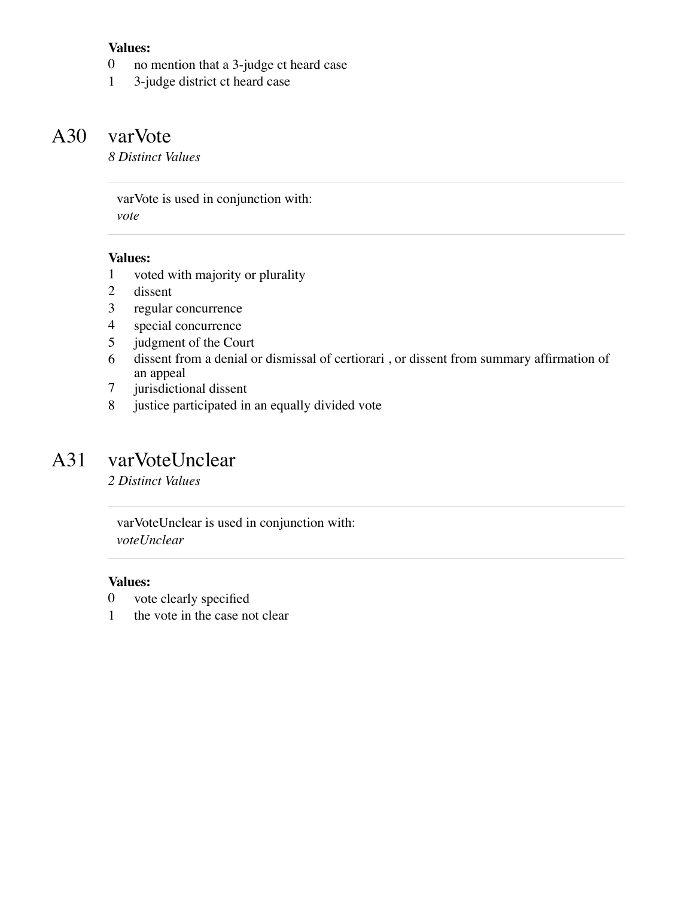**Values:**

0 no mention that a 3-judge ct heard case
1 3-judge district ct heard case

## A30 varVote

*8 Distinct Values*

varVote is used in conjunction with:
*vote*

**Values:**

1 voted with majority or plurality
2 dissent
3 regular concurrence
4 special concurrence
5 judgment of the Court
6 dissent from a denial or dismissal of certiorari , or dissent from summary affirmation of an appeal
7 jurisdictional dissent
8 justice participated in an equally divided vote

## A31 varVoteUnclear

*2 Distinct Values*

varVoteUnclear is used in conjunction with:
*voteUnclear*

**Values:**

0 vote clearly specified
1 the vote in the case not clear